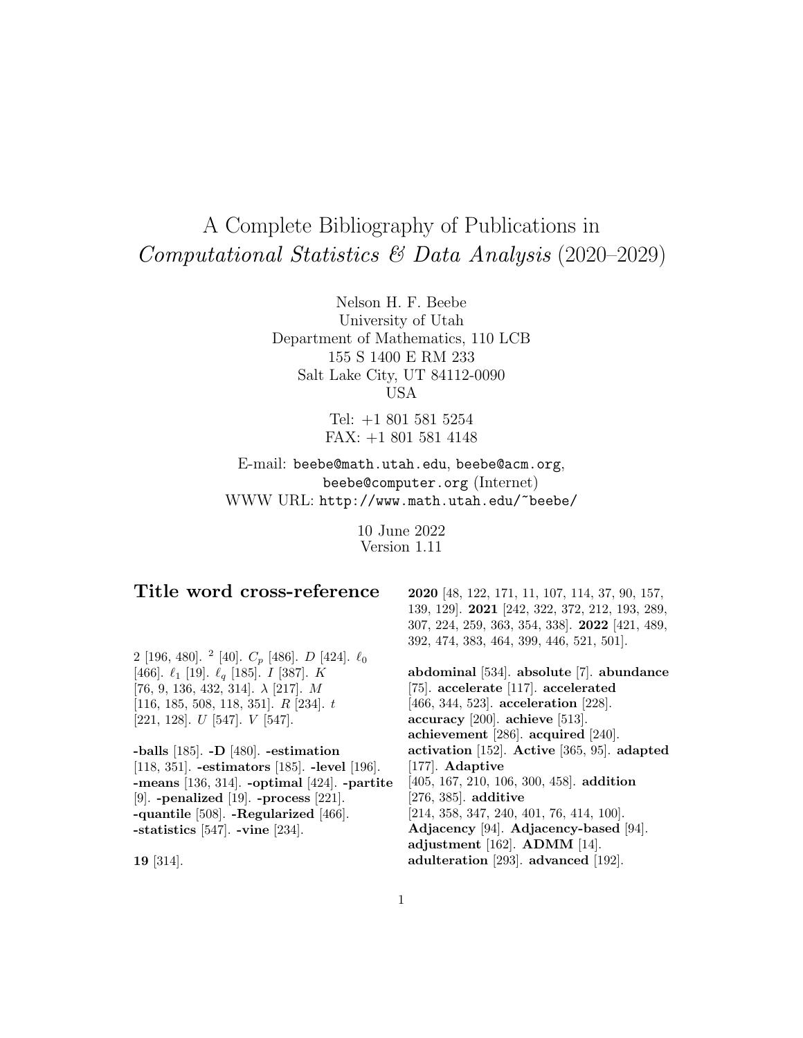# A Complete Bibliography of Publications in *Computational Statistics & Data Analysis* (2020–2029)

Nelson H. F. Beebe
University of Utah
Department of Mathematics, 110 LCB
155 S 1400 E RM 233
Salt Lake City, UT 84112-0090
USA

Tel: +1 801 581 5254
FAX: +1 801 581 4148

E-mail: `beebe@math.utah.edu`, `beebe@acm.org`, `beebe@computer.org` (Internet)
WWW URL: `http://www.math.utah.edu/~beebe/`

10 June 2022
Version 1.11

## Title word cross-reference

2 [196, 480]. $^2$ [40]. $C_p$ [486]. $D$ [424]. $\ell_0$ [466]. $\ell_1$ [19]. $\ell_q$ [185]. $I$ [387]. $K$ [76, 9, 136, 432, 314]. $\lambda$ [217]. $M$ [116, 185, 508, 118, 351]. $R$ [234]. $t$ [221, 128]. $U$ [547]. $V$ [547].

**-balls** [185]. **-D** [480]. **-estimation** [118, 351]. **-estimators** [185]. **-level** [196]. **-means** [136, 314]. **-optimal** [424]. **-partite** [9]. **-penalized** [19]. **-process** [221]. **-quantile** [508]. **-Regularized** [466]. **-statistics** [547]. **-vine** [234].

**19** [314].

**2020** [48, 122, 171, 11, 107, 114, 37, 90, 157, 139, 129]. **2021** [242, 322, 372, 212, 193, 289, 307, 224, 259, 363, 354, 338]. **2022** [421, 489, 392, 474, 383, 464, 399, 446, 521, 501].

**abdominal** [534]. **absolute** [7]. **abundance** [75]. **accelerate** [117]. **accelerated** [466, 344, 523]. **acceleration** [228]. **accuracy** [200]. **achieve** [513]. **achievement** [286]. **acquired** [240]. **activation** [152]. **Active** [365, 95]. **adapted** [177]. **Adaptive** [405, 167, 210, 106, 300, 458]. **addition** [276, 385]. **additive** [214, 358, 347, 240, 401, 76, 414, 100]. **Adjacency** [94]. **Adjacency-based** [94]. **adjustment** [162]. **ADMM** [14]. **adulteration** [293]. **advanced** [192].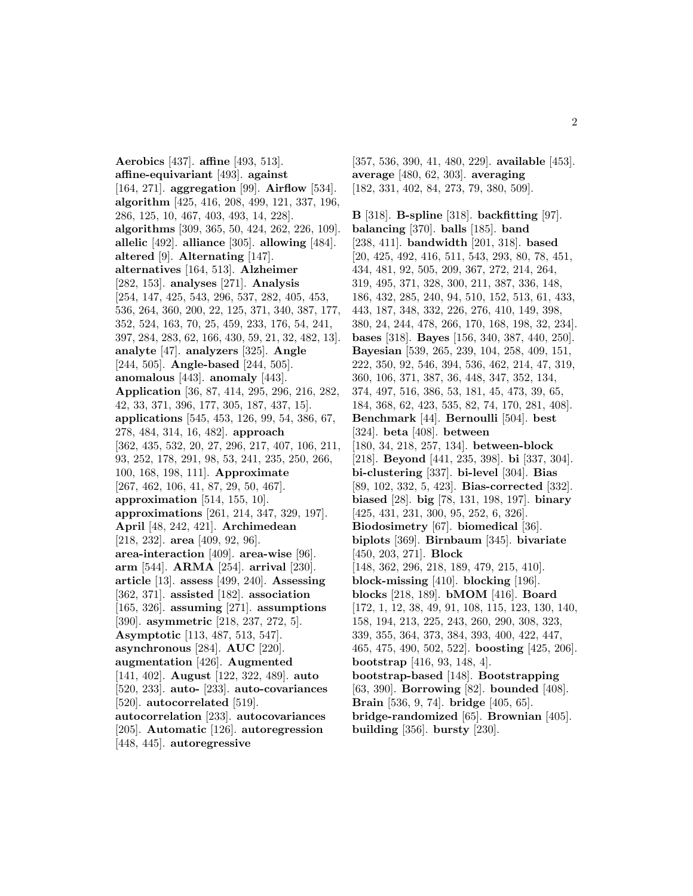**Aerobics** [437]. **affine** [493, 513]. **affine-equivariant** [493]. **against** [164, 271]. **aggregation** [99]. **Airflow** [534]. **algorithm** [425, 416, 208, 499, 121, 337, 196, 286, 125, 10, 467, 403, 493, 14, 228]. **algorithms** [309, 365, 50, 424, 262, 226, 109]. **allelic** [492]. **alliance** [305]. **allowing** [484]. **altered** [9]. **Alternating** [147]. **alternatives** [164, 513]. **Alzheimer** [282, 153]. **analyses** [271]. **Analysis** [254, 147, 425, 543, 296, 537, 282, 405, 453, 536, 264, 360, 200, 22, 125, 371, 340, 387, 177, 352, 524, 163, 70, 25, 459, 233, 176, 54, 241, 397, 284, 283, 62, 166, 430, 59, 21, 32, 482, 13]. **analyte** [47]. **analyzers** [325]. **Angle** [244, 505]. **Angle-based** [244, 505]. **anomalous** [443]. **anomaly** [443]. **Application** [36, 87, 414, 295, 296, 216, 282, 42, 33, 371, 396, 177, 305, 187, 437, 15]. **applications** [545, 453, 126, 99, 54, 386, 67, 278, 484, 314, 16, 482]. **approach** [362, 435, 532, 20, 27, 296, 217, 407, 106, 211, 93, 252, 178, 291, 98, 53, 241, 235, 250, 266, 100, 168, 198, 111]. **Approximate** [267, 462, 106, 41, 87, 29, 50, 467]. **approximation** [514, 155, 10]. **approximations** [261, 214, 347, 329, 197]. **April** [48, 242, 421]. **Archimedean** [218, 232]. **area** [409, 92, 96]. **area-interaction** [409]. **area-wise** [96]. **arm** [544]. **ARMA** [254]. **arrival** [230]. **article** [13]. **assess** [499, 240]. **Assessing** [362, 371]. **assisted** [182]. **association** [165, 326]. **assuming** [271]. **assumptions** [390]. **asymmetric** [218, 237, 272, 5]. **Asymptotic** [113, 487, 513, 547]. **asynchronous** [284]. **AUC** [220]. **augmentation** [426]. **Augmented** [141, 402]. **August** [122, 322, 489]. **auto** [520, 233]. **auto-** [233]. **auto-covariances** [520]. **autocorrelated** [519]. **autocorrelation** [233]. **autocovariances** [205]. **Automatic** [126]. **autoregression** [448, 445]. **autoregressive** [357, 536, 390, 41, 480, 229]. **available** [453]. **average** [480, 62, 303]. **averaging** [182, 331, 402, 84, 273, 79, 380, 509].

**B** [318]. **B-spline** [318]. **backfitting** [97]. **balancing** [370]. **balls** [185]. **band** [238, 411]. **bandwidth** [201, 318]. **based** [20, 425, 492, 416, 511, 543, 293, 80, 78, 451, 434, 481, 92, 505, 209, 367, 272, 214, 264, 319, 495, 371, 328, 300, 211, 387, 336, 148, 186, 432, 285, 240, 94, 510, 152, 513, 61, 433, 443, 187, 348, 332, 226, 276, 410, 149, 398, 380, 24, 244, 478, 266, 170, 168, 198, 32, 234]. **bases** [318]. **Bayes** [156, 340, 387, 440, 250]. **Bayesian** [539, 265, 239, 104, 258, 409, 151, 222, 350, 92, 546, 394, 536, 462, 214, 47, 319, 360, 106, 371, 387, 36, 448, 347, 352, 134, 374, 497, 516, 386, 53, 181, 45, 473, 39, 65, 184, 368, 62, 423, 535, 82, 74, 170, 281, 408]. **Benchmark** [44]. **Bernoulli** [504]. **best** [324]. **beta** [408]. **between** [180, 34, 218, 257, 134]. **between-block** [218]. **Beyond** [441, 235, 398]. **bi** [337, 304]. **bi-clustering** [337]. **bi-level** [304]. **Bias** [89, 102, 332, 5, 423]. **Bias-corrected** [332]. **biased** [28]. **big** [78, 131, 198, 197]. **binary** [425, 431, 231, 300, 95, 252, 6, 326]. **Biodosimetry** [67]. **biomedical** [36]. **biplots** [369]. **Birnbaum** [345]. **bivariate** [450, 203, 271]. **Block** [148, 362, 296, 218, 189, 479, 215, 410]. **block-missing** [410]. **blocking** [196]. **blocks** [218, 189]. **bMOM** [416]. **Board** [172, 1, 12, 38, 49, 91, 108, 115, 123, 130, 140, 158, 194, 213, 225, 243, 260, 290, 308, 323, 339, 355, 364, 373, 384, 393, 400, 422, 447, 465, 475, 490, 502, 522]. **boosting** [425, 206]. **bootstrap** [416, 93, 148, 4]. **bootstrap-based** [148]. **Bootstrapping** [63, 390]. **Borrowing** [82]. **bounded** [408]. **Brain** [536, 9, 74]. **bridge** [405, 65]. **bridge-randomized** [65]. **Brownian** [405]. **building** [356]. **bursty** [230].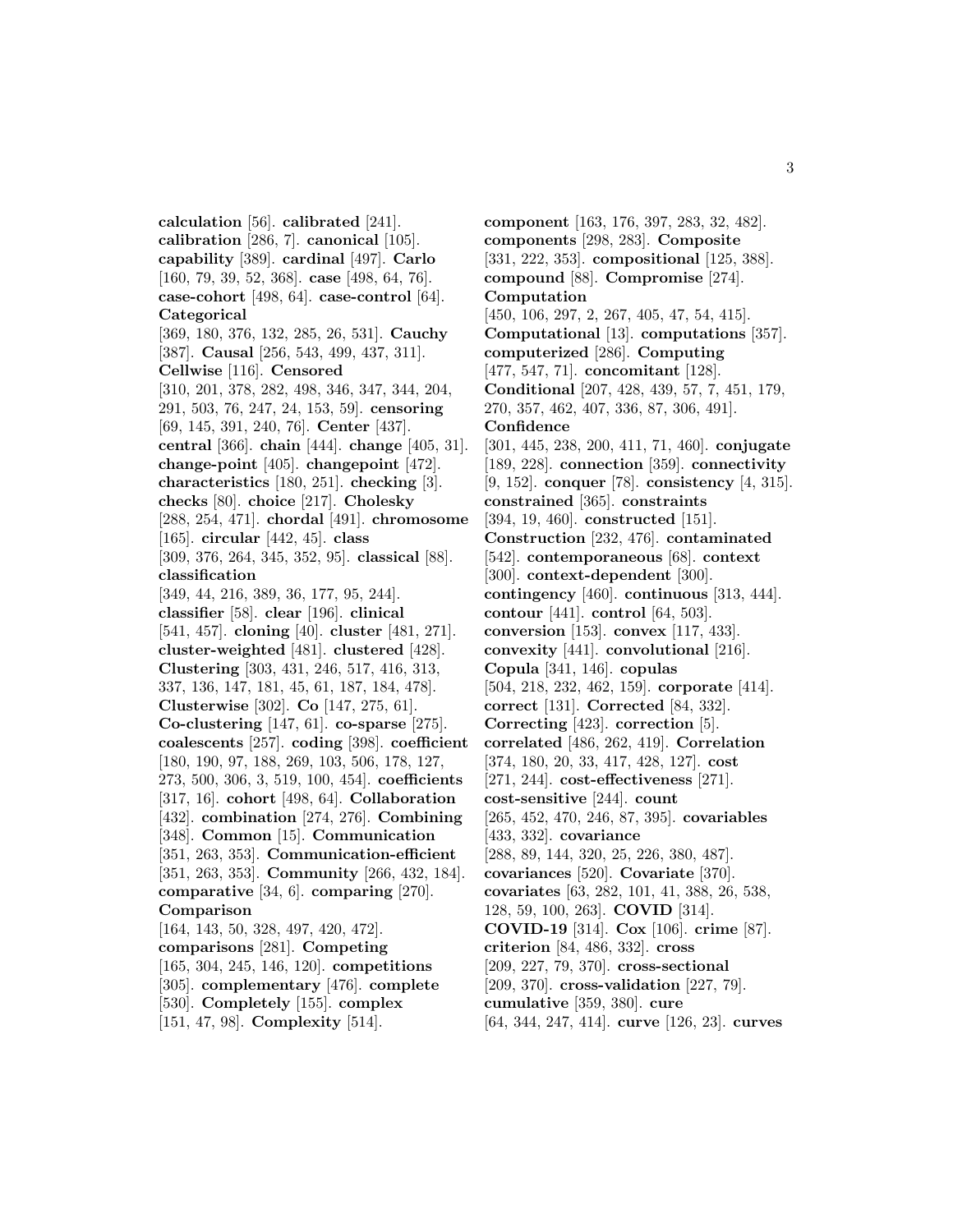**calculation** [56]. **calibrated** [241]. **calibration** [286, 7]. **canonical** [105]. **capability** [389]. **cardinal** [497]. **Carlo** [160, 79, 39, 52, 368]. **case** [498, 64, 76]. **case-cohort** [498, 64]. **case-control** [64]. **Categorical** [369, 180, 376, 132, 285, 26, 531]. **Cauchy** [387]. **Causal** [256, 543, 499, 437, 311]. **Cellwise** [116]. **Censored** [310, 201, 378, 282, 498, 346, 347, 344, 204, 291, 503, 76, 247, 24, 153, 59]. **censoring** [69, 145, 391, 240, 76]. **Center** [437]. **central** [366]. **chain** [444]. **change** [405, 31]. **change-point** [405]. **changepoint** [472]. **characteristics** [180, 251]. **checking** [3]. **checks** [80]. **choice** [217]. **Cholesky** [288, 254, 471]. **chordal** [491]. **chromosome** [165]. **circular** [442, 45]. **class** [309, 376, 264, 345, 352, 95]. **classical** [88]. **classification** [349, 44, 216, 389, 36, 177, 95, 244]. **classifier** [58]. **clear** [196]. **clinical** [541, 457]. **cloning** [40]. **cluster** [481, 271]. **cluster-weighted** [481]. **clustered** [428]. **Clustering** [303, 431, 246, 517, 416, 313, 337, 136, 147, 181, 45, 61, 187, 184, 478]. **Clusterwise** [302]. **Co** [147, 275, 61]. **Co-clustering** [147, 61]. **co-sparse** [275]. **coalescents** [257]. **coding** [398]. **coefficient** [180, 190, 97, 188, 269, 103, 506, 178, 127, 273, 500, 306, 3, 519, 100, 454]. **coefficients** [317, 16]. **cohort** [498, 64]. **Collaboration** [432]. **combination** [274, 276]. **Combining** [348]. **Common** [15]. **Communication** [351, 263, 353]. **Communication-efficient** [351, 263, 353]. **Community** [266, 432, 184]. **comparative** [34, 6]. **comparing** [270]. **Comparison** [164, 143, 50, 328, 497, 420, 472]. **comparisons** [281]. **Competing** [165, 304, 245, 146, 120]. **competitions** [305]. **complementary** [476]. **complete** [530]. **Completely** [155]. **complex** [151, 47, 98]. **Complexity** [514].

**component** [163, 176, 397, 283, 32, 482]. **components** [298, 283]. **Composite** [331, 222, 353]. **compositional** [125, 388]. **compound** [88]. **Compromise** [274]. **Computation** [450, 106, 297, 2, 267, 405, 47, 54, 415]. **Computational** [13]. **computations** [357]. **computerized** [286]. **Computing** [477, 547, 71]. **concomitant** [128]. **Conditional** [207, 428, 439, 57, 7, 451, 179, 270, 357, 462, 407, 336, 87, 306, 491]. **Confidence** [301, 445, 238, 200, 411, 71, 460]. **conjugate** [189, 228]. **connection** [359]. **connectivity** [9, 152]. **conquer** [78]. **consistency** [4, 315]. **constrained** [365]. **constraints** [394, 19, 460]. **constructed** [151]. **Construction** [232, 476]. **contaminated** [542]. **contemporaneous** [68]. **context** [300]. **context-dependent** [300]. **contingency** [460]. **continuous** [313, 444]. **contour** [441]. **control** [64, 503]. **conversion** [153]. **convex** [117, 433]. **convexity** [441]. **convolutional** [216]. **Copula** [341, 146]. **copulas** [504, 218, 232, 462, 159]. **corporate** [414]. **correct** [131]. **Corrected** [84, 332]. **Correcting** [423]. **correction** [5]. **correlated** [486, 262, 419]. **Correlation** [374, 180, 20, 33, 417, 428, 127]. **cost** [271, 244]. **cost-effectiveness** [271]. **cost-sensitive** [244]. **count** [265, 452, 470, 246, 87, 395]. **covariables** [433, 332]. **covariance** [288, 89, 144, 320, 25, 226, 380, 487]. **covariances** [520]. **Covariate** [370]. **covariates** [63, 282, 101, 41, 388, 26, 538, 128, 59, 100, 263]. **COVID** [314]. **COVID-19** [314]. **Cox** [106]. **crime** [87]. **criterion** [84, 486, 332]. **cross** [209, 227, 79, 370]. **cross-sectional** [209, 370]. **cross-validation** [227, 79]. **cumulative** [359, 380]. **cure** [64, 344, 247, 414]. **curve** [126, 23]. **curves**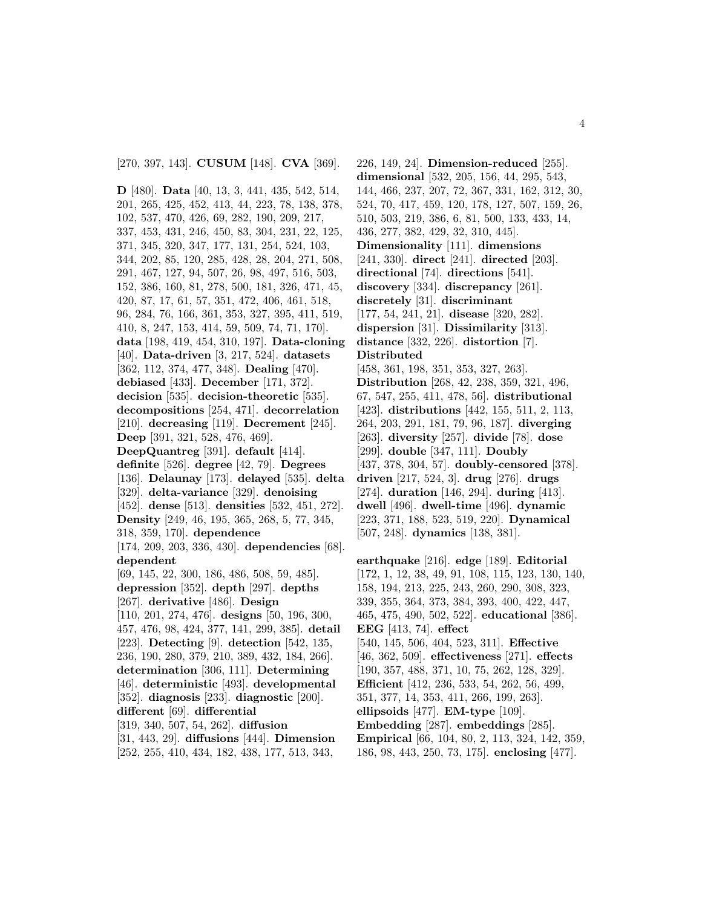[270, 397, 143]. **CUSUM** [148]. **CVA** [369].

**D** [480]. **Data** [40, 13, 3, 441, 435, 542, 514, 201, 265, 425, 452, 413, 44, 223, 78, 138, 378, 102, 537, 470, 426, 69, 282, 190, 209, 217, 337, 453, 431, 246, 450, 83, 304, 231, 22, 125, 371, 345, 320, 347, 177, 131, 254, 524, 103, 344, 202, 85, 120, 285, 428, 28, 204, 271, 508, 291, 467, 127, 94, 507, 26, 98, 497, 516, 503, 152, 386, 160, 81, 278, 500, 181, 326, 471, 45, 420, 87, 17, 61, 57, 351, 472, 406, 461, 518, 96, 284, 76, 166, 361, 353, 327, 395, 411, 519, 410, 8, 247, 153, 414, 59, 509, 74, 71, 170]. **data** [198, 419, 454, 310, 197]. **Data-cloning** [40]. **Data-driven** [3, 217, 524]. **datasets** [362, 112, 374, 477, 348]. **Dealing** [470]. **debiased** [433]. **December** [171, 372]. **decision** [535]. **decision-theoretic** [535]. **decompositions** [254, 471]. **decorrelation** [210]. **decreasing** [119]. **Decrement** [245]. **Deep** [391, 321, 528, 476, 469]. **DeepQuantreg** [391]. **default** [414]. **definite** [526]. **degree** [42, 79]. **Degrees** [136]. **Delaunay** [173]. **delayed** [535]. **delta** [329]. **delta-variance** [329]. **denoising** [452]. **dense** [513]. **densities** [532, 451, 272]. **Density** [249, 46, 195, 365, 268, 5, 77, 345, 318, 359, 170]. **dependence** [174, 209, 203, 336, 430]. **dependencies** [68]. **dependent** [69, 145, 22, 300, 186, 486, 508, 59, 485]. **depression** [352]. **depth** [297]. **depths** [267]. **derivative** [486]. **Design** [110, 201, 274, 476]. **designs** [50, 196, 300, 457, 476, 98, 424, 377, 141, 299, 385]. **detail** [223]. **Detecting** [9]. **detection** [542, 135, 236, 190, 280, 379, 210, 389, 432, 184, 266]. **determination** [306, 111]. **Determining** [46]. **deterministic** [493]. **developmental** [352]. **diagnosis** [233]. **diagnostic** [200]. **different** [69]. **differential** [319, 340, 507, 54, 262]. **diffusion** [31, 443, 29]. **diffusions** [444]. **Dimension** [252, 255, 410, 434, 182, 438, 177, 513, 343, 226, 149, 24]. **Dimension-reduced** [255]. **dimensional** [532, 205, 156, 44, 295, 543, 144, 466, 237, 207, 72, 367, 331, 162, 312, 30, 524, 70, 417, 459, 120, 178, 127, 507, 159, 26, 510, 503, 219, 386, 6, 81, 500, 133, 433, 14, 436, 277, 382, 429, 32, 310, 445]. **Dimensionality** [111]. **dimensions** [241, 330]. **direct** [241]. **directed** [203]. **directional** [74]. **directions** [541]. **discovery** [334]. **discrepancy** [261]. **discretely** [31]. **discriminant** [177, 54, 241, 21]. **disease** [320, 282]. **dispersion** [31]. **Dissimilarity** [313]. **distance** [332, 226]. **distortion** [7]. **Distributed** [458, 361, 198, 351, 353, 327, 263]. **Distribution** [268, 42, 238, 359, 321, 496, 67, 547, 255, 411, 478, 56]. **distributional** [423]. **distributions** [442, 155, 511, 2, 113, 264, 203, 291, 181, 79, 96, 187]. **diverging** [263]. **diversity** [257]. **divide** [78]. **dose** [299]. **double** [347, 111]. **Doubly** [437, 378, 304, 57]. **doubly-censored** [378]. **driven** [217, 524, 3]. **drug** [276]. **drugs** [274]. **duration** [146, 294]. **during** [413]. **dwell** [496]. **dwell-time** [496]. **dynamic** [223, 371, 188, 523, 519, 220]. **Dynamical** [507, 248]. **dynamics** [138, 381].

**earthquake** [216]. **edge** [189]. **Editorial** [172, 1, 12, 38, 49, 91, 108, 115, 123, 130, 140, 158, 194, 213, 225, 243, 260, 290, 308, 323, 339, 355, 364, 373, 384, 393, 400, 422, 447, 465, 475, 490, 502, 522]. **educational** [386]. **EEG** [413, 74]. **effect** [540, 145, 506, 404, 523, 311]. **Effective** [46, 362, 509]. **effectiveness** [271]. **effects** [190, 357, 488, 371, 10, 75, 262, 128, 329]. **Efficient** [412, 236, 533, 54, 262, 56, 499, 351, 377, 14, 353, 411, 266, 199, 263]. **ellipsoids** [477]. **EM-type** [109]. **Embedding** [287]. **embeddings** [285]. **Empirical** [66, 104, 80, 2, 113, 324, 142, 359, 186, 98, 443, 250, 73, 175]. **enclosing** [477].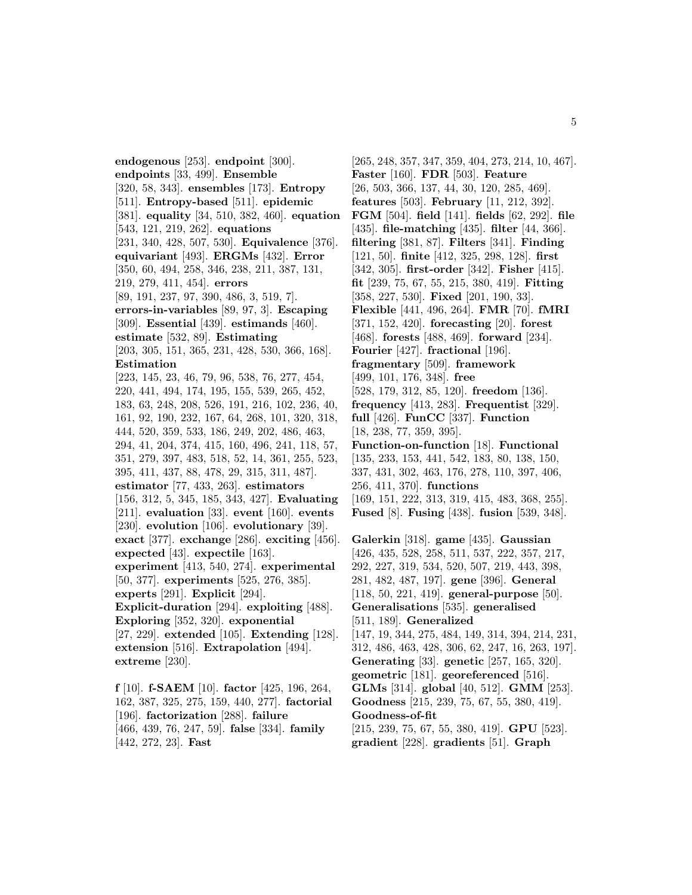**endogenous** [253]. **endpoint** [300]. **endpoints** [33, 499]. **Ensemble** [320, 58, 343]. **ensembles** [173]. **Entropy** [511]. **Entropy-based** [511]. **epidemic** [381]. **equality** [34, 510, 382, 460]. **equation** [543, 121, 219, 262]. **equations** [231, 340, 428, 507, 530]. **Equivalence** [376]. **equivariant** [493]. **ERGMs** [432]. **Error** [350, 60, 494, 258, 346, 238, 211, 387, 131, 219, 279, 411, 454]. **errors** [89, 191, 237, 97, 390, 486, 3, 519, 7]. **errors-in-variables** [89, 97, 3]. **Escaping** [309]. **Essential** [439]. **estimands** [460]. **estimate** [532, 89]. **Estimating** [203, 305, 151, 365, 231, 428, 530, 366, 168]. **Estimation** [223, 145, 23, 46, 79, 96, 538, 76, 277, 454, 220, 441, 494, 174, 195, 155, 539, 265, 452, 183, 63, 248, 208, 526, 191, 216, 102, 236, 40, 161, 92, 190, 232, 167, 64, 268, 101, 320, 318, 444, 520, 359, 533, 186, 249, 202, 486, 463, 294, 41, 204, 374, 415, 160, 496, 241, 118, 57, 351, 279, 397, 483, 518, 52, 14, 361, 255, 523, 395, 411, 437, 88, 478, 29, 315, 311, 487]. **estimator** [77, 433, 263]. **estimators** [156, 312, 5, 345, 185, 343, 427]. **Evaluating** [211]. **evaluation** [33]. **event** [160]. **events** [230]. **evolution** [106]. **evolutionary** [39]. **exact** [377]. **exchange** [286]. **exciting** [456]. **expected** [43]. **expectile** [163]. **experiment** [413, 540, 274]. **experimental** [50, 377]. **experiments** [525, 276, 385]. **experts** [291]. **Explicit** [294]. **Explicit-duration** [294]. **exploiting** [488]. **Exploring** [352, 320]. **exponential** [27, 229]. **extended** [105]. **Extending** [128]. **extension** [516]. **Extrapolation** [494]. **extreme** [230].

**f** [10]. **f-SAEM** [10]. **factor** [425, 196, 264, 162, 387, 325, 275, 159, 440, 277]. **factorial** [196]. **factorization** [288]. **failure** [466, 439, 76, 247, 59]. **false** [334]. **family** [442, 272, 23]. **Fast** [265, 248, 357, 347, 359, 404, 273, 214, 10, 467]. **Faster** [160]. **FDR** [503]. **Feature** [26, 503, 366, 137, 44, 30, 120, 285, 469]. **features** [503]. **February** [11, 212, 392]. **FGM** [504]. **field** [141]. **fields** [62, 292]. **file** [435]. **file-matching** [435]. **filter** [44, 366]. **filtering** [381, 87]. **Filters** [341]. **Finding** [121, 50]. **finite** [412, 325, 298, 128]. **first** [342, 305]. **first-order** [342]. **Fisher** [415]. **fit** [239, 75, 67, 55, 215, 380, 419]. **Fitting** [358, 227, 530]. **Fixed** [201, 190, 33]. **Flexible** [441, 496, 264]. **FMR** [70]. **fMRI** [371, 152, 420]. **forecasting** [20]. **forest** [468]. **forests** [488, 469]. **forward** [234]. **Fourier** [427]. **fractional** [196]. **fragmentary** [509]. **framework** [499, 101, 176, 348]. **free** [528, 179, 312, 85, 120]. **freedom** [136]. **frequency** [413, 283]. **Frequentist** [329]. **full** [426]. **FunCC** [337]. **Function** [18, 238, 77, 359, 395]. **Function-on-function** [18]. **Functional** [135, 233, 153, 441, 542, 183, 80, 138, 150, 337, 431, 302, 463, 176, 278, 110, 397, 406, 256, 411, 370]. **functions** [169, 151, 222, 313, 319, 415, 483, 368, 255]. **Fused** [8]. **Fusing** [438]. **fusion** [539, 348].

**Galerkin** [318]. **game** [435]. **Gaussian** [426, 435, 528, 258, 511, 537, 222, 357, 217, 292, 227, 319, 534, 520, 507, 219, 443, 398, 281, 482, 487, 197]. **gene** [396]. **General** [118, 50, 221, 419]. **general-purpose** [50]. **Generalisations** [535]. **generalised** [511, 189]. **Generalized** [147, 19, 344, 275, 484, 149, 314, 394, 214, 231, 312, 486, 463, 428, 306, 62, 247, 16, 263, 197]. **Generating** [33]. **genetic** [257, 165, 320]. **geometric** [181]. **georeferenced** [516]. **GLMs** [314]. **global** [40, 512]. **GMM** [253]. **Goodness** [215, 239, 75, 67, 55, 380, 419]. **Goodness-of-fit** [215, 239, 75, 67, 55, 380, 419]. **GPU** [523]. **gradient** [228]. **gradients** [51]. **Graph**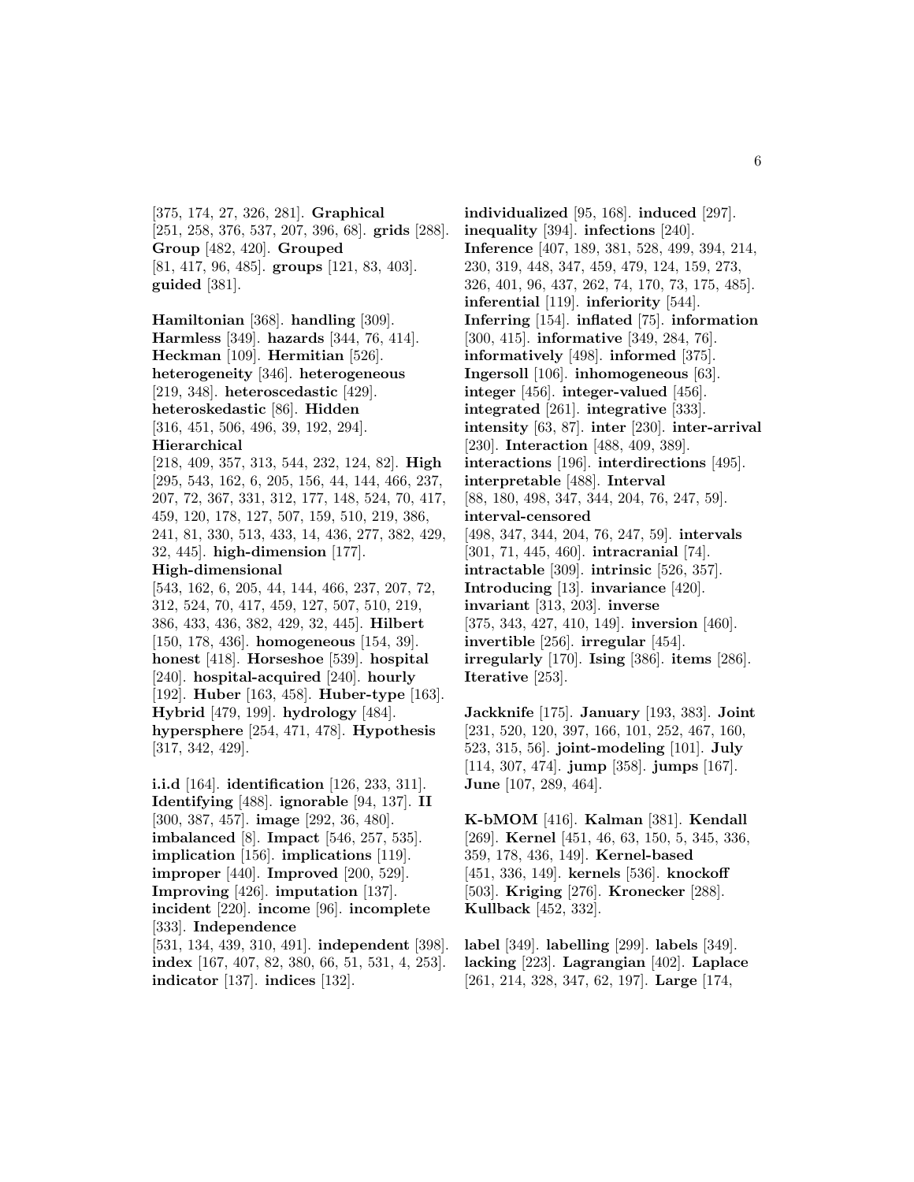[375, 174, 27, 326, 281]. **Graphical** [251, 258, 376, 537, 207, 396, 68]. **grids** [288]. **Group** [482, 420]. **Grouped** [81, 417, 96, 485]. **groups** [121, 83, 403]. **guided** [381].

**Hamiltonian** [368]. **handling** [309]. **Harmless** [349]. **hazards** [344, 76, 414]. **Heckman** [109]. **Hermitian** [526]. **heterogeneity** [346]. **heterogeneous** [219, 348]. **heteroscedastic** [429]. **heteroskedastic** [86]. **Hidden** [316, 451, 506, 496, 39, 192, 294]. **Hierarchical** [218, 409, 357, 313, 544, 232, 124, 82]. **High** [295, 543, 162, 6, 205, 156, 44, 144, 466, 237, 207, 72, 367, 331, 312, 177, 148, 524, 70, 417, 459, 120, 178, 127, 507, 159, 510, 219, 386, 241, 81, 330, 513, 433, 14, 436, 277, 382, 429, 32, 445]. **high-dimension** [177]. **High-dimensional** [543, 162, 6, 205, 44, 144, 466, 237, 207, 72, 312, 524, 70, 417, 459, 127, 507, 510, 219, 386, 433, 436, 382, 429, 32, 445]. **Hilbert** [150, 178, 436]. **homogeneous** [154, 39]. **honest** [418]. **Horseshoe** [539]. **hospital** [240]. **hospital-acquired** [240]. **hourly** [192]. **Huber** [163, 458]. **Huber-type** [163]. **Hybrid** [479, 199]. **hydrology** [484]. **hypersphere** [254, 471, 478]. **Hypothesis** [317, 342, 429].

**i.i.d** [164]. **identification** [126, 233, 311]. **Identifying** [488]. **ignorable** [94, 137]. **II** [300, 387, 457]. **image** [292, 36, 480]. **imbalanced** [8]. **Impact** [546, 257, 535]. **implication** [156]. **implications** [119]. **improper** [440]. **Improved** [200, 529]. **Improving** [426]. **imputation** [137]. **incident** [220]. **income** [96]. **incomplete** [333]. **Independence** [531, 134, 439, 310, 491]. **independent** [398]. **index** [167, 407, 82, 380, 66, 51, 531, 4, 253]. **indicator** [137]. **indices** [132].

**individualized** [95, 168]. **induced** [297]. **inequality** [394]. **infections** [240]. **Inference** [407, 189, 381, 528, 499, 394, 214, 230, 319, 448, 347, 459, 479, 124, 159, 273, 326, 401, 96, 437, 262, 74, 170, 73, 175, 485]. **inferential** [119]. **inferiority** [544]. **Inferring** [154]. **inflated** [75]. **information** [300, 415]. **informative** [349, 284, 76]. **informatively** [498]. **informed** [375]. **Ingersoll** [106]. **inhomogeneous** [63]. **integer** [456]. **integer-valued** [456]. **integrated** [261]. **integrative** [333]. **intensity** [63, 87]. **inter** [230]. **inter-arrival** [230]. **Interaction** [488, 409, 389]. **interactions** [196]. **interdirections** [495]. **interpretable** [488]. **Interval** [88, 180, 498, 347, 344, 204, 76, 247, 59]. **interval-censored** [498, 347, 344, 204, 76, 247, 59]. **intervals** [301, 71, 445, 460]. **intracranial** [74]. **intractable** [309]. **intrinsic** [526, 357]. **Introducing** [13]. **invariance** [420]. **invariant** [313, 203]. **inverse** [375, 343, 427, 410, 149]. **inversion** [460]. **invertible** [256]. **irregular** [454]. **irregularly** [170]. **Ising** [386]. **items** [286]. **Iterative** [253].

**Jackknife** [175]. **January** [193, 383]. **Joint** [231, 520, 120, 397, 166, 101, 252, 467, 160, 523, 315, 56]. **joint-modeling** [101]. **July** [114, 307, 474]. **jump** [358]. **jumps** [167]. **June** [107, 289, 464].

**K-bMOM** [416]. **Kalman** [381]. **Kendall** [269]. **Kernel** [451, 46, 63, 150, 5, 345, 336, 359, 178, 436, 149]. **Kernel-based** [451, 336, 149]. **kernels** [536]. **knockoff** [503]. **Kriging** [276]. **Kronecker** [288]. **Kullback** [452, 332].

**label** [349]. **labelling** [299]. **labels** [349]. **lacking** [223]. **Lagrangian** [402]. **Laplace** [261, 214, 328, 347, 62, 197]. **Large** [174,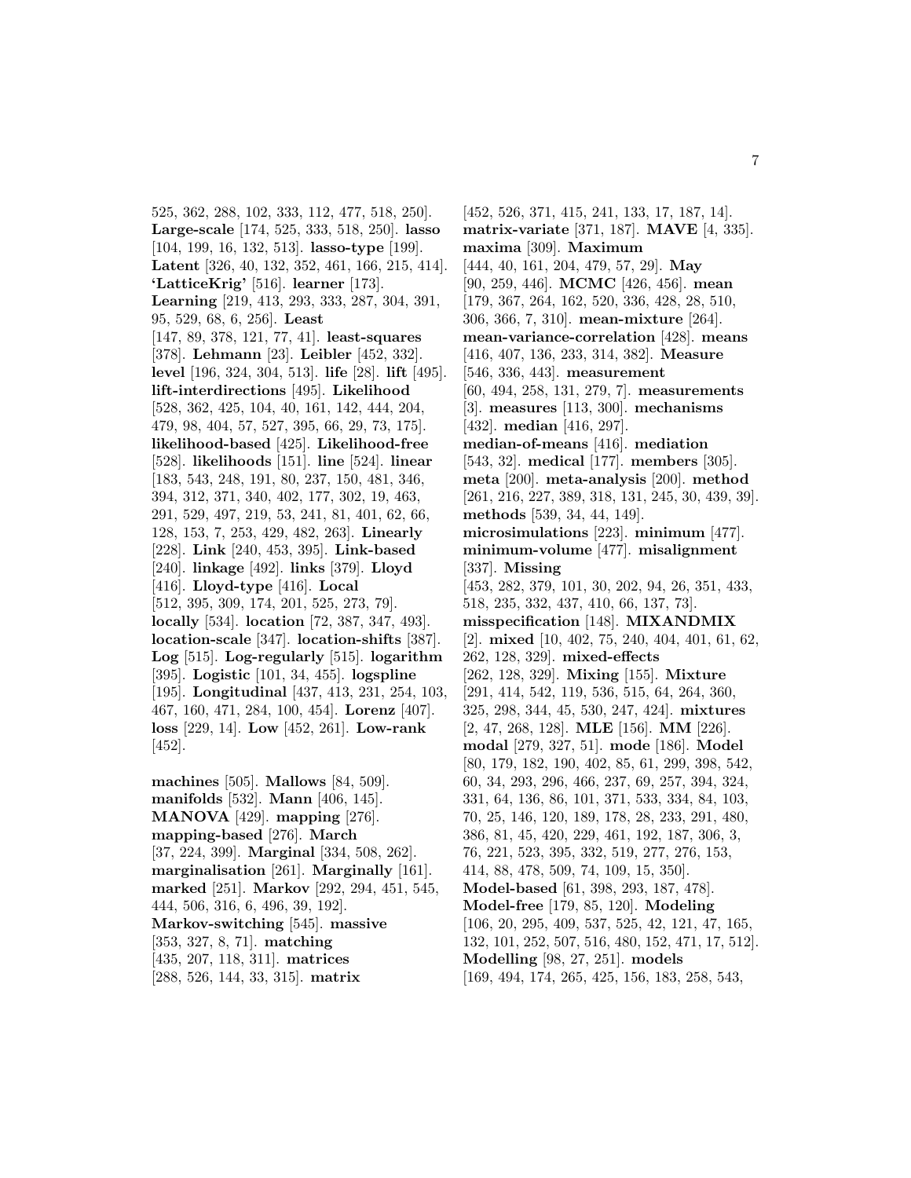525, 362, 288, 102, 333, 112, 477, 518, 250]. **Large-scale** [174, 525, 333, 518, 250]. **lasso** [104, 199, 16, 132, 513]. **lasso-type** [199]. **Latent** [326, 40, 132, 352, 461, 166, 215, 414]. **'LatticeKrig'** [516]. **learner** [173]. **Learning** [219, 413, 293, 333, 287, 304, 391, 95, 529, 68, 6, 256]. **Least** [147, 89, 378, 121, 77, 41]. **least-squares** [378]. **Lehmann** [23]. **Leibler** [452, 332]. **level** [196, 324, 304, 513]. **life** [28]. **lift** [495]. **lift-interdirections** [495]. **Likelihood** [528, 362, 425, 104, 40, 161, 142, 444, 204, 479, 98, 404, 57, 527, 395, 66, 29, 73, 175]. **likelihood-based** [425]. **Likelihood-free** [528]. **likelihoods** [151]. **line** [524]. **linear** [183, 543, 248, 191, 80, 237, 150, 481, 346, 394, 312, 371, 340, 402, 177, 302, 19, 463, 291, 529, 497, 219, 53, 241, 81, 401, 62, 66, 128, 153, 7, 253, 429, 482, 263]. **Linearly** [228]. **Link** [240, 453, 395]. **Link-based** [240]. **linkage** [492]. **links** [379]. **Lloyd** [416]. **Lloyd-type** [416]. **Local** [512, 395, 309, 174, 201, 525, 273, 79]. **locally** [534]. **location** [72, 387, 347, 493]. **location-scale** [347]. **location-shifts** [387]. **Log** [515]. **Log-regularly** [515]. **logarithm** [395]. **Logistic** [101, 34, 455]. **logspline** [195]. **Longitudinal** [437, 413, 231, 254, 103, 467, 160, 471, 284, 100, 454]. **Lorenz** [407]. **loss** [229, 14]. **Low** [452, 261]. **Low-rank** [452].

**machines** [505]. **Mallows** [84, 509]. **manifolds** [532]. **Mann** [406, 145]. **MANOVA** [429]. **mapping** [276]. **mapping-based** [276]. **March** [37, 224, 399]. **Marginal** [334, 508, 262]. **marginalisation** [261]. **Marginally** [161]. **marked** [251]. **Markov** [292, 294, 451, 545, 444, 506, 316, 6, 496, 39, 192]. **Markov-switching** [545]. **massive** [353, 327, 8, 71]. **matching** [435, 207, 118, 311]. **matrices** [288, 526, 144, 33, 315]. **matrix** [452, 526, 371, 415, 241, 133, 17, 187, 14]. **matrix-variate** [371, 187]. **MAVE** [4, 335]. **maxima** [309]. **Maximum** [444, 40, 161, 204, 479, 57, 29]. **May** [90, 259, 446]. **MCMC** [426, 456]. **mean** [179, 367, 264, 162, 520, 336, 428, 28, 510, 306, 366, 7, 310]. **mean-mixture** [264]. **mean-variance-correlation** [428]. **means** [416, 407, 136, 233, 314, 382]. **Measure** [546, 336, 443]. **measurement** [60, 494, 258, 131, 279, 7]. **measurements** [3]. **measures** [113, 300]. **mechanisms** [432]. **median** [416, 297]. **median-of-means** [416]. **mediation** [543, 32]. **medical** [177]. **members** [305]. **meta** [200]. **meta-analysis** [200]. **method** [261, 216, 227, 389, 318, 131, 245, 30, 439, 39]. **methods** [539, 34, 44, 149]. **microsimulations** [223]. **minimum** [477]. **minimum-volume** [477]. **misalignment** [337]. **Missing** [453, 282, 379, 101, 30, 202, 94, 26, 351, 433, 518, 235, 332, 437, 410, 66, 137, 73]. **misspecification** [148]. **MIXANDMIX** [2]. **mixed** [10, 402, 75, 240, 404, 401, 61, 62, 262, 128, 329]. **mixed-effects** [262, 128, 329]. **Mixing** [155]. **Mixture** [291, 414, 542, 119, 536, 515, 64, 264, 360, 325, 298, 344, 45, 530, 247, 424]. **mixtures** [2, 47, 268, 128]. **MLE** [156]. **MM** [226]. **modal** [279, 327, 51]. **mode** [186]. **Model** [80, 179, 182, 190, 402, 85, 61, 299, 398, 542, 60, 34, 293, 296, 466, 237, 69, 257, 394, 324, 331, 64, 136, 86, 101, 371, 533, 334, 84, 103, 70, 25, 146, 120, 189, 178, 28, 233, 291, 480, 386, 81, 45, 420, 229, 461, 192, 187, 306, 3, 76, 221, 523, 395, 332, 519, 277, 276, 153, 414, 88, 478, 509, 74, 109, 15, 350]. **Model-based** [61, 398, 293, 187, 478]. **Model-free** [179, 85, 120]. **Modeling** [106, 20, 295, 409, 537, 525, 42, 121, 47, 165, 132, 101, 252, 507, 516, 480, 152, 471, 17, 512]. **Modelling** [98, 27, 251]. **models** [169, 494, 174, 265, 425, 156, 183, 258, 543,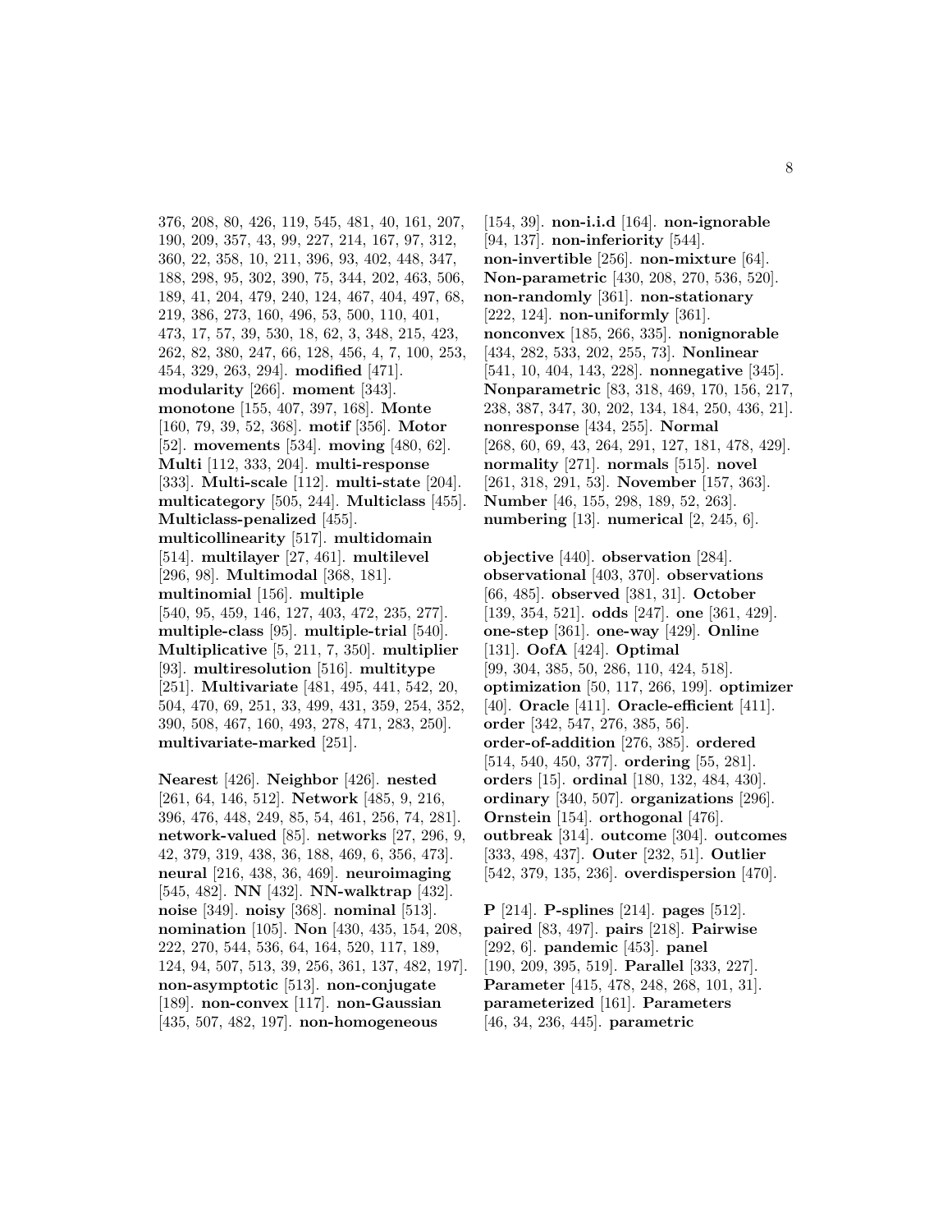376, 208, 80, 426, 119, 545, 481, 40, 161, 207, 190, 209, 357, 43, 99, 227, 214, 167, 97, 312, 360, 22, 358, 10, 211, 396, 93, 402, 448, 347, 188, 298, 95, 302, 390, 75, 344, 202, 463, 506, 189, 41, 204, 479, 240, 124, 467, 404, 497, 68, 219, 386, 273, 160, 496, 53, 500, 110, 401, 473, 17, 57, 39, 530, 18, 62, 3, 348, 215, 423, 262, 82, 380, 247, 66, 128, 456, 4, 7, 100, 253, 454, 329, 263, 294]. **modified** [471]. **modularity** [266]. **moment** [343]. **monotone** [155, 407, 397, 168]. **Monte** [160, 79, 39, 52, 368]. **motif** [356]. **Motor** [52]. **movements** [534]. **moving** [480, 62]. **Multi** [112, 333, 204]. **multi-response** [333]. **Multi-scale** [112]. **multi-state** [204]. **multicategory** [505, 244]. **Multiclass** [455]. **Multiclass-penalized** [455]. **multicollinearity** [517]. **multidomain** [514]. **multilayer** [27, 461]. **multilevel** [296, 98]. **Multimodal** [368, 181]. **multinomial** [156]. **multiple** [540, 95, 459, 146, 127, 403, 472, 235, 277]. **multiple-class** [95]. **multiple-trial** [540]. **Multiplicative** [5, 211, 7, 350]. **multiplier** [93]. **multiresolution** [516]. **multitype** [251]. **Multivariate** [481, 495, 441, 542, 20, 504, 470, 69, 251, 33, 499, 431, 359, 254, 352, 390, 508, 467, 160, 493, 278, 471, 283, 250]. **multivariate-marked** [251].

**Nearest** [426]. **Neighbor** [426]. **nested** [261, 64, 146, 512]. **Network** [485, 9, 216, 396, 476, 448, 249, 85, 54, 461, 256, 74, 281]. **network-valued** [85]. **networks** [27, 296, 9, 42, 379, 319, 438, 36, 188, 469, 6, 356, 473]. **neural** [216, 438, 36, 469]. **neuroimaging** [545, 482]. **NN** [432]. **NN-walktrap** [432]. **noise** [349]. **noisy** [368]. **nominal** [513]. **nomination** [105]. **Non** [430, 435, 154, 208, 222, 270, 544, 536, 64, 164, 520, 117, 189, 124, 94, 507, 513, 39, 256, 361, 137, 482, 197]. **non-asymptotic** [513]. **non-conjugate** [189]. **non-convex** [117]. **non-Gaussian** [435, 507, 482, 197]. **non-homogeneous** [154, 39]. **non-i.i.d** [164]. **non-ignorable** [94, 137]. **non-inferiority** [544]. **non-invertible** [256]. **non-mixture** [64]. **Non-parametric** [430, 208, 270, 536, 520]. **non-randomly** [361]. **non-stationary** [222, 124]. **non-uniformly** [361]. **nonconvex** [185, 266, 335]. **nonignorable** [434, 282, 533, 202, 255, 73]. **Nonlinear** [541, 10, 404, 143, 228]. **nonnegative** [345]. **Nonparametric** [83, 318, 469, 170, 156, 217, 238, 387, 347, 30, 202, 134, 184, 250, 436, 21]. **nonresponse** [434, 255]. **Normal** [268, 60, 69, 43, 264, 291, 127, 181, 478, 429]. **normality** [271]. **normals** [515]. **novel** [261, 318, 291, 53]. **November** [157, 363]. **Number** [46, 155, 298, 189, 52, 263]. **numbering** [13]. **numerical** [2, 245, 6].

**objective** [440]. **observation** [284]. **observational** [403, 370]. **observations** [66, 485]. **observed** [381, 31]. **October** [139, 354, 521]. **odds** [247]. **one** [361, 429]. **one-step** [361]. **one-way** [429]. **Online** [131]. **OofA** [424]. **Optimal** [99, 304, 385, 50, 286, 110, 424, 518]. **optimization** [50, 117, 266, 199]. **optimizer** [40]. **Oracle** [411]. **Oracle-efficient** [411]. **order** [342, 547, 276, 385, 56]. **order-of-addition** [276, 385]. **ordered** [514, 540, 450, 377]. **ordering** [55, 281]. **orders** [15]. **ordinal** [180, 132, 484, 430]. **ordinary** [340, 507]. **organizations** [296]. **Ornstein** [154]. **orthogonal** [476]. **outbreak** [314]. **outcome** [304]. **outcomes** [333, 498, 437]. **Outer** [232, 51]. **Outlier** [542, 379, 135, 236]. **overdispersion** [470].

**P** [214]. **P-splines** [214]. **pages** [512]. **paired** [83, 497]. **pairs** [218]. **Pairwise** [292, 6]. **pandemic** [453]. **panel** [190, 209, 395, 519]. **Parallel** [333, 227]. **Parameter** [415, 478, 248, 268, 101, 31]. **parameterized** [161]. **Parameters** [46, 34, 236, 445]. **parametric**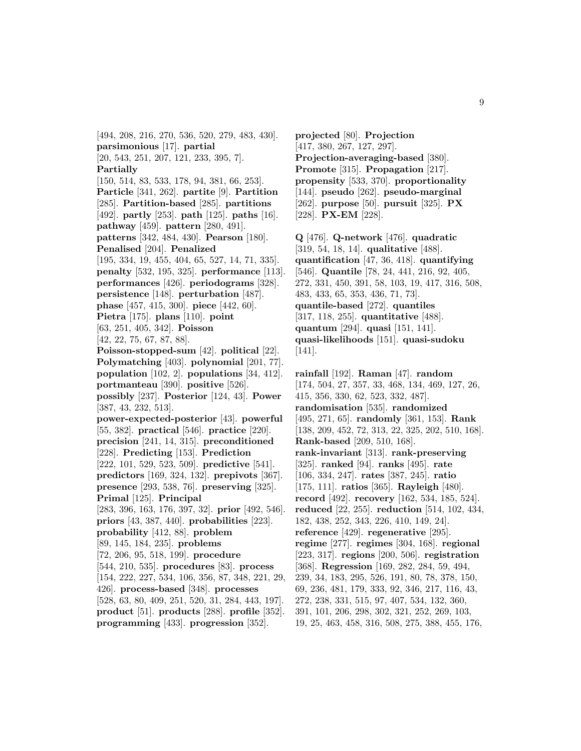[494, 208, 216, 270, 536, 520, 279, 483, 430]. **parsimonious** [17]. **partial** [20, 543, 251, 207, 121, 233, 395, 7]. **Partially** [150, 514, 83, 533, 178, 94, 381, 66, 253]. **Particle** [341, 262]. **partite** [9]. **Partition** [285]. **Partition-based** [285]. **partitions** [492]. **partly** [253]. **path** [125]. **paths** [16]. **pathway** [459]. **pattern** [280, 491]. **patterns** [342, 484, 430]. **Pearson** [180]. **Penalised** [204]. **Penalized** [195, 334, 19, 455, 404, 65, 527, 14, 71, 335]. **penalty** [532, 195, 325]. **performance** [113]. **performances** [426]. **periodograms** [328]. **persistence** [148]. **perturbation** [487]. **phase** [457, 415, 300]. **piece** [442, 60]. **Pietra** [175]. **plans** [110]. **point** [63, 251, 405, 342]. **Poisson** [42, 22, 75, 67, 87, 88]. **Poisson-stopped-sum** [42]. **political** [22]. **Polymatching** [403]. **polynomial** [201, 77]. **population** [102, 2]. **populations** [34, 412]. **portmanteau** [390]. **positive** [526]. **possibly** [237]. **Posterior** [124, 43]. **Power** [387, 43, 232, 513]. **power-expected-posterior** [43]. **powerful** [55, 382]. **practical** [546]. **practice** [220]. **precision** [241, 14, 315]. **preconditioned** [228]. **Predicting** [153]. **Prediction** [222, 101, 529, 523, 509]. **predictive** [541]. **predictors** [169, 324, 132]. **prepivots** [367]. **presence** [293, 538, 76]. **preserving** [325]. **Primal** [125]. **Principal** [283, 396, 163, 176, 397, 32]. **prior** [492, 546]. **priors** [43, 387, 440]. **probabilities** [223]. **probability** [412, 88]. **problem** [89, 145, 184, 235]. **problems** [72, 206, 95, 518, 199]. **procedure** [544, 210, 535]. **procedures** [83]. **process** [154, 222, 227, 534, 106, 356, 87, 348, 221, 29, 426]. **process-based** [348]. **processes** [528, 63, 80, 409, 251, 520, 31, 284, 443, 197]. **product** [51]. **products** [288]. **profile** [352]. **programming** [433]. **progression** [352]. **projected** [80]. **Projection** [417, 380, 267, 127, 297]. **Projection-averaging-based** [380]. **Promote** [315]. **Propagation** [217]. **propensity** [533, 370]. **proportionality** [144]. **pseudo** [262]. **pseudo-marginal** [262]. **purpose** [50]. **pursuit** [325]. **PX** [228]. **PX-EM** [228].

**Q** [476]. **Q-network** [476]. **quadratic** [319, 54, 18, 14]. **qualitative** [488]. **quantification** [47, 36, 418]. **quantifying** [546]. **Quantile** [78, 24, 441, 216, 92, 405, 272, 331, 450, 391, 58, 103, 19, 417, 316, 508, 483, 433, 65, 353, 436, 71, 73]. **quantile-based** [272]. **quantiles** [317, 118, 255]. **quantitative** [488]. **quantum** [294]. **quasi** [151, 141]. **quasi-likelihoods** [151]. **quasi-sudoku** [141].

**rainfall** [192]. **Raman** [47]. **random** [174, 504, 27, 357, 33, 468, 134, 469, 127, 26, 415, 356, 330, 62, 523, 332, 487]. **randomisation** [535]. **randomized** [495, 271, 65]. **randomly** [361, 153]. **Rank** [138, 209, 452, 72, 313, 22, 325, 202, 510, 168]. **Rank-based** [209, 510, 168]. **rank-invariant** [313]. **rank-preserving** [325]. **ranked** [94]. **ranks** [495]. **rate** [106, 334, 247]. **rates** [387, 245]. **ratio** [175, 111]. **ratios** [365]. **Rayleigh** [480]. **record** [492]. **recovery** [162, 534, 185, 524]. **reduced** [22, 255]. **reduction** [514, 102, 434, 182, 438, 252, 343, 226, 410, 149, 24]. **reference** [429]. **regenerative** [295]. **regime** [277]. **regimes** [304, 168]. **regional** [223, 317]. **regions** [200, 506]. **registration** [368]. **Regression** [169, 282, 284, 59, 494, 239, 34, 183, 295, 526, 191, 80, 78, 378, 150, 69, 236, 481, 179, 333, 92, 346, 217, 116, 43, 272, 238, 331, 515, 97, 407, 534, 132, 360, 391, 101, 206, 298, 302, 321, 252, 269, 103, 19, 25, 463, 458, 316, 508, 275, 388, 455, 176,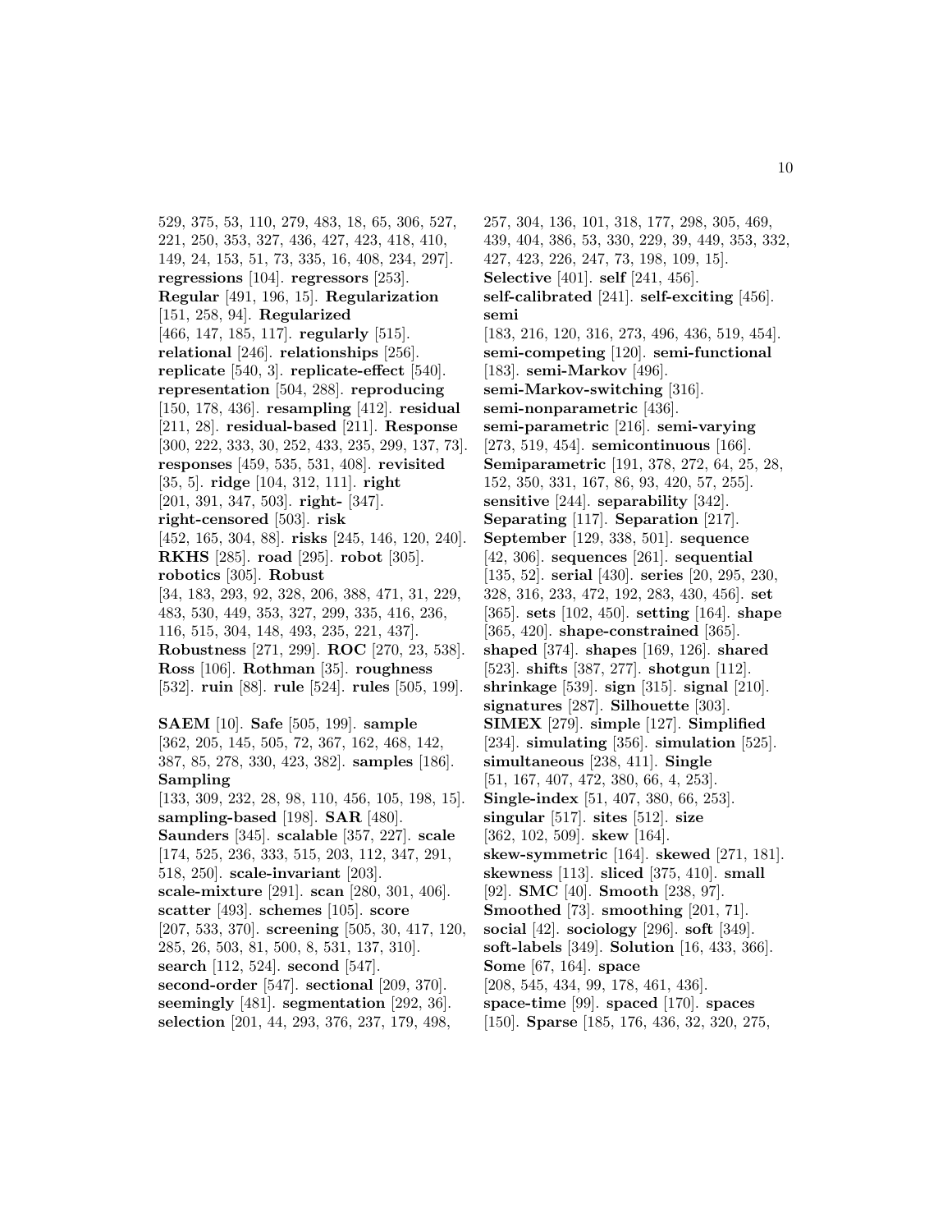529, 375, 53, 110, 279, 483, 18, 65, 306, 527, 221, 250, 353, 327, 436, 427, 423, 418, 410, 149, 24, 153, 51, 73, 335, 16, 408, 234, 297]. **regressions** [104]. **regressors** [253]. **Regular** [491, 196, 15]. **Regularization** [151, 258, 94]. **Regularized** [466, 147, 185, 117]. **regularly** [515]. **relational** [246]. **relationships** [256]. **replicate** [540, 3]. **replicate-effect** [540]. **representation** [504, 288]. **reproducing** [150, 178, 436]. **resampling** [412]. **residual** [211, 28]. **residual-based** [211]. **Response** [300, 222, 333, 30, 252, 433, 235, 299, 137, 73]. **responses** [459, 535, 531, 408]. **revisited** [35, 5]. **ridge** [104, 312, 111]. **right** [201, 391, 347, 503]. **right-** [347]. **right-censored** [503]. **risk** [452, 165, 304, 88]. **risks** [245, 146, 120, 240]. **RKHS** [285]. **road** [295]. **robot** [305]. **robotics** [305]. **Robust** [34, 183, 293, 92, 328, 206, 388, 471, 31, 229, 483, 530, 449, 353, 327, 299, 335, 416, 236, 116, 515, 304, 148, 493, 235, 221, 437]. **Robustness** [271, 299]. **ROC** [270, 23, 538]. **Ross** [106]. **Rothman** [35]. **roughness** [532]. **ruin** [88]. **rule** [524]. **rules** [505, 199].

**SAEM** [10]. **Safe** [505, 199]. **sample** [362, 205, 145, 505, 72, 367, 162, 468, 142, 387, 85, 278, 330, 423, 382]. **samples** [186]. **Sampling** [133, 309, 232, 28, 98, 110, 456, 105, 198, 15]. **sampling-based** [198]. **SAR** [480]. **Saunders** [345]. **scalable** [357, 227]. **scale** [174, 525, 236, 333, 515, 203, 112, 347, 291, 518, 250]. **scale-invariant** [203]. **scale-mixture** [291]. **scan** [280, 301, 406]. **scatter** [493]. **schemes** [105]. **score** [207, 533, 370]. **screening** [505, 30, 417, 120, 285, 26, 503, 81, 500, 8, 531, 137, 310]. **search** [112, 524]. **second** [547]. **second-order** [547]. **sectional** [209, 370]. **seemingly** [481]. **segmentation** [292, 36]. **selection** [201, 44, 293, 376, 237, 179, 498, 257, 304, 136, 101, 318, 177, 298, 305, 469, 439, 404, 386, 53, 330, 229, 39, 449, 353, 332, 427, 423, 226, 247, 73, 198, 109, 15]. **Selective** [401]. **self** [241, 456]. **self-calibrated** [241]. **self-exciting** [456]. **semi** [183, 216, 120, 316, 273, 496, 436, 519, 454]. **semi-competing** [120]. **semi-functional** [183]. **semi-Markov** [496]. **semi-Markov-switching** [316]. **semi-nonparametric** [436]. **semi-parametric** [216]. **semi-varying** [273, 519, 454]. **semicontinuous** [166]. **Semiparametric** [191, 378, 272, 64, 25, 28, 152, 350, 331, 167, 86, 93, 420, 57, 255]. **sensitive** [244]. **separability** [342]. **Separating** [117]. **Separation** [217]. **September** [129, 338, 501]. **sequence** [42, 306]. **sequences** [261]. **sequential** [135, 52]. **serial** [430]. **series** [20, 295, 230, 328, 316, 233, 472, 192, 283, 430, 456]. **set** [365]. **sets** [102, 450]. **setting** [164]. **shape** [365, 420]. **shape-constrained** [365]. **shaped** [374]. **shapes** [169, 126]. **shared** [523]. **shifts** [387, 277]. **shotgun** [112]. **shrinkage** [539]. **sign** [315]. **signal** [210]. **signatures** [287]. **Silhouette** [303]. **SIMEX** [279]. **simple** [127]. **Simplified** [234]. **simulating** [356]. **simulation** [525]. **simultaneous** [238, 411]. **Single** [51, 167, 407, 472, 380, 66, 4, 253]. **Single-index** [51, 407, 380, 66, 253]. **singular** [517]. **sites** [512]. **size** [362, 102, 509]. **skew** [164]. **skew-symmetric** [164]. **skewed** [271, 181]. **skewness** [113]. **sliced** [375, 410]. **small** [92]. **SMC** [40]. **Smooth** [238, 97]. **Smoothed** [73]. **smoothing** [201, 71]. **social** [42]. **sociology** [296]. **soft** [349]. **soft-labels** [349]. **Solution** [16, 433, 366]. **Some** [67, 164]. **space** [208, 545, 434, 99, 178, 461, 436]. **space-time** [99]. **spaced** [170]. **spaces** [150]. **Sparse** [185, 176, 436, 32, 320, 275,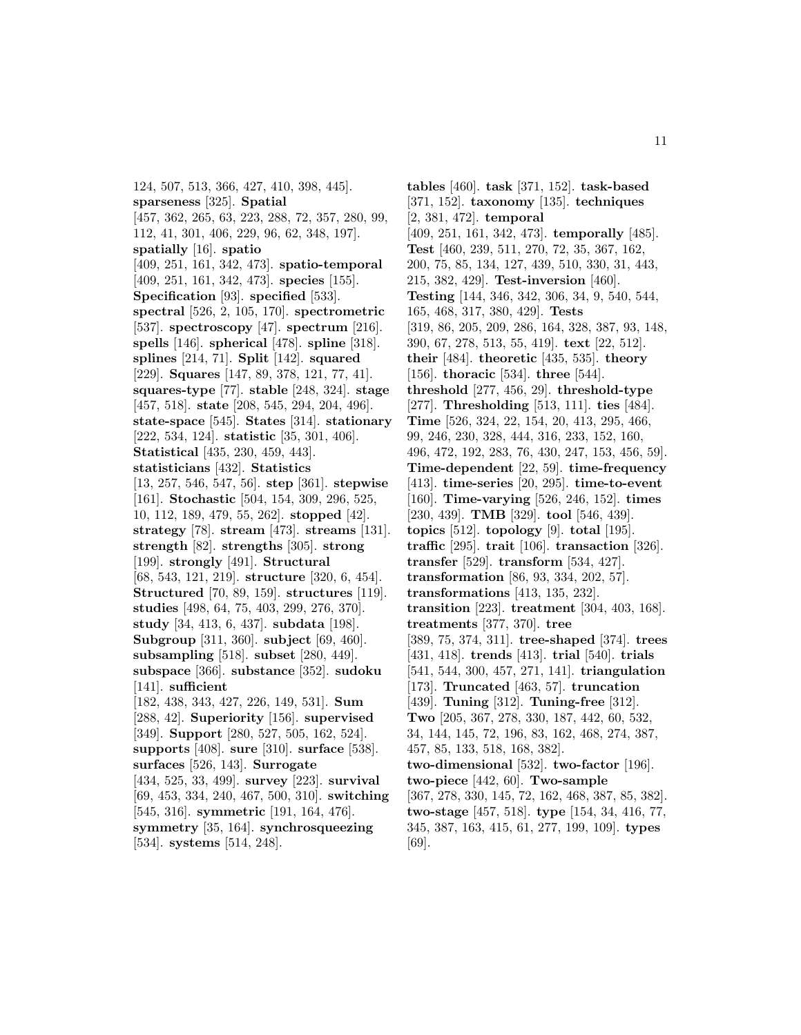124, 507, 513, 366, 427, 410, 398, 445]. **sparseness** [325]. **Spatial** [457, 362, 265, 63, 223, 288, 72, 357, 280, 99, 112, 41, 301, 406, 229, 96, 62, 348, 197]. **spatially** [16]. **spatio** [409, 251, 161, 342, 473]. **spatio-temporal** [409, 251, 161, 342, 473]. **species** [155]. **Specification** [93]. **specified** [533]. **spectral** [526, 2, 105, 170]. **spectrometric** [537]. **spectroscopy** [47]. **spectrum** [216]. **spells** [146]. **spherical** [478]. **spline** [318]. **splines** [214, 71]. **Split** [142]. **squared** [229]. **Squares** [147, 89, 378, 121, 77, 41]. **squares-type** [77]. **stable** [248, 324]. **stage** [457, 518]. **state** [208, 545, 294, 204, 496]. **state-space** [545]. **States** [314]. **stationary** [222, 534, 124]. **statistic** [35, 301, 406]. **Statistical** [435, 230, 459, 443]. **statisticians** [432]. **Statistics** [13, 257, 546, 547, 56]. **step** [361]. **stepwise** [161]. **Stochastic** [504, 154, 309, 296, 525, 10, 112, 189, 479, 55, 262]. **stopped** [42]. **strategy** [78]. **stream** [473]. **streams** [131]. **strength** [82]. **strengths** [305]. **strong** [199]. **strongly** [491]. **Structural** [68, 543, 121, 219]. **structure** [320, 6, 454]. **Structured** [70, 89, 159]. **structures** [119]. **studies** [498, 64, 75, 403, 299, 276, 370]. **study** [34, 413, 6, 437]. **subdata** [198]. **Subgroup** [311, 360]. **subject** [69, 460]. **subsampling** [518]. **subset** [280, 449]. **subspace** [366]. **substance** [352]. **sudoku** [141]. **sufficient** [182, 438, 343, 427, 226, 149, 531]. **Sum** [288, 42]. **Superiority** [156]. **supervised** [349]. **Support** [280, 527, 505, 162, 524]. **supports** [408]. **sure** [310]. **surface** [538]. **surfaces** [526, 143]. **Surrogate** [434, 525, 33, 499]. **survey** [223]. **survival** [69, 453, 334, 240, 467, 500, 310]. **switching** [545, 316]. **symmetric** [191, 164, 476]. **symmetry** [35, 164]. **synchrosqueezing** [534]. **systems** [514, 248].

**tables** [460]. **task** [371, 152]. **task-based** [371, 152]. **taxonomy** [135]. **techniques** [2, 381, 472]. **temporal** [409, 251, 161, 342, 473]. **temporally** [485]. **Test** [460, 239, 511, 270, 72, 35, 367, 162, 200, 75, 85, 134, 127, 439, 510, 330, 31, 443, 215, 382, 429]. **Test-inversion** [460]. **Testing** [144, 346, 342, 306, 34, 9, 540, 544, 165, 468, 317, 380, 429]. **Tests** [319, 86, 205, 209, 286, 164, 328, 387, 93, 148, 390, 67, 278, 513, 55, 419]. **text** [22, 512]. **their** [484]. **theoretic** [435, 535]. **theory** [156]. **thoracic** [534]. **three** [544]. **threshold** [277, 456, 29]. **threshold-type** [277]. **Thresholding** [513, 111]. **ties** [484]. **Time** [526, 324, 22, 154, 20, 413, 295, 466, 99, 246, 230, 328, 444, 316, 233, 152, 160, 496, 472, 192, 283, 76, 430, 247, 153, 456, 59]. **Time-dependent** [22, 59]. **time-frequency** [413]. **time-series** [20, 295]. **time-to-event** [160]. **Time-varying** [526, 246, 152]. **times** [230, 439]. **TMB** [329]. **tool** [546, 439]. **topics** [512]. **topology** [9]. **total** [195]. **traffic** [295]. **trait** [106]. **transaction** [326]. **transfer** [529]. **transform** [534, 427]. **transformation** [86, 93, 334, 202, 57]. **transformations** [413, 135, 232]. **transition** [223]. **treatment** [304, 403, 168]. **treatments** [377, 370]. **tree** [389, 75, 374, 311]. **tree-shaped** [374]. **trees** [431, 418]. **trends** [413]. **trial** [540]. **trials** [541, 544, 300, 457, 271, 141]. **triangulation** [173]. **Truncated** [463, 57]. **truncation** [439]. **Tuning** [312]. **Tuning-free** [312]. **Two** [205, 367, 278, 330, 187, 442, 60, 532, 34, 144, 145, 72, 196, 83, 162, 468, 274, 387, 457, 85, 133, 518, 168, 382]. **two-dimensional** [532]. **two-factor** [196]. **two-piece** [442, 60]. **Two-sample** [367, 278, 330, 145, 72, 162, 468, 387, 85, 382]. **two-stage** [457, 518]. **type** [154, 34, 416, 77, 345, 387, 163, 415, 61, 277, 199, 109]. **types** [69].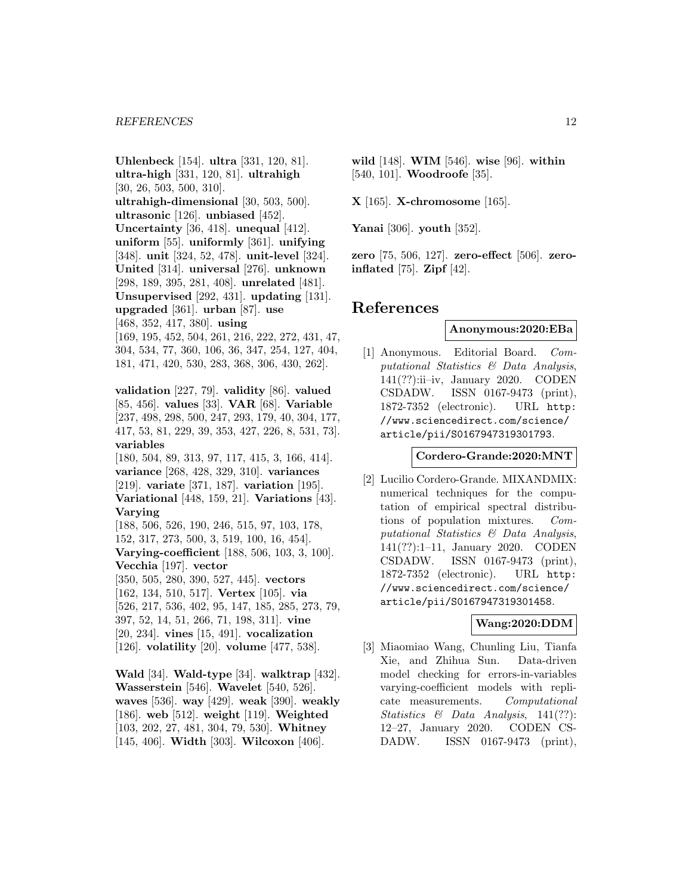**Uhlenbeck** [154]. **ultra** [331, 120, 81]. **ultra-high** [331, 120, 81]. **ultrahigh** [30, 26, 503, 500, 310]. **ultrahigh-dimensional** [30, 503, 500]. **ultrasonic** [126]. **unbiased** [452]. **Uncertainty** [36, 418]. **unequal** [412]. **uniform** [55]. **uniformly** [361]. **unifying** [348]. **unit** [324, 52, 478]. **unit-level** [324]. **United** [314]. **universal** [276]. **unknown** [298, 189, 395, 281, 408]. **unrelated** [481]. **Unsupervised** [292, 431]. **updating** [131]. **upgraded** [361]. **urban** [87]. **use** [468, 352, 417, 380]. **using** [169, 195, 452, 504, 261, 216, 222, 272, 431, 47, 304, 534, 77, 360, 106, 36, 347, 254, 127, 404, 181, 471, 420, 530, 283, 368, 306, 430, 262].

**validation** [227, 79]. **validity** [86]. **valued** [85, 456]. **values** [33]. **VAR** [68]. **Variable** [237, 498, 298, 500, 247, 293, 179, 40, 304, 177, 417, 53, 81, 229, 39, 353, 427, 226, 8, 531, 73]. **variables** [180, 504, 89, 313, 97, 117, 415, 3, 166, 414]. **variance** [268, 428, 329, 310]. **variances** [219]. **variate** [371, 187]. **variation** [195]. **Variational** [448, 159, 21]. **Variations** [43]. **Varying** [188, 506, 526, 190, 246, 515, 97, 103, 178, 152, 317, 273, 500, 3, 519, 100, 16, 454]. **Varying-coefficient** [188, 506, 103, 3, 100]. **Vecchia** [197]. **vector** [350, 505, 280, 390, 527, 445]. **vectors** [162, 134, 510, 517]. **Vertex** [105]. **via** [526, 217, 536, 402, 95, 147, 185, 285, 273, 79, 397, 52, 14, 51, 266, 71, 198, 311]. **vine** [20, 234]. **vines** [15, 491]. **vocalization** [126]. **volatility** [20]. **volume** [477, 538].

**Wald** [34]. **Wald-type** [34]. **walktrap** [432]. **Wasserstein** [546]. **Wavelet** [540, 526]. **waves** [536]. **way** [429]. **weak** [390]. **weakly** [186]. **web** [512]. **weight** [119]. **Weighted** [103, 202, 27, 481, 304, 79, 530]. **Whitney** [145, 406]. **Width** [303]. **Wilcoxon** [406]. **wild** [148]. **WIM** [546]. **wise** [96]. **within** [540, 101]. **Woodroofe** [35].

**X** [165]. **X-chromosome** [165].

**Yanai** [306]. **youth** [352].

**zero** [75, 506, 127]. **zero-effect** [506]. **zero-inflated** [75]. **Zipf** [42].

# References

**Anonymous:2020:EBa**

[1] Anonymous. Editorial Board. *Computational Statistics & Data Analysis*, 141(??):ii–iv, January 2020. CODEN CSDADW. ISSN 0167-9473 (print), 1872-7352 (electronic). URL http://www.sciencedirect.com/science/article/pii/S0167947319301793.

**Cordero-Grande:2020:MNT**

[2] Lucilio Cordero-Grande. MIXANDMIX: numerical techniques for the computation of empirical spectral distributions of population mixtures. *Computational Statistics & Data Analysis*, 141(??):1–11, January 2020. CODEN CSDADW. ISSN 0167-9473 (print), 1872-7352 (electronic). URL http://www.sciencedirect.com/science/article/pii/S0167947319301458.

**Wang:2020:DDM**

[3] Miaomiao Wang, Chunling Liu, Tianfa Xie, and Zhihua Sun. Data-driven model checking for errors-in-variables varying-coefficient models with replicate measurements. *Computational Statistics & Data Analysis*, 141(??): 12–27, January 2020. CODEN CSDADW. ISSN 0167-9473 (print),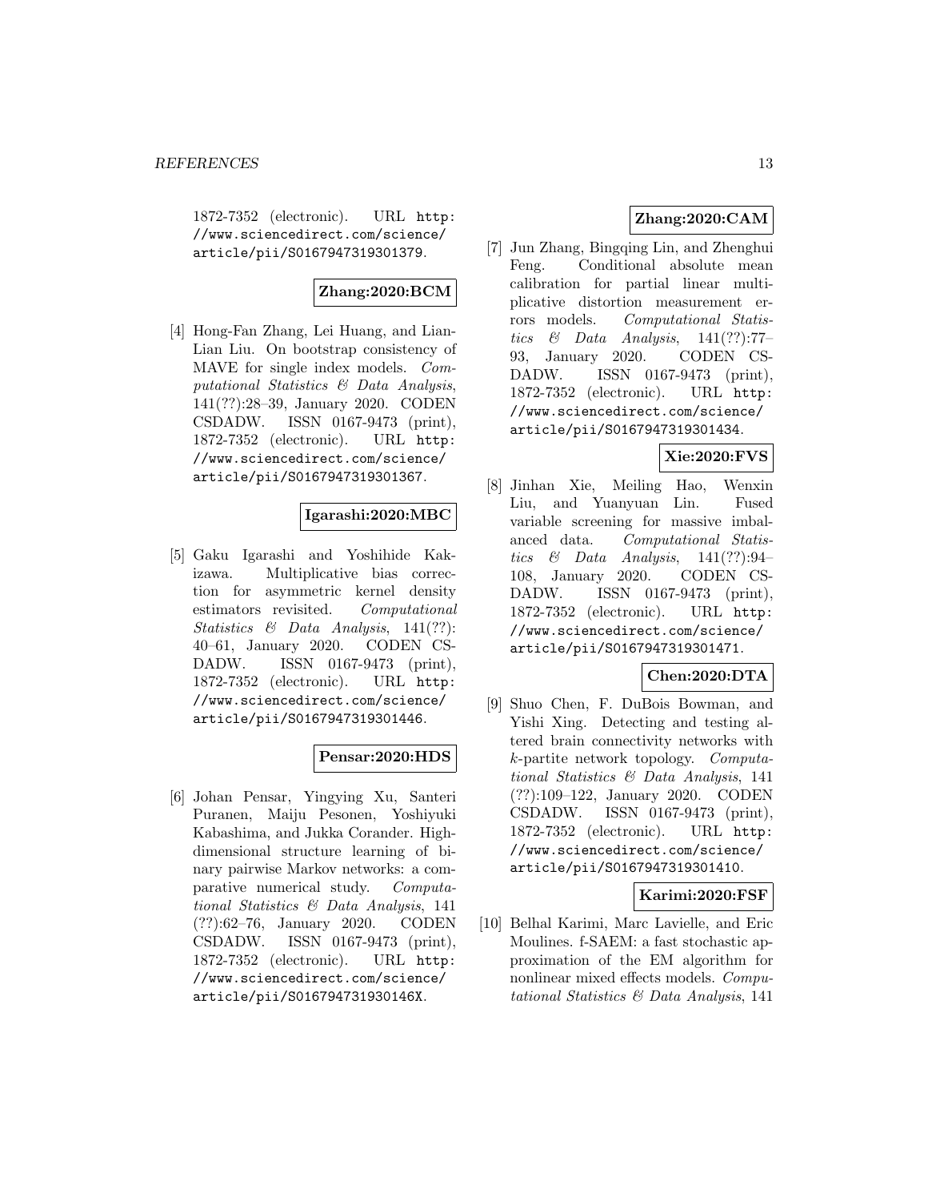1872-7352 (electronic). URL http://www.sciencedirect.com/science/article/pii/S0167947319301379.

**Zhang:2020:BCM**

[4] Hong-Fan Zhang, Lei Huang, and Lian-Lian Liu. On bootstrap consistency of MAVE for single index models. *Computational Statistics & Data Analysis*, 141(??):28–39, January 2020. CODEN CSDADW. ISSN 0167-9473 (print), 1872-7352 (electronic). URL http://www.sciencedirect.com/science/article/pii/S0167947319301367.

**Igarashi:2020:MBC**

[5] Gaku Igarashi and Yoshihide Kakizawa. Multiplicative bias correction for asymmetric kernel density estimators revisited. *Computational Statistics & Data Analysis*, 141(??):40–61, January 2020. CODEN CSDADW. ISSN 0167-9473 (print), 1872-7352 (electronic). URL http://www.sciencedirect.com/science/article/pii/S0167947319301446.

**Pensar:2020:HDS**

[6] Johan Pensar, Yingying Xu, Santeri Puranen, Maiju Pesonen, Yoshiyuki Kabashima, and Jukka Corander. High-dimensional structure learning of binary pairwise Markov networks: a comparative numerical study. *Computational Statistics & Data Analysis*, 141(??):62–76, January 2020. CODEN CSDADW. ISSN 0167-9473 (print), 1872-7352 (electronic). URL http://www.sciencedirect.com/science/article/pii/S016794731930146X.

**Zhang:2020:CAM**

[7] Jun Zhang, Bingqing Lin, and Zhenghui Feng. Conditional absolute mean calibration for partial linear multiplicative distortion measurement errors models. *Computational Statistics & Data Analysis*, 141(??):77–93, January 2020. CODEN CSDADW. ISSN 0167-9473 (print), 1872-7352 (electronic). URL http://www.sciencedirect.com/science/article/pii/S0167947319301434.

**Xie:2020:FVS**

[8] Jinhan Xie, Meiling Hao, Wenxin Liu, and Yuanyuan Lin. Fused variable screening for massive imbalanced data. *Computational Statistics & Data Analysis*, 141(??):94–108, January 2020. CODEN CSDADW. ISSN 0167-9473 (print), 1872-7352 (electronic). URL http://www.sciencedirect.com/science/article/pii/S0167947319301471.

**Chen:2020:DTA**

[9] Shuo Chen, F. DuBois Bowman, and Yishi Xing. Detecting and testing altered brain connectivity networks with $k$-partite network topology. *Computational Statistics & Data Analysis*, 141(??):109–122, January 2020. CODEN CSDADW. ISSN 0167-9473 (print), 1872-7352 (electronic). URL http://www.sciencedirect.com/science/article/pii/S0167947319301410.

**Karimi:2020:FSF**

[10] Belhal Karimi, Marc Lavielle, and Eric Moulines. f-SAEM: a fast stochastic approximation of the EM algorithm for nonlinear mixed effects models. *Computational Statistics & Data Analysis*, 141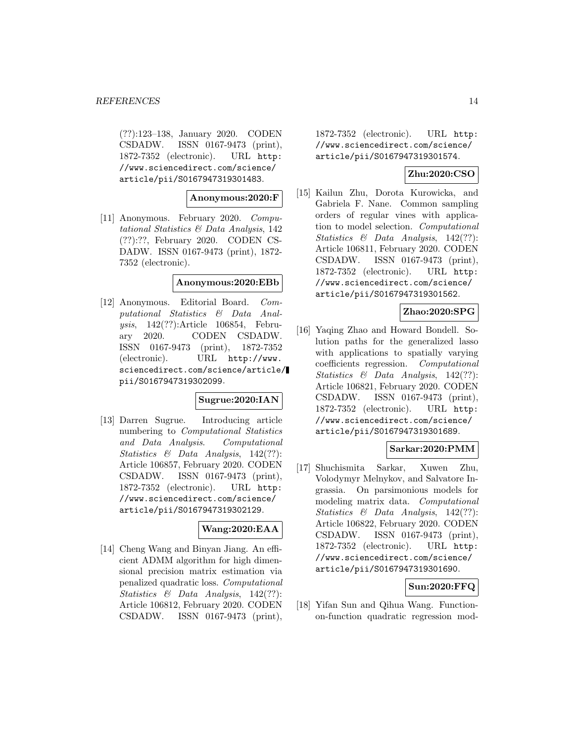(??):123–138, January 2020. CODEN CSDADW. ISSN 0167-9473 (print), 1872-7352 (electronic). URL http://www.sciencedirect.com/science/article/pii/S0167947319301483.

**Anonymous:2020:F**

[11] Anonymous. February 2020. *Computational Statistics & Data Analysis*, 142 (??):??, February 2020. CODEN CSDADW. ISSN 0167-9473 (print), 1872-7352 (electronic).

**Anonymous:2020:EBb**

[12] Anonymous. Editorial Board. *Computational Statistics & Data Analysis*, 142(??):Article 106854, February 2020. CODEN CSDADW. ISSN 0167-9473 (print), 1872-7352 (electronic). URL http://www.sciencedirect.com/science/article/pii/S0167947319302099.

**Sugrue:2020:IAN**

[13] Darren Sugrue. Introducing article numbering to *Computational Statistics and Data Analysis*. *Computational Statistics & Data Analysis*, 142(??): Article 106857, February 2020. CODEN CSDADW. ISSN 0167-9473 (print), 1872-7352 (electronic). URL http://www.sciencedirect.com/science/article/pii/S0167947319302129.

**Wang:2020:EAA**

[14] Cheng Wang and Binyan Jiang. An efficient ADMM algorithm for high dimensional precision matrix estimation via penalized quadratic loss. *Computational Statistics & Data Analysis*, 142(??): Article 106812, February 2020. CODEN CSDADW. ISSN 0167-9473 (print), 1872-7352 (electronic). URL http://www.sciencedirect.com/science/article/pii/S0167947319301574.

**Zhu:2020:CSO**

[15] Kailun Zhu, Dorota Kurowicka, and Gabriela F. Nane. Common sampling orders of regular vines with application to model selection. *Computational Statistics & Data Analysis*, 142(??): Article 106811, February 2020. CODEN CSDADW. ISSN 0167-9473 (print), 1872-7352 (electronic). URL http://www.sciencedirect.com/science/article/pii/S0167947319301562.

**Zhao:2020:SPG**

[16] Yaqing Zhao and Howard Bondell. Solution paths for the generalized lasso with applications to spatially varying coefficients regression. *Computational Statistics & Data Analysis*, 142(??): Article 106821, February 2020. CODEN CSDADW. ISSN 0167-9473 (print), 1872-7352 (electronic). URL http://www.sciencedirect.com/science/article/pii/S0167947319301689.

**Sarkar:2020:PMM**

[17] Shuchismita Sarkar, Xuwen Zhu, Volodymyr Melnykov, and Salvatore Ingrassia. On parsimonious models for modeling matrix data. *Computational Statistics & Data Analysis*, 142(??): Article 106822, February 2020. CODEN CSDADW. ISSN 0167-9473 (print), 1872-7352 (electronic). URL http://www.sciencedirect.com/science/article/pii/S0167947319301690.

**Sun:2020:FFQ**

[18] Yifan Sun and Qihua Wang. Function-on-function quadratic regression mod-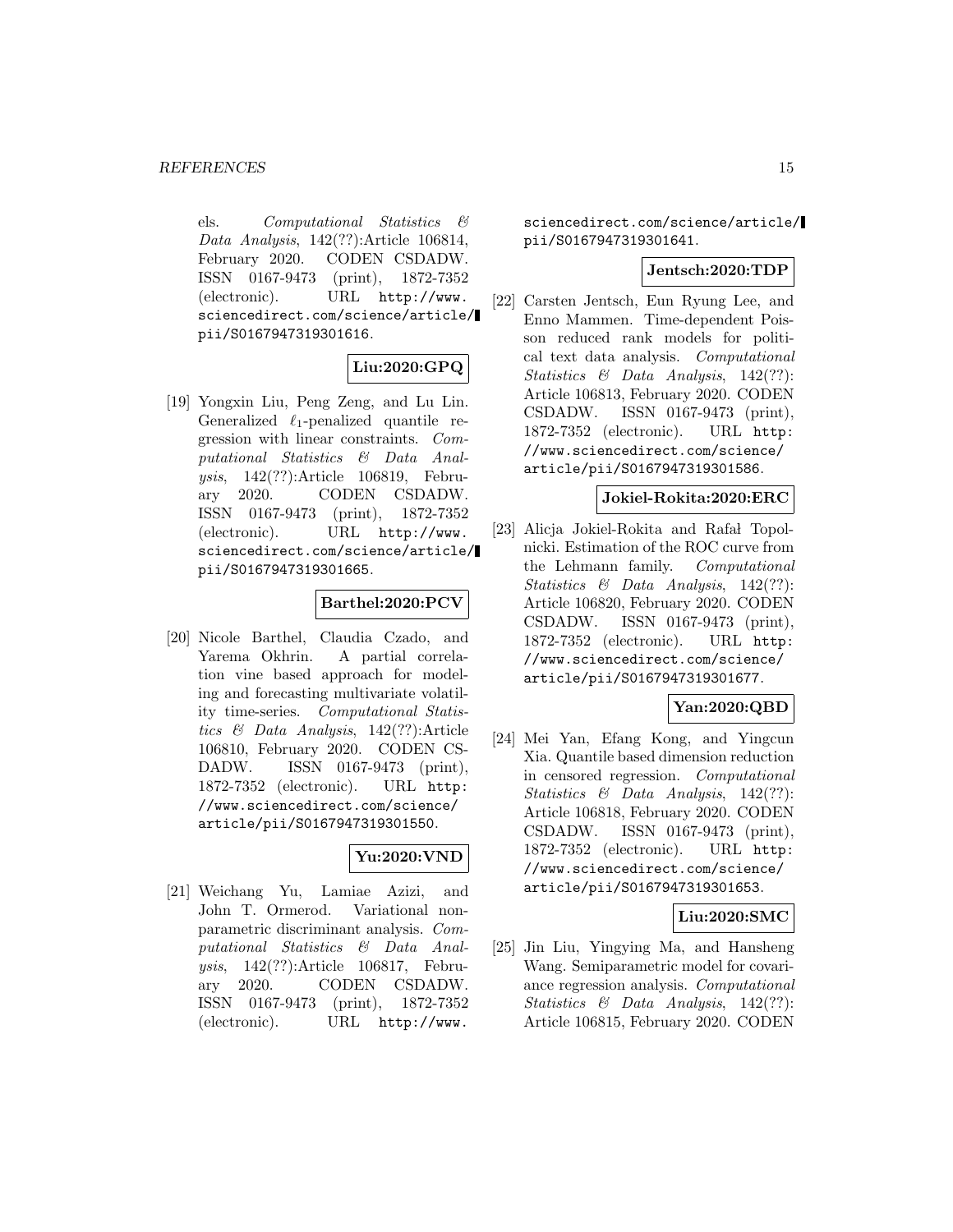els. *Computational Statistics & Data Analysis*, 142(??):Article 106814, February 2020. CODEN CSDADW. ISSN 0167-9473 (print), 1872-7352 (electronic). URL http://www.sciencedirect.com/science/article/pii/S0167947319301616.

**Liu:2020:GPQ**

[19] Yongxin Liu, Peng Zeng, and Lu Lin. Generalized $\ell_1$-penalized quantile regression with linear constraints. *Computational Statistics & Data Analysis*, 142(??):Article 106819, February 2020. CODEN CSDADW. ISSN 0167-9473 (print), 1872-7352 (electronic). URL http://www.sciencedirect.com/science/article/pii/S0167947319301665.

**Barthel:2020:PCV**

[20] Nicole Barthel, Claudia Czado, and Yarema Okhrin. A partial correlation vine based approach for modeling and forecasting multivariate volatility time-series. *Computational Statistics & Data Analysis*, 142(??):Article 106810, February 2020. CODEN CSDADW. ISSN 0167-9473 (print), 1872-7352 (electronic). URL http://www.sciencedirect.com/science/article/pii/S0167947319301550.

**Yu:2020:VND**

[21] Weichang Yu, Lamiae Azizi, and John T. Ormerod. Variational nonparametric discriminant analysis. *Computational Statistics & Data Analysis*, 142(??):Article 106817, February 2020. CODEN CSDADW. ISSN 0167-9473 (print), 1872-7352 (electronic). URL http://www.sciencedirect.com/science/article/pii/S0167947319301641.

**Jentsch:2020:TDP**

[22] Carsten Jentsch, Eun Ryung Lee, and Enno Mammen. Time-dependent Poisson reduced rank models for political text data analysis. *Computational Statistics & Data Analysis*, 142(??):Article 106813, February 2020. CODEN CSDADW. ISSN 0167-9473 (print), 1872-7352 (electronic). URL http://www.sciencedirect.com/science/article/pii/S0167947319301586.

**Jokiel-Rokita:2020:ERC**

[23] Alicja Jokiel-Rokita and Rafał Topolnicki. Estimation of the ROC curve from the Lehmann family. *Computational Statistics & Data Analysis*, 142(??):Article 106820, February 2020. CODEN CSDADW. ISSN 0167-9473 (print), 1872-7352 (electronic). URL http://www.sciencedirect.com/science/article/pii/S0167947319301677.

**Yan:2020:QBD**

[24] Mei Yan, Efang Kong, and Yingcun Xia. Quantile based dimension reduction in censored regression. *Computational Statistics & Data Analysis*, 142(??):Article 106818, February 2020. CODEN CSDADW. ISSN 0167-9473 (print), 1872-7352 (electronic). URL http://www.sciencedirect.com/science/article/pii/S0167947319301653.

**Liu:2020:SMC**

[25] Jin Liu, Yingying Ma, and Hansheng Wang. Semiparametric model for covariance regression analysis. *Computational Statistics & Data Analysis*, 142(??):Article 106815, February 2020. CODEN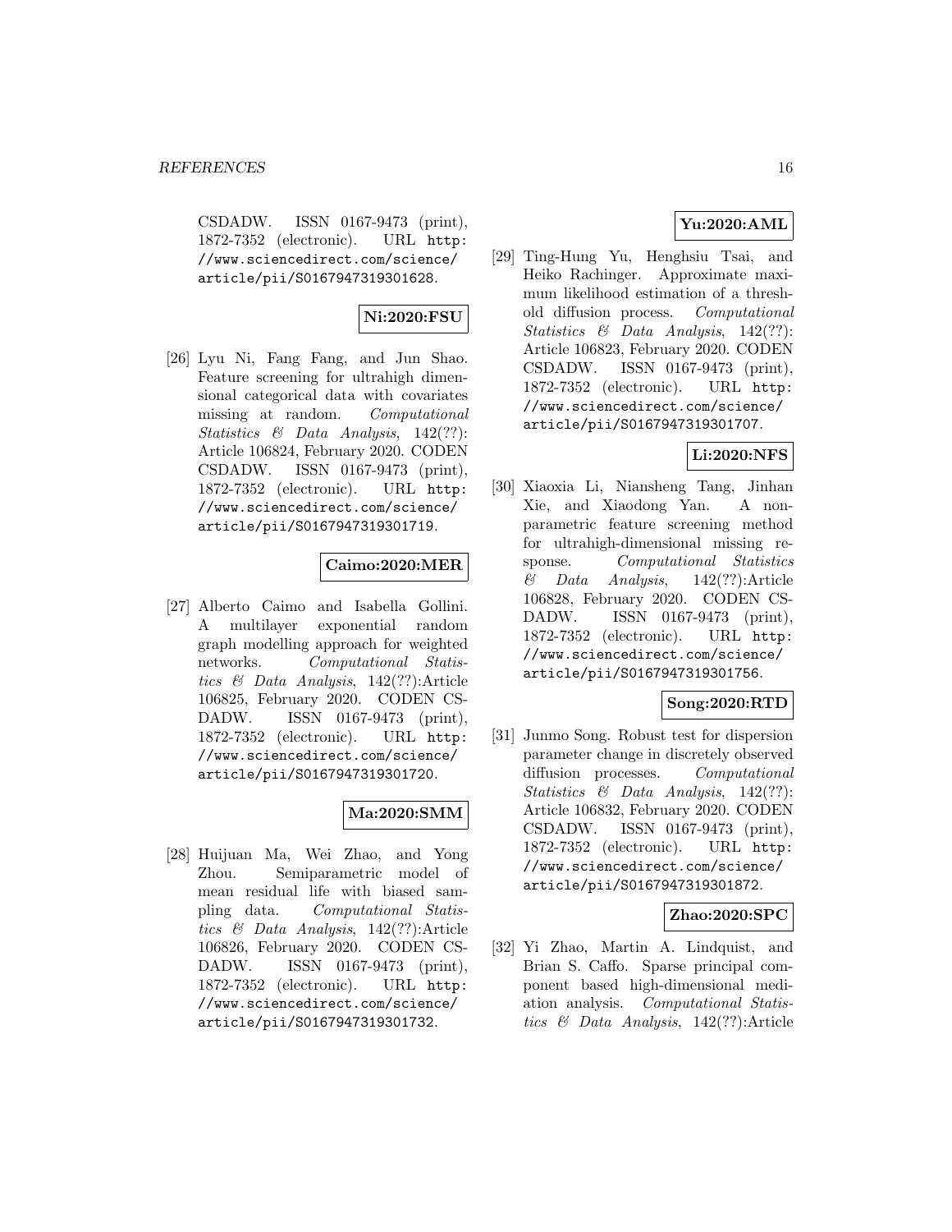CSDADW. ISSN 0167-9473 (print), 1872-7352 (electronic). URL http://www.sciencedirect.com/science/article/pii/S0167947319301628.

**Ni:2020:FSU**

[26] Lyu Ni, Fang Fang, and Jun Shao. Feature screening for ultrahigh dimensional categorical data with covariates missing at random. *Computational Statistics & Data Analysis*, 142(??): Article 106824, February 2020. CODEN CSDADW. ISSN 0167-9473 (print), 1872-7352 (electronic). URL http://www.sciencedirect.com/science/article/pii/S0167947319301719.

**Caimo:2020:MER**

[27] Alberto Caimo and Isabella Gollini. A multilayer exponential random graph modelling approach for weighted networks. *Computational Statistics & Data Analysis*, 142(??):Article 106825, February 2020. CODEN CSDADW. ISSN 0167-9473 (print), 1872-7352 (electronic). URL http://www.sciencedirect.com/science/article/pii/S0167947319301720.

**Ma:2020:SMM**

[28] Huijuan Ma, Wei Zhao, and Yong Zhou. Semiparametric model of mean residual life with biased sampling data. *Computational Statistics & Data Analysis*, 142(??):Article 106826, February 2020. CODEN CSDADW. ISSN 0167-9473 (print), 1872-7352 (electronic). URL http://www.sciencedirect.com/science/article/pii/S0167947319301732.

**Yu:2020:AML**

[29] Ting-Hung Yu, Henghsiu Tsai, and Heiko Rachinger. Approximate maximum likelihood estimation of a threshold diffusion process. *Computational Statistics & Data Analysis*, 142(??): Article 106823, February 2020. CODEN CSDADW. ISSN 0167-9473 (print), 1872-7352 (electronic). URL http://www.sciencedirect.com/science/article/pii/S0167947319301707.

**Li:2020:NFS**

[30] Xiaoxia Li, Niansheng Tang, Jinhan Xie, and Xiaodong Yan. A nonparametric feature screening method for ultrahigh-dimensional missing response. *Computational Statistics & Data Analysis*, 142(??):Article 106828, February 2020. CODEN CSDADW. ISSN 0167-9473 (print), 1872-7352 (electronic). URL http://www.sciencedirect.com/science/article/pii/S0167947319301756.

**Song:2020:RTD**

[31] Junmo Song. Robust test for dispersion parameter change in discretely observed diffusion processes. *Computational Statistics & Data Analysis*, 142(??): Article 106832, February 2020. CODEN CSDADW. ISSN 0167-9473 (print), 1872-7352 (electronic). URL http://www.sciencedirect.com/science/article/pii/S0167947319301872.

**Zhao:2020:SPC**

[32] Yi Zhao, Martin A. Lindquist, and Brian S. Caffo. Sparse principal component based high-dimensional mediation analysis. *Computational Statistics & Data Analysis*, 142(??):Article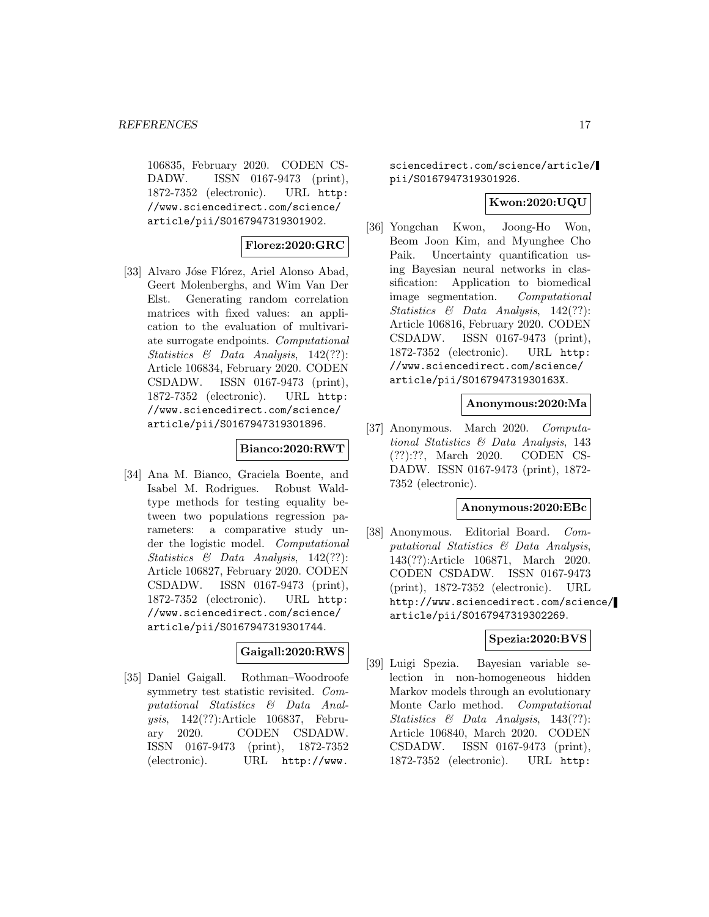106835, February 2020. CODEN CSDADW. ISSN 0167-9473 (print), 1872-7352 (electronic). URL http://www.sciencedirect.com/science/article/pii/S0167947319301902.

**Florez:2020:GRC**

[33] Alvaro Jóse Flórez, Ariel Alonso Abad, Geert Molenberghs, and Wim Van Der Elst. Generating random correlation matrices with fixed values: an application to the evaluation of multivariate surrogate endpoints. *Computational Statistics & Data Analysis*, 142(??): Article 106834, February 2020. CODEN CSDADW. ISSN 0167-9473 (print), 1872-7352 (electronic). URL http://www.sciencedirect.com/science/article/pii/S0167947319301896.

**Bianco:2020:RWT**

[34] Ana M. Bianco, Graciela Boente, and Isabel M. Rodrigues. Robust Wald-type methods for testing equality between two populations regression parameters: a comparative study under the logistic model. *Computational Statistics & Data Analysis*, 142(??): Article 106827, February 2020. CODEN CSDADW. ISSN 0167-9473 (print), 1872-7352 (electronic). URL http://www.sciencedirect.com/science/article/pii/S0167947319301744.

**Gaigall:2020:RWS**

[35] Daniel Gaigall. Rothman–Woodroofe symmetry test statistic revisited. *Computational Statistics & Data Analysis*, 142(??):Article 106837, February 2020. CODEN CSDADW. ISSN 0167-9473 (print), 1872-7352 (electronic). URL http://www.sciencedirect.com/science/article/pii/S0167947319301926.

**Kwon:2020:UQU**

[36] Yongchan Kwon, Joong-Ho Won, Beom Joon Kim, and Myunghee Cho Paik. Uncertainty quantification using Bayesian neural networks in classification: Application to biomedical image segmentation. *Computational Statistics & Data Analysis*, 142(??): Article 106816, February 2020. CODEN CSDADW. ISSN 0167-9473 (print), 1872-7352 (electronic). URL http://www.sciencedirect.com/science/article/pii/S016794731930163X.

**Anonymous:2020:Ma**

[37] Anonymous. March 2020. *Computational Statistics & Data Analysis*, 143 (??):??, March 2020. CODEN CSDADW. ISSN 0167-9473 (print), 1872-7352 (electronic).

**Anonymous:2020:EBc**

[38] Anonymous. Editorial Board. *Computational Statistics & Data Analysis*, 143(??):Article 106871, March 2020. CODEN CSDADW. ISSN 0167-9473 (print), 1872-7352 (electronic). URL http://www.sciencedirect.com/science/article/pii/S0167947319302269.

**Spezia:2020:BVS**

[39] Luigi Spezia. Bayesian variable selection in non-homogeneous hidden Markov models through an evolutionary Monte Carlo method. *Computational Statistics & Data Analysis*, 143(??): Article 106840, March 2020. CODEN CSDADW. ISSN 0167-9473 (print), 1872-7352 (electronic). URL http: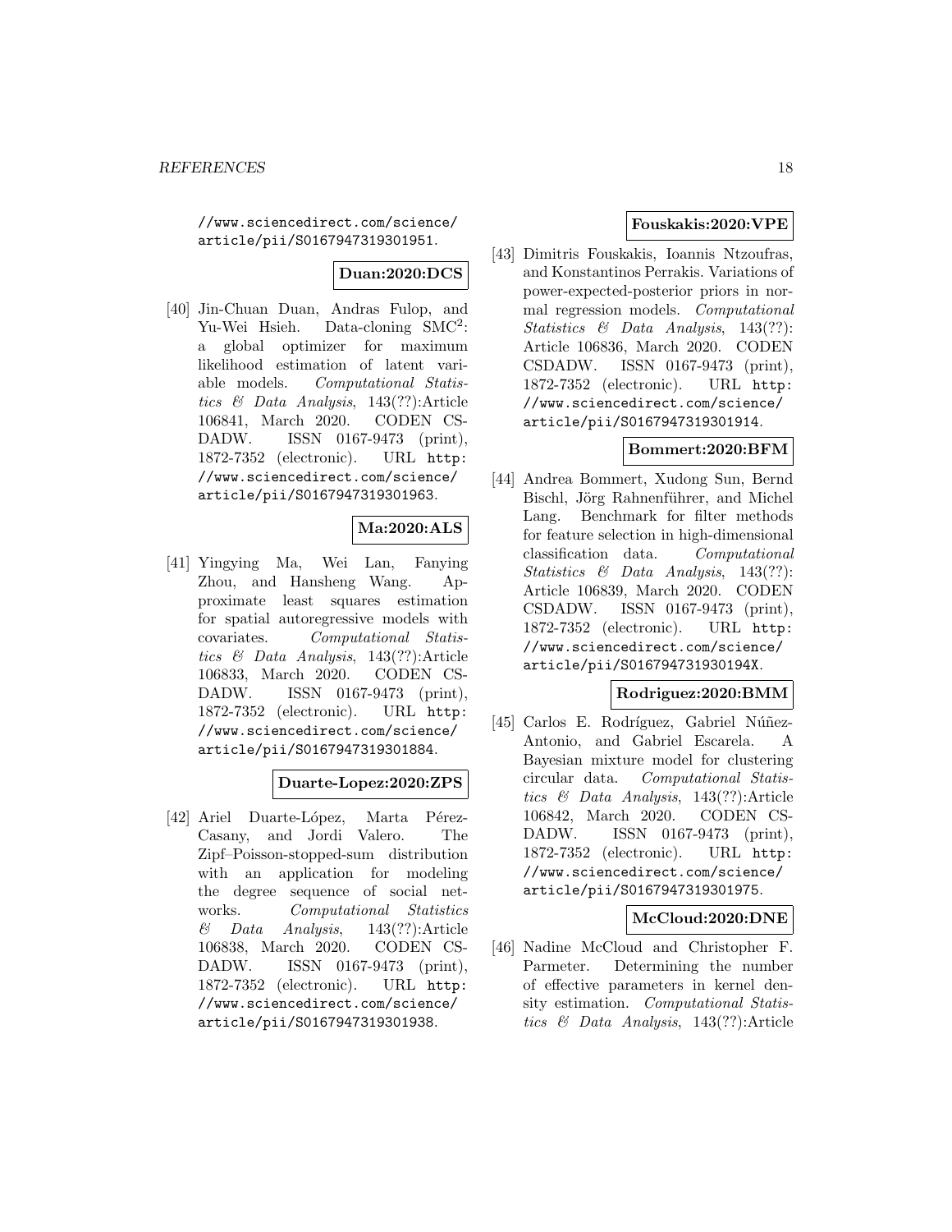//www.sciencedirect.com/science/article/pii/S0167947319301951.

**Duan:2020:DCS**

[40] Jin-Chuan Duan, Andras Fulop, and Yu-Wei Hsieh. Data-cloning $SMC^2$: a global optimizer for maximum likelihood estimation of latent variable models. *Computational Statistics & Data Analysis*, 143(??):Article 106841, March 2020. CODEN CSDADW. ISSN 0167-9473 (print), 1872-7352 (electronic). URL http://www.sciencedirect.com/science/article/pii/S0167947319301963.

**Ma:2020:ALS**

[41] Yingying Ma, Wei Lan, Fanying Zhou, and Hansheng Wang. Approximate least squares estimation for spatial autoregressive models with covariates. *Computational Statistics & Data Analysis*, 143(??):Article 106833, March 2020. CODEN CSDADW. ISSN 0167-9473 (print), 1872-7352 (electronic). URL http://www.sciencedirect.com/science/article/pii/S0167947319301884.

**Duarte-Lopez:2020:ZPS**

[42] Ariel Duarte-López, Marta Pérez-Casany, and Jordi Valero. The Zipf–Poisson-stopped-sum distribution with an application for modeling the degree sequence of social networks. *Computational Statistics & Data Analysis*, 143(??):Article 106838, March 2020. CODEN CSDADW. ISSN 0167-9473 (print), 1872-7352 (electronic). URL http://www.sciencedirect.com/science/article/pii/S0167947319301938.

**Fouskakis:2020:VPE**

[43] Dimitris Fouskakis, Ioannis Ntzoufras, and Konstantinos Perrakis. Variations of power-expected-posterior priors in normal regression models. *Computational Statistics & Data Analysis*, 143(??): Article 106836, March 2020. CODEN CSDADW. ISSN 0167-9473 (print), 1872-7352 (electronic). URL http://www.sciencedirect.com/science/article/pii/S0167947319301914.

**Bommert:2020:BFM**

[44] Andrea Bommert, Xudong Sun, Bernd Bischl, Jörg Rahnenführer, and Michel Lang. Benchmark for filter methods for feature selection in high-dimensional classification data. *Computational Statistics & Data Analysis*, 143(??): Article 106839, March 2020. CODEN CSDADW. ISSN 0167-9473 (print), 1872-7352 (electronic). URL http://www.sciencedirect.com/science/article/pii/S016794731930194X.

**Rodriguez:2020:BMM**

[45] Carlos E. Rodríguez, Gabriel Núñez-Antonio, and Gabriel Escarela. A Bayesian mixture model for clustering circular data. *Computational Statistics & Data Analysis*, 143(??):Article 106842, March 2020. CODEN CSDADW. ISSN 0167-9473 (print), 1872-7352 (electronic). URL http://www.sciencedirect.com/science/article/pii/S0167947319301975.

**McCloud:2020:DNE**

[46] Nadine McCloud and Christopher F. Parmeter. Determining the number of effective parameters in kernel density estimation. *Computational Statistics & Data Analysis*, 143(??):Article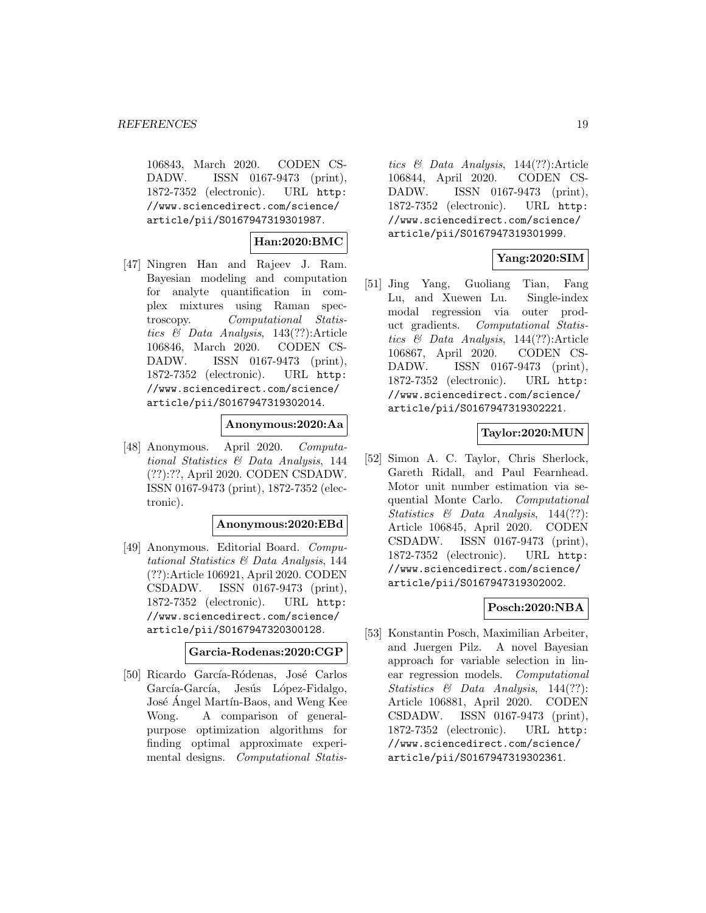106843, March 2020. CODEN CSDADW. ISSN 0167-9473 (print), 1872-7352 (electronic). URL http://www.sciencedirect.com/science/article/pii/S0167947319301987.

**Han:2020:BMC**

[47] Ningren Han and Rajeev J. Ram. Bayesian modeling and computation for analyte quantification in complex mixtures using Raman spectroscopy. *Computational Statistics & Data Analysis*, 143(??):Article 106846, March 2020. CODEN CSDADW. ISSN 0167-9473 (print), 1872-7352 (electronic). URL http://www.sciencedirect.com/science/article/pii/S0167947319302014.

**Anonymous:2020:Aa**

[48] Anonymous. April 2020. *Computational Statistics & Data Analysis*, 144 (??):??, April 2020. CODEN CSDADW. ISSN 0167-9473 (print), 1872-7352 (electronic).

**Anonymous:2020:EBd**

[49] Anonymous. Editorial Board. *Computational Statistics & Data Analysis*, 144 (??):Article 106921, April 2020. CODEN CSDADW. ISSN 0167-9473 (print), 1872-7352 (electronic). URL http://www.sciencedirect.com/science/article/pii/S0167947320300128.

**Garcia-Rodenas:2020:CGP**

[50] Ricardo García-Ródenas, José Carlos García-García, Jesús López-Fidalgo, José Ángel Martín-Baos, and Weng Kee Wong. A comparison of general-purpose optimization algorithms for finding optimal approximate experimental designs. *Computational Statistics & Data Analysis*, 144(??):Article 106844, April 2020. CODEN CSDADW. ISSN 0167-9473 (print), 1872-7352 (electronic). URL http://www.sciencedirect.com/science/article/pii/S0167947319301999.

**Yang:2020:SIM**

[51] Jing Yang, Guoliang Tian, Fang Lu, and Xuewen Lu. Single-index modal regression via outer product gradients. *Computational Statistics & Data Analysis*, 144(??):Article 106867, April 2020. CODEN CSDADW. ISSN 0167-9473 (print), 1872-7352 (electronic). URL http://www.sciencedirect.com/science/article/pii/S0167947319302221.

**Taylor:2020:MUN**

[52] Simon A. C. Taylor, Chris Sherlock, Gareth Ridall, and Paul Fearnhead. Motor unit number estimation via sequential Monte Carlo. *Computational Statistics & Data Analysis*, 144(??): Article 106845, April 2020. CODEN CSDADW. ISSN 0167-9473 (print), 1872-7352 (electronic). URL http://www.sciencedirect.com/science/article/pii/S0167947319302002.

**Posch:2020:NBA**

[53] Konstantin Posch, Maximilian Arbeiter, and Juergen Pilz. A novel Bayesian approach for variable selection in linear regression models. *Computational Statistics & Data Analysis*, 144(??): Article 106881, April 2020. CODEN CSDADW. ISSN 0167-9473 (print), 1872-7352 (electronic). URL http://www.sciencedirect.com/science/article/pii/S0167947319302361.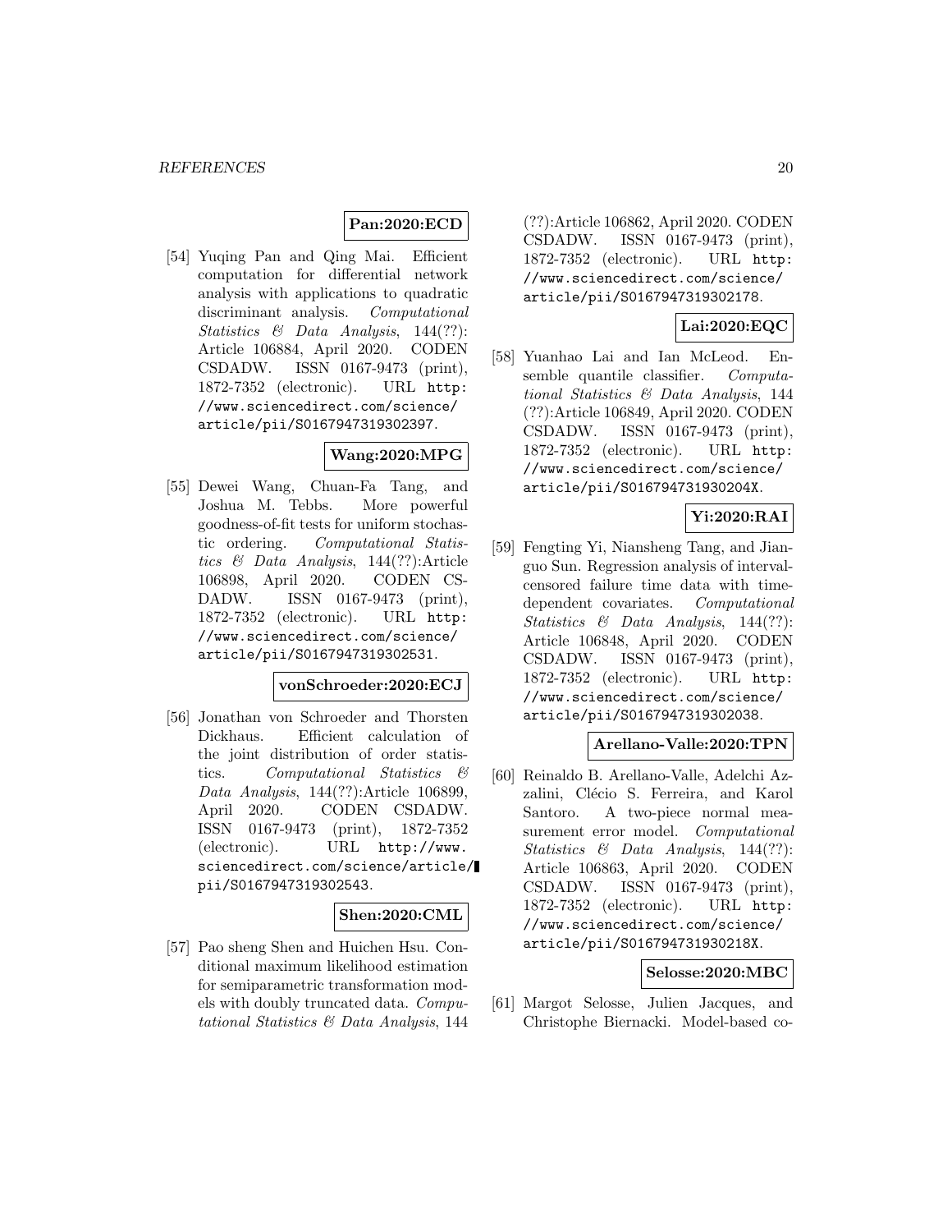**Pan:2020:ECD**

[54] Yuqing Pan and Qing Mai. Efficient computation for differential network analysis with applications to quadratic discriminant analysis. *Computational Statistics & Data Analysis*, 144(??): Article 106884, April 2020. CODEN CSDADW. ISSN 0167-9473 (print), 1872-7352 (electronic). URL http://www.sciencedirect.com/science/article/pii/S0167947319302397.

**Wang:2020:MPG**

[55] Dewei Wang, Chuan-Fa Tang, and Joshua M. Tebbs. More powerful goodness-of-fit tests for uniform stochastic ordering. *Computational Statistics & Data Analysis*, 144(??):Article 106898, April 2020. CODEN CSDADW. ISSN 0167-9473 (print), 1872-7352 (electronic). URL http://www.sciencedirect.com/science/article/pii/S0167947319302531.

**vonSchroeder:2020:ECJ**

[56] Jonathan von Schroeder and Thorsten Dickhaus. Efficient calculation of the joint distribution of order statistics. *Computational Statistics & Data Analysis*, 144(??):Article 106899, April 2020. CODEN CSDADW. ISSN 0167-9473 (print), 1872-7352 (electronic). URL http://www.sciencedirect.com/science/article/pii/S0167947319302543.

**Shen:2020:CML**

[57] Pao sheng Shen and Huichen Hsu. Conditional maximum likelihood estimation for semiparametric transformation models with doubly truncated data. *Computational Statistics & Data Analysis*, 144 (??):Article 106862, April 2020. CODEN CSDADW. ISSN 0167-9473 (print), 1872-7352 (electronic). URL http://www.sciencedirect.com/science/article/pii/S0167947319302178.

**Lai:2020:EQC**

[58] Yuanhao Lai and Ian McLeod. Ensemble quantile classifier. *Computational Statistics & Data Analysis*, 144 (??):Article 106849, April 2020. CODEN CSDADW. ISSN 0167-9473 (print), 1872-7352 (electronic). URL http://www.sciencedirect.com/science/article/pii/S016794731930204X.

**Yi:2020:RAI**

[59] Fengting Yi, Niansheng Tang, and Jianguo Sun. Regression analysis of interval-censored failure time data with time-dependent covariates. *Computational Statistics & Data Analysis*, 144(??): Article 106848, April 2020. CODEN CSDADW. ISSN 0167-9473 (print), 1872-7352 (electronic). URL http://www.sciencedirect.com/science/article/pii/S0167947319302038.

**Arellano-Valle:2020:TPN**

[60] Reinaldo B. Arellano-Valle, Adelchi Azzalini, Clécio S. Ferreira, and Karol Santoro. A two-piece normal measurement error model. *Computational Statistics & Data Analysis*, 144(??): Article 106863, April 2020. CODEN CSDADW. ISSN 0167-9473 (print), 1872-7352 (electronic). URL http://www.sciencedirect.com/science/article/pii/S016794731930218X.

**Selosse:2020:MBC**

[61] Margot Selosse, Julien Jacques, and Christophe Biernacki. Model-based co-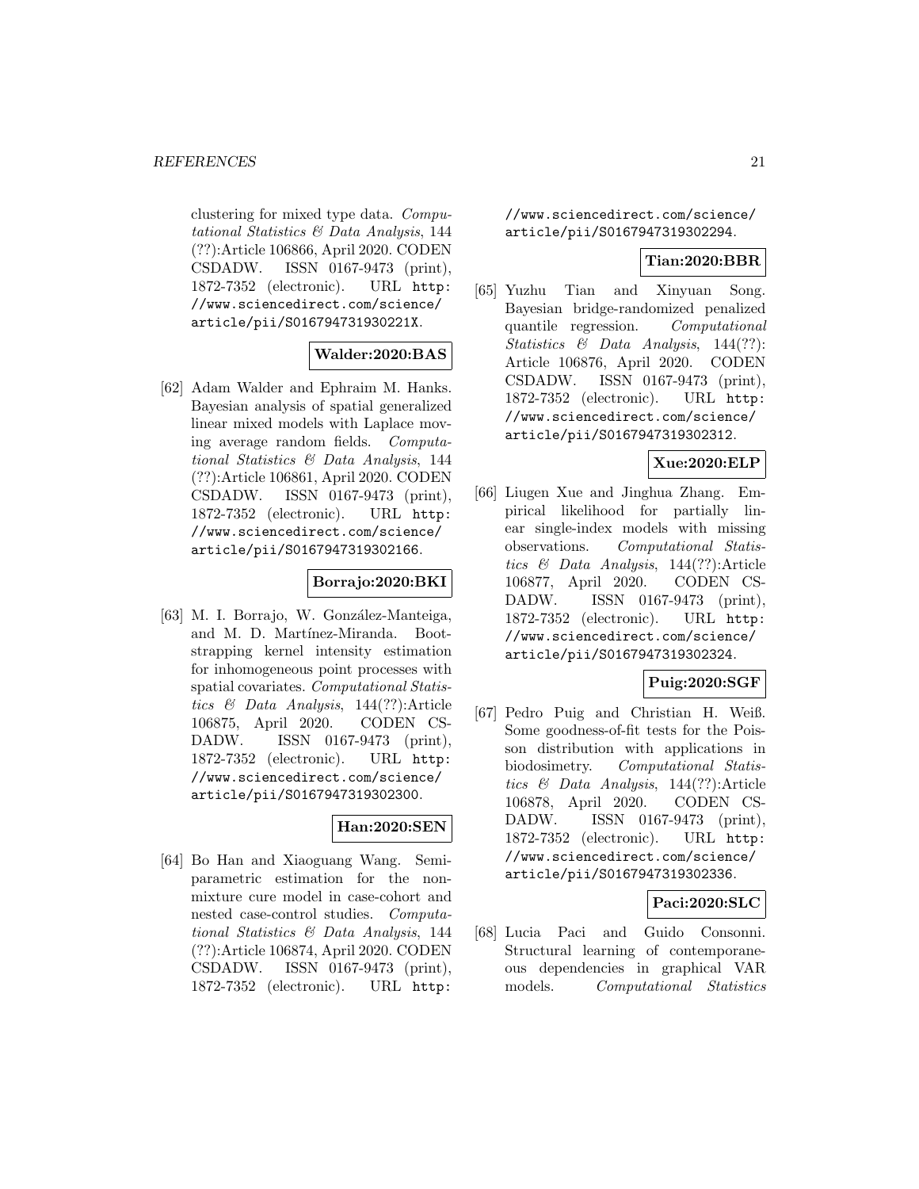clustering for mixed type data. *Computational Statistics & Data Analysis*, 144 (??):Article 106866, April 2020. CODEN CSDADW. ISSN 0167-9473 (print), 1872-7352 (electronic). URL http://www.sciencedirect.com/science/article/pii/S016794731930221X.

**Walder:2020:BAS**

[62] Adam Walder and Ephraim M. Hanks. Bayesian analysis of spatial generalized linear mixed models with Laplace moving average random fields. *Computational Statistics & Data Analysis*, 144 (??):Article 106861, April 2020. CODEN CSDADW. ISSN 0167-9473 (print), 1872-7352 (electronic). URL http://www.sciencedirect.com/science/article/pii/S0167947319302166.

**Borrajo:2020:BKI**

[63] M. I. Borrajo, W. González-Manteiga, and M. D. Martínez-Miranda. Bootstrapping kernel intensity estimation for inhomogeneous point processes with spatial covariates. *Computational Statistics & Data Analysis*, 144(??):Article 106875, April 2020. CODEN CSDADW. ISSN 0167-9473 (print), 1872-7352 (electronic). URL http://www.sciencedirect.com/science/article/pii/S0167947319302300.

**Han:2020:SEN**

[64] Bo Han and Xiaoguang Wang. Semiparametric estimation for the nonmixture cure model in case-cohort and nested case-control studies. *Computational Statistics & Data Analysis*, 144 (??):Article 106874, April 2020. CODEN CSDADW. ISSN 0167-9473 (print), 1872-7352 (electronic). URL http://www.sciencedirect.com/science/article/pii/S0167947319302294.

**Tian:2020:BBR**

[65] Yuzhu Tian and Xinyuan Song. Bayesian bridge-randomized penalized quantile regression. *Computational Statistics & Data Analysis*, 144(??): Article 106876, April 2020. CODEN CSDADW. ISSN 0167-9473 (print), 1872-7352 (electronic). URL http://www.sciencedirect.com/science/article/pii/S0167947319302312.

**Xue:2020:ELP**

[66] Liugen Xue and Jinghua Zhang. Empirical likelihood for partially linear single-index models with missing observations. *Computational Statistics & Data Analysis*, 144(??):Article 106877, April 2020. CODEN CSDADW. ISSN 0167-9473 (print), 1872-7352 (electronic). URL http://www.sciencedirect.com/science/article/pii/S0167947319302324.

**Puig:2020:SGF**

[67] Pedro Puig and Christian H. Weiß. Some goodness-of-fit tests for the Poisson distribution with applications in biodosimetry. *Computational Statistics & Data Analysis*, 144(??):Article 106878, April 2020. CODEN CSDADW. ISSN 0167-9473 (print), 1872-7352 (electronic). URL http://www.sciencedirect.com/science/article/pii/S0167947319302336.

**Paci:2020:SLC**

[68] Lucia Paci and Guido Consonni. Structural learning of contemporaneous dependencies in graphical VAR models. *Computational Statistics*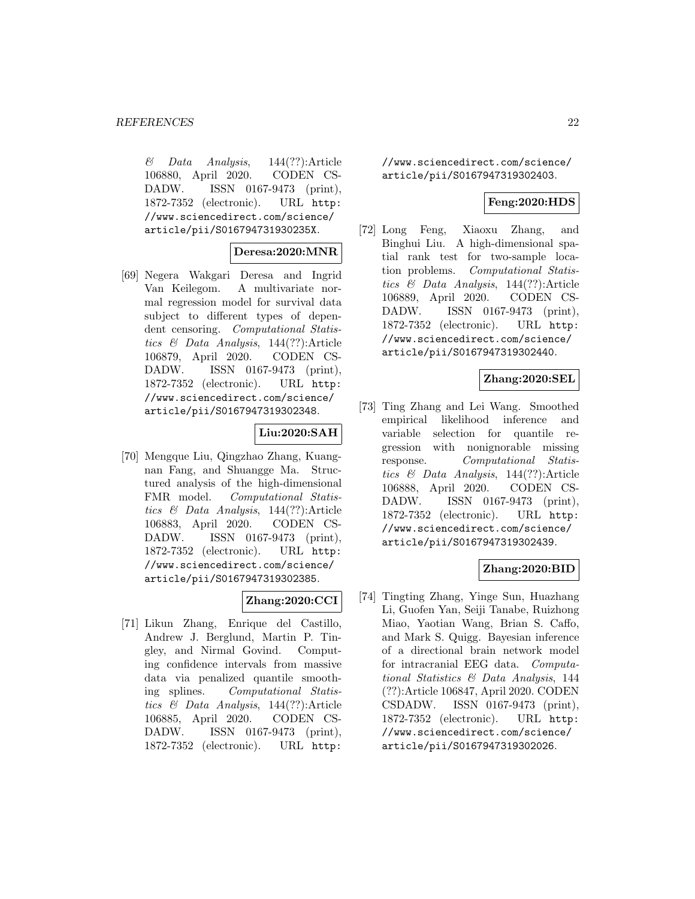*& Data Analysis*, 144(??):Article 106880, April 2020. CODEN CSDADW. ISSN 0167-9473 (print), 1872-7352 (electronic). URL http://www.sciencedirect.com/science/article/pii/S016794731930235X.

**Deresa:2020:MNR**

[69] Negera Wakgari Deresa and Ingrid Van Keilegom. A multivariate normal regression model for survival data subject to different types of dependent censoring. *Computational Statistics & Data Analysis*, 144(??):Article 106879, April 2020. CODEN CSDADW. ISSN 0167-9473 (print), 1872-7352 (electronic). URL http://www.sciencedirect.com/science/article/pii/S0167947319302348.

**Liu:2020:SAH**

[70] Mengque Liu, Qingzhao Zhang, Kuangnan Fang, and Shuangge Ma. Structured analysis of the high-dimensional FMR model. *Computational Statistics & Data Analysis*, 144(??):Article 106883, April 2020. CODEN CSDADW. ISSN 0167-9473 (print), 1872-7352 (electronic). URL http://www.sciencedirect.com/science/article/pii/S0167947319302385.

**Zhang:2020:CCI**

[71] Likun Zhang, Enrique del Castillo, Andrew J. Berglund, Martin P. Tingley, and Nirmal Govind. Computing confidence intervals from massive data via penalized quantile smoothing splines. *Computational Statistics & Data Analysis*, 144(??):Article 106885, April 2020. CODEN CSDADW. ISSN 0167-9473 (print), 1872-7352 (electronic). URL http://www.sciencedirect.com/science/article/pii/S0167947319302403.

**Feng:2020:HDS**

[72] Long Feng, Xiaoxu Zhang, and Binghui Liu. A high-dimensional spatial rank test for two-sample location problems. *Computational Statistics & Data Analysis*, 144(??):Article 106889, April 2020. CODEN CSDADW. ISSN 0167-9473 (print), 1872-7352 (electronic). URL http://www.sciencedirect.com/science/article/pii/S0167947319302440.

**Zhang:2020:SEL**

[73] Ting Zhang and Lei Wang. Smoothed empirical likelihood inference and variable selection for quantile regression with nonignorable missing response. *Computational Statistics & Data Analysis*, 144(??):Article 106888, April 2020. CODEN CSDADW. ISSN 0167-9473 (print), 1872-7352 (electronic). URL http://www.sciencedirect.com/science/article/pii/S0167947319302439.

**Zhang:2020:BID**

[74] Tingting Zhang, Yinge Sun, Huazhang Li, Guofen Yan, Seiji Tanabe, Ruizhong Miao, Yaotian Wang, Brian S. Caffo, and Mark S. Quigg. Bayesian inference of a directional brain network model for intracranial EEG data. *Computational Statistics & Data Analysis*, 144 (??):Article 106847, April 2020. CODEN CSDADW. ISSN 0167-9473 (print), 1872-7352 (electronic). URL http://www.sciencedirect.com/science/article/pii/S0167947319302026.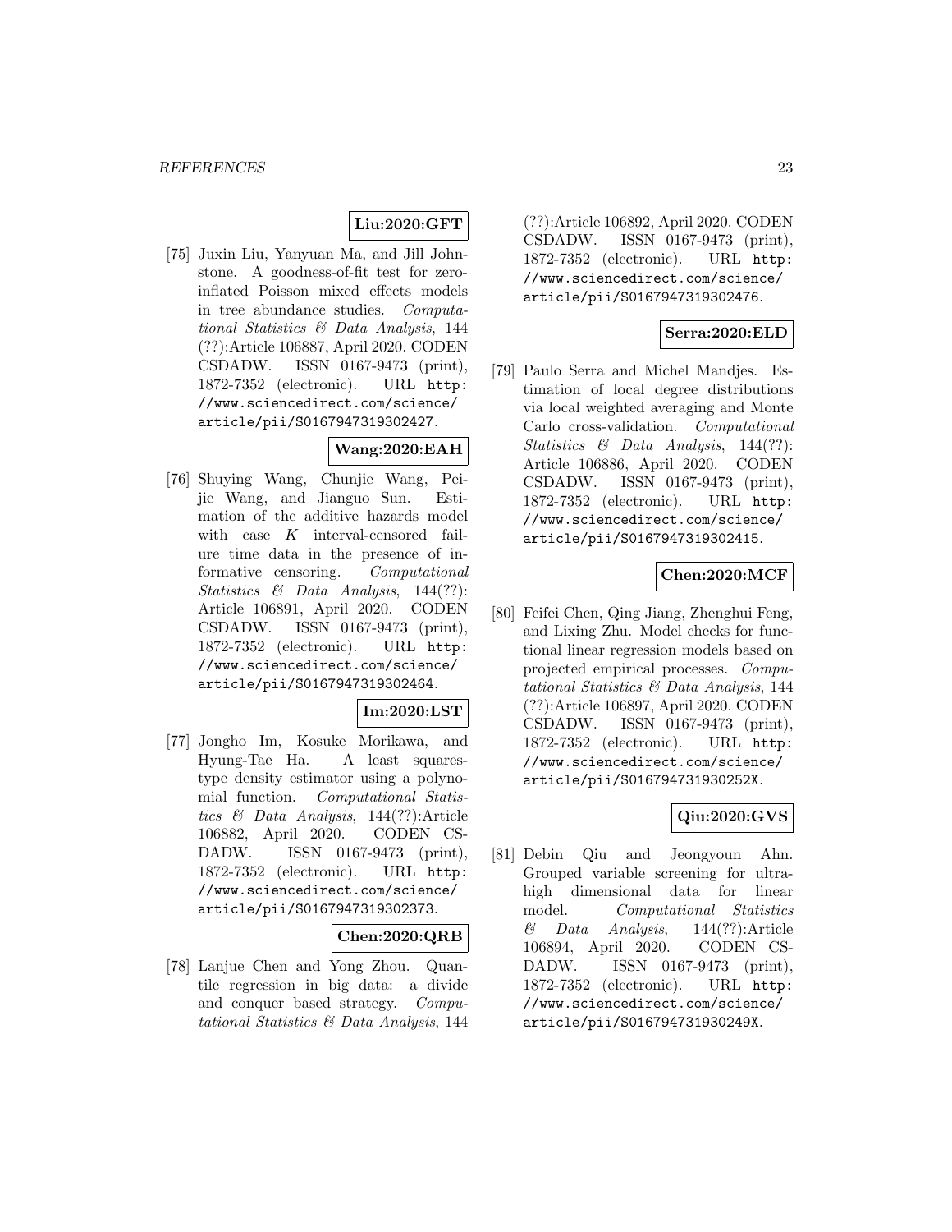**Liu:2020:GFT**

[75] Juxin Liu, Yanyuan Ma, and Jill Johnstone. A goodness-of-fit test for zero-inflated Poisson mixed effects models in tree abundance studies. *Computational Statistics & Data Analysis*, 144 (??):Article 106887, April 2020. CODEN CSDADW. ISSN 0167-9473 (print), 1872-7352 (electronic). URL `http://www.sciencedirect.com/science/article/pii/S0167947319302427`.

**Wang:2020:EAH**

[76] Shuying Wang, Chunjie Wang, Peijie Wang, and Jianguo Sun. Estimation of the additive hazards model with case $K$ interval-censored failure time data in the presence of informative censoring. *Computational Statistics & Data Analysis*, 144(??): Article 106891, April 2020. CODEN CSDADW. ISSN 0167-9473 (print), 1872-7352 (electronic). URL `http://www.sciencedirect.com/science/article/pii/S0167947319302464`.

**Im:2020:LST**

[77] Jongho Im, Kosuke Morikawa, and Hyung-Tae Ha. A least squares-type density estimator using a polynomial function. *Computational Statistics & Data Analysis*, 144(??):Article 106882, April 2020. CODEN CSDADW. ISSN 0167-9473 (print), 1872-7352 (electronic). URL `http://www.sciencedirect.com/science/article/pii/S0167947319302373`.

**Chen:2020:QRB**

[78] Lanjue Chen and Yong Zhou. Quantile regression in big data: a divide and conquer based strategy. *Computational Statistics & Data Analysis*, 144 (??):Article 106892, April 2020. CODEN CSDADW. ISSN 0167-9473 (print), 1872-7352 (electronic). URL `http://www.sciencedirect.com/science/article/pii/S0167947319302476`.

**Serra:2020:ELD**

[79] Paulo Serra and Michel Mandjes. Estimation of local degree distributions via local weighted averaging and Monte Carlo cross-validation. *Computational Statistics & Data Analysis*, 144(??): Article 106886, April 2020. CODEN CSDADW. ISSN 0167-9473 (print), 1872-7352 (electronic). URL `http://www.sciencedirect.com/science/article/pii/S0167947319302415`.

**Chen:2020:MCF**

[80] Feifei Chen, Qing Jiang, Zhenghui Feng, and Lixing Zhu. Model checks for functional linear regression models based on projected empirical processes. *Computational Statistics & Data Analysis*, 144 (??):Article 106897, April 2020. CODEN CSDADW. ISSN 0167-9473 (print), 1872-7352 (electronic). URL `http://www.sciencedirect.com/science/article/pii/S016794731930252X`.

**Qiu:2020:GVS**

[81] Debin Qiu and Jeongyoun Ahn. Grouped variable screening for ultra-high dimensional data for linear model. *Computational Statistics & Data Analysis*, 144(??):Article 106894, April 2020. CODEN CSDADW. ISSN 0167-9473 (print), 1872-7352 (electronic). URL `http://www.sciencedirect.com/science/article/pii/S016794731930249X`.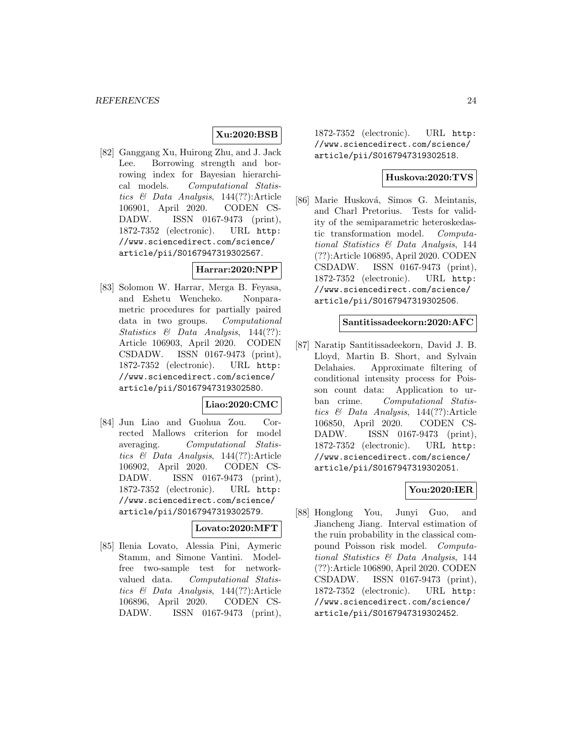**Xu:2020:BSB**

[82] Ganggang Xu, Huirong Zhu, and J. Jack Lee. Borrowing strength and borrowing index for Bayesian hierarchical models. *Computational Statistics & Data Analysis*, 144(??):Article 106901, April 2020. CODEN CSDADW. ISSN 0167-9473 (print), 1872-7352 (electronic). URL `http://www.sciencedirect.com/science/article/pii/S0167947319302567`.

**Harrar:2020:NPP**

[83] Solomon W. Harrar, Merga B. Feyasa, and Eshetu Wencheko. Nonparametric procedures for partially paired data in two groups. *Computational Statistics & Data Analysis*, 144(??): Article 106903, April 2020. CODEN CSDADW. ISSN 0167-9473 (print), 1872-7352 (electronic). URL `http://www.sciencedirect.com/science/article/pii/S0167947319302580`.

**Liao:2020:CMC**

[84] Jun Liao and Guohua Zou. Corrected Mallows criterion for model averaging. *Computational Statistics & Data Analysis*, 144(??):Article 106902, April 2020. CODEN CSDADW. ISSN 0167-9473 (print), 1872-7352 (electronic). URL `http://www.sciencedirect.com/science/article/pii/S0167947319302579`.

**Lovato:2020:MFT**

[85] Ilenia Lovato, Alessia Pini, Aymeric Stamm, and Simone Vantini. Model-free two-sample test for network-valued data. *Computational Statistics & Data Analysis*, 144(??):Article 106896, April 2020. CODEN CSDADW. ISSN 0167-9473 (print), 1872-7352 (electronic). URL `http://www.sciencedirect.com/science/article/pii/S0167947319302518`.

**Huskova:2020:TVS**

[86] Marie Husková, Simos G. Meintanis, and Charl Pretorius. Tests for validity of the semiparametric heteroskedastic transformation model. *Computational Statistics & Data Analysis*, 144 (??):Article 106895, April 2020. CODEN CSDADW. ISSN 0167-9473 (print), 1872-7352 (electronic). URL `http://www.sciencedirect.com/science/article/pii/S0167947319302506`.

**Santitissadeekorn:2020:AFC**

[87] Naratip Santitissadeekorn, David J. B. Lloyd, Martin B. Short, and Sylvain Delahaies. Approximate filtering of conditional intensity process for Poisson count data: Application to urban crime. *Computational Statistics & Data Analysis*, 144(??):Article 106850, April 2020. CODEN CSDADW. ISSN 0167-9473 (print), 1872-7352 (electronic). URL `http://www.sciencedirect.com/science/article/pii/S0167947319302051`.

**You:2020:IER**

[88] Honglong You, Junyi Guo, and Jiancheng Jiang. Interval estimation of the ruin probability in the classical compound Poisson risk model. *Computational Statistics & Data Analysis*, 144 (??):Article 106890, April 2020. CODEN CSDADW. ISSN 0167-9473 (print), 1872-7352 (electronic). URL `http://www.sciencedirect.com/science/article/pii/S0167947319302452`.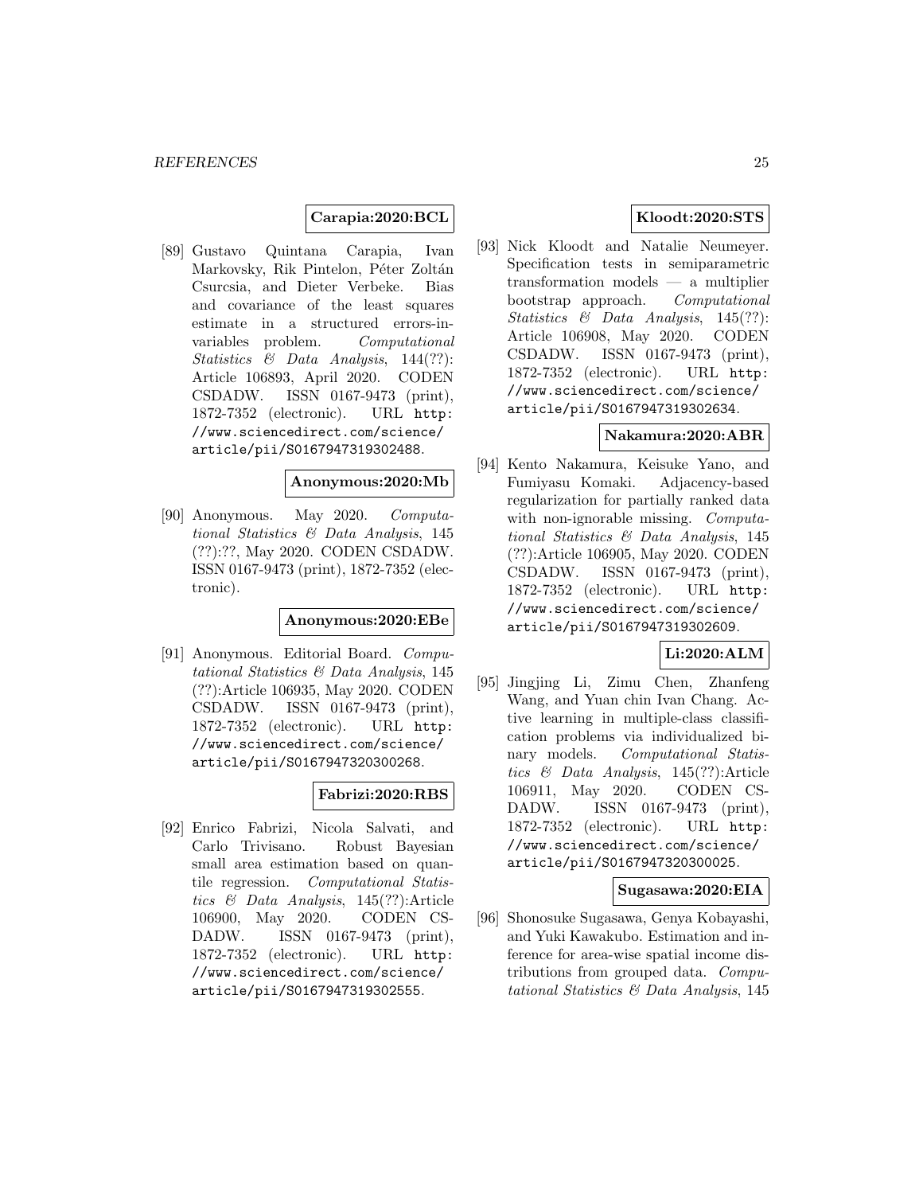**Carapia:2020:BCL**

[89] Gustavo Quintana Carapia, Ivan Markovsky, Rik Pintelon, Péter Zoltán Csurcsia, and Dieter Verbeke. Bias and covariance of the least squares estimate in a structured errors-in-variables problem. *Computational Statistics & Data Analysis*, 144(??): Article 106893, April 2020. CODEN CSDADW. ISSN 0167-9473 (print), 1872-7352 (electronic). URL http://www.sciencedirect.com/science/article/pii/S0167947319302488.

**Anonymous:2020:Mb**

[90] Anonymous. May 2020. *Computational Statistics & Data Analysis*, 145 (??):??, May 2020. CODEN CSDADW. ISSN 0167-9473 (print), 1872-7352 (electronic).

**Anonymous:2020:EBe**

[91] Anonymous. Editorial Board. *Computational Statistics & Data Analysis*, 145 (??):Article 106935, May 2020. CODEN CSDADW. ISSN 0167-9473 (print), 1872-7352 (electronic). URL http://www.sciencedirect.com/science/article/pii/S0167947320300268.

**Fabrizi:2020:RBS**

[92] Enrico Fabrizi, Nicola Salvati, and Carlo Trivisano. Robust Bayesian small area estimation based on quantile regression. *Computational Statistics & Data Analysis*, 145(??):Article 106900, May 2020. CODEN CSDADW. ISSN 0167-9473 (print), 1872-7352 (electronic). URL http://www.sciencedirect.com/science/article/pii/S0167947319302555.

**Kloodt:2020:STS**

[93] Nick Kloodt and Natalie Neumeyer. Specification tests in semiparametric transformation models — a multiplier bootstrap approach. *Computational Statistics & Data Analysis*, 145(??): Article 106908, May 2020. CODEN CSDADW. ISSN 0167-9473 (print), 1872-7352 (electronic). URL http://www.sciencedirect.com/science/article/pii/S0167947319302634.

**Nakamura:2020:ABR**

[94] Kento Nakamura, Keisuke Yano, and Fumiyasu Komaki. Adjacency-based regularization for partially ranked data with non-ignorable missing. *Computational Statistics & Data Analysis*, 145 (??):Article 106905, May 2020. CODEN CSDADW. ISSN 0167-9473 (print), 1872-7352 (electronic). URL http://www.sciencedirect.com/science/article/pii/S0167947319302609.

**Li:2020:ALM**

[95] Jingjing Li, Zimu Chen, Zhanfeng Wang, and Yuan chin Ivan Chang. Active learning in multiple-class classification problems via individualized binary models. *Computational Statistics & Data Analysis*, 145(??):Article 106911, May 2020. CODEN CSDADW. ISSN 0167-9473 (print), 1872-7352 (electronic). URL http://www.sciencedirect.com/science/article/pii/S0167947320300025.

**Sugasawa:2020:EIA**

[96] Shonosuke Sugasawa, Genya Kobayashi, and Yuki Kawakubo. Estimation and inference for area-wise spatial income distributions from grouped data. *Computational Statistics & Data Analysis*, 145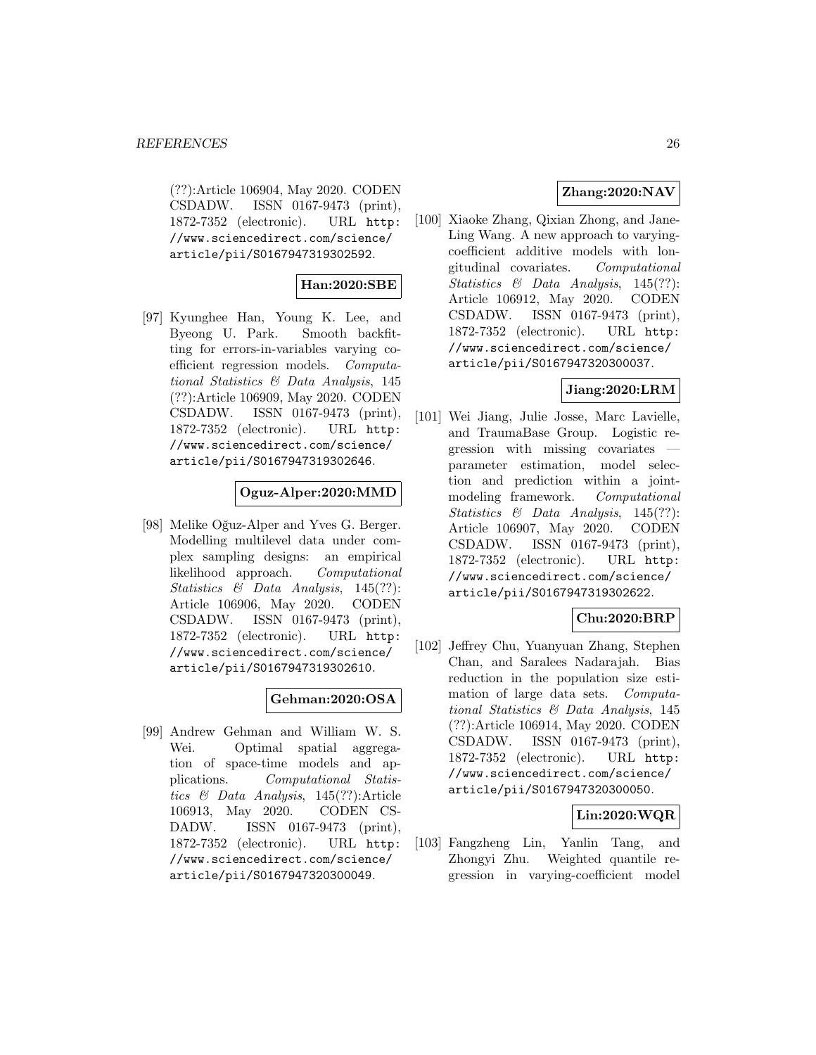(??):Article 106904, May 2020. CODEN CSDADW. ISSN 0167-9473 (print), 1872-7352 (electronic). URL http://www.sciencedirect.com/science/article/pii/S0167947319302592.

**Han:2020:SBE**

[97] Kyunghee Han, Young K. Lee, and Byeong U. Park. Smooth backfitting for errors-in-variables varying coefficient regression models. *Computational Statistics & Data Analysis*, 145 (??):Article 106909, May 2020. CODEN CSDADW. ISSN 0167-9473 (print), 1872-7352 (electronic). URL http://www.sciencedirect.com/science/article/pii/S0167947319302646.

**Oguz-Alper:2020:MMD**

[98] Melike Oğuz-Alper and Yves G. Berger. Modelling multilevel data under complex sampling designs: an empirical likelihood approach. *Computational Statistics & Data Analysis*, 145(??): Article 106906, May 2020. CODEN CSDADW. ISSN 0167-9473 (print), 1872-7352 (electronic). URL http://www.sciencedirect.com/science/article/pii/S0167947319302610.

**Gehman:2020:OSA**

[99] Andrew Gehman and William W. S. Wei. Optimal spatial aggregation of space-time models and applications. *Computational Statistics & Data Analysis*, 145(??):Article 106913, May 2020. CODEN CSDADW. ISSN 0167-9473 (print), 1872-7352 (electronic). URL http://www.sciencedirect.com/science/article/pii/S0167947320300049.

**Zhang:2020:NAV**

[100] Xiaoke Zhang, Qixian Zhong, and Jane-Ling Wang. A new approach to varying-coefficient additive models with longitudinal covariates. *Computational Statistics & Data Analysis*, 145(??): Article 106912, May 2020. CODEN CSDADW. ISSN 0167-9473 (print), 1872-7352 (electronic). URL http://www.sciencedirect.com/science/article/pii/S0167947320300037.

**Jiang:2020:LRM**

[101] Wei Jiang, Julie Josse, Marc Lavielle, and TraumaBase Group. Logistic regression with missing covariates — parameter estimation, model selection and prediction within a joint-modeling framework. *Computational Statistics & Data Analysis*, 145(??): Article 106907, May 2020. CODEN CSDADW. ISSN 0167-9473 (print), 1872-7352 (electronic). URL http://www.sciencedirect.com/science/article/pii/S0167947319302622.

**Chu:2020:BRP**

[102] Jeffrey Chu, Yuanyuan Zhang, Stephen Chan, and Saralees Nadarajah. Bias reduction in the population size estimation of large data sets. *Computational Statistics & Data Analysis*, 145 (??):Article 106914, May 2020. CODEN CSDADW. ISSN 0167-9473 (print), 1872-7352 (electronic). URL http://www.sciencedirect.com/science/article/pii/S0167947320300050.

**Lin:2020:WQR**

[103] Fangzheng Lin, Yanlin Tang, and Zhongyi Zhu. Weighted quantile regression in varying-coefficient model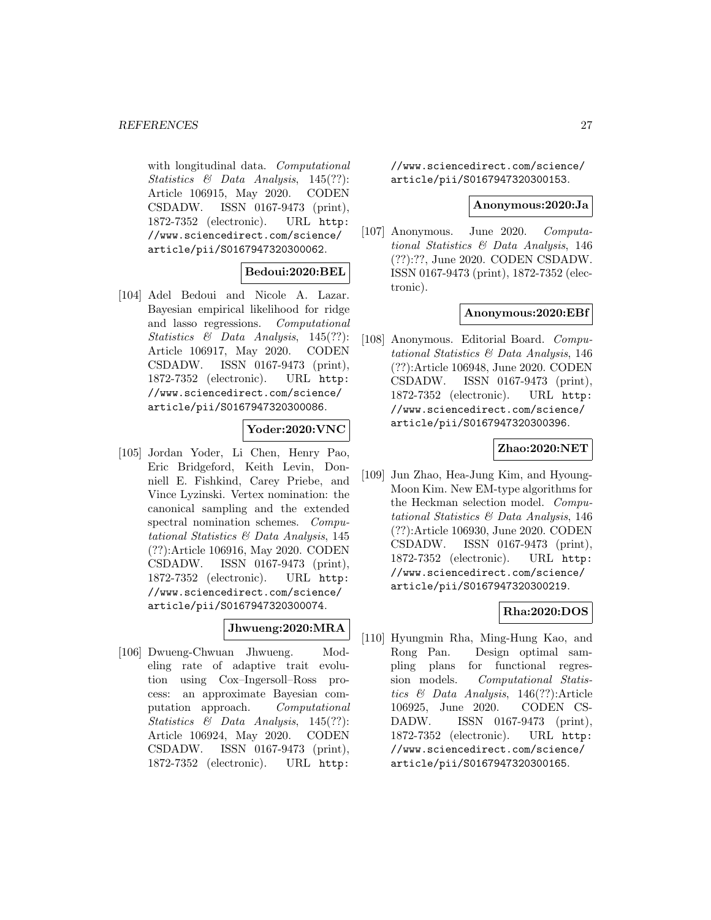with longitudinal data. *Computational Statistics & Data Analysis*, 145(??): Article 106915, May 2020. CODEN CSDADW. ISSN 0167-9473 (print), 1872-7352 (electronic). URL http://www.sciencedirect.com/science/article/pii/S0167947320300062.

**Bedoui:2020:BEL**

[104] Adel Bedoui and Nicole A. Lazar. Bayesian empirical likelihood for ridge and lasso regressions. *Computational Statistics & Data Analysis*, 145(??): Article 106917, May 2020. CODEN CSDADW. ISSN 0167-9473 (print), 1872-7352 (electronic). URL http://www.sciencedirect.com/science/article/pii/S0167947320300086.

**Yoder:2020:VNC**

[105] Jordan Yoder, Li Chen, Henry Pao, Eric Bridgeford, Keith Levin, Donniell E. Fishkind, Carey Priebe, and Vince Lyzinski. Vertex nomination: the canonical sampling and the extended spectral nomination schemes. *Computational Statistics & Data Analysis*, 145 (??):Article 106916, May 2020. CODEN CSDADW. ISSN 0167-9473 (print), 1872-7352 (electronic). URL http://www.sciencedirect.com/science/article/pii/S0167947320300074.

**Jhwueng:2020:MRA**

[106] Dwueng-Chwuan Jhwueng. Modeling rate of adaptive trait evolution using Cox–Ingersoll–Ross process: an approximate Bayesian computation approach. *Computational Statistics & Data Analysis*, 145(??): Article 106924, May 2020. CODEN CSDADW. ISSN 0167-9473 (print), 1872-7352 (electronic). URL http://www.sciencedirect.com/science/article/pii/S0167947320300153.

**Anonymous:2020:Ja**

[107] Anonymous. June 2020. *Computational Statistics & Data Analysis*, 146 (??):??, June 2020. CODEN CSDADW. ISSN 0167-9473 (print), 1872-7352 (electronic).

**Anonymous:2020:EBf**

[108] Anonymous. Editorial Board. *Computational Statistics & Data Analysis*, 146 (??):Article 106948, June 2020. CODEN CSDADW. ISSN 0167-9473 (print), 1872-7352 (electronic). URL http://www.sciencedirect.com/science/article/pii/S0167947320300396.

**Zhao:2020:NET**

[109] Jun Zhao, Hea-Jung Kim, and Hyoung-Moon Kim. New EM-type algorithms for the Heckman selection model. *Computational Statistics & Data Analysis*, 146 (??):Article 106930, June 2020. CODEN CSDADW. ISSN 0167-9473 (print), 1872-7352 (electronic). URL http://www.sciencedirect.com/science/article/pii/S0167947320300219.

**Rha:2020:DOS**

[110] Hyungmin Rha, Ming-Hung Kao, and Rong Pan. Design optimal sampling plans for functional regression models. *Computational Statistics & Data Analysis*, 146(??):Article 106925, June 2020. CODEN CSDADW. ISSN 0167-9473 (print), 1872-7352 (electronic). URL http://www.sciencedirect.com/science/article/pii/S0167947320300165.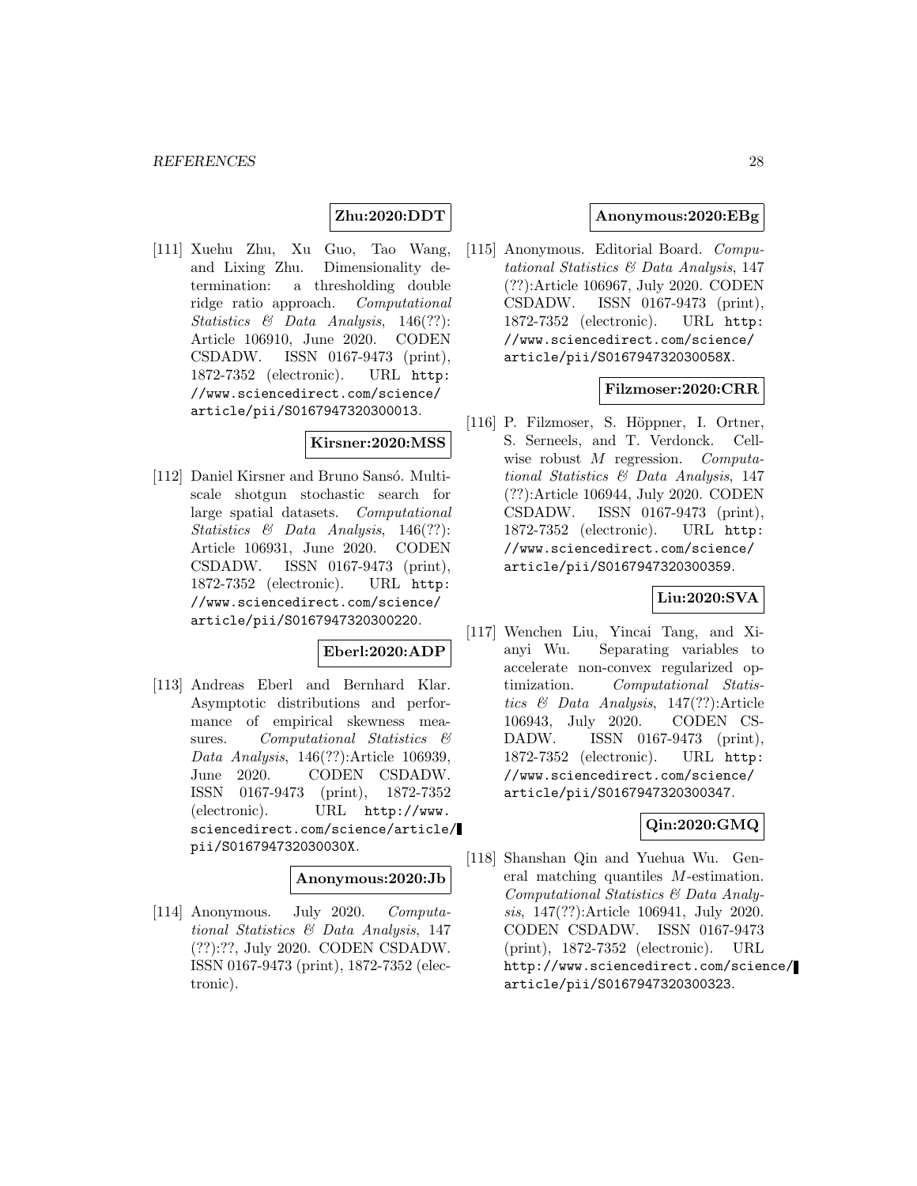**Zhu:2020:DDT**

[111] Xuehu Zhu, Xu Guo, Tao Wang, and Lixing Zhu. Dimensionality determination: a thresholding double ridge ratio approach. *Computational Statistics & Data Analysis*, 146(??): Article 106910, June 2020. CODEN CSDADW. ISSN 0167-9473 (print), 1872-7352 (electronic). URL http://www.sciencedirect.com/science/article/pii/S0167947320300013.

**Kirsner:2020:MSS**

[112] Daniel Kirsner and Bruno Sansó. Multiscale shotgun stochastic search for large spatial datasets. *Computational Statistics & Data Analysis*, 146(??): Article 106931, June 2020. CODEN CSDADW. ISSN 0167-9473 (print), 1872-7352 (electronic). URL http://www.sciencedirect.com/science/article/pii/S0167947320300220.

**Eberl:2020:ADP**

[113] Andreas Eberl and Bernhard Klar. Asymptotic distributions and performance of empirical skewness measures. *Computational Statistics & Data Analysis*, 146(??):Article 106939, June 2020. CODEN CSDADW. ISSN 0167-9473 (print), 1872-7352 (electronic). URL http://www.sciencedirect.com/science/article/pii/S016794732030030X.

**Anonymous:2020:Jb**

[114] Anonymous. July 2020. *Computational Statistics & Data Analysis*, 147 (??):??, July 2020. CODEN CSDADW. ISSN 0167-9473 (print), 1872-7352 (electronic).

**Anonymous:2020:EBg**

[115] Anonymous. Editorial Board. *Computational Statistics & Data Analysis*, 147 (??):Article 106967, July 2020. CODEN CSDADW. ISSN 0167-9473 (print), 1872-7352 (electronic). URL http://www.sciencedirect.com/science/article/pii/S016794732030058X.

**Filzmoser:2020:CRR**

[116] P. Filzmoser, S. Höppner, I. Ortner, S. Serneels, and T. Verdonck. Cellwise robust $M$ regression. *Computational Statistics & Data Analysis*, 147 (??):Article 106944, July 2020. CODEN CSDADW. ISSN 0167-9473 (print), 1872-7352 (electronic). URL http://www.sciencedirect.com/science/article/pii/S0167947320300359.

**Liu:2020:SVA**

[117] Wenchen Liu, Yincai Tang, and Xianyi Wu. Separating variables to accelerate non-convex regularized optimization. *Computational Statistics & Data Analysis*, 147(??):Article 106943, July 2020. CODEN CSDADW. ISSN 0167-9473 (print), 1872-7352 (electronic). URL http://www.sciencedirect.com/science/article/pii/S0167947320300347.

**Qin:2020:GMQ**

[118] Shanshan Qin and Yuehua Wu. General matching quantiles $M$-estimation. *Computational Statistics & Data Analysis*, 147(??):Article 106941, July 2020. CODEN CSDADW. ISSN 0167-9473 (print), 1872-7352 (electronic). URL http://www.sciencedirect.com/science/article/pii/S0167947320300323.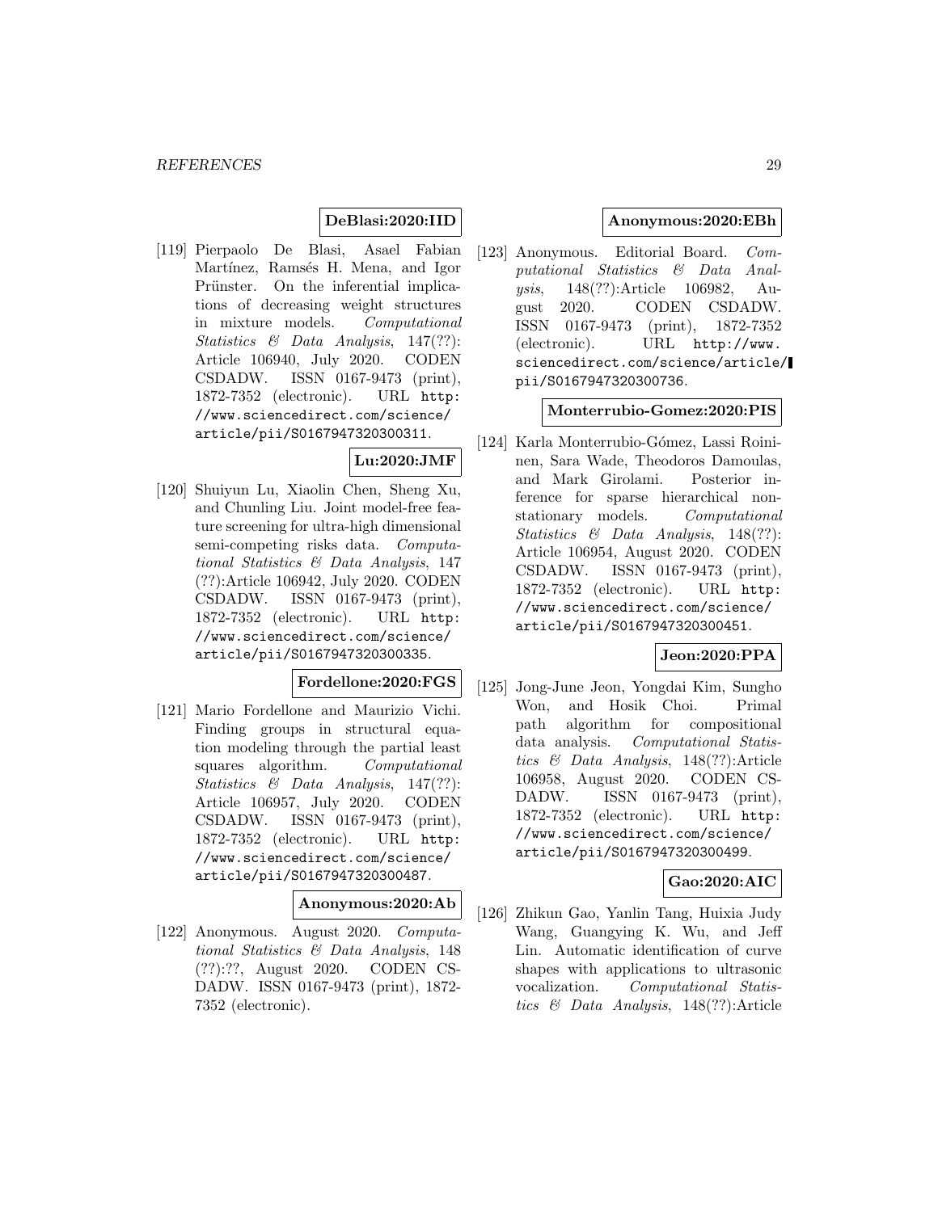**DeBlasi:2020:IID**

[119] Pierpaolo De Blasi, Asael Fabian Martínez, Ramsés H. Mena, and Igor Prünster. On the inferential implications of decreasing weight structures in mixture models. *Computational Statistics & Data Analysis*, 147(??): Article 106940, July 2020. CODEN CSDADW. ISSN 0167-9473 (print), 1872-7352 (electronic). URL http://www.sciencedirect.com/science/article/pii/S0167947320300311.

**Lu:2020:JMF**

[120] Shuiyun Lu, Xiaolin Chen, Sheng Xu, and Chunling Liu. Joint model-free feature screening for ultra-high dimensional semi-competing risks data. *Computational Statistics & Data Analysis*, 147 (??):Article 106942, July 2020. CODEN CSDADW. ISSN 0167-9473 (print), 1872-7352 (electronic). URL http://www.sciencedirect.com/science/article/pii/S0167947320300335.

**Fordellone:2020:FGS**

[121] Mario Fordellone and Maurizio Vichi. Finding groups in structural equation modeling through the partial least squares algorithm. *Computational Statistics & Data Analysis*, 147(??): Article 106957, July 2020. CODEN CSDADW. ISSN 0167-9473 (print), 1872-7352 (electronic). URL http://www.sciencedirect.com/science/article/pii/S0167947320300487.

**Anonymous:2020:Ab**

[122] Anonymous. August 2020. *Computational Statistics & Data Analysis*, 148 (??):??, August 2020. CODEN CSDADW. ISSN 0167-9473 (print), 1872-7352 (electronic).

**Anonymous:2020:EBh**

[123] Anonymous. Editorial Board. *Computational Statistics & Data Analysis*, 148(??):Article 106982, August 2020. CODEN CSDADW. ISSN 0167-9473 (print), 1872-7352 (electronic). URL http://www.sciencedirect.com/science/article/pii/S0167947320300736.

**Monterrubio-Gomez:2020:PIS**

[124] Karla Monterrubio-Gómez, Lassi Roininen, Sara Wade, Theodoros Damoulas, and Mark Girolami. Posterior inference for sparse hierarchical non-stationary models. *Computational Statistics & Data Analysis*, 148(??): Article 106954, August 2020. CODEN CSDADW. ISSN 0167-9473 (print), 1872-7352 (electronic). URL http://www.sciencedirect.com/science/article/pii/S0167947320300451.

**Jeon:2020:PPA**

[125] Jong-June Jeon, Yongdai Kim, Sungho Won, and Hosik Choi. Primal path algorithm for compositional data analysis. *Computational Statistics & Data Analysis*, 148(??):Article 106958, August 2020. CODEN CSDADW. ISSN 0167-9473 (print), 1872-7352 (electronic). URL http://www.sciencedirect.com/science/article/pii/S0167947320300499.

**Gao:2020:AIC**

[126] Zhikun Gao, Yanlin Tang, Huixia Judy Wang, Guangying K. Wu, and Jeff Lin. Automatic identification of curve shapes with applications to ultrasonic vocalization. *Computational Statistics & Data Analysis*, 148(??):Article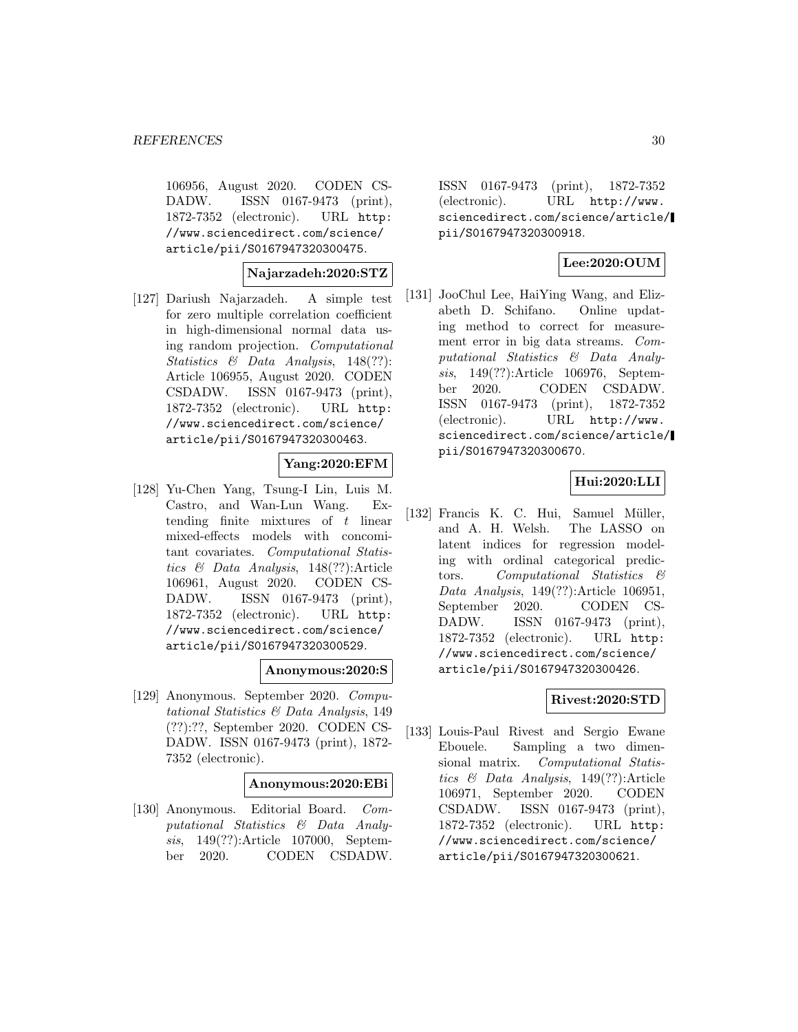106956, August 2020. CODEN CSDADW. ISSN 0167-9473 (print), 1872-7352 (electronic). URL http://www.sciencedirect.com/science/article/pii/S0167947320300475.

**Najarzadeh:2020:STZ**

[127] Dariush Najarzadeh. A simple test for zero multiple correlation coefficient in high-dimensional normal data using random projection. *Computational Statistics & Data Analysis*, 148(??): Article 106955, August 2020. CODEN CSDADW. ISSN 0167-9473 (print), 1872-7352 (electronic). URL http://www.sciencedirect.com/science/article/pii/S0167947320300463.

**Yang:2020:EFM**

[128] Yu-Chen Yang, Tsung-I Lin, Luis M. Castro, and Wan-Lun Wang. Extending finite mixtures of $t$ linear mixed-effects models with concomitant covariates. *Computational Statistics & Data Analysis*, 148(??):Article 106961, August 2020. CODEN CSDADW. ISSN 0167-9473 (print), 1872-7352 (electronic). URL http://www.sciencedirect.com/science/article/pii/S0167947320300529.

**Anonymous:2020:S**

[129] Anonymous. September 2020. *Computational Statistics & Data Analysis*, 149 (??):??, September 2020. CODEN CSDADW. ISSN 0167-9473 (print), 1872-7352 (electronic).

**Anonymous:2020:EBi**

[130] Anonymous. Editorial Board. *Computational Statistics & Data Analysis*, 149(??):Article 107000, September 2020. CODEN CSDADW. ISSN 0167-9473 (print), 1872-7352 (electronic). URL http://www.sciencedirect.com/science/article/pii/S0167947320300918.

**Lee:2020:OUM**

[131] JooChul Lee, HaiYing Wang, and Elizabeth D. Schifano. Online updating method to correct for measurement error in big data streams. *Computational Statistics & Data Analysis*, 149(??):Article 106976, September 2020. CODEN CSDADW. ISSN 0167-9473 (print), 1872-7352 (electronic). URL http://www.sciencedirect.com/science/article/pii/S0167947320300670.

**Hui:2020:LLI**

[132] Francis K. C. Hui, Samuel Müller, and A. H. Welsh. The LASSO on latent indices for regression modeling with ordinal categorical predictors. *Computational Statistics & Data Analysis*, 149(??):Article 106951, September 2020. CODEN CSDADW. ISSN 0167-9473 (print), 1872-7352 (electronic). URL http://www.sciencedirect.com/science/article/pii/S0167947320300426.

**Rivest:2020:STD**

[133] Louis-Paul Rivest and Sergio Ewane Ebouele. Sampling a two dimensional matrix. *Computational Statistics & Data Analysis*, 149(??):Article 106971, September 2020. CODEN CSDADW. ISSN 0167-9473 (print), 1872-7352 (electronic). URL http://www.sciencedirect.com/science/article/pii/S0167947320300621.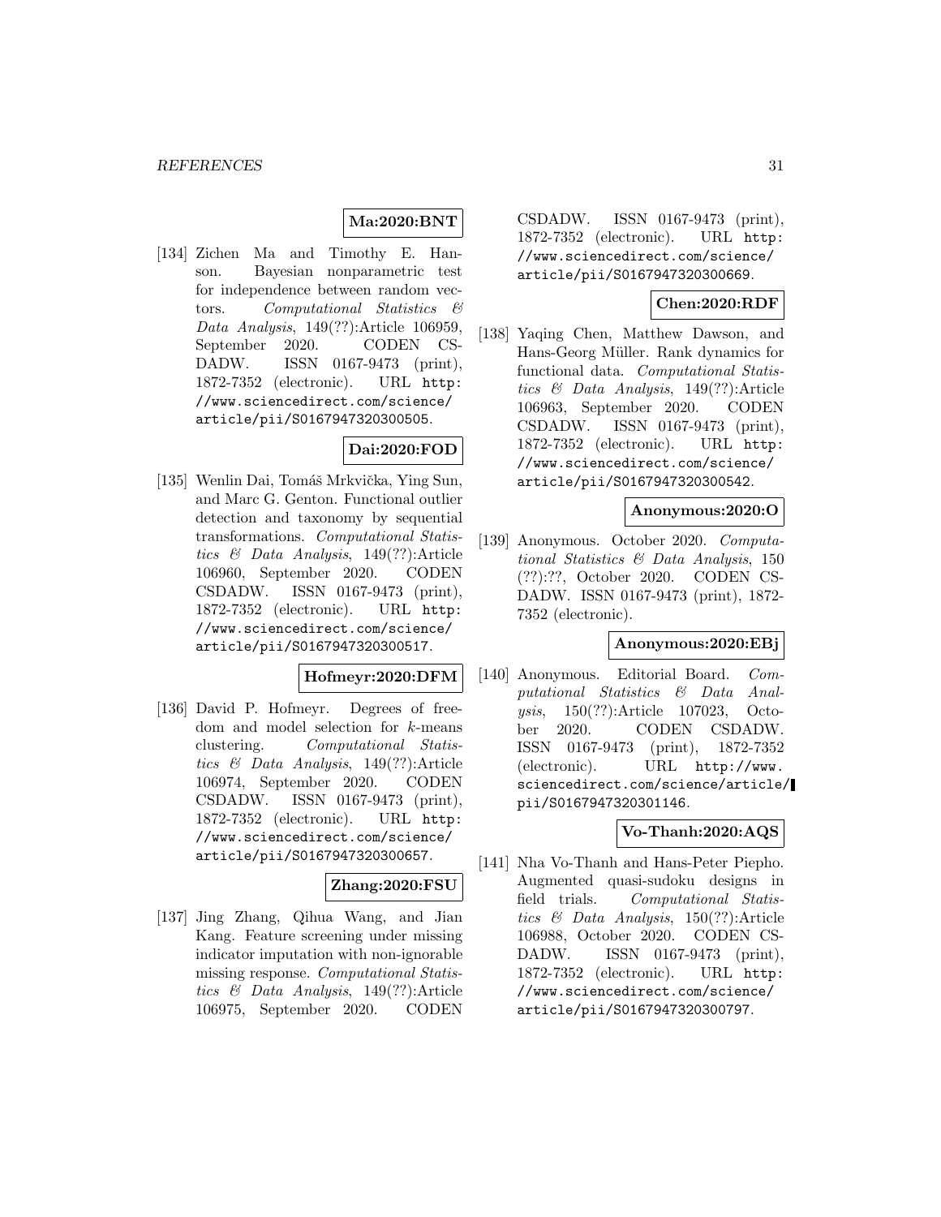**Ma:2020:BNT**

[134] Zichen Ma and Timothy E. Hanson. Bayesian nonparametric test for independence between random vectors. *Computational Statistics & Data Analysis*, 149(??):Article 106959, September 2020. CODEN CSDADW. ISSN 0167-9473 (print), 1872-7352 (electronic). URL http://www.sciencedirect.com/science/article/pii/S0167947320300505.

**Dai:2020:FOD**

[135] Wenlin Dai, Tomáš Mrkvička, Ying Sun, and Marc G. Genton. Functional outlier detection and taxonomy by sequential transformations. *Computational Statistics & Data Analysis*, 149(??):Article 106960, September 2020. CODEN CSDADW. ISSN 0167-9473 (print), 1872-7352 (electronic). URL http://www.sciencedirect.com/science/article/pii/S0167947320300517.

**Hofmeyr:2020:DFM**

[136] David P. Hofmeyr. Degrees of freedom and model selection for $k$-means clustering. *Computational Statistics & Data Analysis*, 149(??):Article 106974, September 2020. CODEN CSDADW. ISSN 0167-9473 (print), 1872-7352 (electronic). URL http://www.sciencedirect.com/science/article/pii/S0167947320300657.

**Zhang:2020:FSU**

[137] Jing Zhang, Qihua Wang, and Jian Kang. Feature screening under missing indicator imputation with non-ignorable missing response. *Computational Statistics & Data Analysis*, 149(??):Article 106975, September 2020. CODEN CSDADW. ISSN 0167-9473 (print), 1872-7352 (electronic). URL http://www.sciencedirect.com/science/article/pii/S0167947320300669.

**Chen:2020:RDF**

[138] Yaqing Chen, Matthew Dawson, and Hans-Georg Müller. Rank dynamics for functional data. *Computational Statistics & Data Analysis*, 149(??):Article 106963, September 2020. CODEN CSDADW. ISSN 0167-9473 (print), 1872-7352 (electronic). URL http://www.sciencedirect.com/science/article/pii/S0167947320300542.

**Anonymous:2020:O**

[139] Anonymous. October 2020. *Computational Statistics & Data Analysis*, 150 (??):??, October 2020. CODEN CSDADW. ISSN 0167-9473 (print), 1872-7352 (electronic).

**Anonymous:2020:EBj**

[140] Anonymous. Editorial Board. *Computational Statistics & Data Analysis*, 150(??):Article 107023, October 2020. CODEN CSDADW. ISSN 0167-9473 (print), 1872-7352 (electronic). URL http://www.sciencedirect.com/science/article/pii/S0167947320301146.

**Vo-Thanh:2020:AQS**

[141] Nha Vo-Thanh and Hans-Peter Piepho. Augmented quasi-sudoku designs in field trials. *Computational Statistics & Data Analysis*, 150(??):Article 106988, October 2020. CODEN CSDADW. ISSN 0167-9473 (print), 1872-7352 (electronic). URL http://www.sciencedirect.com/science/article/pii/S0167947320300797.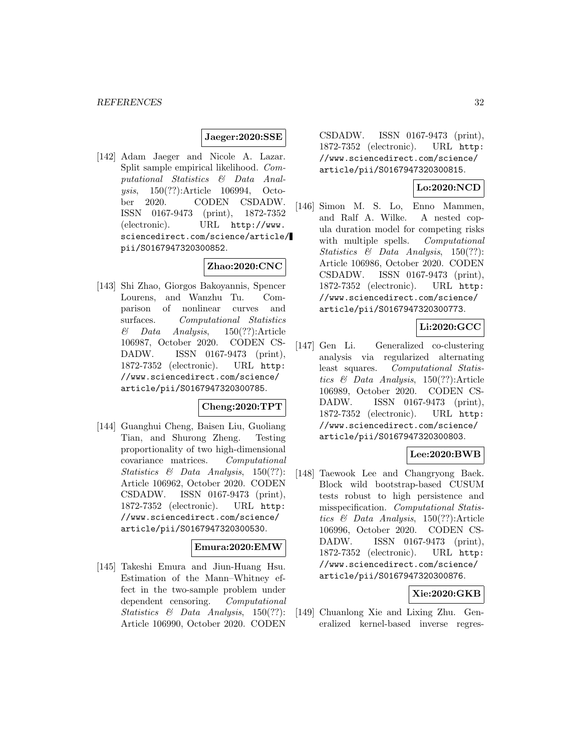**Jaeger:2020:SSE**

[142] Adam Jaeger and Nicole A. Lazar. Split sample empirical likelihood. *Computational Statistics & Data Analysis*, 150(??):Article 106994, October 2020. CODEN CSDADW. ISSN 0167-9473 (print), 1872-7352 (electronic). URL http://www.sciencedirect.com/science/article/pii/S0167947320300852.

**Zhao:2020:CNC**

[143] Shi Zhao, Giorgos Bakoyannis, Spencer Lourens, and Wanzhu Tu. Comparison of nonlinear curves and surfaces. *Computational Statistics & Data Analysis*, 150(??):Article 106987, October 2020. CODEN CSDADW. ISSN 0167-9473 (print), 1872-7352 (electronic). URL http://www.sciencedirect.com/science/article/pii/S0167947320300785.

**Cheng:2020:TPT**

[144] Guanghui Cheng, Baisen Liu, Guoliang Tian, and Shurong Zheng. Testing proportionality of two high-dimensional covariance matrices. *Computational Statistics & Data Analysis*, 150(??): Article 106962, October 2020. CODEN CSDADW. ISSN 0167-9473 (print), 1872-7352 (electronic). URL http://www.sciencedirect.com/science/article/pii/S0167947320300530.

**Emura:2020:EMW**

[145] Takeshi Emura and Jiun-Huang Hsu. Estimation of the Mann–Whitney effect in the two-sample problem under dependent censoring. *Computational Statistics & Data Analysis*, 150(??): Article 106990, October 2020. CODEN CSDADW. ISSN 0167-9473 (print), 1872-7352 (electronic). URL http://www.sciencedirect.com/science/article/pii/S0167947320300815.

**Lo:2020:NCD**

[146] Simon M. S. Lo, Enno Mammen, and Ralf A. Wilke. A nested copula duration model for competing risks with multiple spells. *Computational Statistics & Data Analysis*, 150(??): Article 106986, October 2020. CODEN CSDADW. ISSN 0167-9473 (print), 1872-7352 (electronic). URL http://www.sciencedirect.com/science/article/pii/S0167947320300773.

**Li:2020:GCC**

[147] Gen Li. Generalized co-clustering analysis via regularized alternating least squares. *Computational Statistics & Data Analysis*, 150(??):Article 106989, October 2020. CODEN CSDADW. ISSN 0167-9473 (print), 1872-7352 (electronic). URL http://www.sciencedirect.com/science/article/pii/S0167947320300803.

**Lee:2020:BWB**

[148] Taewook Lee and Changryong Baek. Block wild bootstrap-based CUSUM tests robust to high persistence and misspecification. *Computational Statistics & Data Analysis*, 150(??):Article 106996, October 2020. CODEN CSDADW. ISSN 0167-9473 (print), 1872-7352 (electronic). URL http://www.sciencedirect.com/science/article/pii/S0167947320300876.

**Xie:2020:GKB**

[149] Chuanlong Xie and Lixing Zhu. Generalized kernel-based inverse regres-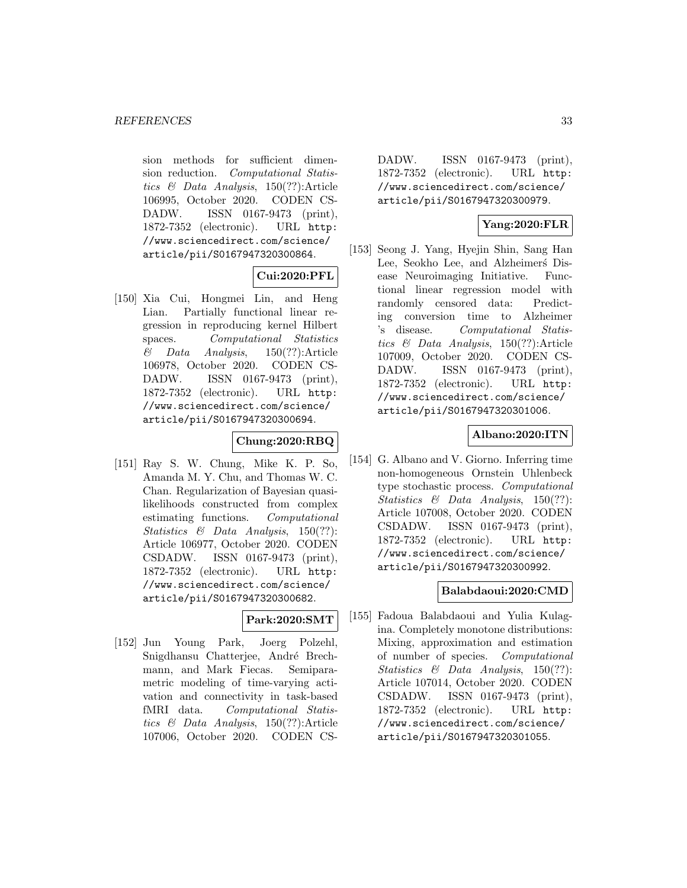sion methods for sufficient dimension reduction. *Computational Statistics & Data Analysis*, 150(??):Article 106995, October 2020. CODEN CSDADW. ISSN 0167-9473 (print), 1872-7352 (electronic). URL http://www.sciencedirect.com/science/article/pii/S0167947320300864.

**Cui:2020:PFL**

[150] Xia Cui, Hongmei Lin, and Heng Lian. Partially functional linear regression in reproducing kernel Hilbert spaces. *Computational Statistics & Data Analysis*, 150(??):Article 106978, October 2020. CODEN CSDADW. ISSN 0167-9473 (print), 1872-7352 (electronic). URL http://www.sciencedirect.com/science/article/pii/S0167947320300694.

**Chung:2020:RBQ**

[151] Ray S. W. Chung, Mike K. P. So, Amanda M. Y. Chu, and Thomas W. C. Chan. Regularization of Bayesian quasi-likelihoods constructed from complex estimating functions. *Computational Statistics & Data Analysis*, 150(??):Article 106977, October 2020. CODEN CSDADW. ISSN 0167-9473 (print), 1872-7352 (electronic). URL http://www.sciencedirect.com/science/article/pii/S0167947320300682.

**Park:2020:SMT**

[152] Jun Young Park, Joerg Polzehl, Snigdhansu Chatterjee, André Brechmann, and Mark Fiecas. Semiparametric modeling of time-varying activation and connectivity in task-based fMRI data. *Computational Statistics & Data Analysis*, 150(??):Article 107006, October 2020. CODEN CSDADW. ISSN 0167-9473 (print), 1872-7352 (electronic). URL http://www.sciencedirect.com/science/article/pii/S0167947320300979.

**Yang:2020:FLR**

[153] Seong J. Yang, Hyejin Shin, Sang Han Lee, Seokho Lee, and Alzheimerś Disease Neuroimaging Initiative. Functional linear regression model with randomly censored data: Predicting conversion time to Alzheimer 's disease. *Computational Statistics & Data Analysis*, 150(??):Article 107009, October 2020. CODEN CSDADW. ISSN 0167-9473 (print), 1872-7352 (electronic). URL http://www.sciencedirect.com/science/article/pii/S0167947320301006.

**Albano:2020:ITN**

[154] G. Albano and V. Giorno. Inferring time non-homogeneous Ornstein Uhlenbeck type stochastic process. *Computational Statistics & Data Analysis*, 150(??):Article 107008, October 2020. CODEN CSDADW. ISSN 0167-9473 (print), 1872-7352 (electronic). URL http://www.sciencedirect.com/science/article/pii/S0167947320300992.

**Balabdaoui:2020:CMD**

[155] Fadoua Balabdaoui and Yulia Kulagina. Completely monotone distributions: Mixing, approximation and estimation of number of species. *Computational Statistics & Data Analysis*, 150(??):Article 107014, October 2020. CODEN CSDADW. ISSN 0167-9473 (print), 1872-7352 (electronic). URL http://www.sciencedirect.com/science/article/pii/S0167947320301055.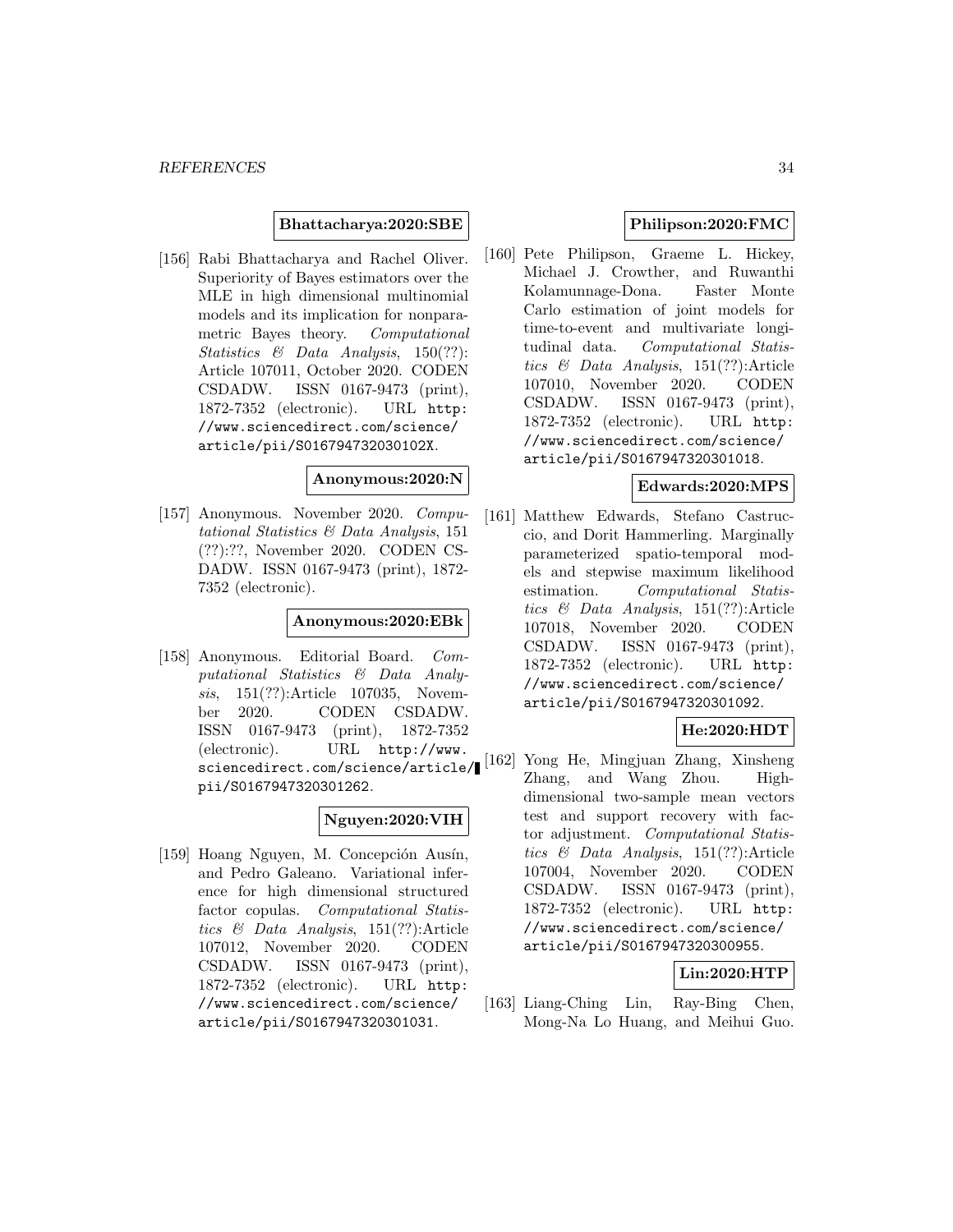**Bhattacharya:2020:SBE**

[156] Rabi Bhattacharya and Rachel Oliver. Superiority of Bayes estimators over the MLE in high dimensional multinomial models and its implication for nonparametric Bayes theory. *Computational Statistics & Data Analysis*, 150(??): Article 107011, October 2020. CODEN CSDADW. ISSN 0167-9473 (print), 1872-7352 (electronic). URL http://www.sciencedirect.com/science/article/pii/S016794732030102X.

**Anonymous:2020:N**

[157] Anonymous. November 2020. *Computational Statistics & Data Analysis*, 151 (??):??, November 2020. CODEN CSDADW. ISSN 0167-9473 (print), 1872-7352 (electronic).

**Anonymous:2020:EBk**

[158] Anonymous. Editorial Board. *Computational Statistics & Data Analysis*, 151(??):Article 107035, November 2020. CODEN CSDADW. ISSN 0167-9473 (print), 1872-7352 (electronic). URL http://www.sciencedirect.com/science/article/pii/S0167947320301262.

**Nguyen:2020:VIH**

[159] Hoang Nguyen, M. Concepción Ausín, and Pedro Galeano. Variational inference for high dimensional structured factor copulas. *Computational Statistics & Data Analysis*, 151(??):Article 107012, November 2020. CODEN CSDADW. ISSN 0167-9473 (print), 1872-7352 (electronic). URL http://www.sciencedirect.com/science/article/pii/S0167947320301031.

**Philipson:2020:FMC**

[160] Pete Philipson, Graeme L. Hickey, Michael J. Crowther, and Ruwanthi Kolamunnage-Dona. Faster Monte Carlo estimation of joint models for time-to-event and multivariate longitudinal data. *Computational Statistics & Data Analysis*, 151(??):Article 107010, November 2020. CODEN CSDADW. ISSN 0167-9473 (print), 1872-7352 (electronic). URL http://www.sciencedirect.com/science/article/pii/S0167947320301018.

**Edwards:2020:MPS**

[161] Matthew Edwards, Stefano Castruccio, and Dorit Hammerling. Marginally parameterized spatio-temporal models and stepwise maximum likelihood estimation. *Computational Statistics & Data Analysis*, 151(??):Article 107018, November 2020. CODEN CSDADW. ISSN 0167-9473 (print), 1872-7352 (electronic). URL http://www.sciencedirect.com/science/article/pii/S0167947320301092.

**He:2020:HDT**

[162] Yong He, Mingjuan Zhang, Xinsheng Zhang, and Wang Zhou. High-dimensional two-sample mean vectors test and support recovery with factor adjustment. *Computational Statistics & Data Analysis*, 151(??):Article 107004, November 2020. CODEN CSDADW. ISSN 0167-9473 (print), 1872-7352 (electronic). URL http://www.sciencedirect.com/science/article/pii/S0167947320300955.

**Lin:2020:HTP**

[163] Liang-Ching Lin, Ray-Bing Chen, Mong-Na Lo Huang, and Meihui Guo.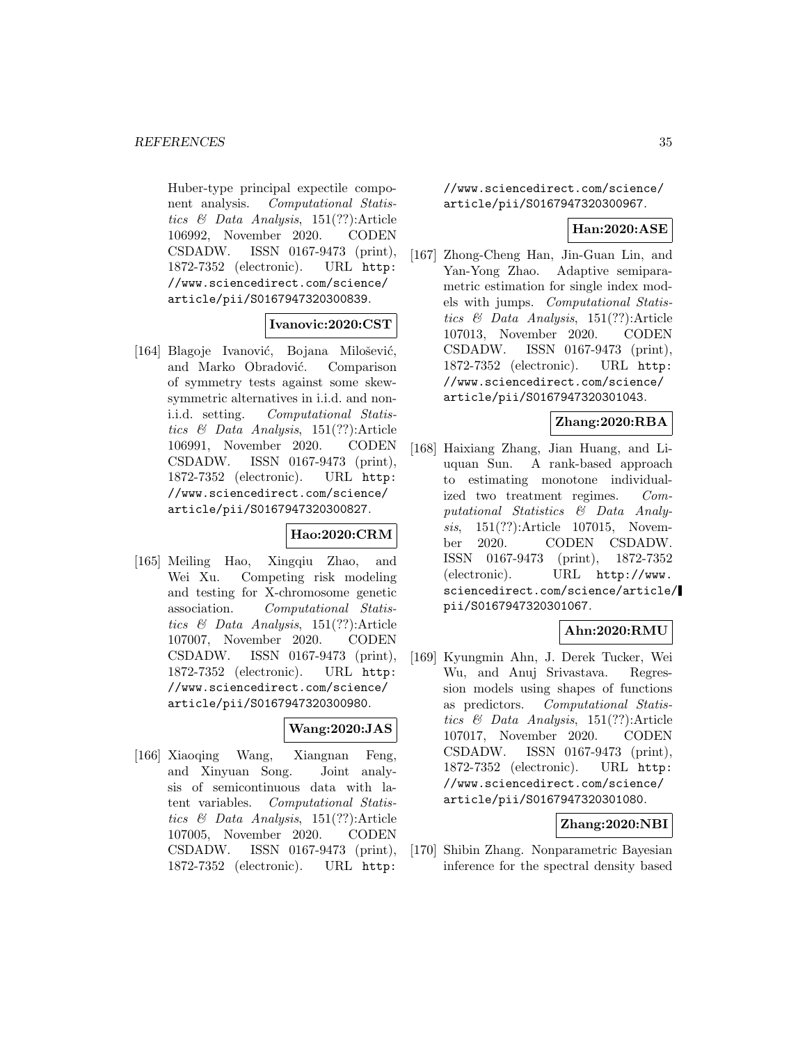Huber-type principal expectile component analysis. *Computational Statistics & Data Analysis*, 151(??):Article 106992, November 2020. CODEN CSDADW. ISSN 0167-9473 (print), 1872-7352 (electronic). URL http://www.sciencedirect.com/science/article/pii/S0167947320300839.

**Ivanovic:2020:CST**

[164] Blagoje Ivanović, Bojana Milošević, and Marko Obradović. Comparison of symmetry tests against some skew-symmetric alternatives in i.i.d. and non-i.i.d. setting. *Computational Statistics & Data Analysis*, 151(??):Article 106991, November 2020. CODEN CSDADW. ISSN 0167-9473 (print), 1872-7352 (electronic). URL http://www.sciencedirect.com/science/article/pii/S0167947320300827.

**Hao:2020:CRM**

[165] Meiling Hao, Xingqiu Zhao, and Wei Xu. Competing risk modeling and testing for X-chromosome genetic association. *Computational Statistics & Data Analysis*, 151(??):Article 107007, November 2020. CODEN CSDADW. ISSN 0167-9473 (print), 1872-7352 (electronic). URL http://www.sciencedirect.com/science/article/pii/S0167947320300980.

**Wang:2020:JAS**

[166] Xiaoqing Wang, Xiangnan Feng, and Xinyuan Song. Joint analysis of semicontinuous data with latent variables. *Computational Statistics & Data Analysis*, 151(??):Article 107005, November 2020. CODEN CSDADW. ISSN 0167-9473 (print), 1872-7352 (electronic). URL http://www.sciencedirect.com/science/article/pii/S0167947320300967.

**Han:2020:ASE**

[167] Zhong-Cheng Han, Jin-Guan Lin, and Yan-Yong Zhao. Adaptive semiparametric estimation for single index models with jumps. *Computational Statistics & Data Analysis*, 151(??):Article 107013, November 2020. CODEN CSDADW. ISSN 0167-9473 (print), 1872-7352 (electronic). URL http://www.sciencedirect.com/science/article/pii/S0167947320301043.

**Zhang:2020:RBA**

[168] Haixiang Zhang, Jian Huang, and Liuquan Sun. A rank-based approach to estimating monotone individualized two treatment regimes. *Computational Statistics & Data Analysis*, 151(??):Article 107015, November 2020. CODEN CSDADW. ISSN 0167-9473 (print), 1872-7352 (electronic). URL http://www.sciencedirect.com/science/article/pii/S0167947320301067.

**Ahn:2020:RMU**

[169] Kyungmin Ahn, J. Derek Tucker, Wei Wu, and Anuj Srivastava. Regression models using shapes of functions as predictors. *Computational Statistics & Data Analysis*, 151(??):Article 107017, November 2020. CODEN CSDADW. ISSN 0167-9473 (print), 1872-7352 (electronic). URL http://www.sciencedirect.com/science/article/pii/S0167947320301080.

**Zhang:2020:NBI**

[170] Shibin Zhang. Nonparametric Bayesian inference for the spectral density based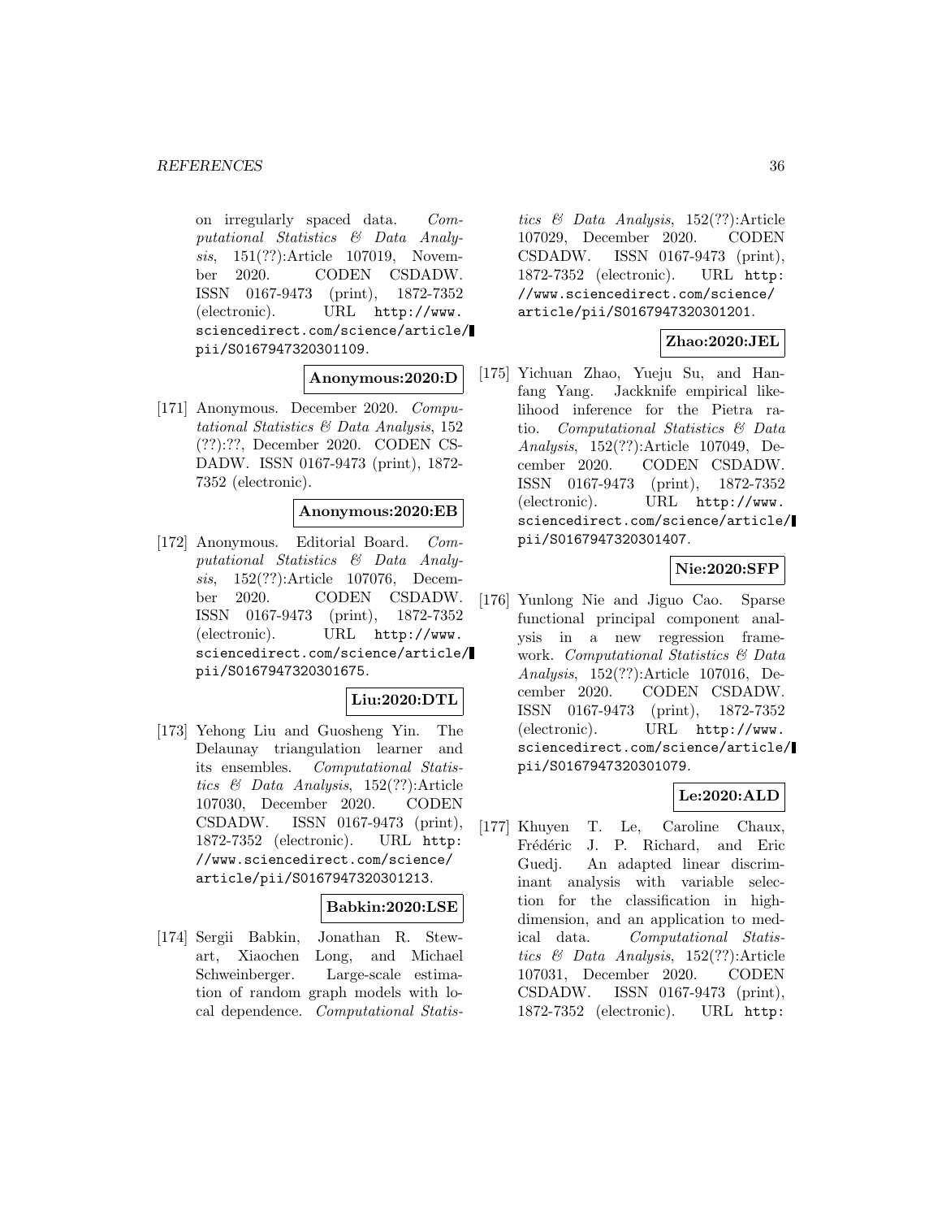on irregularly spaced data. *Computational Statistics & Data Analysis*, 151(??):Article 107019, November 2020. CODEN CSDADW. ISSN 0167-9473 (print), 1872-7352 (electronic). URL http://www.sciencedirect.com/science/article/pii/S0167947320301109.

**Anonymous:2020:D**

[171] Anonymous. December 2020. *Computational Statistics & Data Analysis*, 152 (??):??, December 2020. CODEN CSDADW. ISSN 0167-9473 (print), 1872-7352 (electronic).

**Anonymous:2020:EB**

[172] Anonymous. Editorial Board. *Computational Statistics & Data Analysis*, 152(??):Article 107076, December 2020. CODEN CSDADW. ISSN 0167-9473 (print), 1872-7352 (electronic). URL http://www.sciencedirect.com/science/article/pii/S0167947320301675.

**Liu:2020:DTL**

[173] Yehong Liu and Guosheng Yin. The Delaunay triangulation learner and its ensembles. *Computational Statistics & Data Analysis*, 152(??):Article 107030, December 2020. CODEN CSDADW. ISSN 0167-9473 (print), 1872-7352 (electronic). URL http://www.sciencedirect.com/science/article/pii/S0167947320301213.

**Babkin:2020:LSE**

[174] Sergii Babkin, Jonathan R. Stewart, Xiaochen Long, and Michael Schweinberger. Large-scale estimation of random graph models with local dependence. *Computational Statistics & Data Analysis*, 152(??):Article 107029, December 2020. CODEN CSDADW. ISSN 0167-9473 (print), 1872-7352 (electronic). URL http://www.sciencedirect.com/science/article/pii/S0167947320301201.

**Zhao:2020:JEL**

[175] Yichuan Zhao, Yueju Su, and Hanfang Yang. Jackknife empirical likelihood inference for the Pietra ratio. *Computational Statistics & Data Analysis*, 152(??):Article 107049, December 2020. CODEN CSDADW. ISSN 0167-9473 (print), 1872-7352 (electronic). URL http://www.sciencedirect.com/science/article/pii/S0167947320301407.

**Nie:2020:SFP**

[176] Yunlong Nie and Jiguo Cao. Sparse functional principal component analysis in a new regression framework. *Computational Statistics & Data Analysis*, 152(??):Article 107016, December 2020. CODEN CSDADW. ISSN 0167-9473 (print), 1872-7352 (electronic). URL http://www.sciencedirect.com/science/article/pii/S0167947320301079.

**Le:2020:ALD**

[177] Khuyen T. Le, Caroline Chaux, Frédéric J. P. Richard, and Eric Guedj. An adapted linear discriminant analysis with variable selection for the classification in high-dimension, and an application to medical data. *Computational Statistics & Data Analysis*, 152(??):Article 107031, December 2020. CODEN CSDADW. ISSN 0167-9473 (print), 1872-7352 (electronic). URL http: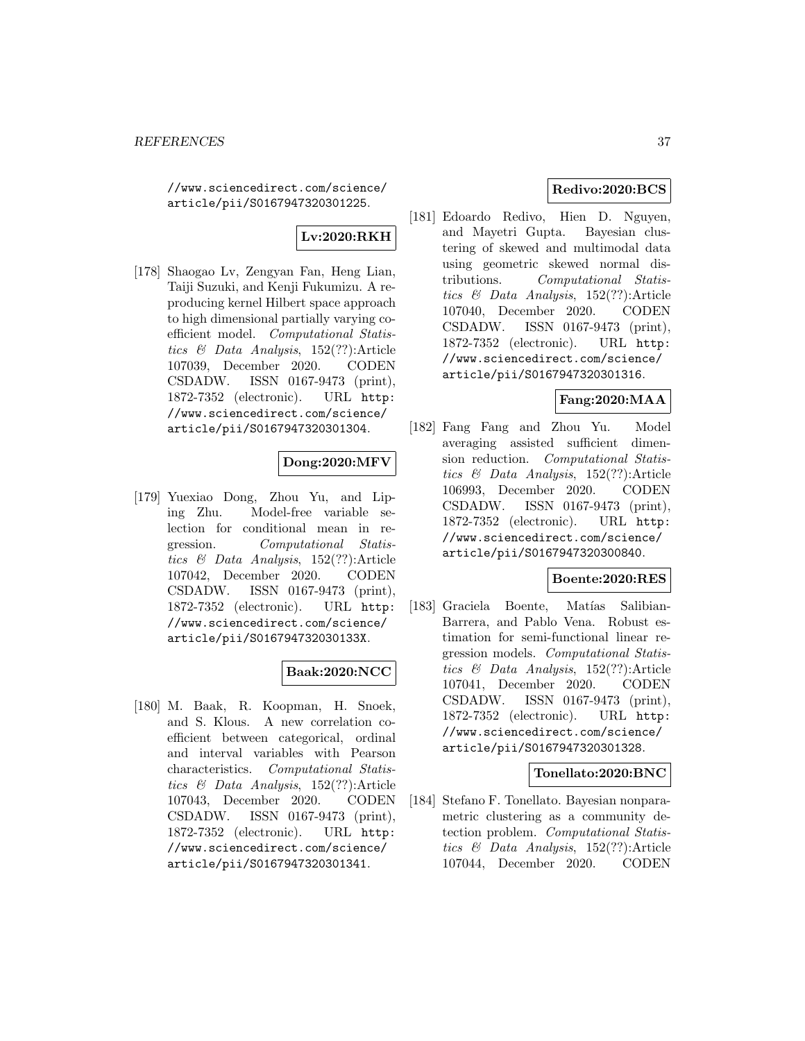//www.sciencedirect.com/science/article/pii/S0167947320301225.

**Lv:2020:RKH**

[178] Shaogao Lv, Zengyan Fan, Heng Lian, Taiji Suzuki, and Kenji Fukumizu. A reproducing kernel Hilbert space approach to high dimensional partially varying coefficient model. *Computational Statistics & Data Analysis*, 152(??):Article 107039, December 2020. CODEN CSDADW. ISSN 0167-9473 (print), 1872-7352 (electronic). URL http://www.sciencedirect.com/science/article/pii/S0167947320301304.

**Dong:2020:MFV**

[179] Yuexiao Dong, Zhou Yu, and Liping Zhu. Model-free variable selection for conditional mean in regression. *Computational Statistics & Data Analysis*, 152(??):Article 107042, December 2020. CODEN CSDADW. ISSN 0167-9473 (print), 1872-7352 (electronic). URL http://www.sciencedirect.com/science/article/pii/S016794732030133X.

**Baak:2020:NCC**

[180] M. Baak, R. Koopman, H. Snoek, and S. Klous. A new correlation coefficient between categorical, ordinal and interval variables with Pearson characteristics. *Computational Statistics & Data Analysis*, 152(??):Article 107043, December 2020. CODEN CSDADW. ISSN 0167-9473 (print), 1872-7352 (electronic). URL http://www.sciencedirect.com/science/article/pii/S0167947320301341.

**Redivo:2020:BCS**

[181] Edoardo Redivo, Hien D. Nguyen, and Mayetri Gupta. Bayesian clustering of skewed and multimodal data using geometric skewed normal distributions. *Computational Statistics & Data Analysis*, 152(??):Article 107040, December 2020. CODEN CSDADW. ISSN 0167-9473 (print), 1872-7352 (electronic). URL http://www.sciencedirect.com/science/article/pii/S0167947320301316.

**Fang:2020:MAA**

[182] Fang Fang and Zhou Yu. Model averaging assisted sufficient dimension reduction. *Computational Statistics & Data Analysis*, 152(??):Article 106993, December 2020. CODEN CSDADW. ISSN 0167-9473 (print), 1872-7352 (electronic). URL http://www.sciencedirect.com/science/article/pii/S0167947320300840.

**Boente:2020:RES**

[183] Graciela Boente, Matías Salibian-Barrera, and Pablo Vena. Robust estimation for semi-functional linear regression models. *Computational Statistics & Data Analysis*, 152(??):Article 107041, December 2020. CODEN CSDADW. ISSN 0167-9473 (print), 1872-7352 (electronic). URL http://www.sciencedirect.com/science/article/pii/S0167947320301328.

**Tonellato:2020:BNC**

[184] Stefano F. Tonellato. Bayesian nonparametric clustering as a community detection problem. *Computational Statistics & Data Analysis*, 152(??):Article 107044, December 2020. CODEN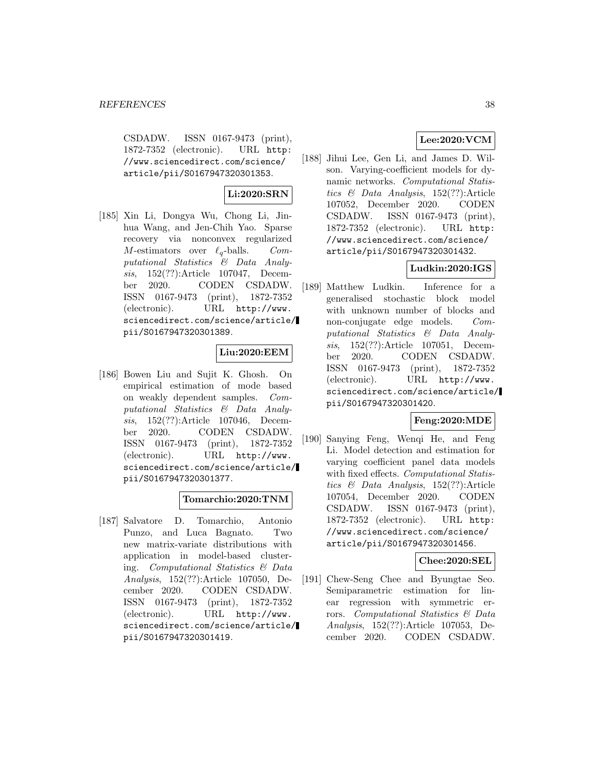CSDADW. ISSN 0167-9473 (print), 1872-7352 (electronic). URL http://www.sciencedirect.com/science/article/pii/S0167947320301353.

**Li:2020:SRN**

[185] Xin Li, Dongya Wu, Chong Li, Jinhua Wang, and Jen-Chih Yao. Sparse recovery via nonconvex regularized $M$-estimators over $\ell_q$-balls. *Computational Statistics & Data Analysis*, 152(??):Article 107047, December 2020. CODEN CSDADW. ISSN 0167-9473 (print), 1872-7352 (electronic). URL http://www.sciencedirect.com/science/article/pii/S0167947320301389.

**Liu:2020:EEM**

[186] Bowen Liu and Sujit K. Ghosh. On empirical estimation of mode based on weakly dependent samples. *Computational Statistics & Data Analysis*, 152(??):Article 107046, December 2020. CODEN CSDADW. ISSN 0167-9473 (print), 1872-7352 (electronic). URL http://www.sciencedirect.com/science/article/pii/S0167947320301377.

**Tomarchio:2020:TNM**

[187] Salvatore D. Tomarchio, Antonio Punzo, and Luca Bagnato. Two new matrix-variate distributions with application in model-based clustering. *Computational Statistics & Data Analysis*, 152(??):Article 107050, December 2020. CODEN CSDADW. ISSN 0167-9473 (print), 1872-7352 (electronic). URL http://www.sciencedirect.com/science/article/pii/S0167947320301419.

**Lee:2020:VCM**

[188] Jihui Lee, Gen Li, and James D. Wilson. Varying-coefficient models for dynamic networks. *Computational Statistics & Data Analysis*, 152(??):Article 107052, December 2020. CODEN CSDADW. ISSN 0167-9473 (print), 1872-7352 (electronic). URL http://www.sciencedirect.com/science/article/pii/S0167947320301432.

**Ludkin:2020:IGS**

[189] Matthew Ludkin. Inference for a generalised stochastic block model with unknown number of blocks and non-conjugate edge models. *Computational Statistics & Data Analysis*, 152(??):Article 107051, December 2020. CODEN CSDADW. ISSN 0167-9473 (print), 1872-7352 (electronic). URL http://www.sciencedirect.com/science/article/pii/S0167947320301420.

**Feng:2020:MDE**

[190] Sanying Feng, Wenqi He, and Feng Li. Model detection and estimation for varying coefficient panel data models with fixed effects. *Computational Statistics & Data Analysis*, 152(??):Article 107054, December 2020. CODEN CSDADW. ISSN 0167-9473 (print), 1872-7352 (electronic). URL http://www.sciencedirect.com/science/article/pii/S0167947320301456.

**Chee:2020:SEL**

[191] Chew-Seng Chee and Byungtae Seo. Semiparametric estimation for linear regression with symmetric errors. *Computational Statistics & Data Analysis*, 152(??):Article 107053, December 2020. CODEN CSDADW.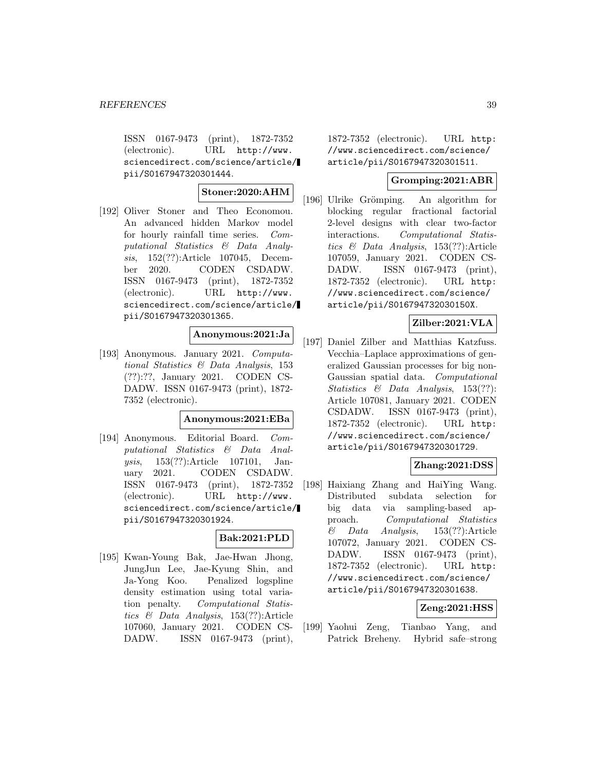ISSN 0167-9473 (print), 1872-7352 (electronic). URL http://www.sciencedirect.com/science/article/pii/S0167947320301444.

**Stoner:2020:AHM**

[192] Oliver Stoner and Theo Economou. An advanced hidden Markov model for hourly rainfall time series. *Computational Statistics & Data Analysis*, 152(??):Article 107045, December 2020. CODEN CSDADW. ISSN 0167-9473 (print), 1872-7352 (electronic). URL http://www.sciencedirect.com/science/article/pii/S0167947320301365.

**Anonymous:2021:Ja**

[193] Anonymous. January 2021. *Computational Statistics & Data Analysis*, 153 (??):??, January 2021. CODEN CSDADW. ISSN 0167-9473 (print), 1872-7352 (electronic).

**Anonymous:2021:EBa**

[194] Anonymous. Editorial Board. *Computational Statistics & Data Analysis*, 153(??):Article 107101, January 2021. CODEN CSDADW. ISSN 0167-9473 (print), 1872-7352 (electronic). URL http://www.sciencedirect.com/science/article/pii/S0167947320301924.

**Bak:2021:PLD**

[195] Kwan-Young Bak, Jae-Hwan Jhong, JungJun Lee, Jae-Kyung Shin, and Ja-Yong Koo. Penalized logspline density estimation using total variation penalty. *Computational Statistics & Data Analysis*, 153(??):Article 107060, January 2021. CODEN CSDADW. ISSN 0167-9473 (print), 1872-7352 (electronic). URL http://www.sciencedirect.com/science/article/pii/S0167947320301511.

**Gromping:2021:ABR**

[196] Ulrike Grömping. An algorithm for blocking regular fractional factorial 2-level designs with clear two-factor interactions. *Computational Statistics & Data Analysis*, 153(??):Article 107059, January 2021. CODEN CSDADW. ISSN 0167-9473 (print), 1872-7352 (electronic). URL http://www.sciencedirect.com/science/article/pii/S016794732030150X.

**Zilber:2021:VLA**

[197] Daniel Zilber and Matthias Katzfuss. Vecchia–Laplace approximations of generalized Gaussian processes for big non-Gaussian spatial data. *Computational Statistics & Data Analysis*, 153(??): Article 107081, January 2021. CODEN CSDADW. ISSN 0167-9473 (print), 1872-7352 (electronic). URL http://www.sciencedirect.com/science/article/pii/S0167947320301729.

**Zhang:2021:DSS**

[198] Haixiang Zhang and HaiYing Wang. Distributed subdata selection for big data via sampling-based approach. *Computational Statistics & Data Analysis*, 153(??):Article 107072, January 2021. CODEN CSDADW. ISSN 0167-9473 (print), 1872-7352 (electronic). URL http://www.sciencedirect.com/science/article/pii/S0167947320301638.

**Zeng:2021:HSS**

[199] Yaohui Zeng, Tianbao Yang, and Patrick Breheny. Hybrid safe–strong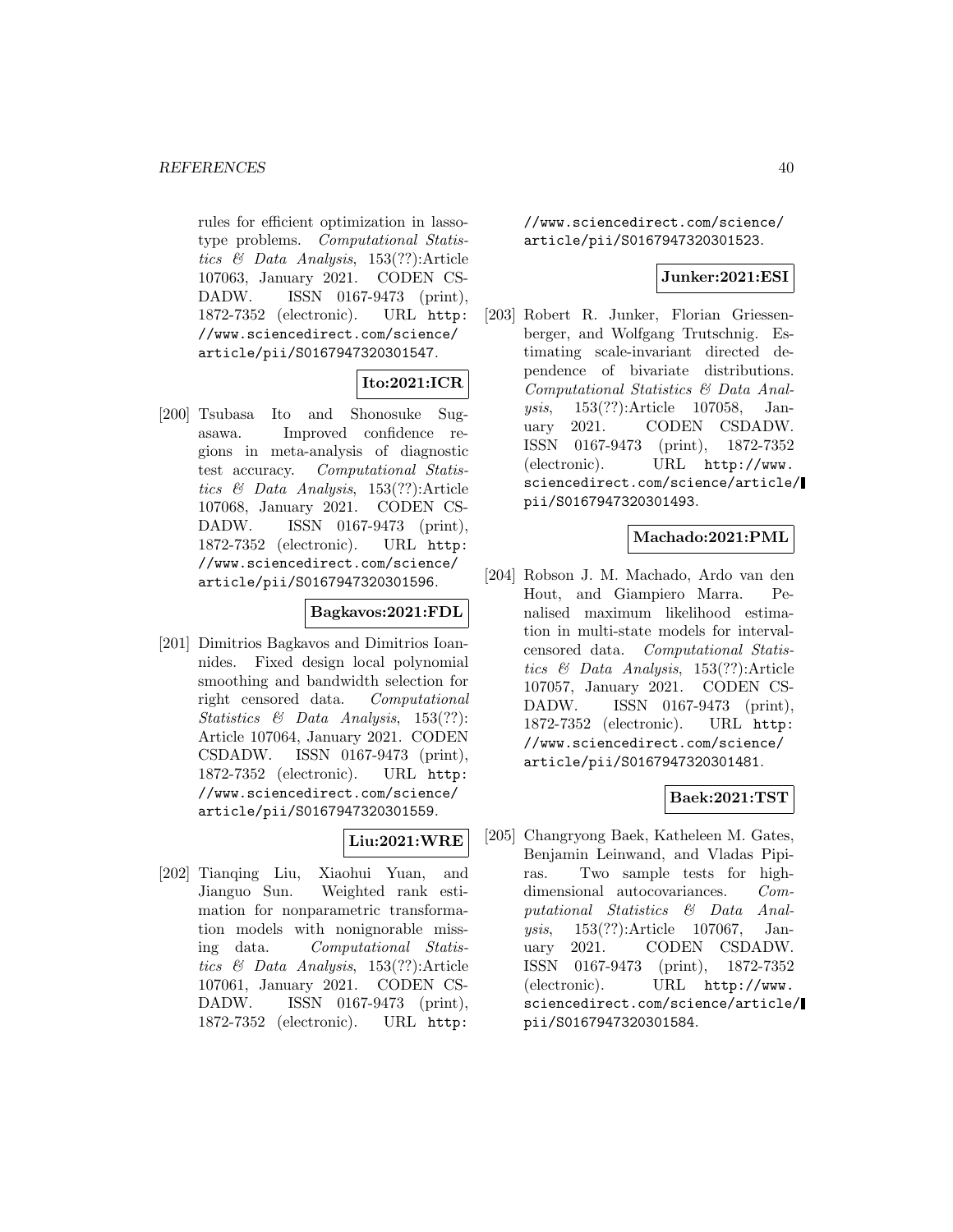rules for efficient optimization in lasso-type problems. *Computational Statistics & Data Analysis*, 153(??):Article 107063, January 2021. CODEN CSDADW. ISSN 0167-9473 (print), 1872-7352 (electronic). URL http://www.sciencedirect.com/science/article/pii/S0167947320301547.

**Ito:2021:ICR**

[200] Tsubasa Ito and Shonosuke Sugasawa. Improved confidence regions in meta-analysis of diagnostic test accuracy. *Computational Statistics & Data Analysis*, 153(??):Article 107068, January 2021. CODEN CSDADW. ISSN 0167-9473 (print), 1872-7352 (electronic). URL http://www.sciencedirect.com/science/article/pii/S0167947320301596.

**Bagkavos:2021:FDL**

[201] Dimitrios Bagkavos and Dimitrios Ioannides. Fixed design local polynomial smoothing and bandwidth selection for right censored data. *Computational Statistics & Data Analysis*, 153(??):Article 107064, January 2021. CODEN CSDADW. ISSN 0167-9473 (print), 1872-7352 (electronic). URL http://www.sciencedirect.com/science/article/pii/S0167947320301559.

**Liu:2021:WRE**

[202] Tianqing Liu, Xiaohui Yuan, and Jianguo Sun. Weighted rank estimation for nonparametric transformation models with nonignorable missing data. *Computational Statistics & Data Analysis*, 153(??):Article 107061, January 2021. CODEN CSDADW. ISSN 0167-9473 (print), 1872-7352 (electronic). URL http://www.sciencedirect.com/science/article/pii/S0167947320301523.

**Junker:2021:ESI**

[203] Robert R. Junker, Florian Griessenberger, and Wolfgang Trutschnig. Estimating scale-invariant directed dependence of bivariate distributions. *Computational Statistics & Data Analysis*, 153(??):Article 107058, January 2021. CODEN CSDADW. ISSN 0167-9473 (print), 1872-7352 (electronic). URL http://www.sciencedirect.com/science/article/pii/S0167947320301493.

**Machado:2021:PML**

[204] Robson J. M. Machado, Ardo van den Hout, and Giampiero Marra. Penalised maximum likelihood estimation in multi-state models for interval-censored data. *Computational Statistics & Data Analysis*, 153(??):Article 107057, January 2021. CODEN CSDADW. ISSN 0167-9473 (print), 1872-7352 (electronic). URL http://www.sciencedirect.com/science/article/pii/S0167947320301481.

**Baek:2021:TST**

[205] Changryong Baek, Katheleen M. Gates, Benjamin Leinwand, and Vladas Pipiras. Two sample tests for high-dimensional autocovariances. *Computational Statistics & Data Analysis*, 153(??):Article 107067, January 2021. CODEN CSDADW. ISSN 0167-9473 (print), 1872-7352 (electronic). URL http://www.sciencedirect.com/science/article/pii/S0167947320301584.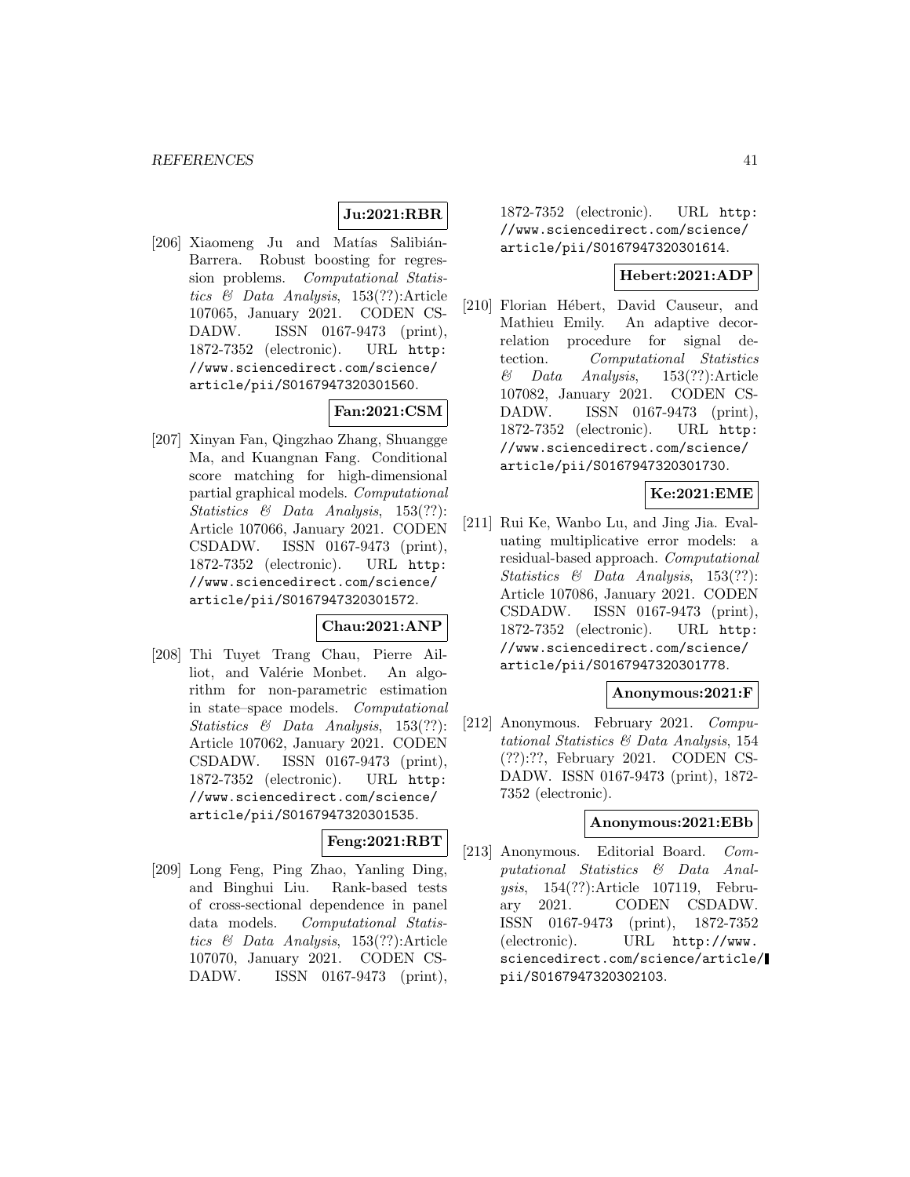**Ju:2021:RBR**

[206] Xiaomeng Ju and Matías Salibián-Barrera. Robust boosting for regression problems. *Computational Statistics & Data Analysis*, 153(??):Article 107065, January 2021. CODEN CSDADW. ISSN 0167-9473 (print), 1872-7352 (electronic). URL http://www.sciencedirect.com/science/article/pii/S0167947320301560.

**Fan:2021:CSM**

[207] Xinyan Fan, Qingzhao Zhang, Shuangge Ma, and Kuangnan Fang. Conditional score matching for high-dimensional partial graphical models. *Computational Statistics & Data Analysis*, 153(??): Article 107066, January 2021. CODEN CSDADW. ISSN 0167-9473 (print), 1872-7352 (electronic). URL http://www.sciencedirect.com/science/article/pii/S0167947320301572.

**Chau:2021:ANP**

[208] Thi Tuyet Trang Chau, Pierre Ailliot, and Valérie Monbet. An algorithm for non-parametric estimation in state–space models. *Computational Statistics & Data Analysis*, 153(??): Article 107062, January 2021. CODEN CSDADW. ISSN 0167-9473 (print), 1872-7352 (electronic). URL http://www.sciencedirect.com/science/article/pii/S0167947320301535.

**Feng:2021:RBT**

[209] Long Feng, Ping Zhao, Yanling Ding, and Binghui Liu. Rank-based tests of cross-sectional dependence in panel data models. *Computational Statistics & Data Analysis*, 153(??):Article 107070, January 2021. CODEN CSDADW. ISSN 0167-9473 (print), 1872-7352 (electronic). URL http://www.sciencedirect.com/science/article/pii/S0167947320301614.

**Hebert:2021:ADP**

[210] Florian Hébert, David Causeur, and Mathieu Emily. An adaptive decorrelation procedure for signal detection. *Computational Statistics & Data Analysis*, 153(??):Article 107082, January 2021. CODEN CSDADW. ISSN 0167-9473 (print), 1872-7352 (electronic). URL http://www.sciencedirect.com/science/article/pii/S0167947320301730.

**Ke:2021:EME**

[211] Rui Ke, Wanbo Lu, and Jing Jia. Evaluating multiplicative error models: a residual-based approach. *Computational Statistics & Data Analysis*, 153(??): Article 107086, January 2021. CODEN CSDADW. ISSN 0167-9473 (print), 1872-7352 (electronic). URL http://www.sciencedirect.com/science/article/pii/S0167947320301778.

**Anonymous:2021:F**

[212] Anonymous. February 2021. *Computational Statistics & Data Analysis*, 154 (??):??, February 2021. CODEN CSDADW. ISSN 0167-9473 (print), 1872-7352 (electronic).

**Anonymous:2021:EBb**

[213] Anonymous. Editorial Board. *Computational Statistics & Data Analysis*, 154(??):Article 107119, February 2021. CODEN CSDADW. ISSN 0167-9473 (print), 1872-7352 (electronic). URL http://www.sciencedirect.com/science/article/pii/S0167947320302103.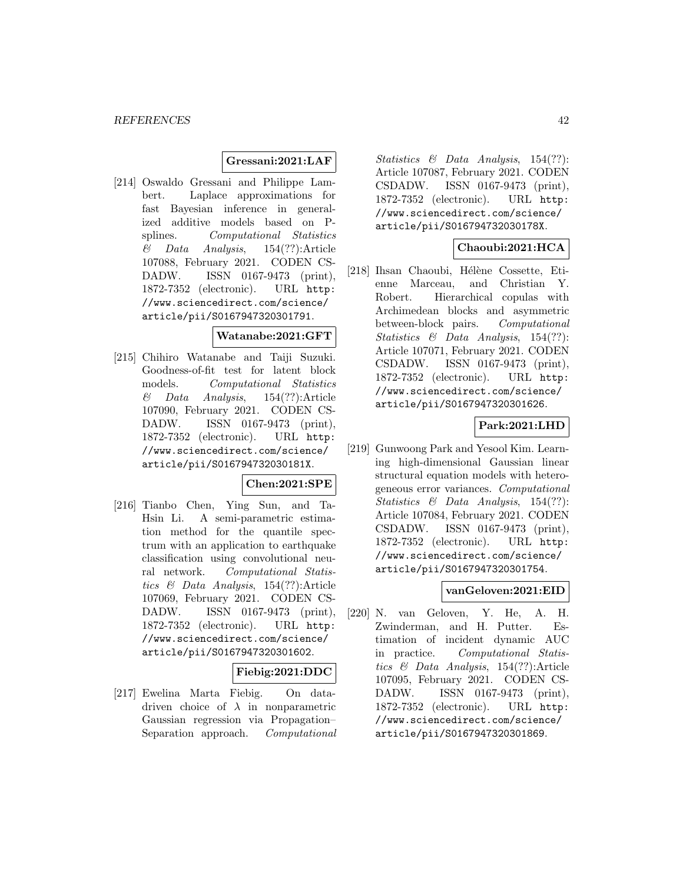**Gressani:2021:LAF**

[214] Oswaldo Gressani and Philippe Lambert. Laplace approximations for fast Bayesian inference in generalized additive models based on P-splines. *Computational Statistics & Data Analysis*, 154(??):Article 107088, February 2021. CODEN CSDADW. ISSN 0167-9473 (print), 1872-7352 (electronic). URL http://www.sciencedirect.com/science/article/pii/S0167947320301791.

**Watanabe:2021:GFT**

[215] Chihiro Watanabe and Taiji Suzuki. Goodness-of-fit test for latent block models. *Computational Statistics & Data Analysis*, 154(??):Article 107090, February 2021. CODEN CSDADW. ISSN 0167-9473 (print), 1872-7352 (electronic). URL http://www.sciencedirect.com/science/article/pii/S016794732030181X.

**Chen:2021:SPE**

[216] Tianbo Chen, Ying Sun, and Ta-Hsin Li. A semi-parametric estimation method for the quantile spectrum with an application to earthquake classification using convolutional neural network. *Computational Statistics & Data Analysis*, 154(??):Article 107069, February 2021. CODEN CSDADW. ISSN 0167-9473 (print), 1872-7352 (electronic). URL http://www.sciencedirect.com/science/article/pii/S0167947320301602.

**Fiebig:2021:DDC**

[217] Ewelina Marta Fiebig. On data-driven choice of $\lambda$ in nonparametric Gaussian regression via Propagation–Separation approach. *Computational Statistics & Data Analysis*, 154(??): Article 107087, February 2021. CODEN CSDADW. ISSN 0167-9473 (print), 1872-7352 (electronic). URL http://www.sciencedirect.com/science/article/pii/S016794732030178X.

**Chaoubi:2021:HCA**

[218] Ihsan Chaoubi, Hélène Cossette, Etienne Marceau, and Christian Y. Robert. Hierarchical copulas with Archimedean blocks and asymmetric between-block pairs. *Computational Statistics & Data Analysis*, 154(??): Article 107071, February 2021. CODEN CSDADW. ISSN 0167-9473 (print), 1872-7352 (electronic). URL http://www.sciencedirect.com/science/article/pii/S0167947320301626.

**Park:2021:LHD**

[219] Gunwoong Park and Yesool Kim. Learning high-dimensional Gaussian linear structural equation models with heterogeneous error variances. *Computational Statistics & Data Analysis*, 154(??): Article 107084, February 2021. CODEN CSDADW. ISSN 0167-9473 (print), 1872-7352 (electronic). URL http://www.sciencedirect.com/science/article/pii/S0167947320301754.

**vanGeloven:2021:EID**

[220] N. van Geloven, Y. He, A. H. Zwinderman, and H. Putter. Estimation of incident dynamic AUC in practice. *Computational Statistics & Data Analysis*, 154(??):Article 107095, February 2021. CODEN CSDADW. ISSN 0167-9473 (print), 1872-7352 (electronic). URL http://www.sciencedirect.com/science/article/pii/S0167947320301869.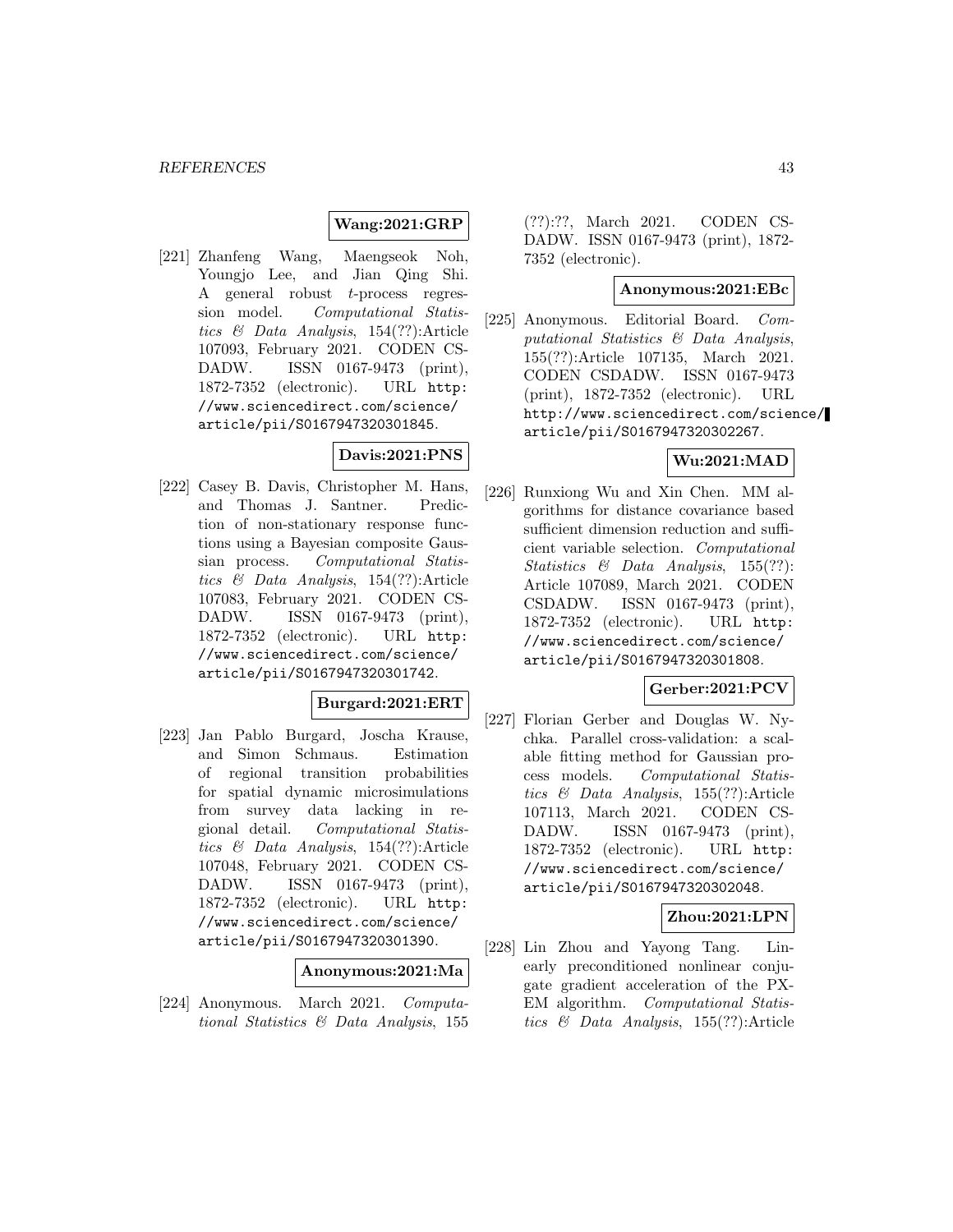**Wang:2021:GRP**

[221] Zhanfeng Wang, Maengseok Noh, Youngjo Lee, and Jian Qing Shi. A general robust $t$-process regression model. *Computational Statistics & Data Analysis*, 154(??):Article 107093, February 2021. CODEN CSDADW. ISSN 0167-9473 (print), 1872-7352 (electronic). URL http://www.sciencedirect.com/science/article/pii/S0167947320301845.

**Davis:2021:PNS**

[222] Casey B. Davis, Christopher M. Hans, and Thomas J. Santner. Prediction of non-stationary response functions using a Bayesian composite Gaussian process. *Computational Statistics & Data Analysis*, 154(??):Article 107083, February 2021. CODEN CSDADW. ISSN 0167-9473 (print), 1872-7352 (electronic). URL http://www.sciencedirect.com/science/article/pii/S0167947320301742.

**Burgard:2021:ERT**

[223] Jan Pablo Burgard, Joscha Krause, and Simon Schmaus. Estimation of regional transition probabilities for spatial dynamic microsimulations from survey data lacking in regional detail. *Computational Statistics & Data Analysis*, 154(??):Article 107048, February 2021. CODEN CSDADW. ISSN 0167-9473 (print), 1872-7352 (electronic). URL http://www.sciencedirect.com/science/article/pii/S0167947320301390.

**Anonymous:2021:Ma**

[224] Anonymous. March 2021. *Computational Statistics & Data Analysis*, 155 (??):??, March 2021. CODEN CSDADW. ISSN 0167-9473 (print), 1872-7352 (electronic).

**Anonymous:2021:EBc**

[225] Anonymous. Editorial Board. *Computational Statistics & Data Analysis*, 155(??):Article 107135, March 2021. CODEN CSDADW. ISSN 0167-9473 (print), 1872-7352 (electronic). URL http://www.sciencedirect.com/science/article/pii/S0167947320302267.

**Wu:2021:MAD**

[226] Runxiong Wu and Xin Chen. MM algorithms for distance covariance based sufficient dimension reduction and sufficient variable selection. *Computational Statistics & Data Analysis*, 155(??): Article 107089, March 2021. CODEN CSDADW. ISSN 0167-9473 (print), 1872-7352 (electronic). URL http://www.sciencedirect.com/science/article/pii/S0167947320301808.

**Gerber:2021:PCV**

[227] Florian Gerber and Douglas W. Nychka. Parallel cross-validation: a scalable fitting method for Gaussian process models. *Computational Statistics & Data Analysis*, 155(??):Article 107113, March 2021. CODEN CSDADW. ISSN 0167-9473 (print), 1872-7352 (electronic). URL http://www.sciencedirect.com/science/article/pii/S0167947320302048.

**Zhou:2021:LPN**

[228] Lin Zhou and Yayong Tang. Linearly preconditioned nonlinear conjugate gradient acceleration of the PX-EM algorithm. *Computational Statistics & Data Analysis*, 155(??):Article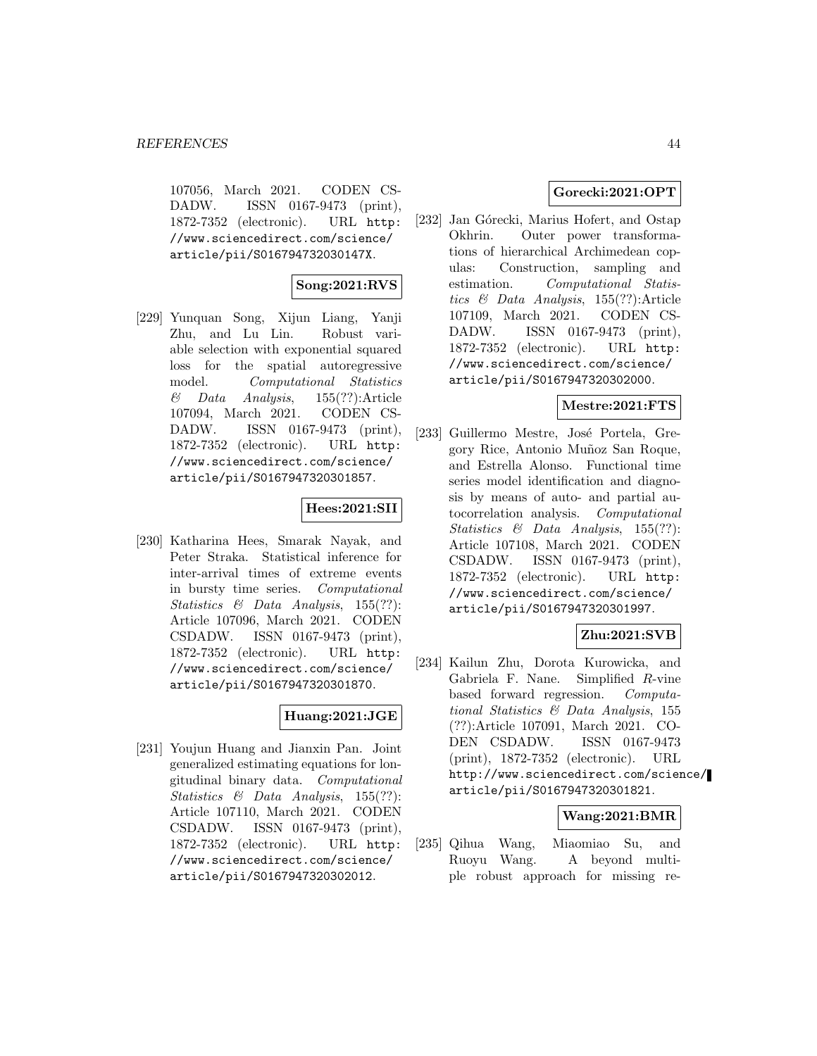107056, March 2021. CODEN CSDADW. ISSN 0167-9473 (print), 1872-7352 (electronic). URL http://www.sciencedirect.com/science/article/pii/S016794732030147X.

**Song:2021:RVS**

[229] Yunquan Song, Xijun Liang, Yanji Zhu, and Lu Lin. Robust variable selection with exponential squared loss for the spatial autoregressive model. *Computational Statistics & Data Analysis*, 155(??):Article 107094, March 2021. CODEN CSDADW. ISSN 0167-9473 (print), 1872-7352 (electronic). URL http://www.sciencedirect.com/science/article/pii/S0167947320301857.

**Hees:2021:SII**

[230] Katharina Hees, Smarak Nayak, and Peter Straka. Statistical inference for inter-arrival times of extreme events in bursty time series. *Computational Statistics & Data Analysis*, 155(??): Article 107096, March 2021. CODEN CSDADW. ISSN 0167-9473 (print), 1872-7352 (electronic). URL http://www.sciencedirect.com/science/article/pii/S0167947320301870.

**Huang:2021:JGE**

[231] Youjun Huang and Jianxin Pan. Joint generalized estimating equations for longitudinal binary data. *Computational Statistics & Data Analysis*, 155(??): Article 107110, March 2021. CODEN CSDADW. ISSN 0167-9473 (print), 1872-7352 (electronic). URL http://www.sciencedirect.com/science/article/pii/S0167947320302012.

**Gorecki:2021:OPT**

[232] Jan Górecki, Marius Hofert, and Ostap Okhrin. Outer power transformations of hierarchical Archimedean copulas: Construction, sampling and estimation. *Computational Statistics & Data Analysis*, 155(??):Article 107109, March 2021. CODEN CSDADW. ISSN 0167-9473 (print), 1872-7352 (electronic). URL http://www.sciencedirect.com/science/article/pii/S0167947320302000.

**Mestre:2021:FTS**

[233] Guillermo Mestre, José Portela, Gregory Rice, Antonio Muñoz San Roque, and Estrella Alonso. Functional time series model identification and diagnosis by means of auto- and partial autocorrelation analysis. *Computational Statistics & Data Analysis*, 155(??): Article 107108, March 2021. CODEN CSDADW. ISSN 0167-9473 (print), 1872-7352 (electronic). URL http://www.sciencedirect.com/science/article/pii/S0167947320301997.

**Zhu:2021:SVB**

[234] Kailun Zhu, Dorota Kurowicka, and Gabriela F. Nane. Simplified *R*-vine based forward regression. *Computational Statistics & Data Analysis*, 155 (??):Article 107091, March 2021. CODEN CSDADW. ISSN 0167-9473 (print), 1872-7352 (electronic). URL http://www.sciencedirect.com/science/article/pii/S0167947320301821.

**Wang:2021:BMR**

[235] Qihua Wang, Miaomiao Su, and Ruoyu Wang. A beyond multiple robust approach for missing re-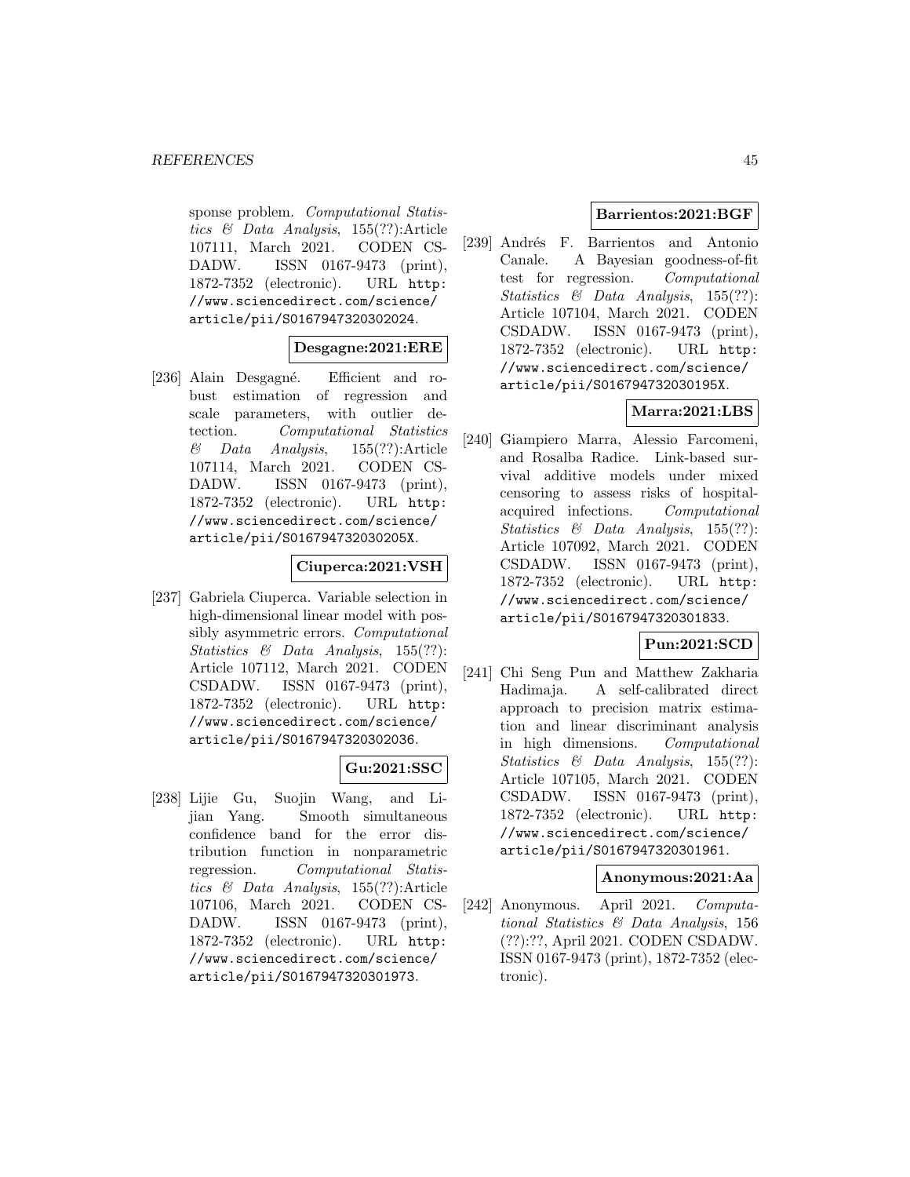sponse problem. *Computational Statistics & Data Analysis*, 155(??):Article 107111, March 2021. CODEN CSDADW. ISSN 0167-9473 (print), 1872-7352 (electronic). URL http://www.sciencedirect.com/science/article/pii/S0167947320302024.

**Desgagne:2021:ERE**

[236] Alain Desgagné. Efficient and robust estimation of regression and scale parameters, with outlier detection. *Computational Statistics & Data Analysis*, 155(??):Article 107114, March 2021. CODEN CSDADW. ISSN 0167-9473 (print), 1872-7352 (electronic). URL http://www.sciencedirect.com/science/article/pii/S016794732030205X.

**Ciuperca:2021:VSH**

[237] Gabriela Ciuperca. Variable selection in high-dimensional linear model with possibly asymmetric errors. *Computational Statistics & Data Analysis*, 155(??):Article 107112, March 2021. CODEN CSDADW. ISSN 0167-9473 (print), 1872-7352 (electronic). URL http://www.sciencedirect.com/science/article/pii/S0167947320302036.

**Gu:2021:SSC**

[238] Lijie Gu, Suojin Wang, and Lijian Yang. Smooth simultaneous confidence band for the error distribution function in nonparametric regression. *Computational Statistics & Data Analysis*, 155(??):Article 107106, March 2021. CODEN CSDADW. ISSN 0167-9473 (print), 1872-7352 (electronic). URL http://www.sciencedirect.com/science/article/pii/S0167947320301973.

**Barrientos:2021:BGF**

[239] Andrés F. Barrientos and Antonio Canale. A Bayesian goodness-of-fit test for regression. *Computational Statistics & Data Analysis*, 155(??):Article 107104, March 2021. CODEN CSDADW. ISSN 0167-9473 (print), 1872-7352 (electronic). URL http://www.sciencedirect.com/science/article/pii/S016794732030195X.

**Marra:2021:LBS**

[240] Giampiero Marra, Alessio Farcomeni, and Rosalba Radice. Link-based survival additive models under mixed censoring to assess risks of hospital-acquired infections. *Computational Statistics & Data Analysis*, 155(??):Article 107092, March 2021. CODEN CSDADW. ISSN 0167-9473 (print), 1872-7352 (electronic). URL http://www.sciencedirect.com/science/article/pii/S0167947320301833.

**Pun:2021:SCD**

[241] Chi Seng Pun and Matthew Zakharia Hadimaja. A self-calibrated direct approach to precision matrix estimation and linear discriminant analysis in high dimensions. *Computational Statistics & Data Analysis*, 155(??):Article 107105, March 2021. CODEN CSDADW. ISSN 0167-9473 (print), 1872-7352 (electronic). URL http://www.sciencedirect.com/science/article/pii/S0167947320301961.

**Anonymous:2021:Aa**

[242] Anonymous. April 2021. *Computational Statistics & Data Analysis*, 156 (??):??, April 2021. CODEN CSDADW. ISSN 0167-9473 (print), 1872-7352 (electronic).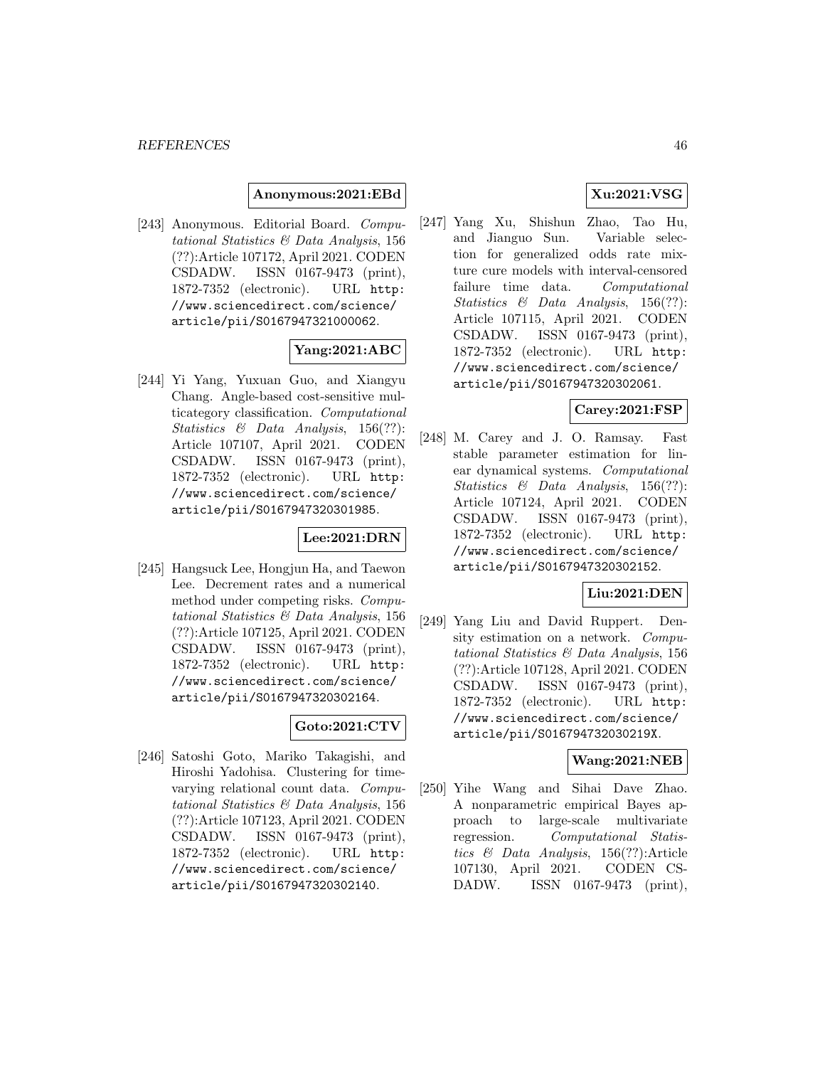**Anonymous:2021:EBd**

[243] Anonymous. Editorial Board. *Computational Statistics & Data Analysis*, 156 (??):Article 107172, April 2021. CODEN CSDADW. ISSN 0167-9473 (print), 1872-7352 (electronic). URL http://www.sciencedirect.com/science/article/pii/S0167947321000062.

**Yang:2021:ABC**

[244] Yi Yang, Yuxuan Guo, and Xiangyu Chang. Angle-based cost-sensitive multicategory classification. *Computational Statistics & Data Analysis*, 156(??): Article 107107, April 2021. CODEN CSDADW. ISSN 0167-9473 (print), 1872-7352 (electronic). URL http://www.sciencedirect.com/science/article/pii/S0167947320301985.

**Lee:2021:DRN**

[245] Hangsuck Lee, Hongjun Ha, and Taewon Lee. Decrement rates and a numerical method under competing risks. *Computational Statistics & Data Analysis*, 156 (??):Article 107125, April 2021. CODEN CSDADW. ISSN 0167-9473 (print), 1872-7352 (electronic). URL http://www.sciencedirect.com/science/article/pii/S0167947320302164.

**Goto:2021:CTV**

[246] Satoshi Goto, Mariko Takagishi, and Hiroshi Yadohisa. Clustering for time-varying relational count data. *Computational Statistics & Data Analysis*, 156 (??):Article 107123, April 2021. CODEN CSDADW. ISSN 0167-9473 (print), 1872-7352 (electronic). URL http://www.sciencedirect.com/science/article/pii/S0167947320302140.

**Xu:2021:VSG**

[247] Yang Xu, Shishun Zhao, Tao Hu, and Jianguo Sun. Variable selection for generalized odds rate mixture cure models with interval-censored failure time data. *Computational Statistics & Data Analysis*, 156(??): Article 107115, April 2021. CODEN CSDADW. ISSN 0167-9473 (print), 1872-7352 (electronic). URL http://www.sciencedirect.com/science/article/pii/S0167947320302061.

**Carey:2021:FSP**

[248] M. Carey and J. O. Ramsay. Fast stable parameter estimation for linear dynamical systems. *Computational Statistics & Data Analysis*, 156(??): Article 107124, April 2021. CODEN CSDADW. ISSN 0167-9473 (print), 1872-7352 (electronic). URL http://www.sciencedirect.com/science/article/pii/S0167947320302152.

**Liu:2021:DEN**

[249] Yang Liu and David Ruppert. Density estimation on a network. *Computational Statistics & Data Analysis*, 156 (??):Article 107128, April 2021. CODEN CSDADW. ISSN 0167-9473 (print), 1872-7352 (electronic). URL http://www.sciencedirect.com/science/article/pii/S016794732030219X.

**Wang:2021:NEB**

[250] Yihe Wang and Sihai Dave Zhao. A nonparametric empirical Bayes approach to large-scale multivariate regression. *Computational Statistics & Data Analysis*, 156(??):Article 107130, April 2021. CODEN CSDADW. ISSN 0167-9473 (print),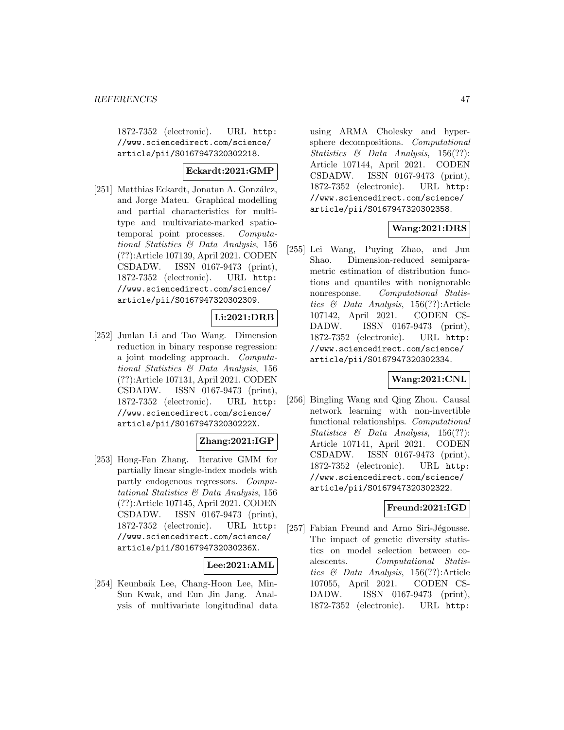1872-7352 (electronic). URL http://www.sciencedirect.com/science/article/pii/S0167947320302218.

**Eckardt:2021:GMP**

[251] Matthias Eckardt, Jonatan A. González, and Jorge Mateu. Graphical modelling and partial characteristics for multitype and multivariate-marked spatio-temporal point processes. *Computational Statistics & Data Analysis*, 156 (??):Article 107139, April 2021. CODEN CSDADW. ISSN 0167-9473 (print), 1872-7352 (electronic). URL http://www.sciencedirect.com/science/article/pii/S0167947320302309.

**Li:2021:DRB**

[252] Junlan Li and Tao Wang. Dimension reduction in binary response regression: a joint modeling approach. *Computational Statistics & Data Analysis*, 156 (??):Article 107131, April 2021. CODEN CSDADW. ISSN 0167-9473 (print), 1872-7352 (electronic). URL http://www.sciencedirect.com/science/article/pii/S016794732030222X.

**Zhang:2021:IGP**

[253] Hong-Fan Zhang. Iterative GMM for partially linear single-index models with partly endogenous regressors. *Computational Statistics & Data Analysis*, 156 (??):Article 107145, April 2021. CODEN CSDADW. ISSN 0167-9473 (print), 1872-7352 (electronic). URL http://www.sciencedirect.com/science/article/pii/S016794732030236X.

**Lee:2021:AML**

[254] Keunbaik Lee, Chang-Hoon Lee, Min-Sun Kwak, and Eun Jin Jang. Analysis of multivariate longitudinal data using ARMA Cholesky and hypersphere decompositions. *Computational Statistics & Data Analysis*, 156(??): Article 107144, April 2021. CODEN CSDADW. ISSN 0167-9473 (print), 1872-7352 (electronic). URL http://www.sciencedirect.com/science/article/pii/S0167947320302358.

**Wang:2021:DRS**

[255] Lei Wang, Puying Zhao, and Jun Shao. Dimension-reduced semiparametric estimation of distribution functions and quantiles with nonignorable nonresponse. *Computational Statistics & Data Analysis*, 156(??):Article 107142, April 2021. CODEN CSDADW. ISSN 0167-9473 (print), 1872-7352 (electronic). URL http://www.sciencedirect.com/science/article/pii/S0167947320302334.

**Wang:2021:CNL**

[256] Bingling Wang and Qing Zhou. Causal network learning with non-invertible functional relationships. *Computational Statistics & Data Analysis*, 156(??): Article 107141, April 2021. CODEN CSDADW. ISSN 0167-9473 (print), 1872-7352 (electronic). URL http://www.sciencedirect.com/science/article/pii/S0167947320302322.

**Freund:2021:IGD**

[257] Fabian Freund and Arno Siri-Jégousse. The impact of genetic diversity statistics on model selection between coalescents. *Computational Statistics & Data Analysis*, 156(??):Article 107055, April 2021. CODEN CSDADW. ISSN 0167-9473 (print), 1872-7352 (electronic). URL http: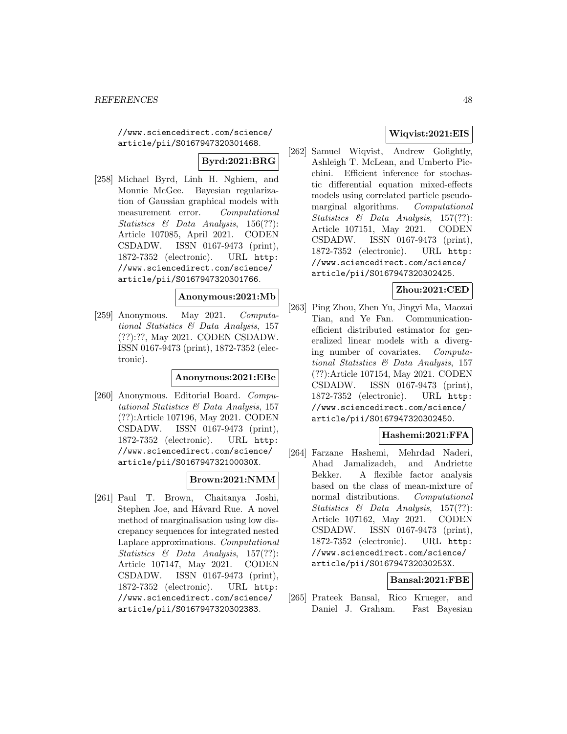//www.sciencedirect.com/science/article/pii/S0167947320301468.

**Byrd:2021:BRG**

[258] Michael Byrd, Linh H. Nghiem, and Monnie McGee. Bayesian regularization of Gaussian graphical models with measurement error. *Computational Statistics & Data Analysis*, 156(??): Article 107085, April 2021. CODEN CSDADW. ISSN 0167-9473 (print), 1872-7352 (electronic). URL http://www.sciencedirect.com/science/article/pii/S0167947320301766.

**Anonymous:2021:Mb**

[259] Anonymous. May 2021. *Computational Statistics & Data Analysis*, 157 (??):??, May 2021. CODEN CSDADW. ISSN 0167-9473 (print), 1872-7352 (electronic).

**Anonymous:2021:EBe**

[260] Anonymous. Editorial Board. *Computational Statistics & Data Analysis*, 157 (??):Article 107196, May 2021. CODEN CSDADW. ISSN 0167-9473 (print), 1872-7352 (electronic). URL http://www.sciencedirect.com/science/article/pii/S016794732100030X.

**Brown:2021:NMM**

[261] Paul T. Brown, Chaitanya Joshi, Stephen Joe, and Håvard Rue. A novel method of marginalisation using low discrepancy sequences for integrated nested Laplace approximations. *Computational Statistics & Data Analysis*, 157(??): Article 107147, May 2021. CODEN CSDADW. ISSN 0167-9473 (print), 1872-7352 (electronic). URL http://www.sciencedirect.com/science/article/pii/S0167947320302383.

**Wiqvist:2021:EIS**

[262] Samuel Wiqvist, Andrew Golightly, Ashleigh T. McLean, and Umberto Picchini. Efficient inference for stochastic differential equation mixed-effects models using correlated particle pseudo-marginal algorithms. *Computational Statistics & Data Analysis*, 157(??): Article 107151, May 2021. CODEN CSDADW. ISSN 0167-9473 (print), 1872-7352 (electronic). URL http://www.sciencedirect.com/science/article/pii/S0167947320302425.

**Zhou:2021:CED**

[263] Ping Zhou, Zhen Yu, Jingyi Ma, Maozai Tian, and Ye Fan. Communication-efficient distributed estimator for generalized linear models with a diverging number of covariates. *Computational Statistics & Data Analysis*, 157 (??):Article 107154, May 2021. CODEN CSDADW. ISSN 0167-9473 (print), 1872-7352 (electronic). URL http://www.sciencedirect.com/science/article/pii/S0167947320302450.

**Hashemi:2021:FFA**

[264] Farzane Hashemi, Mehrdad Naderi, Ahad Jamalizadeh, and Andriette Bekker. A flexible factor analysis based on the class of mean-mixture of normal distributions. *Computational Statistics & Data Analysis*, 157(??): Article 107162, May 2021. CODEN CSDADW. ISSN 0167-9473 (print), 1872-7352 (electronic). URL http://www.sciencedirect.com/science/article/pii/S016794732030253X.

**Bansal:2021:FBE**

[265] Prateek Bansal, Rico Krueger, and Daniel J. Graham. Fast Bayesian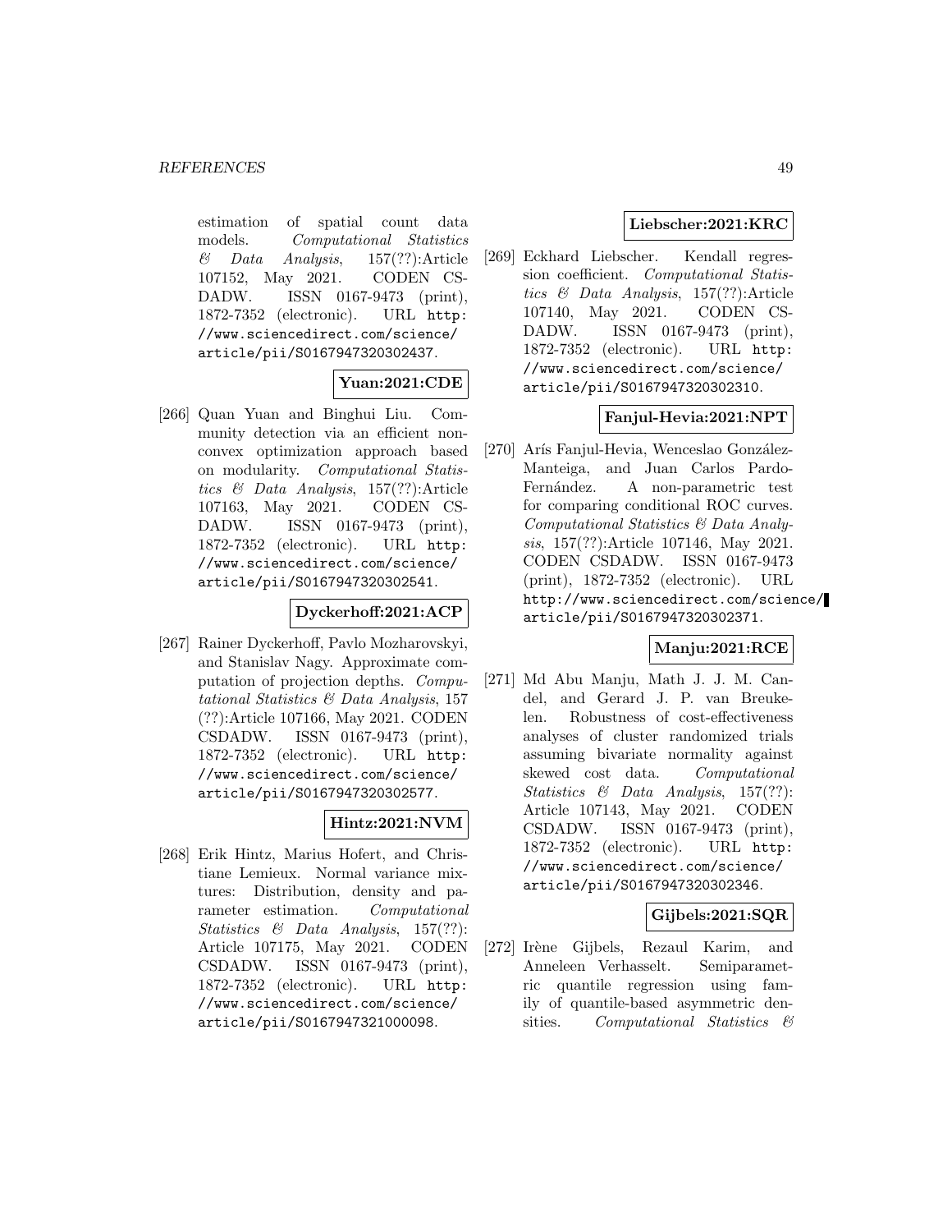estimation of spatial count data models. *Computational Statistics & Data Analysis*, 157(??):Article 107152, May 2021. CODEN CSDADW. ISSN 0167-9473 (print), 1872-7352 (electronic). URL http://www.sciencedirect.com/science/article/pii/S0167947320302437.

**Yuan:2021:CDE**

[266] Quan Yuan and Binghui Liu. Community detection via an efficient nonconvex optimization approach based on modularity. *Computational Statistics & Data Analysis*, 157(??):Article 107163, May 2021. CODEN CSDADW. ISSN 0167-9473 (print), 1872-7352 (electronic). URL http://www.sciencedirect.com/science/article/pii/S0167947320302541.

**Dyckerhoff:2021:ACP**

[267] Rainer Dyckerhoff, Pavlo Mozharovskyi, and Stanislav Nagy. Approximate computation of projection depths. *Computational Statistics & Data Analysis*, 157 (??):Article 107166, May 2021. CODEN CSDADW. ISSN 0167-9473 (print), 1872-7352 (electronic). URL http://www.sciencedirect.com/science/article/pii/S0167947320302577.

**Hintz:2021:NVM**

[268] Erik Hintz, Marius Hofert, and Christiane Lemieux. Normal variance mixtures: Distribution, density and parameter estimation. *Computational Statistics & Data Analysis*, 157(??): Article 107175, May 2021. CODEN CSDADW. ISSN 0167-9473 (print), 1872-7352 (electronic). URL http://www.sciencedirect.com/science/article/pii/S0167947321000098.

**Liebscher:2021:KRC**

[269] Eckhard Liebscher. Kendall regression coefficient. *Computational Statistics & Data Analysis*, 157(??):Article 107140, May 2021. CODEN CSDADW. ISSN 0167-9473 (print), 1872-7352 (electronic). URL http://www.sciencedirect.com/science/article/pii/S0167947320302310.

**Fanjul-Hevia:2021:NPT**

[270] Arís Fanjul-Hevia, Wenceslao González-Manteiga, and Juan Carlos Pardo-Fernández. A non-parametric test for comparing conditional ROC curves. *Computational Statistics & Data Analysis*, 157(??):Article 107146, May 2021. CODEN CSDADW. ISSN 0167-9473 (print), 1872-7352 (electronic). URL http://www.sciencedirect.com/science/article/pii/S0167947320302371.

**Manju:2021:RCE**

[271] Md Abu Manju, Math J. J. M. Candel, and Gerard J. P. van Breukelen. Robustness of cost-effectiveness analyses of cluster randomized trials assuming bivariate normality against skewed cost data. *Computational Statistics & Data Analysis*, 157(??): Article 107143, May 2021. CODEN CSDADW. ISSN 0167-9473 (print), 1872-7352 (electronic). URL http://www.sciencedirect.com/science/article/pii/S0167947320302346.

**Gijbels:2021:SQR**

[272] Irène Gijbels, Rezaul Karim, and Anneleen Verhasselt. Semiparametric quantile regression using family of quantile-based asymmetric densities. *Computational Statistics &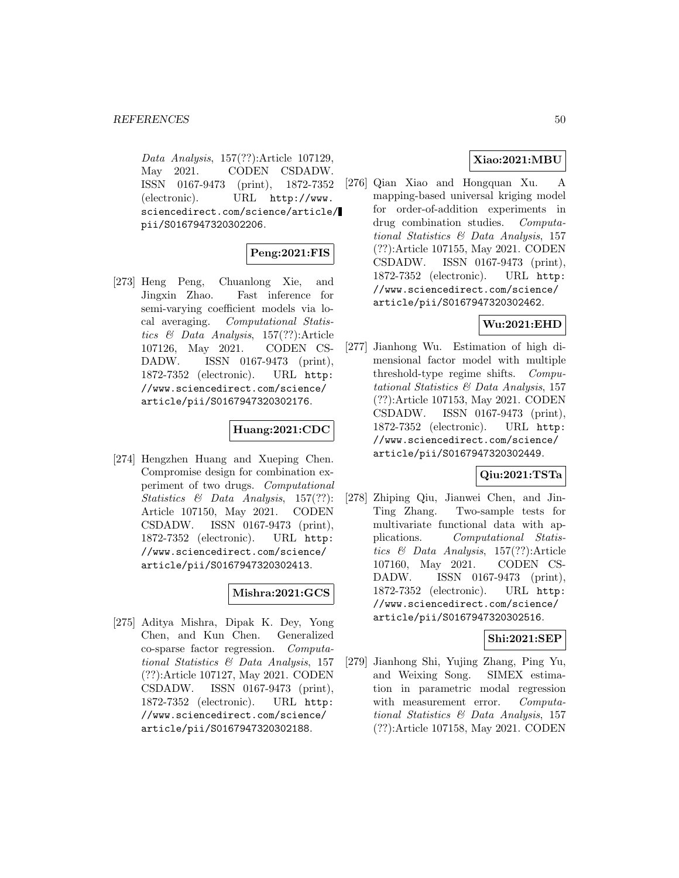*Data Analysis*, 157(??):Article 107129, May 2021. CODEN CSDADW. ISSN 0167-9473 (print), 1872-7352 (electronic). URL `http://www.sciencedirect.com/science/article/pii/S0167947320302206`.

**Peng:2021:FIS**

[273] Heng Peng, Chuanlong Xie, and Jingxin Zhao. Fast inference for semi-varying coefficient models via local averaging. *Computational Statistics & Data Analysis*, 157(??):Article 107126, May 2021. CODEN CSDADW. ISSN 0167-9473 (print), 1872-7352 (electronic). URL `http://www.sciencedirect.com/science/article/pii/S0167947320302176`.

**Huang:2021:CDC**

[274] Hengzhen Huang and Xueping Chen. Compromise design for combination experiment of two drugs. *Computational Statistics & Data Analysis*, 157(??):Article 107150, May 2021. CODEN CSDADW. ISSN 0167-9473 (print), 1872-7352 (electronic). URL `http://www.sciencedirect.com/science/article/pii/S0167947320302413`.

**Mishra:2021:GCS**

[275] Aditya Mishra, Dipak K. Dey, Yong Chen, and Kun Chen. Generalized co-sparse factor regression. *Computational Statistics & Data Analysis*, 157(??):Article 107127, May 2021. CODEN CSDADW. ISSN 0167-9473 (print), 1872-7352 (electronic). URL `http://www.sciencedirect.com/science/article/pii/S0167947320302188`.

**Xiao:2021:MBU**

[276] Qian Xiao and Hongquan Xu. A mapping-based universal kriging model for order-of-addition experiments in drug combination studies. *Computational Statistics & Data Analysis*, 157(??):Article 107155, May 2021. CODEN CSDADW. ISSN 0167-9473 (print), 1872-7352 (electronic). URL `http://www.sciencedirect.com/science/article/pii/S0167947320302462`.

**Wu:2021:EHD**

[277] Jianhong Wu. Estimation of high dimensional factor model with multiple threshold-type regime shifts. *Computational Statistics & Data Analysis*, 157(??):Article 107153, May 2021. CODEN CSDADW. ISSN 0167-9473 (print), 1872-7352 (electronic). URL `http://www.sciencedirect.com/science/article/pii/S0167947320302449`.

**Qiu:2021:TSTa**

[278] Zhiping Qiu, Jianwei Chen, and Jin-Ting Zhang. Two-sample tests for multivariate functional data with applications. *Computational Statistics & Data Analysis*, 157(??):Article 107160, May 2021. CODEN CSDADW. ISSN 0167-9473 (print), 1872-7352 (electronic). URL `http://www.sciencedirect.com/science/article/pii/S0167947320302516`.

**Shi:2021:SEP**

[279] Jianhong Shi, Yujing Zhang, Ping Yu, and Weixing Song. SIMEX estimation in parametric modal regression with measurement error. *Computational Statistics & Data Analysis*, 157(??):Article 107158, May 2021. CODEN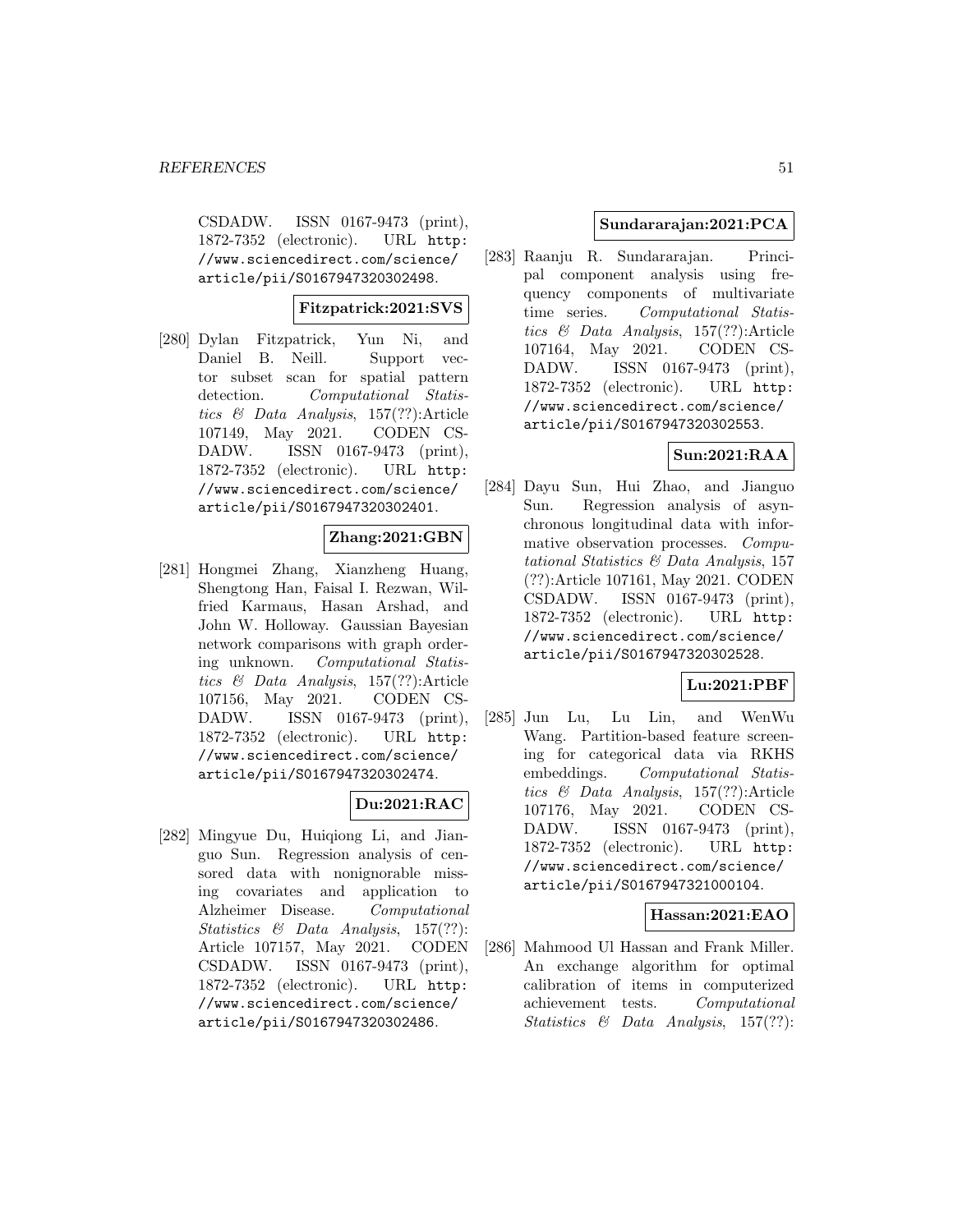CSDADW. ISSN 0167-9473 (print), 1872-7352 (electronic). URL http://www.sciencedirect.com/science/article/pii/S0167947320302498.

**Fitzpatrick:2021:SVS**

[280] Dylan Fitzpatrick, Yun Ni, and Daniel B. Neill. Support vector subset scan for spatial pattern detection. *Computational Statistics & Data Analysis*, 157(??):Article 107149, May 2021. CODEN CSDADW. ISSN 0167-9473 (print), 1872-7352 (electronic). URL http://www.sciencedirect.com/science/article/pii/S0167947320302401.

**Zhang:2021:GBN**

[281] Hongmei Zhang, Xianzheng Huang, Shengtong Han, Faisal I. Rezwan, Wilfried Karmaus, Hasan Arshad, and John W. Holloway. Gaussian Bayesian network comparisons with graph ordering unknown. *Computational Statistics & Data Analysis*, 157(??):Article 107156, May 2021. CODEN CSDADW. ISSN 0167-9473 (print), 1872-7352 (electronic). URL http://www.sciencedirect.com/science/article/pii/S0167947320302474.

**Du:2021:RAC**

[282] Mingyue Du, Huiqiong Li, and Jianguo Sun. Regression analysis of censored data with nonignorable missing covariates and application to Alzheimer Disease. *Computational Statistics & Data Analysis*, 157(??):Article 107157, May 2021. CODEN CSDADW. ISSN 0167-9473 (print), 1872-7352 (electronic). URL http://www.sciencedirect.com/science/article/pii/S0167947320302486.

**Sundararajan:2021:PCA**

[283] Raanju R. Sundararajan. Principal component analysis using frequency components of multivariate time series. *Computational Statistics & Data Analysis*, 157(??):Article 107164, May 2021. CODEN CSDADW. ISSN 0167-9473 (print), 1872-7352 (electronic). URL http://www.sciencedirect.com/science/article/pii/S0167947320302553.

**Sun:2021:RAA**

[284] Dayu Sun, Hui Zhao, and Jianguo Sun. Regression analysis of asynchronous longitudinal data with informative observation processes. *Computational Statistics & Data Analysis*, 157 (??):Article 107161, May 2021. CODEN CSDADW. ISSN 0167-9473 (print), 1872-7352 (electronic). URL http://www.sciencedirect.com/science/article/pii/S0167947320302528.

**Lu:2021:PBF**

[285] Jun Lu, Lu Lin, and WenWu Wang. Partition-based feature screening for categorical data via RKHS embeddings. *Computational Statistics & Data Analysis*, 157(??):Article 107176, May 2021. CODEN CSDADW. ISSN 0167-9473 (print), 1872-7352 (electronic). URL http://www.sciencedirect.com/science/article/pii/S0167947321000104.

**Hassan:2021:EAO**

[286] Mahmood Ul Hassan and Frank Miller. An exchange algorithm for optimal calibration of items in computerized achievement tests. *Computational Statistics & Data Analysis*, 157(??):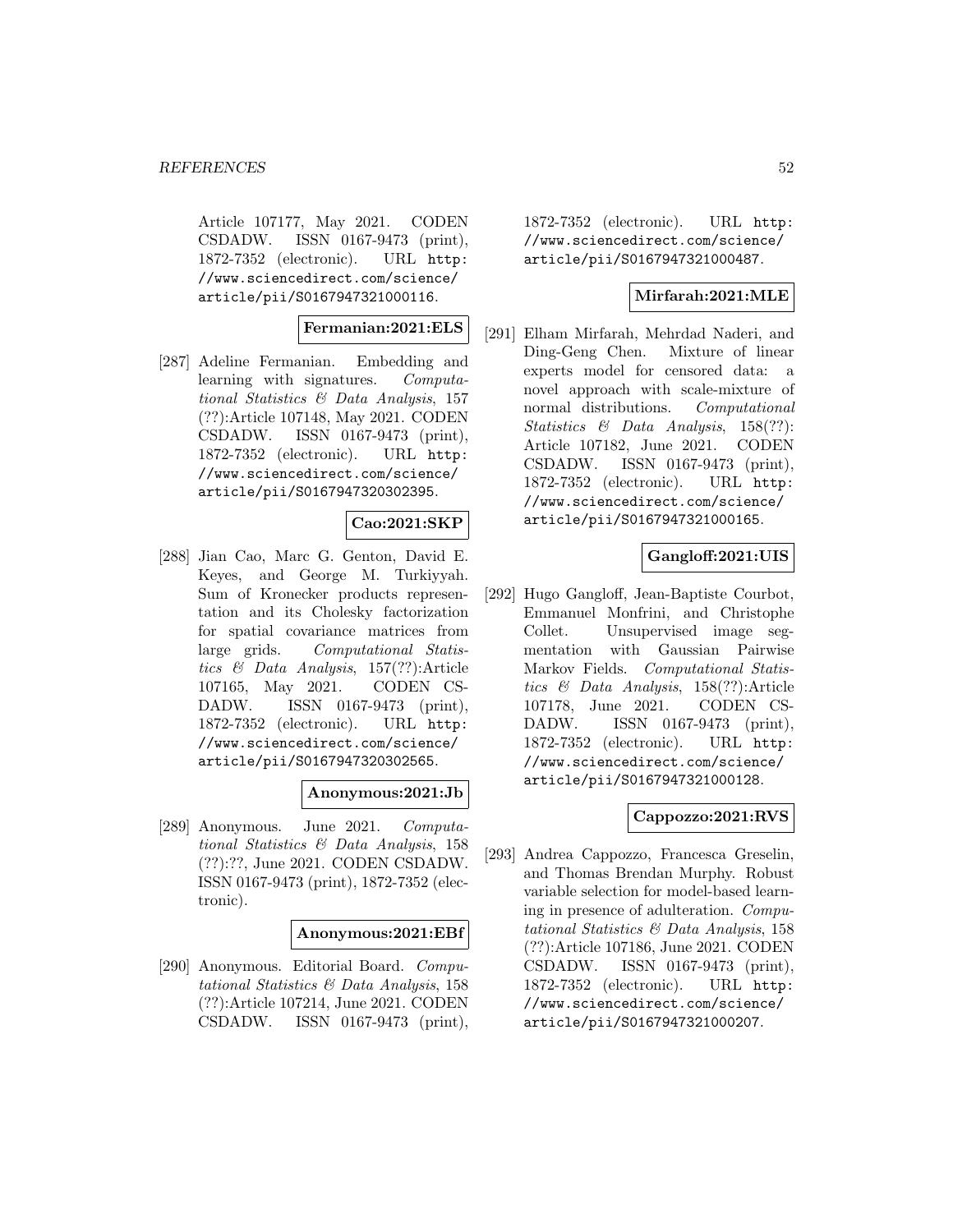Article 107177, May 2021. CODEN CSDADW. ISSN 0167-9473 (print), 1872-7352 (electronic). URL http://www.sciencedirect.com/science/article/pii/S0167947321000116.

**Fermanian:2021:ELS**

[287] Adeline Fermanian. Embedding and learning with signatures. *Computational Statistics & Data Analysis*, 157 (??):Article 107148, May 2021. CODEN CSDADW. ISSN 0167-9473 (print), 1872-7352 (electronic). URL http://www.sciencedirect.com/science/article/pii/S0167947320302395.

**Cao:2021:SKP**

[288] Jian Cao, Marc G. Genton, David E. Keyes, and George M. Turkiyyah. Sum of Kronecker products representation and its Cholesky factorization for spatial covariance matrices from large grids. *Computational Statistics & Data Analysis*, 157(??):Article 107165, May 2021. CODEN CSDADW. ISSN 0167-9473 (print), 1872-7352 (electronic). URL http://www.sciencedirect.com/science/article/pii/S0167947320302565.

**Anonymous:2021:Jb**

[289] Anonymous. June 2021. *Computational Statistics & Data Analysis*, 158 (??):??, June 2021. CODEN CSDADW. ISSN 0167-9473 (print), 1872-7352 (electronic).

**Anonymous:2021:EBf**

[290] Anonymous. Editorial Board. *Computational Statistics & Data Analysis*, 158 (??):Article 107214, June 2021. CODEN CSDADW. ISSN 0167-9473 (print), 1872-7352 (electronic). URL http://www.sciencedirect.com/science/article/pii/S0167947321000487.

**Mirfarah:2021:MLE**

[291] Elham Mirfarah, Mehrdad Naderi, and Ding-Geng Chen. Mixture of linear experts model for censored data: a novel approach with scale-mixture of normal distributions. *Computational Statistics & Data Analysis*, 158(??): Article 107182, June 2021. CODEN CSDADW. ISSN 0167-9473 (print), 1872-7352 (electronic). URL http://www.sciencedirect.com/science/article/pii/S0167947321000165.

**Gangloff:2021:UIS**

[292] Hugo Gangloff, Jean-Baptiste Courbot, Emmanuel Monfrini, and Christophe Collet. Unsupervised image segmentation with Gaussian Pairwise Markov Fields. *Computational Statistics & Data Analysis*, 158(??):Article 107178, June 2021. CODEN CSDADW. ISSN 0167-9473 (print), 1872-7352 (electronic). URL http://www.sciencedirect.com/science/article/pii/S0167947321000128.

**Cappozzo:2021:RVS**

[293] Andrea Cappozzo, Francesca Greselin, and Thomas Brendan Murphy. Robust variable selection for model-based learning in presence of adulteration. *Computational Statistics & Data Analysis*, 158 (??):Article 107186, June 2021. CODEN CSDADW. ISSN 0167-9473 (print), 1872-7352 (electronic). URL http://www.sciencedirect.com/science/article/pii/S0167947321000207.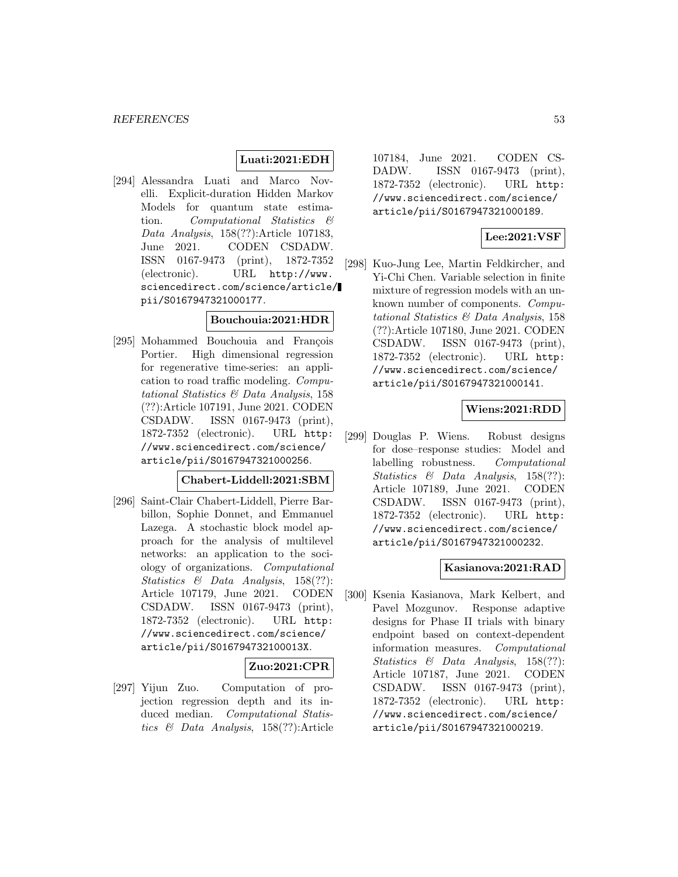**Luati:2021:EDH**

[294] Alessandra Luati and Marco Novelli. Explicit-duration Hidden Markov Models for quantum state estimation. *Computational Statistics & Data Analysis*, 158(??):Article 107183, June 2021. CODEN CSDADW. ISSN 0167-9473 (print), 1872-7352 (electronic). URL http://www.sciencedirect.com/science/article/pii/S0167947321000177.

**Bouchouia:2021:HDR**

[295] Mohammed Bouchouia and François Portier. High dimensional regression for regenerative time-series: an application to road traffic modeling. *Computational Statistics & Data Analysis*, 158 (??):Article 107191, June 2021. CODEN CSDADW. ISSN 0167-9473 (print), 1872-7352 (electronic). URL http://www.sciencedirect.com/science/article/pii/S0167947321000256.

**Chabert-Liddell:2021:SBM**

[296] Saint-Clair Chabert-Liddell, Pierre Barbillon, Sophie Donnet, and Emmanuel Lazega. A stochastic block model approach for the analysis of multilevel networks: an application to the sociology of organizations. *Computational Statistics & Data Analysis*, 158(??): Article 107179, June 2021. CODEN CSDADW. ISSN 0167-9473 (print), 1872-7352 (electronic). URL http://www.sciencedirect.com/science/article/pii/S016794732100013X.

**Zuo:2021:CPR**

[297] Yijun Zuo. Computation of projection regression depth and its induced median. *Computational Statistics & Data Analysis*, 158(??):Article 107184, June 2021. CODEN CSDADW. ISSN 0167-9473 (print), 1872-7352 (electronic). URL http://www.sciencedirect.com/science/article/pii/S0167947321000189.

**Lee:2021:VSF**

[298] Kuo-Jung Lee, Martin Feldkircher, and Yi-Chi Chen. Variable selection in finite mixture of regression models with an unknown number of components. *Computational Statistics & Data Analysis*, 158 (??):Article 107180, June 2021. CODEN CSDADW. ISSN 0167-9473 (print), 1872-7352 (electronic). URL http://www.sciencedirect.com/science/article/pii/S0167947321000141.

**Wiens:2021:RDD**

[299] Douglas P. Wiens. Robust designs for dose–response studies: Model and labelling robustness. *Computational Statistics & Data Analysis*, 158(??): Article 107189, June 2021. CODEN CSDADW. ISSN 0167-9473 (print), 1872-7352 (electronic). URL http://www.sciencedirect.com/science/article/pii/S0167947321000232.

**Kasianova:2021:RAD**

[300] Ksenia Kasianova, Mark Kelbert, and Pavel Mozgunov. Response adaptive designs for Phase II trials with binary endpoint based on context-dependent information measures. *Computational Statistics & Data Analysis*, 158(??): Article 107187, June 2021. CODEN CSDADW. ISSN 0167-9473 (print), 1872-7352 (electronic). URL http://www.sciencedirect.com/science/article/pii/S0167947321000219.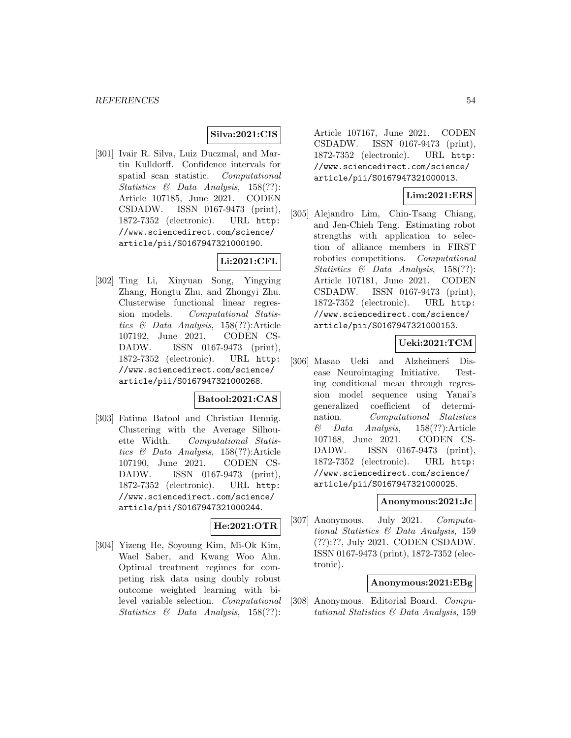**Silva:2021:CIS**

[301] Ivair R. Silva, Luiz Duczmal, and Martin Kulldorff. Confidence intervals for spatial scan statistic. *Computational Statistics & Data Analysis*, 158(??): Article 107185, June 2021. CODEN CSDADW. ISSN 0167-9473 (print), 1872-7352 (electronic). URL http://www.sciencedirect.com/science/article/pii/S0167947321000190.

**Li:2021:CFL**

[302] Ting Li, Xinyuan Song, Yingying Zhang, Hongtu Zhu, and Zhongyi Zhu. Clusterwise functional linear regression models. *Computational Statistics & Data Analysis*, 158(??):Article 107192, June 2021. CODEN CSDADW. ISSN 0167-9473 (print), 1872-7352 (electronic). URL http://www.sciencedirect.com/science/article/pii/S0167947321000268.

**Batool:2021:CAS**

[303] Fatima Batool and Christian Hennig. Clustering with the Average Silhouette Width. *Computational Statistics & Data Analysis*, 158(??):Article 107190, June 2021. CODEN CSDADW. ISSN 0167-9473 (print), 1872-7352 (electronic). URL http://www.sciencedirect.com/science/article/pii/S0167947321000244.

**He:2021:OTR**

[304] Yizeng He, Soyoung Kim, Mi-Ok Kim, Wael Saber, and Kwang Woo Ahn. Optimal treatment regimes for competing risk data using doubly robust outcome weighted learning with bi-level variable selection. *Computational Statistics & Data Analysis*, 158(??): Article 107167, June 2021. CODEN CSDADW. ISSN 0167-9473 (print), 1872-7352 (electronic). URL http://www.sciencedirect.com/science/article/pii/S0167947321000013.

**Lim:2021:ERS**

[305] Alejandro Lim, Chin-Tsang Chiang, and Jen-Chieh Teng. Estimating robot strengths with application to selection of alliance members in FIRST robotics competitions. *Computational Statistics & Data Analysis*, 158(??): Article 107181, June 2021. CODEN CSDADW. ISSN 0167-9473 (print), 1872-7352 (electronic). URL http://www.sciencedirect.com/science/article/pii/S0167947321000153.

**Ueki:2021:TCM**

[306] Masao Ueki and Alzheimerś Disease Neuroimaging Initiative. Testing conditional mean through regression model sequence using Yanai's generalized coefficient of determination. *Computational Statistics & Data Analysis*, 158(??):Article 107168, June 2021. CODEN CSDADW. ISSN 0167-9473 (print), 1872-7352 (electronic). URL http://www.sciencedirect.com/science/article/pii/S0167947321000025.

**Anonymous:2021:Jc**

[307] Anonymous. July 2021. *Computational Statistics & Data Analysis*, 159 (??):??, July 2021. CODEN CSDADW. ISSN 0167-9473 (print), 1872-7352 (electronic).

**Anonymous:2021:EBg**

[308] Anonymous. Editorial Board. *Computational Statistics & Data Analysis*, 159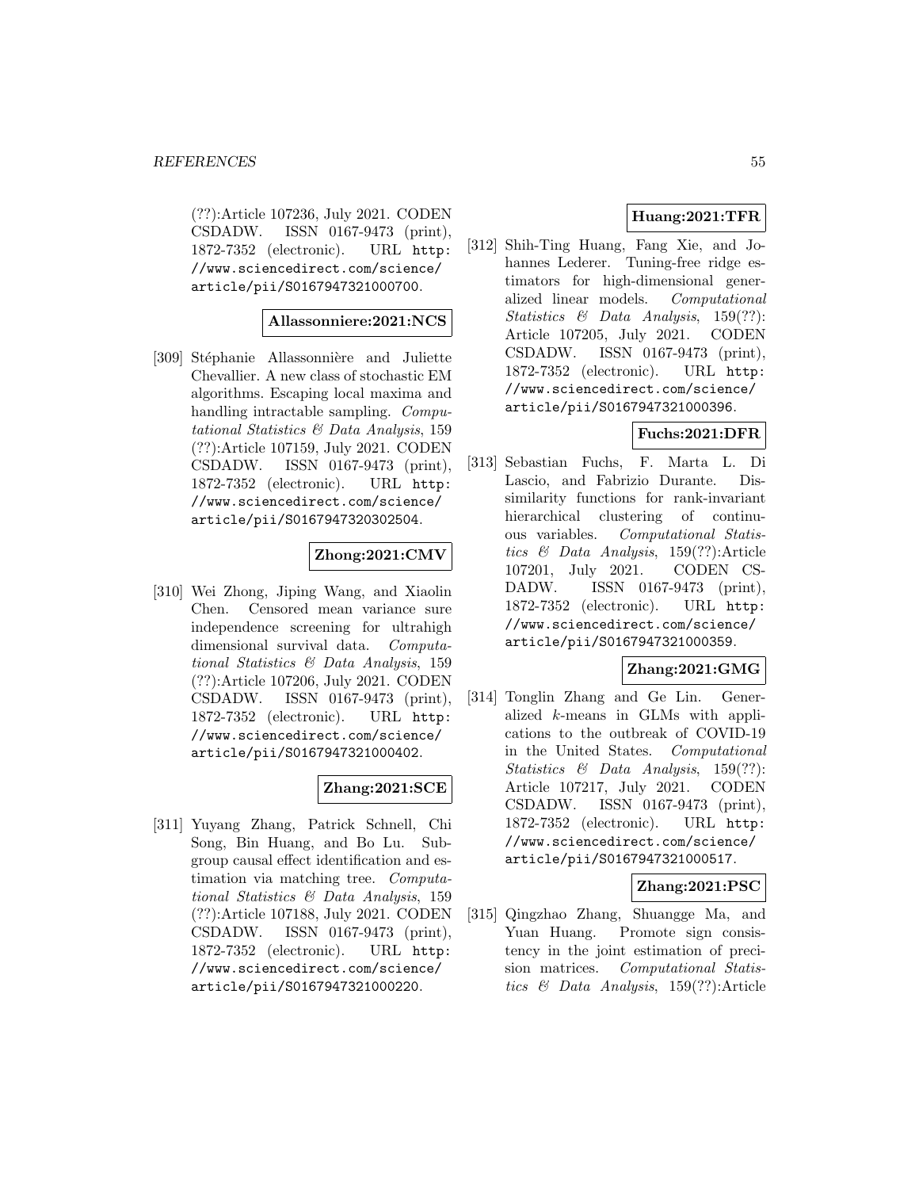(??):Article 107236, July 2021. CODEN CSDADW. ISSN 0167-9473 (print), 1872-7352 (electronic). URL http://www.sciencedirect.com/science/article/pii/S0167947321000700.

**Allassonniere:2021:NCS**

[309] Stéphanie Allassonnière and Juliette Chevallier. A new class of stochastic EM algorithms. Escaping local maxima and handling intractable sampling. *Computational Statistics & Data Analysis*, 159 (??):Article 107159, July 2021. CODEN CSDADW. ISSN 0167-9473 (print), 1872-7352 (electronic). URL http://www.sciencedirect.com/science/article/pii/S0167947320302504.

**Zhong:2021:CMV**

[310] Wei Zhong, Jiping Wang, and Xiaolin Chen. Censored mean variance sure independence screening for ultrahigh dimensional survival data. *Computational Statistics & Data Analysis*, 159 (??):Article 107206, July 2021. CODEN CSDADW. ISSN 0167-9473 (print), 1872-7352 (electronic). URL http://www.sciencedirect.com/science/article/pii/S0167947321000402.

**Zhang:2021:SCE**

[311] Yuyang Zhang, Patrick Schnell, Chi Song, Bin Huang, and Bo Lu. Subgroup causal effect identification and estimation via matching tree. *Computational Statistics & Data Analysis*, 159 (??):Article 107188, July 2021. CODEN CSDADW. ISSN 0167-9473 (print), 1872-7352 (electronic). URL http://www.sciencedirect.com/science/article/pii/S0167947321000220.

**Huang:2021:TFR**

[312] Shih-Ting Huang, Fang Xie, and Johannes Lederer. Tuning-free ridge estimators for high-dimensional generalized linear models. *Computational Statistics & Data Analysis*, 159(??): Article 107205, July 2021. CODEN CSDADW. ISSN 0167-9473 (print), 1872-7352 (electronic). URL http://www.sciencedirect.com/science/article/pii/S0167947321000396.

**Fuchs:2021:DFR**

[313] Sebastian Fuchs, F. Marta L. Di Lascio, and Fabrizio Durante. Dissimilarity functions for rank-invariant hierarchical clustering of continuous variables. *Computational Statistics & Data Analysis*, 159(??):Article 107201, July 2021. CODEN CSDADW. ISSN 0167-9473 (print), 1872-7352 (electronic). URL http://www.sciencedirect.com/science/article/pii/S0167947321000359.

**Zhang:2021:GMG**

[314] Tonglin Zhang and Ge Lin. Generalized $k$-means in GLMs with applications to the outbreak of COVID-19 in the United States. *Computational Statistics & Data Analysis*, 159(??): Article 107217, July 2021. CODEN CSDADW. ISSN 0167-9473 (print), 1872-7352 (electronic). URL http://www.sciencedirect.com/science/article/pii/S0167947321000517.

**Zhang:2021:PSC**

[315] Qingzhao Zhang, Shuangge Ma, and Yuan Huang. Promote sign consistency in the joint estimation of precision matrices. *Computational Statistics & Data Analysis*, 159(??):Article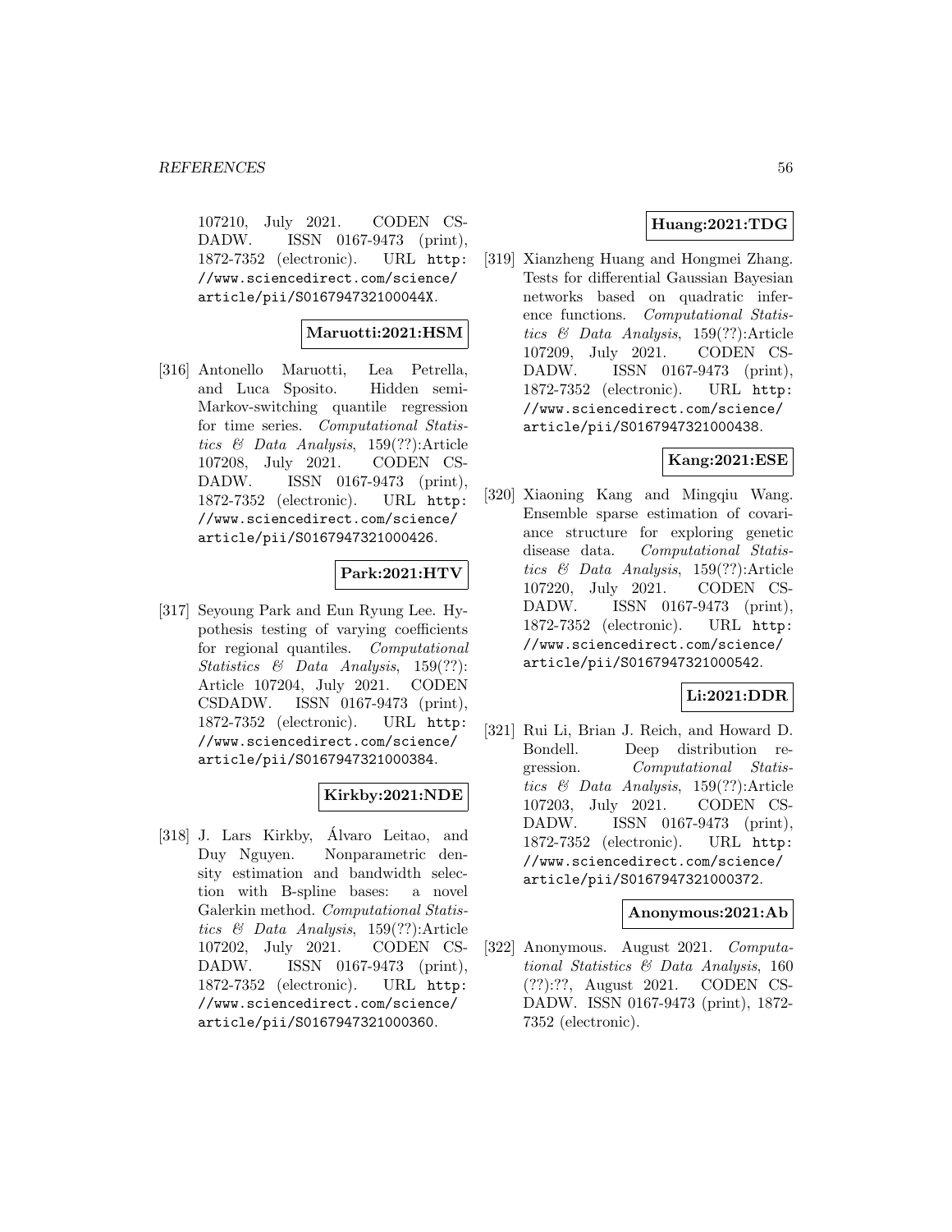107210, July 2021. CODEN CSDADW. ISSN 0167-9473 (print), 1872-7352 (electronic). URL http://www.sciencedirect.com/science/article/pii/S016794732100044X.

**Maruotti:2021:HSM**

[316] Antonello Maruotti, Lea Petrella, and Luca Sposito. Hidden semi-Markov-switching quantile regression for time series. *Computational Statistics & Data Analysis*, 159(??):Article 107208, July 2021. CODEN CSDADW. ISSN 0167-9473 (print), 1872-7352 (electronic). URL http://www.sciencedirect.com/science/article/pii/S0167947321000426.

**Park:2021:HTV**

[317] Seyoung Park and Eun Ryung Lee. Hypothesis testing of varying coefficients for regional quantiles. *Computational Statistics & Data Analysis*, 159(??): Article 107204, July 2021. CODEN CSDADW. ISSN 0167-9473 (print), 1872-7352 (electronic). URL http://www.sciencedirect.com/science/article/pii/S0167947321000384.

**Kirkby:2021:NDE**

[318] J. Lars Kirkby, Álvaro Leitao, and Duy Nguyen. Nonparametric density estimation and bandwidth selection with B-spline bases: a novel Galerkin method. *Computational Statistics & Data Analysis*, 159(??):Article 107202, July 2021. CODEN CSDADW. ISSN 0167-9473 (print), 1872-7352 (electronic). URL http://www.sciencedirect.com/science/article/pii/S0167947321000360.

**Huang:2021:TDG**

[319] Xianzheng Huang and Hongmei Zhang. Tests for differential Gaussian Bayesian networks based on quadratic inference functions. *Computational Statistics & Data Analysis*, 159(??):Article 107209, July 2021. CODEN CSDADW. ISSN 0167-9473 (print), 1872-7352 (electronic). URL http://www.sciencedirect.com/science/article/pii/S0167947321000438.

**Kang:2021:ESE**

[320] Xiaoning Kang and Mingqiu Wang. Ensemble sparse estimation of covariance structure for exploring genetic disease data. *Computational Statistics & Data Analysis*, 159(??):Article 107220, July 2021. CODEN CSDADW. ISSN 0167-9473 (print), 1872-7352 (electronic). URL http://www.sciencedirect.com/science/article/pii/S0167947321000542.

**Li:2021:DDR**

[321] Rui Li, Brian J. Reich, and Howard D. Bondell. Deep distribution regression. *Computational Statistics & Data Analysis*, 159(??):Article 107203, July 2021. CODEN CSDADW. ISSN 0167-9473 (print), 1872-7352 (electronic). URL http://www.sciencedirect.com/science/article/pii/S0167947321000372.

**Anonymous:2021:Ab**

[322] Anonymous. August 2021. *Computational Statistics & Data Analysis*, 160 (??):??, August 2021. CODEN CSDADW. ISSN 0167-9473 (print), 1872-7352 (electronic).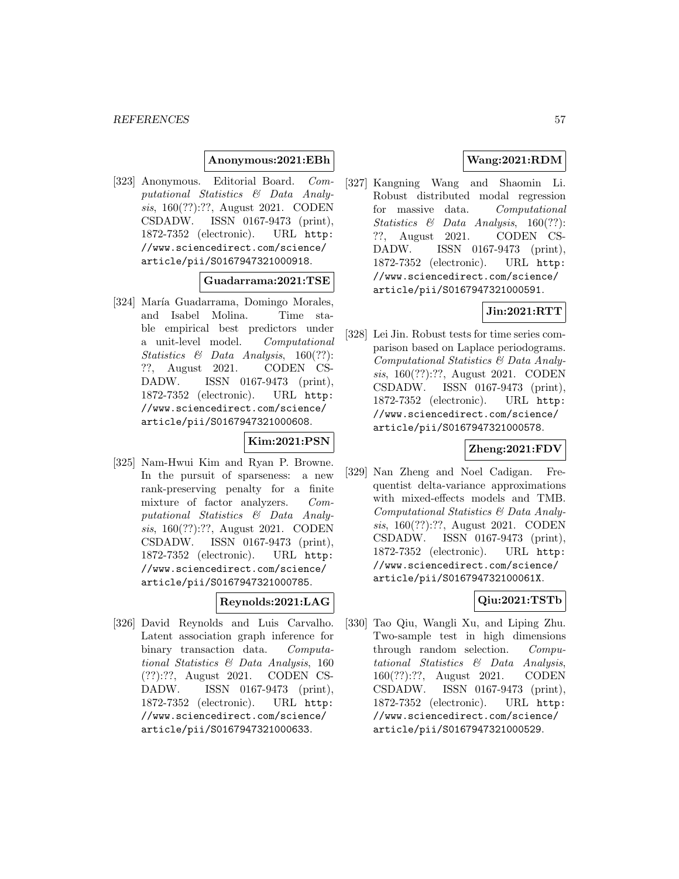**Anonymous:2021:EBh**

[323] Anonymous. Editorial Board. *Computational Statistics & Data Analysis*, 160(??):??, August 2021. CODEN CSDADW. ISSN 0167-9473 (print), 1872-7352 (electronic). URL http://www.sciencedirect.com/science/article/pii/S0167947321000918.

**Guadarrama:2021:TSE**

[324] María Guadarrama, Domingo Morales, and Isabel Molina. Time stable empirical best predictors under a unit-level model. *Computational Statistics & Data Analysis*, 160(??):??, August 2021. CODEN CSDADW. ISSN 0167-9473 (print), 1872-7352 (electronic). URL http://www.sciencedirect.com/science/article/pii/S0167947321000608.

**Kim:2021:PSN**

[325] Nam-Hwui Kim and Ryan P. Browne. In the pursuit of sparseness: a new rank-preserving penalty for a finite mixture of factor analyzers. *Computational Statistics & Data Analysis*, 160(??):??, August 2021. CODEN CSDADW. ISSN 0167-9473 (print), 1872-7352 (electronic). URL http://www.sciencedirect.com/science/article/pii/S0167947321000785.

**Reynolds:2021:LAG**

[326] David Reynolds and Luis Carvalho. Latent association graph inference for binary transaction data. *Computational Statistics & Data Analysis*, 160(??):??, August 2021. CODEN CSDADW. ISSN 0167-9473 (print), 1872-7352 (electronic). URL http://www.sciencedirect.com/science/article/pii/S0167947321000633.

**Wang:2021:RDM**

[327] Kangning Wang and Shaomin Li. Robust distributed modal regression for massive data. *Computational Statistics & Data Analysis*, 160(??):??, August 2021. CODEN CSDADW. ISSN 0167-9473 (print), 1872-7352 (electronic). URL http://www.sciencedirect.com/science/article/pii/S0167947321000591.

**Jin:2021:RTT**

[328] Lei Jin. Robust tests for time series comparison based on Laplace periodograms. *Computational Statistics & Data Analysis*, 160(??):??, August 2021. CODEN CSDADW. ISSN 0167-9473 (print), 1872-7352 (electronic). URL http://www.sciencedirect.com/science/article/pii/S0167947321000578.

**Zheng:2021:FDV**

[329] Nan Zheng and Noel Cadigan. Frequentist delta-variance approximations with mixed-effects models and TMB. *Computational Statistics & Data Analysis*, 160(??):??, August 2021. CODEN CSDADW. ISSN 0167-9473 (print), 1872-7352 (electronic). URL http://www.sciencedirect.com/science/article/pii/S016794732100061X.

**Qiu:2021:TSTb**

[330] Tao Qiu, Wangli Xu, and Liping Zhu. Two-sample test in high dimensions through random selection. *Computational Statistics & Data Analysis*, 160(??):??, August 2021. CODEN CSDADW. ISSN 0167-9473 (print), 1872-7352 (electronic). URL http://www.sciencedirect.com/science/article/pii/S0167947321000529.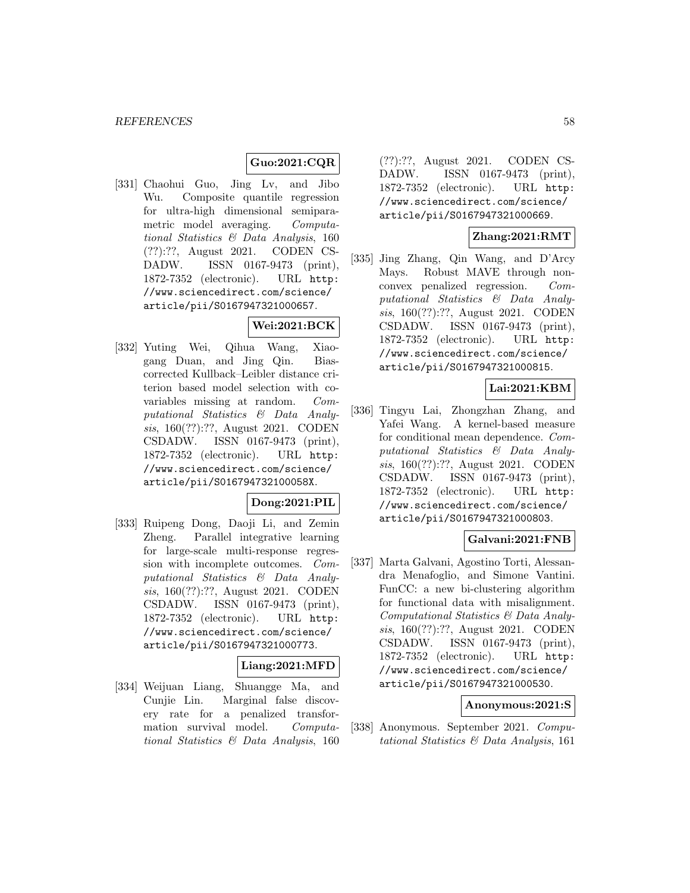**Guo:2021:CQR**

[331] Chaohui Guo, Jing Lv, and Jibo Wu. Composite quantile regression for ultra-high dimensional semiparametric model averaging. *Computational Statistics & Data Analysis*, 160 (??):??, August 2021. CODEN CSDADW. ISSN 0167-9473 (print), 1872-7352 (electronic). URL `http://www.sciencedirect.com/science/article/pii/S0167947321000657`.

**Wei:2021:BCK**

[332] Yuting Wei, Qihua Wang, Xiaogang Duan, and Jing Qin. Bias-corrected Kullback–Leibler distance criterion based model selection with covariables missing at random. *Computational Statistics & Data Analysis*, 160(??):??, August 2021. CODEN CSDADW. ISSN 0167-9473 (print), 1872-7352 (electronic). URL `http://www.sciencedirect.com/science/article/pii/S016794732100058X`.

**Dong:2021:PIL**

[333] Ruipeng Dong, Daoji Li, and Zemin Zheng. Parallel integrative learning for large-scale multi-response regression with incomplete outcomes. *Computational Statistics & Data Analysis*, 160(??):??, August 2021. CODEN CSDADW. ISSN 0167-9473 (print), 1872-7352 (electronic). URL `http://www.sciencedirect.com/science/article/pii/S0167947321000773`.

**Liang:2021:MFD**

[334] Weijuan Liang, Shuangge Ma, and Cunjie Lin. Marginal false discovery rate for a penalized transformation survival model. *Computational Statistics & Data Analysis*, 160 (??):??, August 2021. CODEN CSDADW. ISSN 0167-9473 (print), 1872-7352 (electronic). URL `http://www.sciencedirect.com/science/article/pii/S0167947321000669`.

**Zhang:2021:RMT**

[335] Jing Zhang, Qin Wang, and D'Arcy Mays. Robust MAVE through nonconvex penalized regression. *Computational Statistics & Data Analysis*, 160(??):??, August 2021. CODEN CSDADW. ISSN 0167-9473 (print), 1872-7352 (electronic). URL `http://www.sciencedirect.com/science/article/pii/S0167947321000815`.

**Lai:2021:KBM**

[336] Tingyu Lai, Zhongzhan Zhang, and Yafei Wang. A kernel-based measure for conditional mean dependence. *Computational Statistics & Data Analysis*, 160(??):??, August 2021. CODEN CSDADW. ISSN 0167-9473 (print), 1872-7352 (electronic). URL `http://www.sciencedirect.com/science/article/pii/S0167947321000803`.

**Galvani:2021:FNB**

[337] Marta Galvani, Agostino Torti, Alessandra Menafoglio, and Simone Vantini. FunCC: a new bi-clustering algorithm for functional data with misalignment. *Computational Statistics & Data Analysis*, 160(??):??, August 2021. CODEN CSDADW. ISSN 0167-9473 (print), 1872-7352 (electronic). URL `http://www.sciencedirect.com/science/article/pii/S0167947321000530`.

**Anonymous:2021:S**

[338] Anonymous. September 2021. *Computational Statistics & Data Analysis*, 161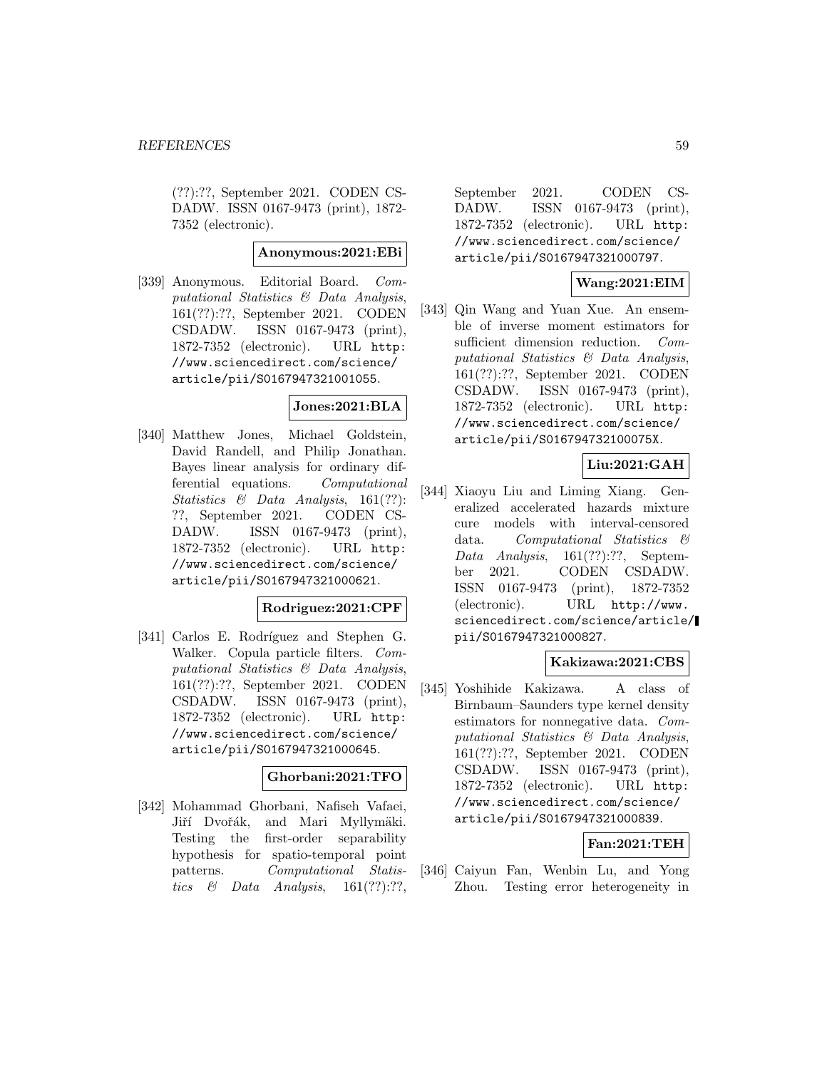(??):??, September 2021. CODEN CSDADW. ISSN 0167-9473 (print), 1872-7352 (electronic).

**Anonymous:2021:EBi**

[339] Anonymous. Editorial Board. *Computational Statistics & Data Analysis*, 161(??):??, September 2021. CODEN CSDADW. ISSN 0167-9473 (print), 1872-7352 (electronic). URL http://www.sciencedirect.com/science/article/pii/S0167947321001055.

**Jones:2021:BLA**

[340] Matthew Jones, Michael Goldstein, David Randell, and Philip Jonathan. Bayes linear analysis for ordinary differential equations. *Computational Statistics & Data Analysis*, 161(??):??, September 2021. CODEN CSDADW. ISSN 0167-9473 (print), 1872-7352 (electronic). URL http://www.sciencedirect.com/science/article/pii/S0167947321000621.

**Rodriguez:2021:CPF**

[341] Carlos E. Rodríguez and Stephen G. Walker. Copula particle filters. *Computational Statistics & Data Analysis*, 161(??):??, September 2021. CODEN CSDADW. ISSN 0167-9473 (print), 1872-7352 (electronic). URL http://www.sciencedirect.com/science/article/pii/S0167947321000645.

**Ghorbani:2021:TFO**

[342] Mohammad Ghorbani, Nafiseh Vafaei, Jiří Dvořák, and Mari Myllymäki. Testing the first-order separability hypothesis for spatio-temporal point patterns. *Computational Statistics & Data Analysis*, 161(??):??, September 2021. CODEN CSDADW. ISSN 0167-9473 (print), 1872-7352 (electronic). URL http://www.sciencedirect.com/science/article/pii/S0167947321000797.

**Wang:2021:EIM**

[343] Qin Wang and Yuan Xue. An ensemble of inverse moment estimators for sufficient dimension reduction. *Computational Statistics & Data Analysis*, 161(??):??, September 2021. CODEN CSDADW. ISSN 0167-9473 (print), 1872-7352 (electronic). URL http://www.sciencedirect.com/science/article/pii/S016794732100075X.

**Liu:2021:GAH**

[344] Xiaoyu Liu and Liming Xiang. Generalized accelerated hazards mixture cure models with interval-censored data. *Computational Statistics & Data Analysis*, 161(??):??, September 2021. CODEN CSDADW. ISSN 0167-9473 (print), 1872-7352 (electronic). URL http://www.sciencedirect.com/science/article/pii/S0167947321000827.

**Kakizawa:2021:CBS**

[345] Yoshihide Kakizawa. A class of Birnbaum–Saunders type kernel density estimators for nonnegative data. *Computational Statistics & Data Analysis*, 161(??):??, September 2021. CODEN CSDADW. ISSN 0167-9473 (print), 1872-7352 (electronic). URL http://www.sciencedirect.com/science/article/pii/S0167947321000839.

**Fan:2021:TEH**

[346] Caiyun Fan, Wenbin Lu, and Yong Zhou. Testing error heterogeneity in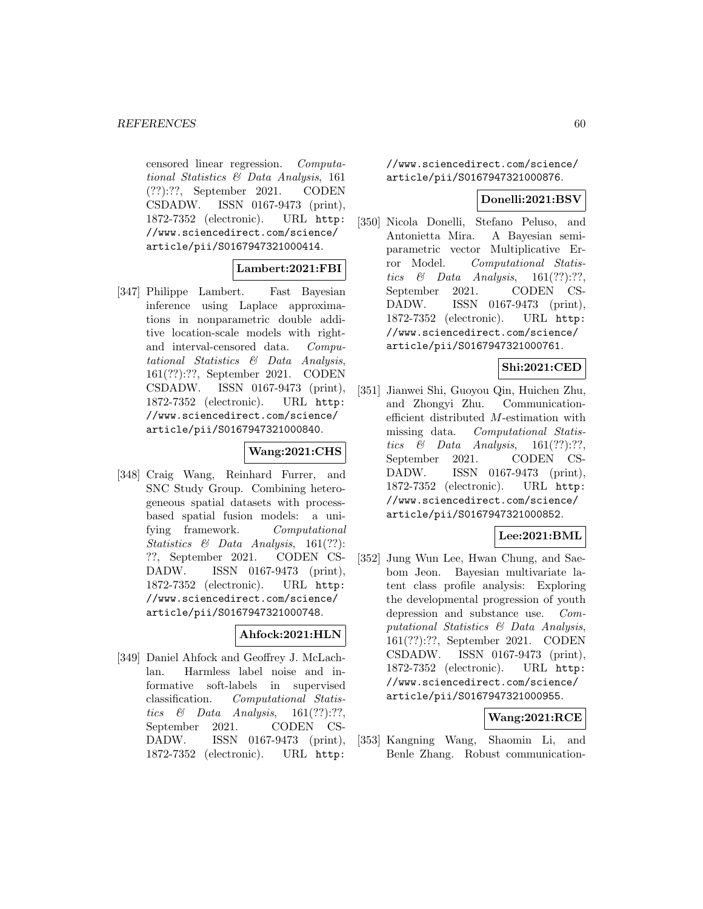censored linear regression. *Computational Statistics & Data Analysis*, 161 (??):??, September 2021. CODEN CSDADW. ISSN 0167-9473 (print), 1872-7352 (electronic). URL http://www.sciencedirect.com/science/article/pii/S0167947321000414.

**Lambert:2021:FBI**

[347] Philippe Lambert. Fast Bayesian inference using Laplace approximations in nonparametric double additive location-scale models with right- and interval-censored data. *Computational Statistics & Data Analysis*, 161(??):??, September 2021. CODEN CSDADW. ISSN 0167-9473 (print), 1872-7352 (electronic). URL http://www.sciencedirect.com/science/article/pii/S0167947321000840.

**Wang:2021:CHS**

[348] Craig Wang, Reinhard Furrer, and SNC Study Group. Combining heterogeneous spatial datasets with process-based spatial fusion models: a unifying framework. *Computational Statistics & Data Analysis*, 161(??):??, September 2021. CODEN CSDADW. ISSN 0167-9473 (print), 1872-7352 (electronic). URL http://www.sciencedirect.com/science/article/pii/S0167947321000748.

**Ahfock:2021:HLN**

[349] Daniel Ahfock and Geoffrey J. McLachlan. Harmless label noise and informative soft-labels in supervised classification. *Computational Statistics & Data Analysis*, 161(??):??, September 2021. CODEN CSDADW. ISSN 0167-9473 (print), 1872-7352 (electronic). URL http://www.sciencedirect.com/science/article/pii/S0167947321000876.

**Donelli:2021:BSV**

[350] Nicola Donelli, Stefano Peluso, and Antonietta Mira. A Bayesian semiparametric vector Multiplicative Error Model. *Computational Statistics & Data Analysis*, 161(??):??, September 2021. CODEN CSDADW. ISSN 0167-9473 (print), 1872-7352 (electronic). URL http://www.sciencedirect.com/science/article/pii/S0167947321000761.

**Shi:2021:CED**

[351] Jianwei Shi, Guoyou Qin, Huichen Zhu, and Zhongyi Zhu. Communication-efficient distributed $M$-estimation with missing data. *Computational Statistics & Data Analysis*, 161(??):??, September 2021. CODEN CSDADW. ISSN 0167-9473 (print), 1872-7352 (electronic). URL http://www.sciencedirect.com/science/article/pii/S0167947321000852.

**Lee:2021:BML**

[352] Jung Wun Lee, Hwan Chung, and Saebom Jeon. Bayesian multivariate latent class profile analysis: Exploring the developmental progression of youth depression and substance use. *Computational Statistics & Data Analysis*, 161(??):??, September 2021. CODEN CSDADW. ISSN 0167-9473 (print), 1872-7352 (electronic). URL http://www.sciencedirect.com/science/article/pii/S0167947321000955.

**Wang:2021:RCE**

[353] Kangning Wang, Shaomin Li, and Benle Zhang. Robust communication-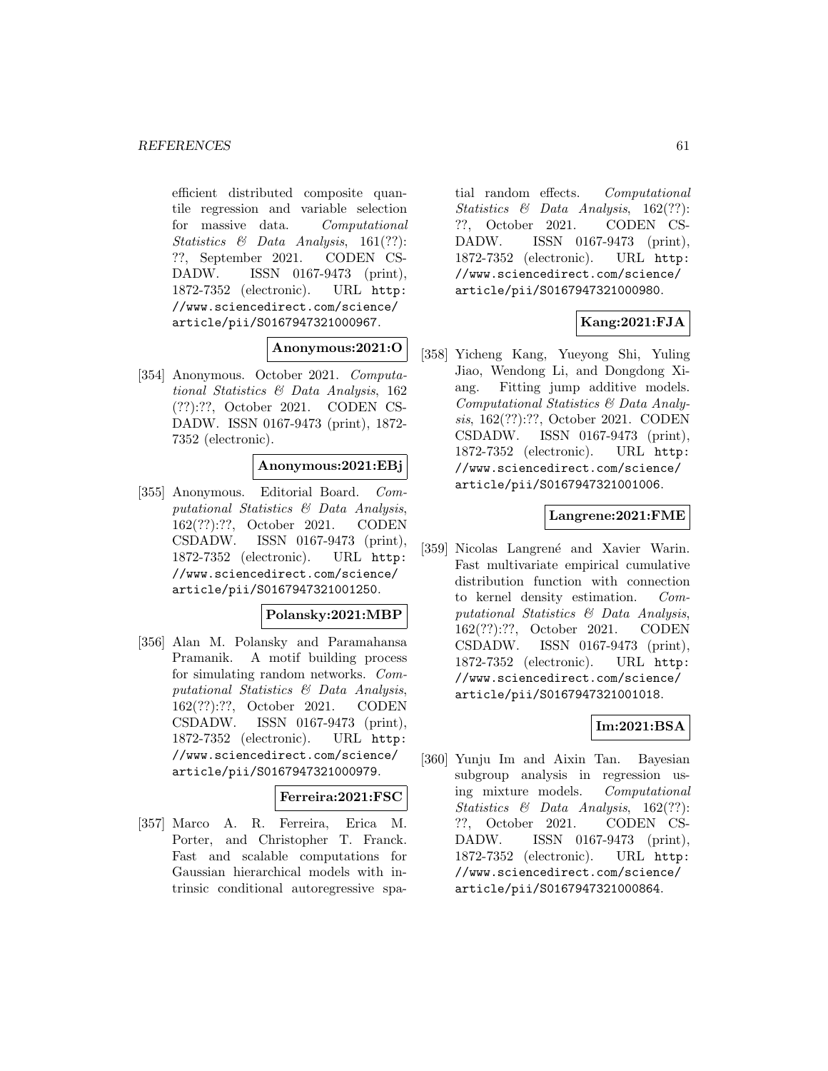efficient distributed composite quantile regression and variable selection for massive data. *Computational Statistics & Data Analysis*, 161(??): ??, September 2021. CODEN CSDADW. ISSN 0167-9473 (print), 1872-7352 (electronic). URL http://www.sciencedirect.com/science/article/pii/S0167947321000967.

**Anonymous:2021:O**

[354] Anonymous. October 2021. *Computational Statistics & Data Analysis*, 162 (??):??, October 2021. CODEN CSDADW. ISSN 0167-9473 (print), 1872-7352 (electronic).

**Anonymous:2021:EBj**

[355] Anonymous. Editorial Board. *Computational Statistics & Data Analysis*, 162(??):??, October 2021. CODEN CSDADW. ISSN 0167-9473 (print), 1872-7352 (electronic). URL http://www.sciencedirect.com/science/article/pii/S0167947321001250.

**Polansky:2021:MBP**

[356] Alan M. Polansky and Paramahansa Pramanik. A motif building process for simulating random networks. *Computational Statistics & Data Analysis*, 162(??):??, October 2021. CODEN CSDADW. ISSN 0167-9473 (print), 1872-7352 (electronic). URL http://www.sciencedirect.com/science/article/pii/S0167947321000979.

**Ferreira:2021:FSC**

[357] Marco A. R. Ferreira, Erica M. Porter, and Christopher T. Franck. Fast and scalable computations for Gaussian hierarchical models with intrinsic conditional autoregressive spatial random effects. *Computational Statistics & Data Analysis*, 162(??): ??, October 2021. CODEN CSDADW. ISSN 0167-9473 (print), 1872-7352 (electronic). URL http://www.sciencedirect.com/science/article/pii/S0167947321000980.

**Kang:2021:FJA**

[358] Yicheng Kang, Yueyong Shi, Yuling Jiao, Wendong Li, and Dongdong Xiang. Fitting jump additive models. *Computational Statistics & Data Analysis*, 162(??):??, October 2021. CODEN CSDADW. ISSN 0167-9473 (print), 1872-7352 (electronic). URL http://www.sciencedirect.com/science/article/pii/S0167947321001006.

**Langrene:2021:FME**

[359] Nicolas Langrené and Xavier Warin. Fast multivariate empirical cumulative distribution function with connection to kernel density estimation. *Computational Statistics & Data Analysis*, 162(??):??, October 2021. CODEN CSDADW. ISSN 0167-9473 (print), 1872-7352 (electronic). URL http://www.sciencedirect.com/science/article/pii/S0167947321001018.

**Im:2021:BSA**

[360] Yunju Im and Aixin Tan. Bayesian subgroup analysis in regression using mixture models. *Computational Statistics & Data Analysis*, 162(??): ??, October 2021. CODEN CSDADW. ISSN 0167-9473 (print), 1872-7352 (electronic). URL http://www.sciencedirect.com/science/article/pii/S0167947321000864.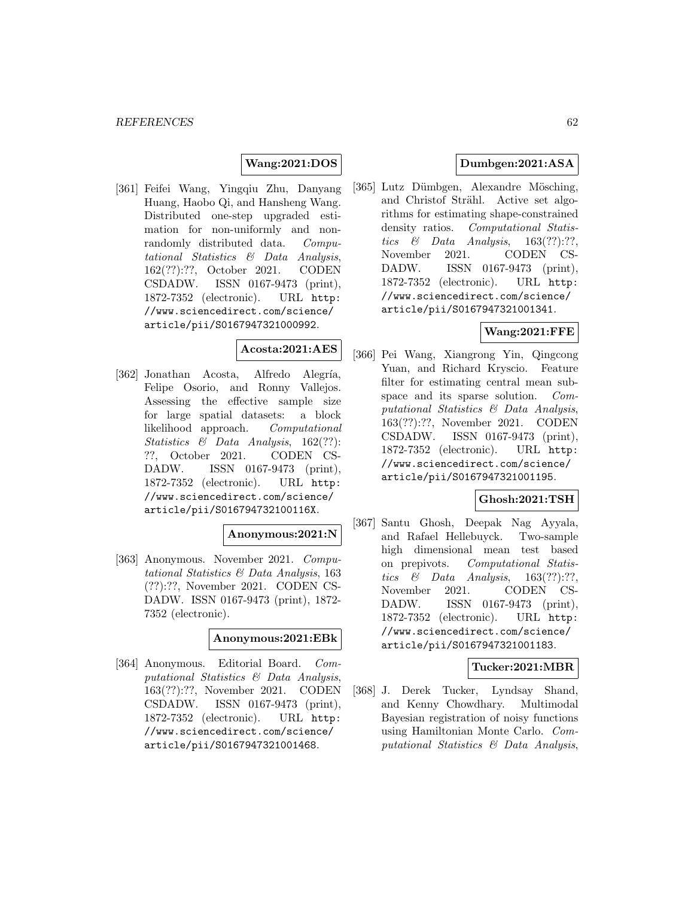**Wang:2021:DOS**

[361] Feifei Wang, Yingqiu Zhu, Danyang Huang, Haobo Qi, and Hansheng Wang. Distributed one-step upgraded estimation for non-uniformly and non-randomly distributed data. *Computational Statistics & Data Analysis*, 162(??):??, October 2021. CODEN CSDADW. ISSN 0167-9473 (print), 1872-7352 (electronic). URL `http://www.sciencedirect.com/science/article/pii/S0167947321000992`.

**Acosta:2021:AES**

[362] Jonathan Acosta, Alfredo Alegría, Felipe Osorio, and Ronny Vallejos. Assessing the effective sample size for large spatial datasets: a block likelihood approach. *Computational Statistics & Data Analysis*, 162(??):??, October 2021. CODEN CSDADW. ISSN 0167-9473 (print), 1872-7352 (electronic). URL `http://www.sciencedirect.com/science/article/pii/S016794732100116X`.

**Anonymous:2021:N**

[363] Anonymous. November 2021. *Computational Statistics & Data Analysis*, 163 (??):??, November 2021. CODEN CSDADW. ISSN 0167-9473 (print), 1872-7352 (electronic).

**Anonymous:2021:EBk**

[364] Anonymous. Editorial Board. *Computational Statistics & Data Analysis*, 163(??):??, November 2021. CODEN CSDADW. ISSN 0167-9473 (print), 1872-7352 (electronic). URL `http://www.sciencedirect.com/science/article/pii/S0167947321001468`.

**Dumbgen:2021:ASA**

[365] Lutz Dümbgen, Alexandre Mösching, and Christof Strähl. Active set algorithms for estimating shape-constrained density ratios. *Computational Statistics & Data Analysis*, 163(??):??, November 2021. CODEN CSDADW. ISSN 0167-9473 (print), 1872-7352 (electronic). URL `http://www.sciencedirect.com/science/article/pii/S0167947321001341`.

**Wang:2021:FFE**

[366] Pei Wang, Xiangrong Yin, Qingcong Yuan, and Richard Kryscio. Feature filter for estimating central mean subspace and its sparse solution. *Computational Statistics & Data Analysis*, 163(??):??, November 2021. CODEN CSDADW. ISSN 0167-9473 (print), 1872-7352 (electronic). URL `http://www.sciencedirect.com/science/article/pii/S0167947321001195`.

**Ghosh:2021:TSH**

[367] Santu Ghosh, Deepak Nag Ayyala, and Rafael Hellebuyck. Two-sample high dimensional mean test based on prepivots. *Computational Statistics & Data Analysis*, 163(??):??, November 2021. CODEN CSDADW. ISSN 0167-9473 (print), 1872-7352 (electronic). URL `http://www.sciencedirect.com/science/article/pii/S0167947321001183`.

**Tucker:2021:MBR**

[368] J. Derek Tucker, Lyndsay Shand, and Kenny Chowdhary. Multimodal Bayesian registration of noisy functions using Hamiltonian Monte Carlo. *Computational Statistics & Data Analysis*,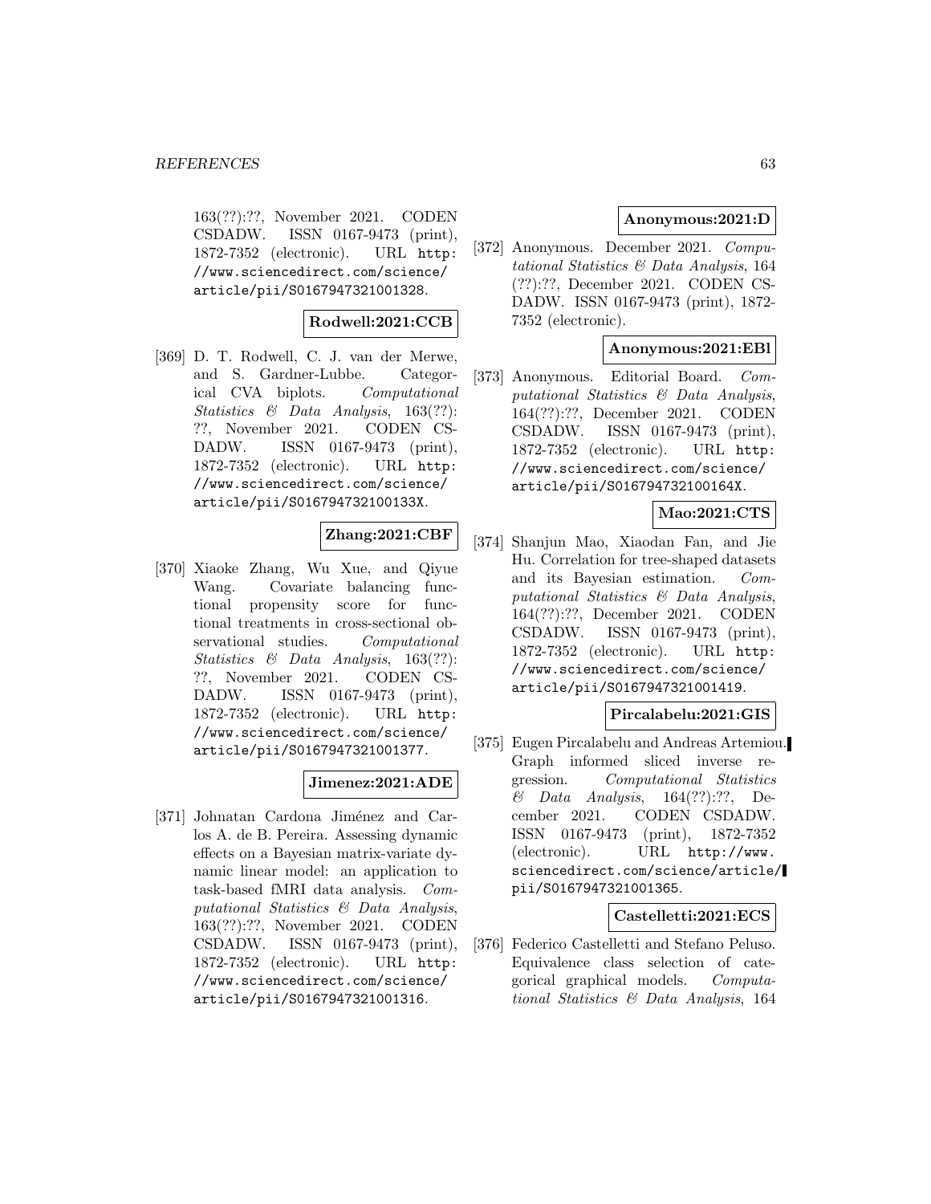163(??):??, November 2021. CODEN CSDADW. ISSN 0167-9473 (print), 1872-7352 (electronic). URL http://www.sciencedirect.com/science/article/pii/S0167947321001328.

**Rodwell:2021:CCB**

[369] D. T. Rodwell, C. J. van der Merwe, and S. Gardner-Lubbe. Categorical CVA biplots. *Computational Statistics & Data Analysis*, 163(??): ??, November 2021. CODEN CSDADW. ISSN 0167-9473 (print), 1872-7352 (electronic). URL http://www.sciencedirect.com/science/article/pii/S016794732100133X.

**Zhang:2021:CBF**

[370] Xiaoke Zhang, Wu Xue, and Qiyue Wang. Covariate balancing functional propensity score for functional treatments in cross-sectional observational studies. *Computational Statistics & Data Analysis*, 163(??): ??, November 2021. CODEN CSDADW. ISSN 0167-9473 (print), 1872-7352 (electronic). URL http://www.sciencedirect.com/science/article/pii/S0167947321001377.

**Jimenez:2021:ADE**

[371] Johnatan Cardona Jiménez and Carlos A. de B. Pereira. Assessing dynamic effects on a Bayesian matrix-variate dynamic linear model: an application to task-based fMRI data analysis. *Computational Statistics & Data Analysis*, 163(??):??, November 2021. CODEN CSDADW. ISSN 0167-9473 (print), 1872-7352 (electronic). URL http://www.sciencedirect.com/science/article/pii/S0167947321001316.

**Anonymous:2021:D**

[372] Anonymous. December 2021. *Computational Statistics & Data Analysis*, 164 (??):??, December 2021. CODEN CSDADW. ISSN 0167-9473 (print), 1872-7352 (electronic).

**Anonymous:2021:EBl**

[373] Anonymous. Editorial Board. *Computational Statistics & Data Analysis*, 164(??):??, December 2021. CODEN CSDADW. ISSN 0167-9473 (print), 1872-7352 (electronic). URL http://www.sciencedirect.com/science/article/pii/S016794732100164X.

**Mao:2021:CTS**

[374] Shanjun Mao, Xiaodan Fan, and Jie Hu. Correlation for tree-shaped datasets and its Bayesian estimation. *Computational Statistics & Data Analysis*, 164(??):??, December 2021. CODEN CSDADW. ISSN 0167-9473 (print), 1872-7352 (electronic). URL http://www.sciencedirect.com/science/article/pii/S0167947321001419.

**Pircalabelu:2021:GIS**

[375] Eugen Pircalabelu and Andreas Artemiou. Graph informed sliced inverse regression. *Computational Statistics & Data Analysis*, 164(??):??, December 2021. CODEN CSDADW. ISSN 0167-9473 (print), 1872-7352 (electronic). URL http://www.sciencedirect.com/science/article/pii/S0167947321001365.

**Castelletti:2021:ECS**

[376] Federico Castelletti and Stefano Peluso. Equivalence class selection of categorical graphical models. *Computational Statistics & Data Analysis*, 164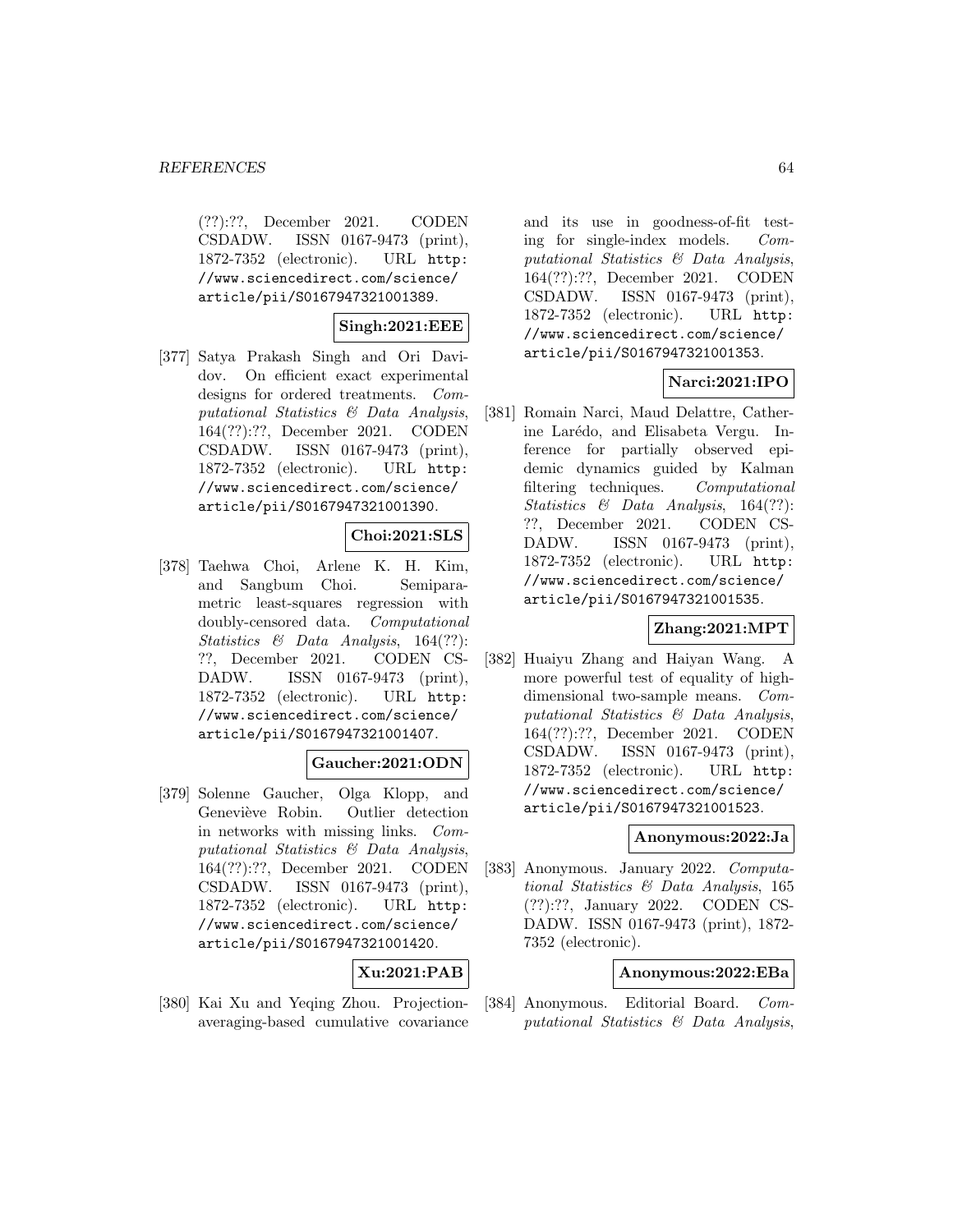(??):??, December 2021. CODEN CSDADW. ISSN 0167-9473 (print), 1872-7352 (electronic). URL http://www.sciencedirect.com/science/article/pii/S0167947321001389.

**Singh:2021:EEE**

[377] Satya Prakash Singh and Ori Davidov. On efficient exact experimental designs for ordered treatments. *Computational Statistics & Data Analysis*, 164(??):??, December 2021. CODEN CSDADW. ISSN 0167-9473 (print), 1872-7352 (electronic). URL http://www.sciencedirect.com/science/article/pii/S0167947321001390.

**Choi:2021:SLS**

[378] Taehwa Choi, Arlene K. H. Kim, and Sangbum Choi. Semiparametric least-squares regression with doubly-censored data. *Computational Statistics & Data Analysis*, 164(??):??, December 2021. CODEN CSDADW. ISSN 0167-9473 (print), 1872-7352 (electronic). URL http://www.sciencedirect.com/science/article/pii/S0167947321001407.

**Gaucher:2021:ODN**

[379] Solenne Gaucher, Olga Klopp, and Geneviève Robin. Outlier detection in networks with missing links. *Computational Statistics & Data Analysis*, 164(??):??, December 2021. CODEN CSDADW. ISSN 0167-9473 (print), 1872-7352 (electronic). URL http://www.sciencedirect.com/science/article/pii/S0167947321001420.

**Xu:2021:PAB**

[380] Kai Xu and Yeqing Zhou. Projection-averaging-based cumulative covariance and its use in goodness-of-fit testing for single-index models. *Computational Statistics & Data Analysis*, 164(??):??, December 2021. CODEN CSDADW. ISSN 0167-9473 (print), 1872-7352 (electronic). URL http://www.sciencedirect.com/science/article/pii/S0167947321001353.

**Narci:2021:IPO**

[381] Romain Narci, Maud Delattre, Catherine Larédo, and Elisabeta Vergu. Inference for partially observed epidemic dynamics guided by Kalman filtering techniques. *Computational Statistics & Data Analysis*, 164(??):??, December 2021. CODEN CSDADW. ISSN 0167-9473 (print), 1872-7352 (electronic). URL http://www.sciencedirect.com/science/article/pii/S0167947321001535.

**Zhang:2021:MPT**

[382] Huaiyu Zhang and Haiyan Wang. A more powerful test of equality of high-dimensional two-sample means. *Computational Statistics & Data Analysis*, 164(??):??, December 2021. CODEN CSDADW. ISSN 0167-9473 (print), 1872-7352 (electronic). URL http://www.sciencedirect.com/science/article/pii/S0167947321001523.

**Anonymous:2022:Ja**

[383] Anonymous. January 2022. *Computational Statistics & Data Analysis*, 165(??):??, January 2022. CODEN CSDADW. ISSN 0167-9473 (print), 1872-7352 (electronic).

**Anonymous:2022:EBa**

[384] Anonymous. Editorial Board. *Computational Statistics & Data Analysis*,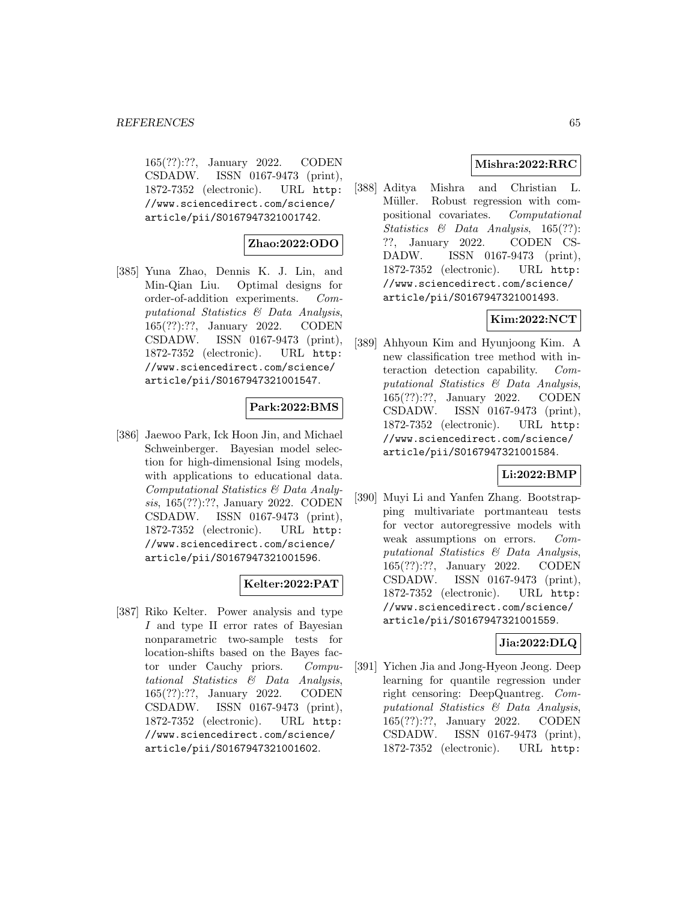165(??):??, January 2022. CODEN CSDADW. ISSN 0167-9473 (print), 1872-7352 (electronic). URL http://www.sciencedirect.com/science/article/pii/S0167947321001742.

**Zhao:2022:ODO**

[385] Yuna Zhao, Dennis K. J. Lin, and Min-Qian Liu. Optimal designs for order-of-addition experiments. *Computational Statistics & Data Analysis*, 165(??):??, January 2022. CODEN CSDADW. ISSN 0167-9473 (print), 1872-7352 (electronic). URL http://www.sciencedirect.com/science/article/pii/S0167947321001547.

**Park:2022:BMS**

[386] Jaewoo Park, Ick Hoon Jin, and Michael Schweinberger. Bayesian model selection for high-dimensional Ising models, with applications to educational data. *Computational Statistics & Data Analysis*, 165(??):??, January 2022. CODEN CSDADW. ISSN 0167-9473 (print), 1872-7352 (electronic). URL http://www.sciencedirect.com/science/article/pii/S0167947321001596.

**Kelter:2022:PAT**

[387] Riko Kelter. Power analysis and type *I* and type II error rates of Bayesian nonparametric two-sample tests for location-shifts based on the Bayes factor under Cauchy priors. *Computational Statistics & Data Analysis*, 165(??):??, January 2022. CODEN CSDADW. ISSN 0167-9473 (print), 1872-7352 (electronic). URL http://www.sciencedirect.com/science/article/pii/S0167947321001602.

**Mishra:2022:RRC**

[388] Aditya Mishra and Christian L. Müller. Robust regression with compositional covariates. *Computational Statistics & Data Analysis*, 165(??):??, January 2022. CODEN CSDADW. ISSN 0167-9473 (print), 1872-7352 (electronic). URL http://www.sciencedirect.com/science/article/pii/S0167947321001493.

**Kim:2022:NCT**

[389] Ahhyoun Kim and Hyunjoong Kim. A new classification tree method with interaction detection capability. *Computational Statistics & Data Analysis*, 165(??):??, January 2022. CODEN CSDADW. ISSN 0167-9473 (print), 1872-7352 (electronic). URL http://www.sciencedirect.com/science/article/pii/S0167947321001584.

**Li:2022:BMP**

[390] Muyi Li and Yanfen Zhang. Bootstrapping multivariate portmanteau tests for vector autoregressive models with weak assumptions on errors. *Computational Statistics & Data Analysis*, 165(??):??, January 2022. CODEN CSDADW. ISSN 0167-9473 (print), 1872-7352 (electronic). URL http://www.sciencedirect.com/science/article/pii/S0167947321001559.

**Jia:2022:DLQ**

[391] Yichen Jia and Jong-Hyeon Jeong. Deep learning for quantile regression under right censoring: DeepQuantreg. *Computational Statistics & Data Analysis*, 165(??):??, January 2022. CODEN CSDADW. ISSN 0167-9473 (print), 1872-7352 (electronic). URL http: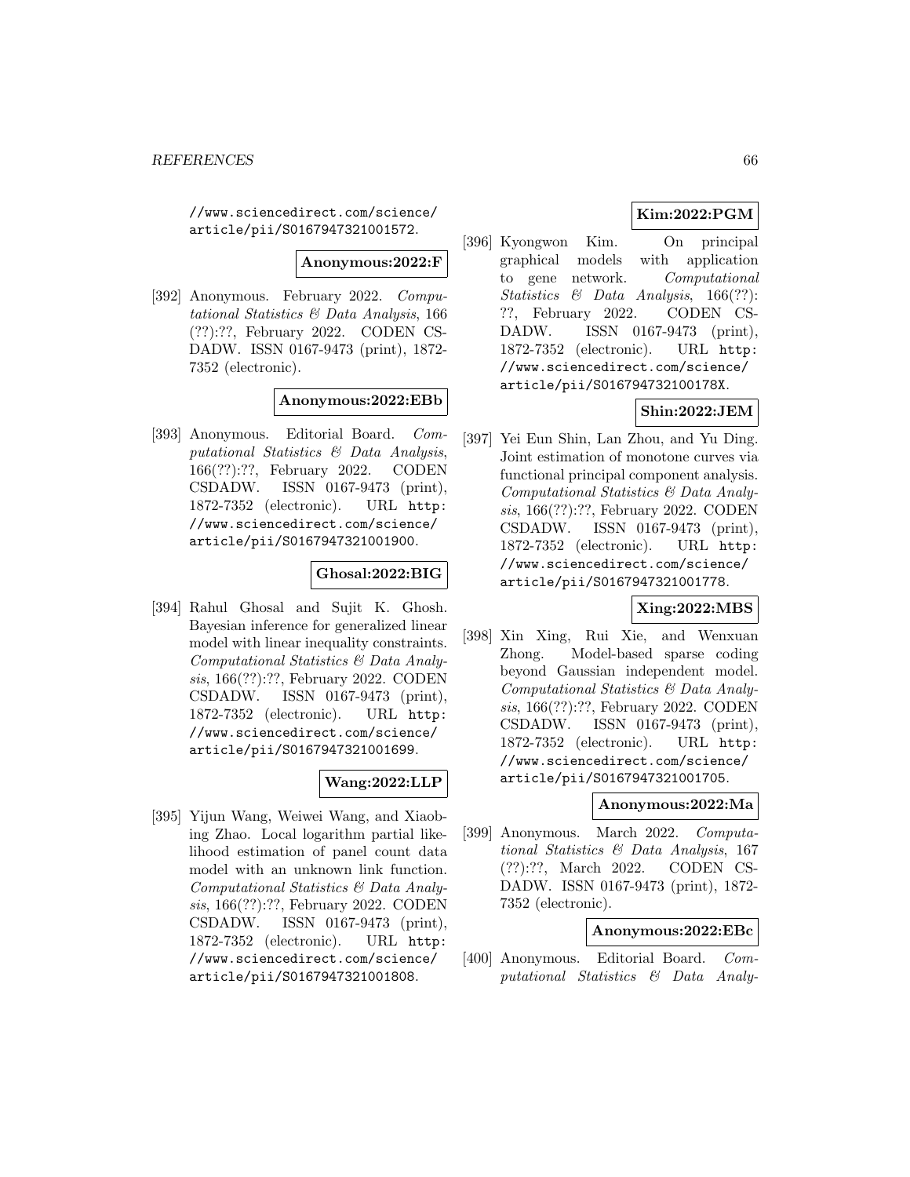//www.sciencedirect.com/science/article/pii/S0167947321001572.

**Anonymous:2022:F**

[392] Anonymous. February 2022. *Computational Statistics & Data Analysis*, 166 (??):??, February 2022. CODEN CSDADW. ISSN 0167-9473 (print), 1872-7352 (electronic).

**Anonymous:2022:EBb**

[393] Anonymous. Editorial Board. *Computational Statistics & Data Analysis*, 166(??):??, February 2022. CODEN CSDADW. ISSN 0167-9473 (print), 1872-7352 (electronic). URL http://www.sciencedirect.com/science/article/pii/S0167947321001900.

**Ghosal:2022:BIG**

[394] Rahul Ghosal and Sujit K. Ghosh. Bayesian inference for generalized linear model with linear inequality constraints. *Computational Statistics & Data Analysis*, 166(??):??, February 2022. CODEN CSDADW. ISSN 0167-9473 (print), 1872-7352 (electronic). URL http://www.sciencedirect.com/science/article/pii/S0167947321001699.

**Wang:2022:LLP**

[395] Yijun Wang, Weiwei Wang, and Xiaobing Zhao. Local logarithm partial likelihood estimation of panel count data model with an unknown link function. *Computational Statistics & Data Analysis*, 166(??):??, February 2022. CODEN CSDADW. ISSN 0167-9473 (print), 1872-7352 (electronic). URL http://www.sciencedirect.com/science/article/pii/S0167947321001808.

**Kim:2022:PGM**

[396] Kyongwon Kim. On principal graphical models with application to gene network. *Computational Statistics & Data Analysis*, 166(??):??, February 2022. CODEN CSDADW. ISSN 0167-9473 (print), 1872-7352 (electronic). URL http://www.sciencedirect.com/science/article/pii/S016794732100178X.

**Shin:2022:JEM**

[397] Yei Eun Shin, Lan Zhou, and Yu Ding. Joint estimation of monotone curves via functional principal component analysis. *Computational Statistics & Data Analysis*, 166(??):??, February 2022. CODEN CSDADW. ISSN 0167-9473 (print), 1872-7352 (electronic). URL http://www.sciencedirect.com/science/article/pii/S0167947321001778.

**Xing:2022:MBS**

[398] Xin Xing, Rui Xie, and Wenxuan Zhong. Model-based sparse coding beyond Gaussian independent model. *Computational Statistics & Data Analysis*, 166(??):??, February 2022. CODEN CSDADW. ISSN 0167-9473 (print), 1872-7352 (electronic). URL http://www.sciencedirect.com/science/article/pii/S0167947321001705.

**Anonymous:2022:Ma**

[399] Anonymous. March 2022. *Computational Statistics & Data Analysis*, 167 (??):??, March 2022. CODEN CSDADW. ISSN 0167-9473 (print), 1872-7352 (electronic).

**Anonymous:2022:EBc**

[400] Anonymous. Editorial Board. *Computational Statistics & Data Analy-*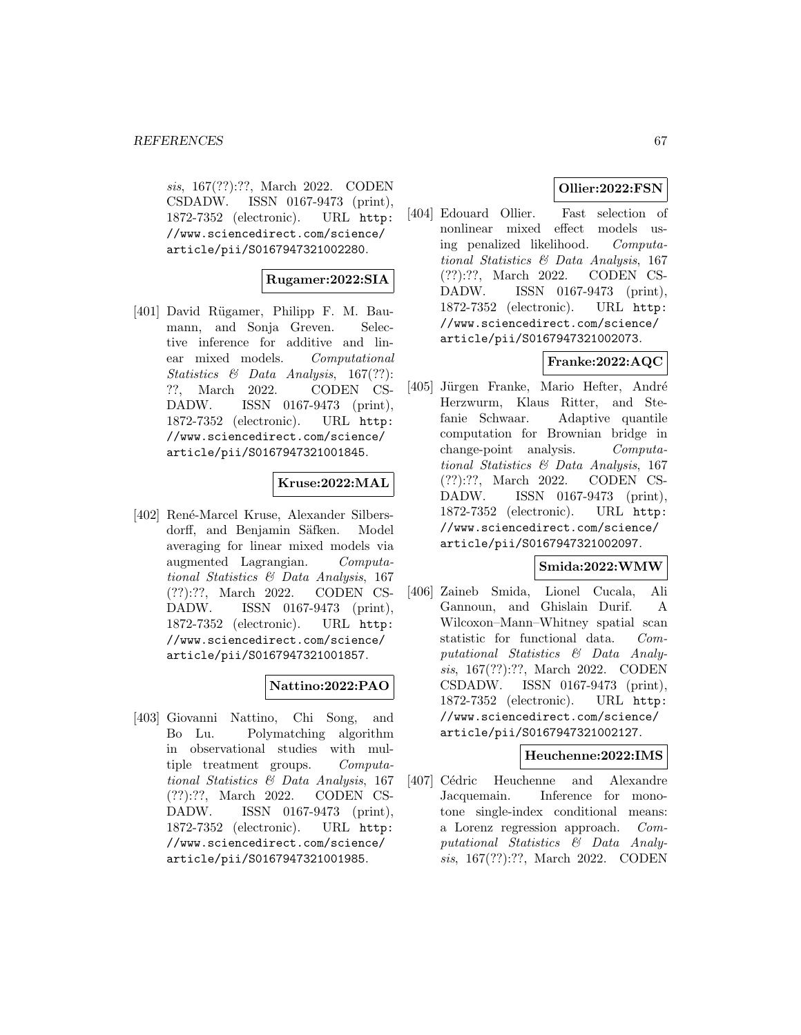*sis*, 167(??):??, March 2022. CODEN CSDADW. ISSN 0167-9473 (print), 1872-7352 (electronic). URL http://www.sciencedirect.com/science/article/pii/S0167947321002280.

**Rugamer:2022:SIA**

[401] David Rügamer, Philipp F. M. Baumann, and Sonja Greven. Selective inference for additive and linear mixed models. *Computational Statistics & Data Analysis*, 167(??):??, March 2022. CODEN CSDADW. ISSN 0167-9473 (print), 1872-7352 (electronic). URL http://www.sciencedirect.com/science/article/pii/S0167947321001845.

**Kruse:2022:MAL**

[402] René-Marcel Kruse, Alexander Silbersdorff, and Benjamin Säfken. Model averaging for linear mixed models via augmented Lagrangian. *Computational Statistics & Data Analysis*, 167(??):??, March 2022. CODEN CSDADW. ISSN 0167-9473 (print), 1872-7352 (electronic). URL http://www.sciencedirect.com/science/article/pii/S0167947321001857.

**Nattino:2022:PAO**

[403] Giovanni Nattino, Chi Song, and Bo Lu. Polymatching algorithm in observational studies with multiple treatment groups. *Computational Statistics & Data Analysis*, 167(??):??, March 2022. CODEN CSDADW. ISSN 0167-9473 (print), 1872-7352 (electronic). URL http://www.sciencedirect.com/science/article/pii/S0167947321001985.

**Ollier:2022:FSN**

[404] Edouard Ollier. Fast selection of nonlinear mixed effect models using penalized likelihood. *Computational Statistics & Data Analysis*, 167(??):??, March 2022. CODEN CSDADW. ISSN 0167-9473 (print), 1872-7352 (electronic). URL http://www.sciencedirect.com/science/article/pii/S0167947321002073.

**Franke:2022:AQC**

[405] Jürgen Franke, Mario Hefter, André Herzwurm, Klaus Ritter, and Stefanie Schwaar. Adaptive quantile computation for Brownian bridge in change-point analysis. *Computational Statistics & Data Analysis*, 167(??):??, March 2022. CODEN CSDADW. ISSN 0167-9473 (print), 1872-7352 (electronic). URL http://www.sciencedirect.com/science/article/pii/S0167947321002097.

**Smida:2022:WMW**

[406] Zaineb Smida, Lionel Cucala, Ali Gannoun, and Ghislain Durif. A Wilcoxon–Mann–Whitney spatial scan statistic for functional data. *Computational Statistics & Data Analysis*, 167(??):??, March 2022. CODEN CSDADW. ISSN 0167-9473 (print), 1872-7352 (electronic). URL http://www.sciencedirect.com/science/article/pii/S0167947321002127.

**Heuchenne:2022:IMS**

[407] Cédric Heuchenne and Alexandre Jacquemain. Inference for monotone single-index conditional means: a Lorenz regression approach. *Computational Statistics & Data Analysis*, 167(??):??, March 2022. CODEN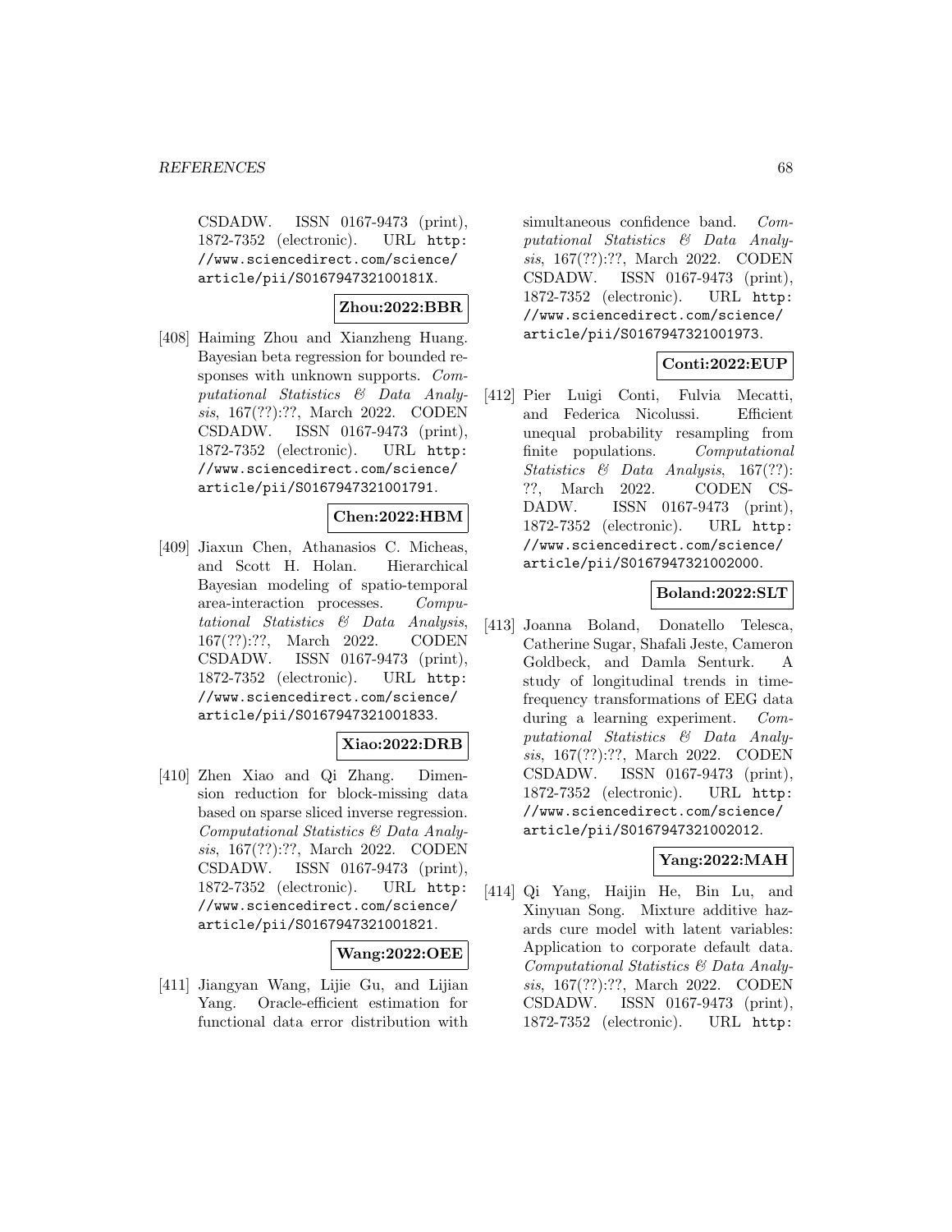CSDADW. ISSN 0167-9473 (print), 1872-7352 (electronic). URL http://www.sciencedirect.com/science/article/pii/S016794732100181X.

**Zhou:2022:BBR**

[408] Haiming Zhou and Xianzheng Huang. Bayesian beta regression for bounded responses with unknown supports. *Computational Statistics & Data Analysis*, 167(??):??, March 2022. CODEN CSDADW. ISSN 0167-9473 (print), 1872-7352 (electronic). URL http://www.sciencedirect.com/science/article/pii/S0167947321001791.

**Chen:2022:HBM**

[409] Jiaxun Chen, Athanasios C. Micheas, and Scott H. Holan. Hierarchical Bayesian modeling of spatio-temporal area-interaction processes. *Computational Statistics & Data Analysis*, 167(??):??, March 2022. CODEN CSDADW. ISSN 0167-9473 (print), 1872-7352 (electronic). URL http://www.sciencedirect.com/science/article/pii/S0167947321001833.

**Xiao:2022:DRB**

[410] Zhen Xiao and Qi Zhang. Dimension reduction for block-missing data based on sparse sliced inverse regression. *Computational Statistics & Data Analysis*, 167(??):??, March 2022. CODEN CSDADW. ISSN 0167-9473 (print), 1872-7352 (electronic). URL http://www.sciencedirect.com/science/article/pii/S0167947321001821.

**Wang:2022:OEE**

[411] Jiangyan Wang, Lijie Gu, and Lijian Yang. Oracle-efficient estimation for functional data error distribution with simultaneous confidence band. *Computational Statistics & Data Analysis*, 167(??):??, March 2022. CODEN CSDADW. ISSN 0167-9473 (print), 1872-7352 (electronic). URL http://www.sciencedirect.com/science/article/pii/S0167947321001973.

**Conti:2022:EUP**

[412] Pier Luigi Conti, Fulvia Mecatti, and Federica Nicolussi. Efficient unequal probability resampling from finite populations. *Computational Statistics & Data Analysis*, 167(??):??, March 2022. CODEN CSDADW. ISSN 0167-9473 (print), 1872-7352 (electronic). URL http://www.sciencedirect.com/science/article/pii/S0167947321002000.

**Boland:2022:SLT**

[413] Joanna Boland, Donatello Telesca, Catherine Sugar, Shafali Jeste, Cameron Goldbeck, and Damla Senturk. A study of longitudinal trends in time-frequency transformations of EEG data during a learning experiment. *Computational Statistics & Data Analysis*, 167(??):??, March 2022. CODEN CSDADW. ISSN 0167-9473 (print), 1872-7352 (electronic). URL http://www.sciencedirect.com/science/article/pii/S0167947321002012.

**Yang:2022:MAH**

[414] Qi Yang, Haijin He, Bin Lu, and Xinyuan Song. Mixture additive hazards cure model with latent variables: Application to corporate default data. *Computational Statistics & Data Analysis*, 167(??):??, March 2022. CODEN CSDADW. ISSN 0167-9473 (print), 1872-7352 (electronic). URL http: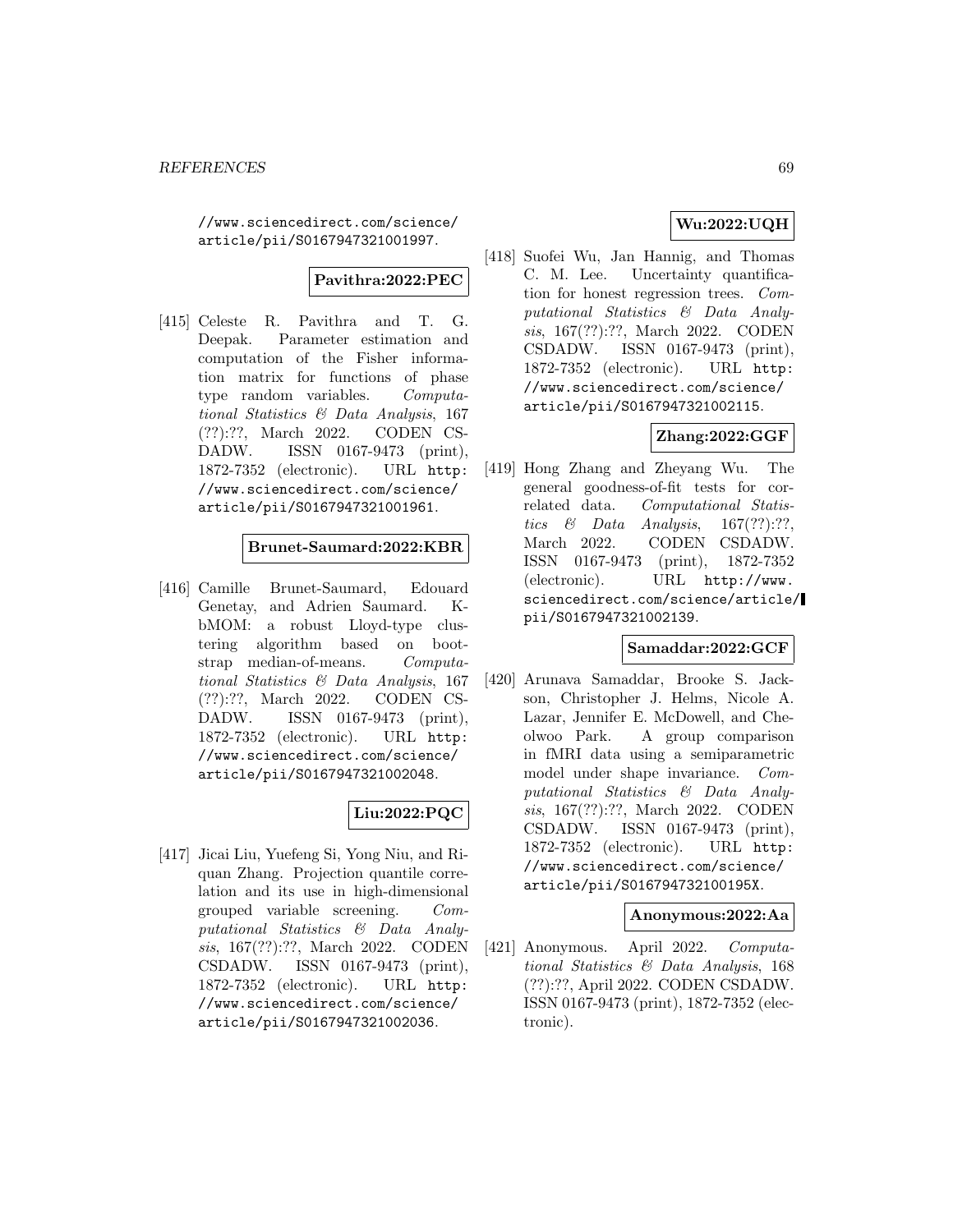//www.sciencedirect.com/science/article/pii/S0167947321001997.

**Pavithra:2022:PEC**

[415] Celeste R. Pavithra and T. G. Deepak. Parameter estimation and computation of the Fisher information matrix for functions of phase type random variables. *Computational Statistics & Data Analysis*, 167 (??):??, March 2022. CODEN CSDADW. ISSN 0167-9473 (print), 1872-7352 (electronic). URL http://www.sciencedirect.com/science/article/pii/S0167947321001961.

**Brunet-Saumard:2022:KBR**

[416] Camille Brunet-Saumard, Edouard Genetay, and Adrien Saumard. K-bMOM: a robust Lloyd-type clustering algorithm based on bootstrap median-of-means. *Computational Statistics & Data Analysis*, 167 (??):??, March 2022. CODEN CSDADW. ISSN 0167-9473 (print), 1872-7352 (electronic). URL http://www.sciencedirect.com/science/article/pii/S0167947321002048.

**Liu:2022:PQC**

[417] Jicai Liu, Yuefeng Si, Yong Niu, and Riquan Zhang. Projection quantile correlation and its use in high-dimensional grouped variable screening. *Computational Statistics & Data Analysis*, 167(??):??, March 2022. CODEN CSDADW. ISSN 0167-9473 (print), 1872-7352 (electronic). URL http://www.sciencedirect.com/science/article/pii/S0167947321002036.

**Wu:2022:UQH**

[418] Suofei Wu, Jan Hannig, and Thomas C. M. Lee. Uncertainty quantification for honest regression trees. *Computational Statistics & Data Analysis*, 167(??):??, March 2022. CODEN CSDADW. ISSN 0167-9473 (print), 1872-7352 (electronic). URL http://www.sciencedirect.com/science/article/pii/S0167947321002115.

**Zhang:2022:GGF**

[419] Hong Zhang and Zheyang Wu. The general goodness-of-fit tests for correlated data. *Computational Statistics & Data Analysis*, 167(??):??, March 2022. CODEN CSDADW. ISSN 0167-9473 (print), 1872-7352 (electronic). URL http://www.sciencedirect.com/science/article/pii/S0167947321002139.

**Samaddar:2022:GCF**

[420] Arunava Samaddar, Brooke S. Jackson, Christopher J. Helms, Nicole A. Lazar, Jennifer E. McDowell, and Cheolwoo Park. A group comparison in fMRI data using a semiparametric model under shape invariance. *Computational Statistics & Data Analysis*, 167(??):??, March 2022. CODEN CSDADW. ISSN 0167-9473 (print), 1872-7352 (electronic). URL http://www.sciencedirect.com/science/article/pii/S016794732100195X.

**Anonymous:2022:Aa**

[421] Anonymous. April 2022. *Computational Statistics & Data Analysis*, 168 (??):??, April 2022. CODEN CSDADW. ISSN 0167-9473 (print), 1872-7352 (electronic).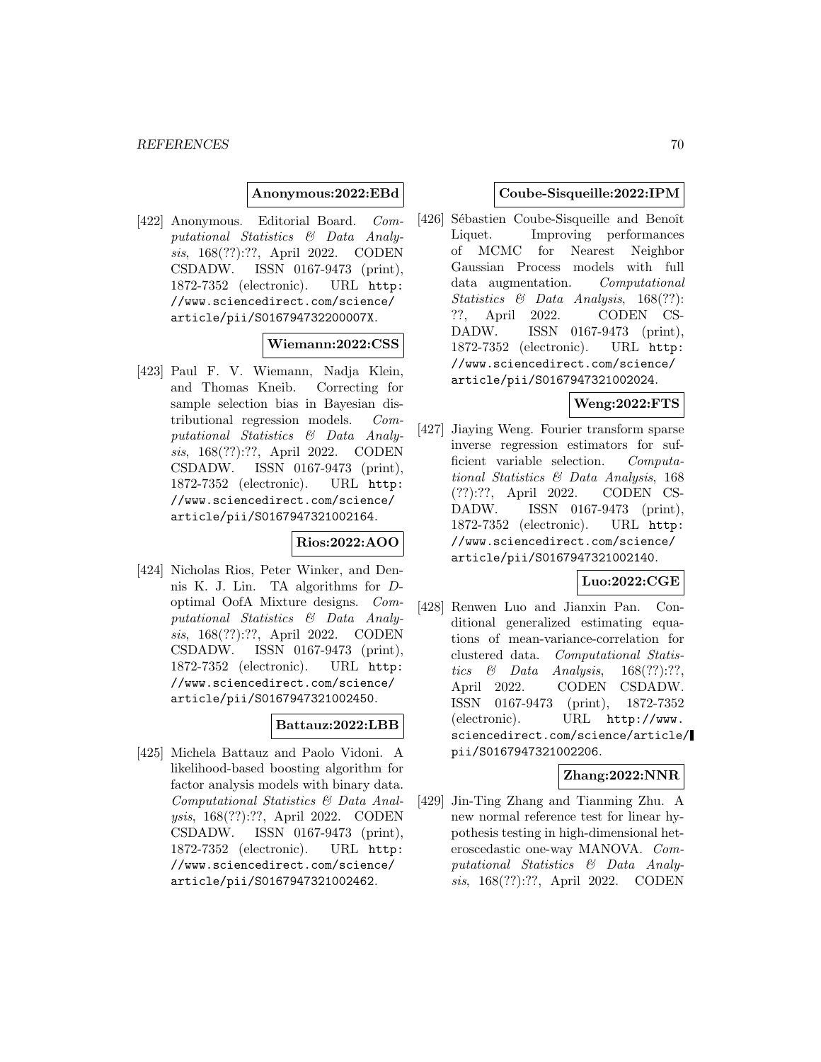**Anonymous:2022:EBd**

[422] Anonymous. Editorial Board. *Computational Statistics & Data Analysis*, 168(??):??, April 2022. CODEN CSDADW. ISSN 0167-9473 (print), 1872-7352 (electronic). URL http://www.sciencedirect.com/science/article/pii/S016794732200007X.

**Wiemann:2022:CSS**

[423] Paul F. V. Wiemann, Nadja Klein, and Thomas Kneib. Correcting for sample selection bias in Bayesian distributional regression models. *Computational Statistics & Data Analysis*, 168(??):??, April 2022. CODEN CSDADW. ISSN 0167-9473 (print), 1872-7352 (electronic). URL http://www.sciencedirect.com/science/article/pii/S0167947321002164.

**Rios:2022:AOO**

[424] Nicholas Rios, Peter Winker, and Dennis K. J. Lin. TA algorithms for $D$-optimal OofA Mixture designs. *Computational Statistics & Data Analysis*, 168(??):??, April 2022. CODEN CSDADW. ISSN 0167-9473 (print), 1872-7352 (electronic). URL http://www.sciencedirect.com/science/article/pii/S0167947321002450.

**Battauz:2022:LBB**

[425] Michela Battauz and Paolo Vidoni. A likelihood-based boosting algorithm for factor analysis models with binary data. *Computational Statistics & Data Analysis*, 168(??):??, April 2022. CODEN CSDADW. ISSN 0167-9473 (print), 1872-7352 (electronic). URL http://www.sciencedirect.com/science/article/pii/S0167947321002462.

**Coube-Sisqueille:2022:IPM**

[426] Sébastien Coube-Sisqueille and Benoît Liquet. Improving performances of MCMC for Nearest Neighbor Gaussian Process models with full data augmentation. *Computational Statistics & Data Analysis*, 168(??):??, April 2022. CODEN CSDADW. ISSN 0167-9473 (print), 1872-7352 (electronic). URL http://www.sciencedirect.com/science/article/pii/S0167947321002024.

**Weng:2022:FTS**

[427] Jiaying Weng. Fourier transform sparse inverse regression estimators for sufficient variable selection. *Computational Statistics & Data Analysis*, 168(??):??, April 2022. CODEN CSDADW. ISSN 0167-9473 (print), 1872-7352 (electronic). URL http://www.sciencedirect.com/science/article/pii/S0167947321002140.

**Luo:2022:CGE**

[428] Renwen Luo and Jianxin Pan. Conditional generalized estimating equations of mean-variance-correlation for clustered data. *Computational Statistics & Data Analysis*, 168(??):??, April 2022. CODEN CSDADW. ISSN 0167-9473 (print), 1872-7352 (electronic). URL http://www.sciencedirect.com/science/article/pii/S0167947321002206.

**Zhang:2022:NNR**

[429] Jin-Ting Zhang and Tianming Zhu. A new normal reference test for linear hypothesis testing in high-dimensional heteroscedastic one-way MANOVA. *Computational Statistics & Data Analysis*, 168(??):??, April 2022. CODEN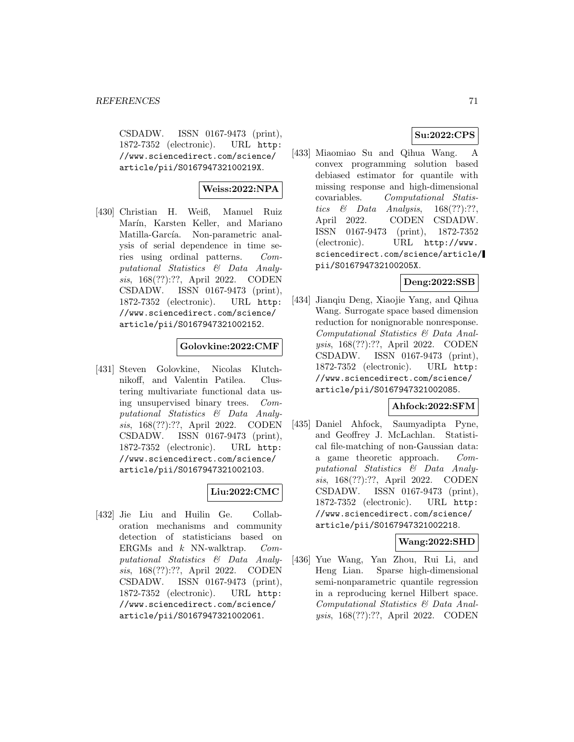CSDADW. ISSN 0167-9473 (print), 1872-7352 (electronic). URL http://www.sciencedirect.com/science/article/pii/S016794732100219X.

**Weiss:2022:NPA**

[430] Christian H. Weiß, Manuel Ruiz Marín, Karsten Keller, and Mariano Matilla-García. Non-parametric analysis of serial dependence in time series using ordinal patterns. *Computational Statistics & Data Analysis*, 168(??):??, April 2022. CODEN CSDADW. ISSN 0167-9473 (print), 1872-7352 (electronic). URL http://www.sciencedirect.com/science/article/pii/S0167947321002152.

**Golovkine:2022:CMF**

[431] Steven Golovkine, Nicolas Klutchnikoff, and Valentin Patilea. Clustering multivariate functional data using unsupervised binary trees. *Computational Statistics & Data Analysis*, 168(??):??, April 2022. CODEN CSDADW. ISSN 0167-9473 (print), 1872-7352 (electronic). URL http://www.sciencedirect.com/science/article/pii/S0167947321002103.

**Liu:2022:CMC**

[432] Jie Liu and Huilin Ge. Collaboration mechanisms and community detection of statisticians based on ERGMs and $k$ NN-walktrap. *Computational Statistics & Data Analysis*, 168(??):??, April 2022. CODEN CSDADW. ISSN 0167-9473 (print), 1872-7352 (electronic). URL http://www.sciencedirect.com/science/article/pii/S0167947321002061.

**Su:2022:CPS**

[433] Miaomiao Su and Qihua Wang. A convex programming solution based debiased estimator for quantile with missing response and high-dimensional covariables. *Computational Statistics & Data Analysis*, 168(??):??, April 2022. CODEN CSDADW. ISSN 0167-9473 (print), 1872-7352 (electronic). URL http://www.sciencedirect.com/science/article/pii/S016794732100205X.

**Deng:2022:SSB**

[434] Jianqiu Deng, Xiaojie Yang, and Qihua Wang. Surrogate space based dimension reduction for nonignorable nonresponse. *Computational Statistics & Data Analysis*, 168(??):??, April 2022. CODEN CSDADW. ISSN 0167-9473 (print), 1872-7352 (electronic). URL http://www.sciencedirect.com/science/article/pii/S0167947321002085.

**Ahfock:2022:SFM**

[435] Daniel Ahfock, Saumyadipta Pyne, and Geoffrey J. McLachlan. Statistical file-matching of non-Gaussian data: a game theoretic approach. *Computational Statistics & Data Analysis*, 168(??):??, April 2022. CODEN CSDADW. ISSN 0167-9473 (print), 1872-7352 (electronic). URL http://www.sciencedirect.com/science/article/pii/S0167947321002218.

**Wang:2022:SHD**

[436] Yue Wang, Yan Zhou, Rui Li, and Heng Lian. Sparse high-dimensional semi-nonparametric quantile regression in a reproducing kernel Hilbert space. *Computational Statistics & Data Analysis*, 168(??):??, April 2022. CODEN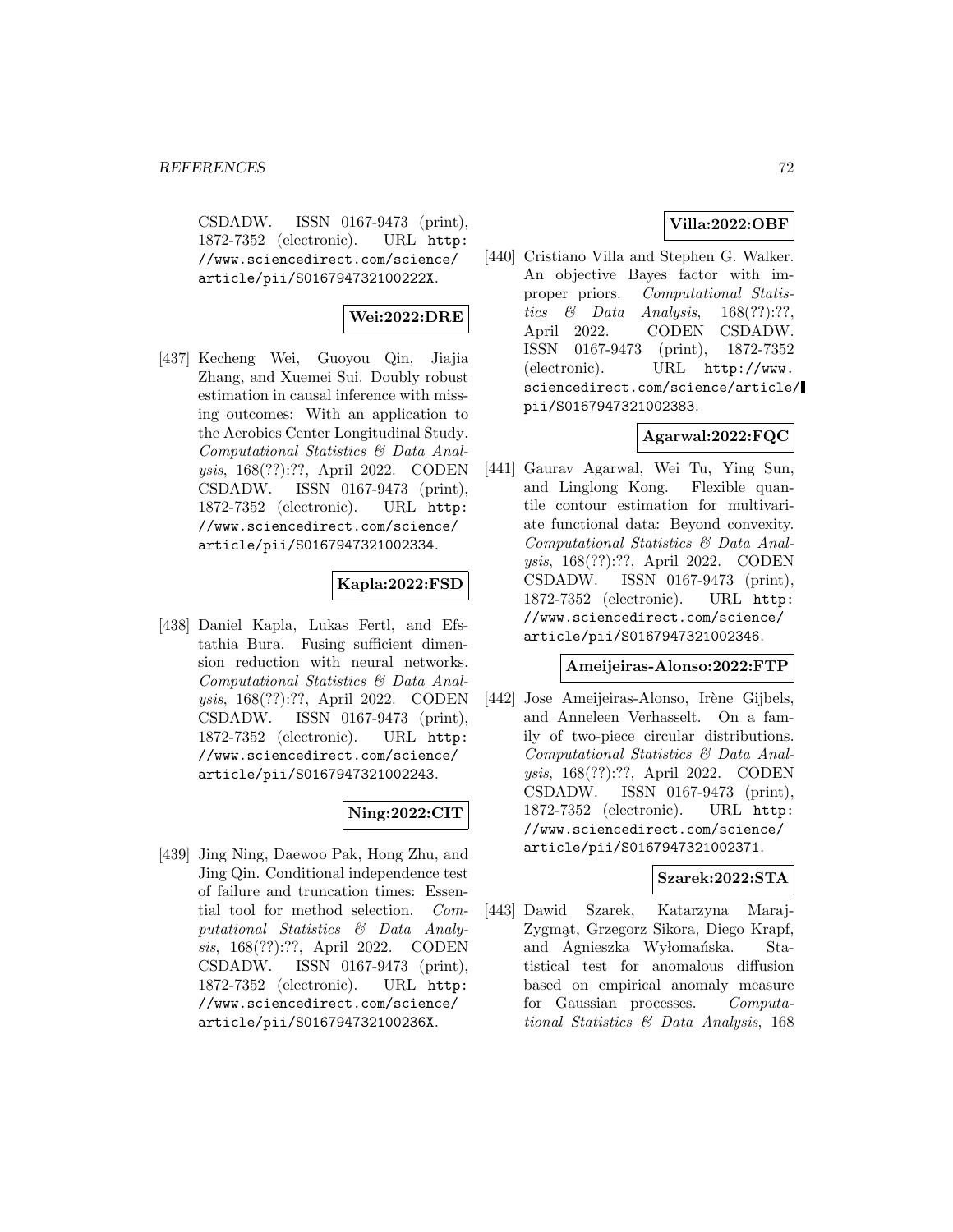CSDADW. ISSN 0167-9473 (print), 1872-7352 (electronic). URL http://www.sciencedirect.com/science/article/pii/S016794732100222X.

**Wei:2022:DRE**

[437] Kecheng Wei, Guoyou Qin, Jiajia Zhang, and Xuemei Sui. Doubly robust estimation in causal inference with missing outcomes: With an application to the Aerobics Center Longitudinal Study. *Computational Statistics & Data Analysis*, 168(??):??, April 2022. CODEN CSDADW. ISSN 0167-9473 (print), 1872-7352 (electronic). URL http://www.sciencedirect.com/science/article/pii/S0167947321002334.

**Kapla:2022:FSD**

[438] Daniel Kapla, Lukas Fertl, and Efstathia Bura. Fusing sufficient dimension reduction with neural networks. *Computational Statistics & Data Analysis*, 168(??):??, April 2022. CODEN CSDADW. ISSN 0167-9473 (print), 1872-7352 (electronic). URL http://www.sciencedirect.com/science/article/pii/S0167947321002243.

**Ning:2022:CIT**

[439] Jing Ning, Daewoo Pak, Hong Zhu, and Jing Qin. Conditional independence test of failure and truncation times: Essential tool for method selection. *Computational Statistics & Data Analysis*, 168(??):??, April 2022. CODEN CSDADW. ISSN 0167-9473 (print), 1872-7352 (electronic). URL http://www.sciencedirect.com/science/article/pii/S016794732100236X.

**Villa:2022:OBF**

[440] Cristiano Villa and Stephen G. Walker. An objective Bayes factor with improper priors. *Computational Statistics & Data Analysis*, 168(??):??, April 2022. CODEN CSDADW. ISSN 0167-9473 (print), 1872-7352 (electronic). URL http://www.sciencedirect.com/science/article/pii/S0167947321002383.

**Agarwal:2022:FQC**

[441] Gaurav Agarwal, Wei Tu, Ying Sun, and Linglong Kong. Flexible quantile contour estimation for multivariate functional data: Beyond convexity. *Computational Statistics & Data Analysis*, 168(??):??, April 2022. CODEN CSDADW. ISSN 0167-9473 (print), 1872-7352 (electronic). URL http://www.sciencedirect.com/science/article/pii/S0167947321002346.

**Ameijeiras-Alonso:2022:FTP**

[442] Jose Ameijeiras-Alonso, Irène Gijbels, and Anneleen Verhasselt. On a family of two-piece circular distributions. *Computational Statistics & Data Analysis*, 168(??):??, April 2022. CODEN CSDADW. ISSN 0167-9473 (print), 1872-7352 (electronic). URL http://www.sciencedirect.com/science/article/pii/S0167947321002371.

**Szarek:2022:STA**

[443] Dawid Szarek, Katarzyna Maraj-Zygmąt, Grzegorz Sikora, Diego Krapf, and Agnieszka Wyłomańska. Statistical test for anomalous diffusion based on empirical anomaly measure for Gaussian processes. *Computational Statistics & Data Analysis*, 168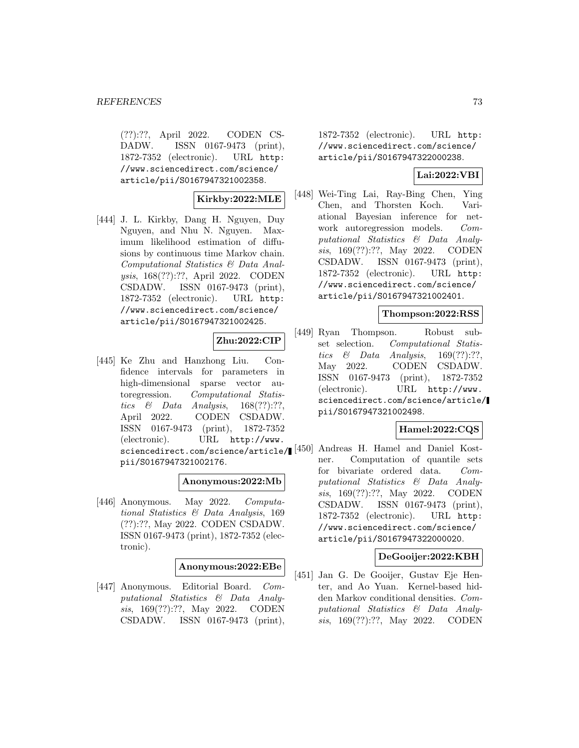(??):??, April 2022. CODEN CSDADW. ISSN 0167-9473 (print), 1872-7352 (electronic). URL http://www.sciencedirect.com/science/article/pii/S0167947321002358.

**Kirkby:2022:MLE**

[444] J. L. Kirkby, Dang H. Nguyen, Duy Nguyen, and Nhu N. Nguyen. Maximum likelihood estimation of diffusions by continuous time Markov chain. *Computational Statistics & Data Analysis*, 168(??):??, April 2022. CODEN CSDADW. ISSN 0167-9473 (print), 1872-7352 (electronic). URL http://www.sciencedirect.com/science/article/pii/S0167947321002425.

**Zhu:2022:CIP**

[445] Ke Zhu and Hanzhong Liu. Confidence intervals for parameters in high-dimensional sparse vector autoregression. *Computational Statistics & Data Analysis*, 168(??):??, April 2022. CODEN CSDADW. ISSN 0167-9473 (print), 1872-7352 (electronic). URL http://www.sciencedirect.com/science/article/pii/S0167947321002176.

**Anonymous:2022:Mb**

[446] Anonymous. May 2022. *Computational Statistics & Data Analysis*, 169 (??):??, May 2022. CODEN CSDADW. ISSN 0167-9473 (print), 1872-7352 (electronic).

**Anonymous:2022:EBe**

[447] Anonymous. Editorial Board. *Computational Statistics & Data Analysis*, 169(??):??, May 2022. CODEN CSDADW. ISSN 0167-9473 (print), 1872-7352 (electronic). URL http://www.sciencedirect.com/science/article/pii/S0167947322000238.

**Lai:2022:VBI**

[448] Wei-Ting Lai, Ray-Bing Chen, Ying Chen, and Thorsten Koch. Variational Bayesian inference for network autoregression models. *Computational Statistics & Data Analysis*, 169(??):??, May 2022. CODEN CSDADW. ISSN 0167-9473 (print), 1872-7352 (electronic). URL http://www.sciencedirect.com/science/article/pii/S0167947321002401.

**Thompson:2022:RSS**

[449] Ryan Thompson. Robust subset selection. *Computational Statistics & Data Analysis*, 169(??):??, May 2022. CODEN CSDADW. ISSN 0167-9473 (print), 1872-7352 (electronic). URL http://www.sciencedirect.com/science/article/pii/S0167947321002498.

**Hamel:2022:CQS**

[450] Andreas H. Hamel and Daniel Kostner. Computation of quantile sets for bivariate ordered data. *Computational Statistics & Data Analysis*, 169(??):??, May 2022. CODEN CSDADW. ISSN 0167-9473 (print), 1872-7352 (electronic). URL http://www.sciencedirect.com/science/article/pii/S0167947322000020.

**DeGooijer:2022:KBH**

[451] Jan G. De Gooijer, Gustav Eje Henter, and Ao Yuan. Kernel-based hidden Markov conditional densities. *Computational Statistics & Data Analysis*, 169(??):??, May 2022. CODEN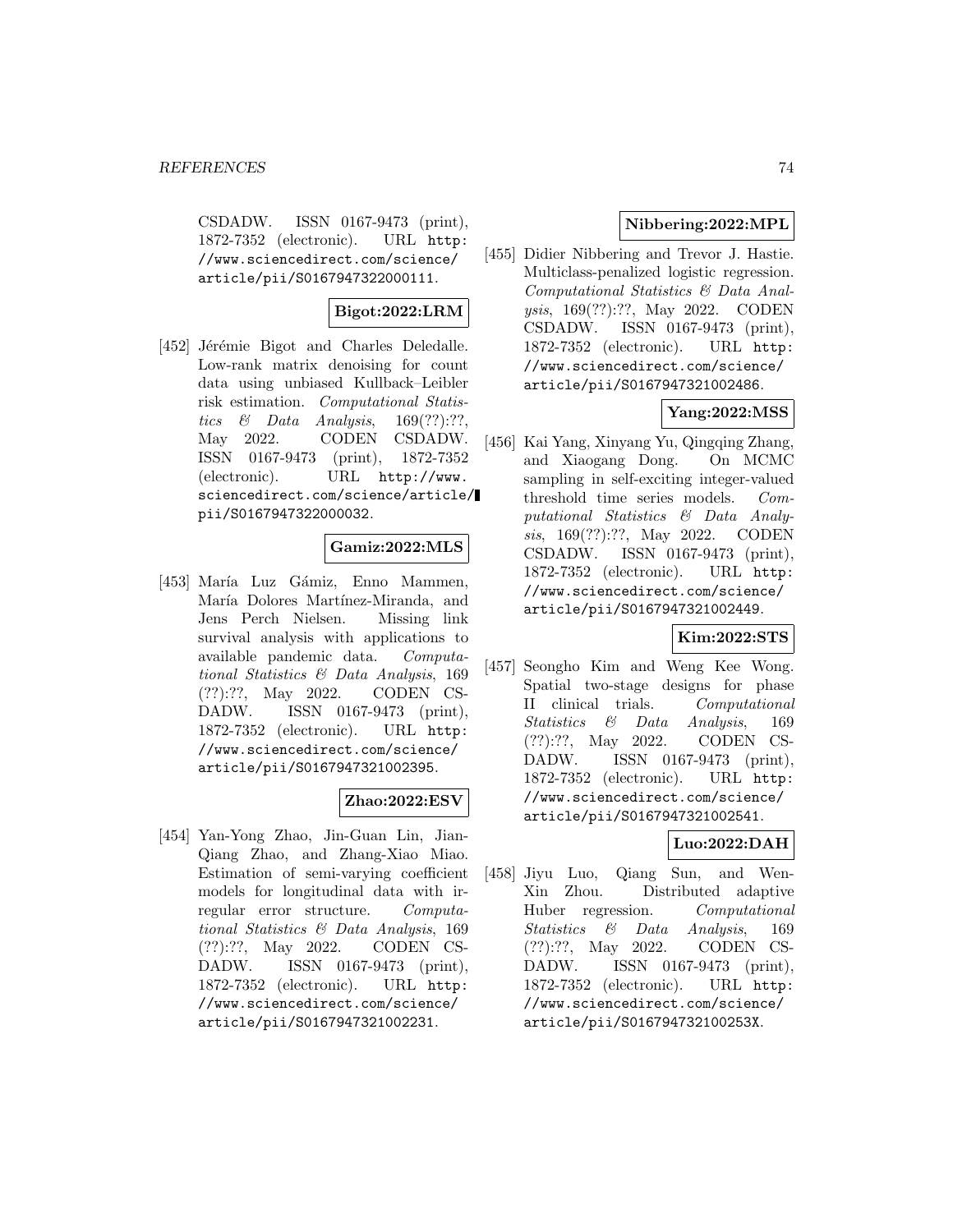CSDADW. ISSN 0167-9473 (print), 1872-7352 (electronic). URL http://www.sciencedirect.com/science/article/pii/S0167947322000111.

**Bigot:2022:LRM**

[452] Jérémie Bigot and Charles Deledalle. Low-rank matrix denoising for count data using unbiased Kullback–Leibler risk estimation. *Computational Statistics & Data Analysis*, 169(??):??, May 2022. CODEN CSDADW. ISSN 0167-9473 (print), 1872-7352 (electronic). URL http://www.sciencedirect.com/science/article/pii/S0167947322000032.

**Gamiz:2022:MLS**

[453] María Luz Gámiz, Enno Mammen, María Dolores Martínez-Miranda, and Jens Perch Nielsen. Missing link survival analysis with applications to available pandemic data. *Computational Statistics & Data Analysis*, 169 (??):??, May 2022. CODEN CSDADW. ISSN 0167-9473 (print), 1872-7352 (electronic). URL http://www.sciencedirect.com/science/article/pii/S0167947321002395.

**Zhao:2022:ESV**

[454] Yan-Yong Zhao, Jin-Guan Lin, Jian-Qiang Zhao, and Zhang-Xiao Miao. Estimation of semi-varying coefficient models for longitudinal data with irregular error structure. *Computational Statistics & Data Analysis*, 169 (??):??, May 2022. CODEN CSDADW. ISSN 0167-9473 (print), 1872-7352 (electronic). URL http://www.sciencedirect.com/science/article/pii/S0167947321002231.

**Nibbering:2022:MPL**

[455] Didier Nibbering and Trevor J. Hastie. Multiclass-penalized logistic regression. *Computational Statistics & Data Analysis*, 169(??):??, May 2022. CODEN CSDADW. ISSN 0167-9473 (print), 1872-7352 (electronic). URL http://www.sciencedirect.com/science/article/pii/S0167947321002486.

**Yang:2022:MSS**

[456] Kai Yang, Xinyang Yu, Qingqing Zhang, and Xiaogang Dong. On MCMC sampling in self-exciting integer-valued threshold time series models. *Computational Statistics & Data Analysis*, 169(??):??, May 2022. CODEN CSDADW. ISSN 0167-9473 (print), 1872-7352 (electronic). URL http://www.sciencedirect.com/science/article/pii/S0167947321002449.

**Kim:2022:STS**

[457] Seongho Kim and Weng Kee Wong. Spatial two-stage designs for phase II clinical trials. *Computational Statistics & Data Analysis*, 169 (??):??, May 2022. CODEN CSDADW. ISSN 0167-9473 (print), 1872-7352 (electronic). URL http://www.sciencedirect.com/science/article/pii/S0167947321002541.

**Luo:2022:DAH**

[458] Jiyu Luo, Qiang Sun, and Wen-Xin Zhou. Distributed adaptive Huber regression. *Computational Statistics & Data Analysis*, 169 (??):??, May 2022. CODEN CSDADW. ISSN 0167-9473 (print), 1872-7352 (electronic). URL http://www.sciencedirect.com/science/article/pii/S016794732100253X.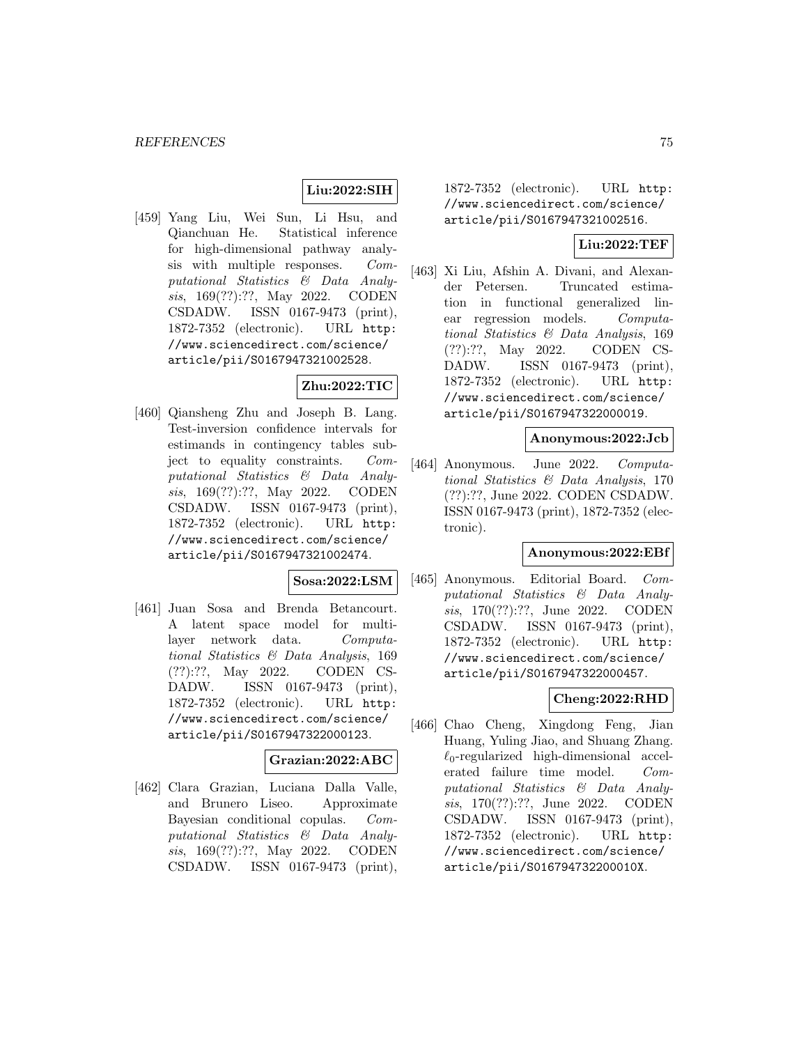**Liu:2022:SIH**

[459] Yang Liu, Wei Sun, Li Hsu, and Qianchuan He. Statistical inference for high-dimensional pathway analysis with multiple responses. *Computational Statistics & Data Analysis*, 169(??):??, May 2022. CODEN CSDADW. ISSN 0167-9473 (print), 1872-7352 (electronic). URL http://www.sciencedirect.com/science/article/pii/S0167947321002528.

**Zhu:2022:TIC**

[460] Qiansheng Zhu and Joseph B. Lang. Test-inversion confidence intervals for estimands in contingency tables subject to equality constraints. *Computational Statistics & Data Analysis*, 169(??):??, May 2022. CODEN CSDADW. ISSN 0167-9473 (print), 1872-7352 (electronic). URL http://www.sciencedirect.com/science/article/pii/S0167947321002474.

**Sosa:2022:LSM**

[461] Juan Sosa and Brenda Betancourt. A latent space model for multilayer network data. *Computational Statistics & Data Analysis*, 169 (??):??, May 2022. CODEN CSDADW. ISSN 0167-9473 (print), 1872-7352 (electronic). URL http://www.sciencedirect.com/science/article/pii/S0167947322000123.

**Grazian:2022:ABC**

[462] Clara Grazian, Luciana Dalla Valle, and Brunero Liseo. Approximate Bayesian conditional copulas. *Computational Statistics & Data Analysis*, 169(??):??, May 2022. CODEN CSDADW. ISSN 0167-9473 (print), 1872-7352 (electronic). URL http://www.sciencedirect.com/science/article/pii/S0167947321002516.

**Liu:2022:TEF**

[463] Xi Liu, Afshin A. Divani, and Alexander Petersen. Truncated estimation in functional generalized linear regression models. *Computational Statistics & Data Analysis*, 169 (??):??, May 2022. CODEN CSDADW. ISSN 0167-9473 (print), 1872-7352 (electronic). URL http://www.sciencedirect.com/science/article/pii/S0167947322000019.

**Anonymous:2022:Jcb**

[464] Anonymous. June 2022. *Computational Statistics & Data Analysis*, 170 (??):??, June 2022. CODEN CSDADW. ISSN 0167-9473 (print), 1872-7352 (electronic).

**Anonymous:2022:EBf**

[465] Anonymous. Editorial Board. *Computational Statistics & Data Analysis*, 170(??):??, June 2022. CODEN CSDADW. ISSN 0167-9473 (print), 1872-7352 (electronic). URL http://www.sciencedirect.com/science/article/pii/S0167947322000457.

**Cheng:2022:RHD**

[466] Chao Cheng, Xingdong Feng, Jian Huang, Yuling Jiao, and Shuang Zhang. $\ell_0$-regularized high-dimensional accelerated failure time model. *Computational Statistics & Data Analysis*, 170(??):??, June 2022. CODEN CSDADW. ISSN 0167-9473 (print), 1872-7352 (electronic). URL http://www.sciencedirect.com/science/article/pii/S016794732200010X.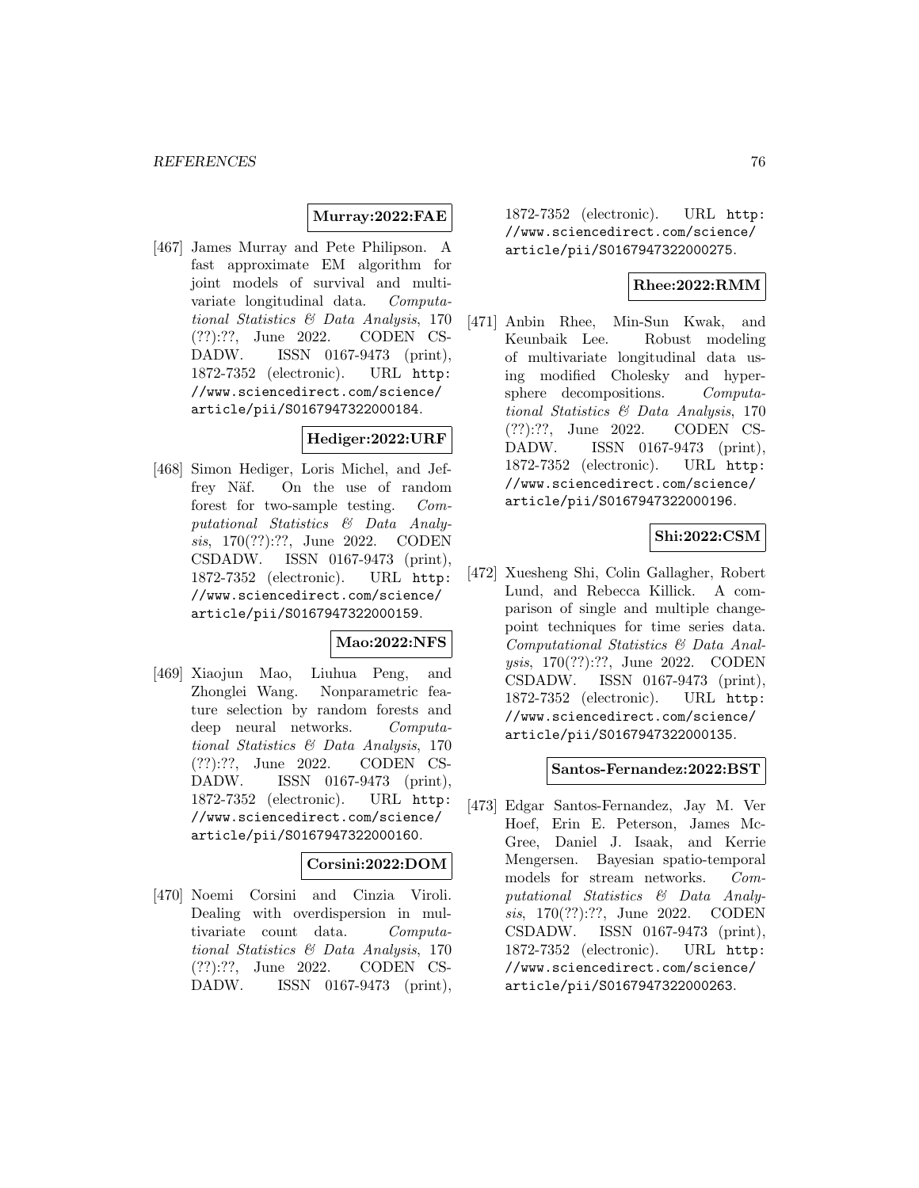**Murray:2022:FAE**

[467] James Murray and Pete Philipson. A fast approximate EM algorithm for joint models of survival and multivariate longitudinal data. *Computational Statistics & Data Analysis*, 170 (??):??, June 2022. CODEN CSDADW. ISSN 0167-9473 (print), 1872-7352 (electronic). URL http://www.sciencedirect.com/science/article/pii/S0167947322000184.

**Hediger:2022:URF**

[468] Simon Hediger, Loris Michel, and Jeffrey Näf. On the use of random forest for two-sample testing. *Computational Statistics & Data Analysis*, 170(??):??, June 2022. CODEN CSDADW. ISSN 0167-9473 (print), 1872-7352 (electronic). URL http://www.sciencedirect.com/science/article/pii/S0167947322000159.

**Mao:2022:NFS**

[469] Xiaojun Mao, Liuhua Peng, and Zhonglei Wang. Nonparametric feature selection by random forests and deep neural networks. *Computational Statistics & Data Analysis*, 170 (??):??, June 2022. CODEN CSDADW. ISSN 0167-9473 (print), 1872-7352 (electronic). URL http://www.sciencedirect.com/science/article/pii/S0167947322000160.

**Corsini:2022:DOM**

[470] Noemi Corsini and Cinzia Viroli. Dealing with overdispersion in multivariate count data. *Computational Statistics & Data Analysis*, 170 (??):??, June 2022. CODEN CSDADW. ISSN 0167-9473 (print), 1872-7352 (electronic). URL http://www.sciencedirect.com/science/article/pii/S0167947322000275.

**Rhee:2022:RMM**

[471] Anbin Rhee, Min-Sun Kwak, and Keunbaik Lee. Robust modeling of multivariate longitudinal data using modified Cholesky and hypersphere decompositions. *Computational Statistics & Data Analysis*, 170 (??):??, June 2022. CODEN CSDADW. ISSN 0167-9473 (print), 1872-7352 (electronic). URL http://www.sciencedirect.com/science/article/pii/S0167947322000196.

**Shi:2022:CSM**

[472] Xuesheng Shi, Colin Gallagher, Robert Lund, and Rebecca Killick. A comparison of single and multiple changepoint techniques for time series data. *Computational Statistics & Data Analysis*, 170(??):??, June 2022. CODEN CSDADW. ISSN 0167-9473 (print), 1872-7352 (electronic). URL http://www.sciencedirect.com/science/article/pii/S0167947322000135.

**Santos-Fernandez:2022:BST**

[473] Edgar Santos-Fernandez, Jay M. Ver Hoef, Erin E. Peterson, James McGree, Daniel J. Isaak, and Kerrie Mengersen. Bayesian spatio-temporal models for stream networks. *Computational Statistics & Data Analysis*, 170(??):??, June 2022. CODEN CSDADW. ISSN 0167-9473 (print), 1872-7352 (electronic). URL http://www.sciencedirect.com/science/article/pii/S0167947322000263.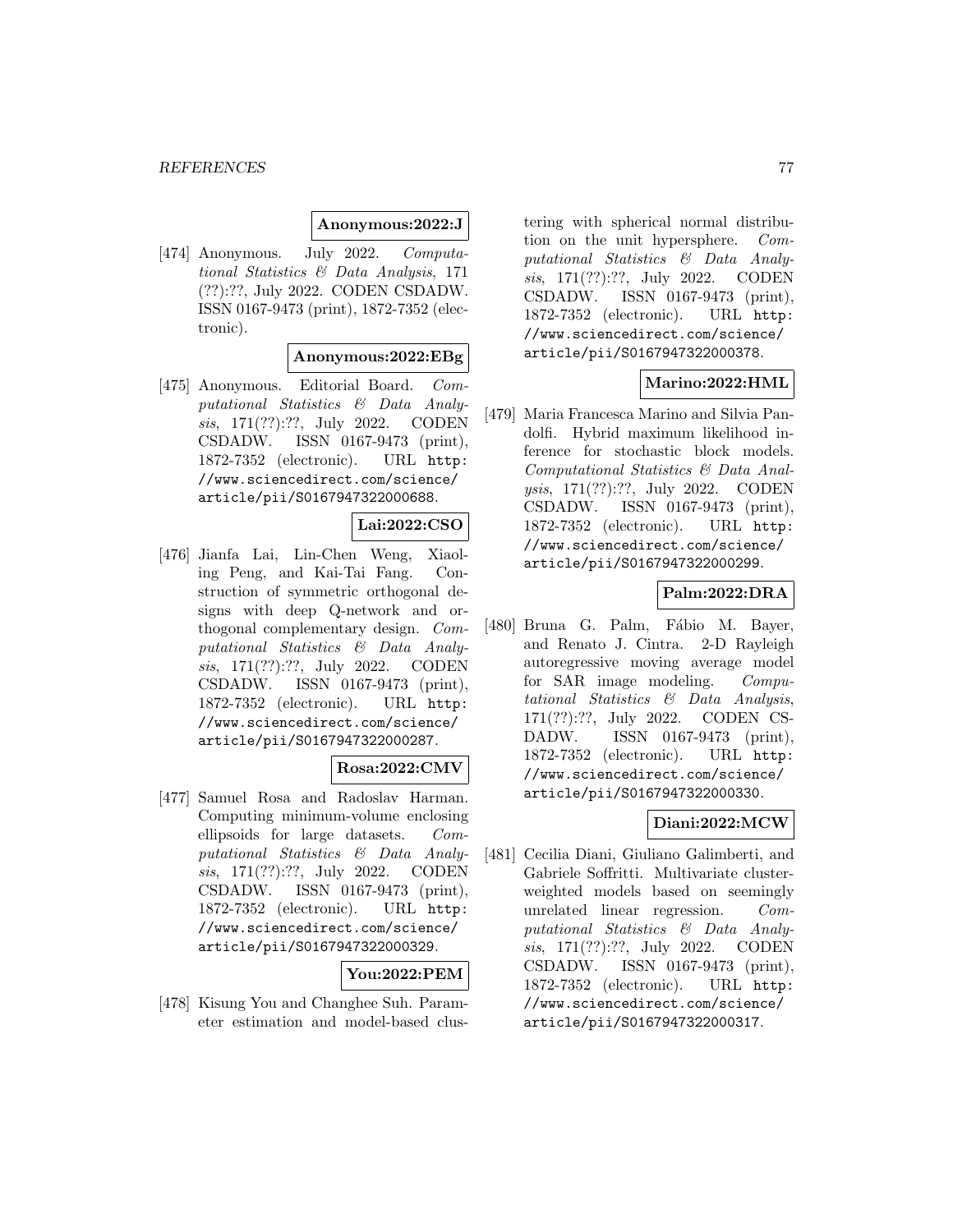**Anonymous:2022:J**

[474] Anonymous. July 2022. *Computational Statistics & Data Analysis*, 171 (??):??, July 2022. CODEN CSDADW. ISSN 0167-9473 (print), 1872-7352 (electronic).

**Anonymous:2022:EBg**

[475] Anonymous. Editorial Board. *Computational Statistics & Data Analysis*, 171(??):??, July 2022. CODEN CSDADW. ISSN 0167-9473 (print), 1872-7352 (electronic). URL http://www.sciencedirect.com/science/article/pii/S0167947322000688.

**Lai:2022:CSO**

[476] Jianfa Lai, Lin-Chen Weng, Xiaoling Peng, and Kai-Tai Fang. Construction of symmetric orthogonal designs with deep Q-network and orthogonal complementary design. *Computational Statistics & Data Analysis*, 171(??):??, July 2022. CODEN CSDADW. ISSN 0167-9473 (print), 1872-7352 (electronic). URL http://www.sciencedirect.com/science/article/pii/S0167947322000287.

**Rosa:2022:CMV**

[477] Samuel Rosa and Radoslav Harman. Computing minimum-volume enclosing ellipsoids for large datasets. *Computational Statistics & Data Analysis*, 171(??):??, July 2022. CODEN CSDADW. ISSN 0167-9473 (print), 1872-7352 (electronic). URL http://www.sciencedirect.com/science/article/pii/S0167947322000329.

**You:2022:PEM**

[478] Kisung You and Changhee Suh. Parameter estimation and model-based clustering with spherical normal distribution on the unit hypersphere. *Computational Statistics & Data Analysis*, 171(??):??, July 2022. CODEN CSDADW. ISSN 0167-9473 (print), 1872-7352 (electronic). URL http://www.sciencedirect.com/science/article/pii/S0167947322000378.

**Marino:2022:HML**

[479] Maria Francesca Marino and Silvia Pandolfi. Hybrid maximum likelihood inference for stochastic block models. *Computational Statistics & Data Analysis*, 171(??):??, July 2022. CODEN CSDADW. ISSN 0167-9473 (print), 1872-7352 (electronic). URL http://www.sciencedirect.com/science/article/pii/S0167947322000299.

**Palm:2022:DRA**

[480] Bruna G. Palm, Fábio M. Bayer, and Renato J. Cintra. 2-D Rayleigh autoregressive moving average model for SAR image modeling. *Computational Statistics & Data Analysis*, 171(??):??, July 2022. CODEN CSDADW. ISSN 0167-9473 (print), 1872-7352 (electronic). URL http://www.sciencedirect.com/science/article/pii/S0167947322000330.

**Diani:2022:MCW**

[481] Cecilia Diani, Giuliano Galimberti, and Gabriele Soffritti. Multivariate cluster-weighted models based on seemingly unrelated linear regression. *Computational Statistics & Data Analysis*, 171(??):??, July 2022. CODEN CSDADW. ISSN 0167-9473 (print), 1872-7352 (electronic). URL http://www.sciencedirect.com/science/article/pii/S0167947322000317.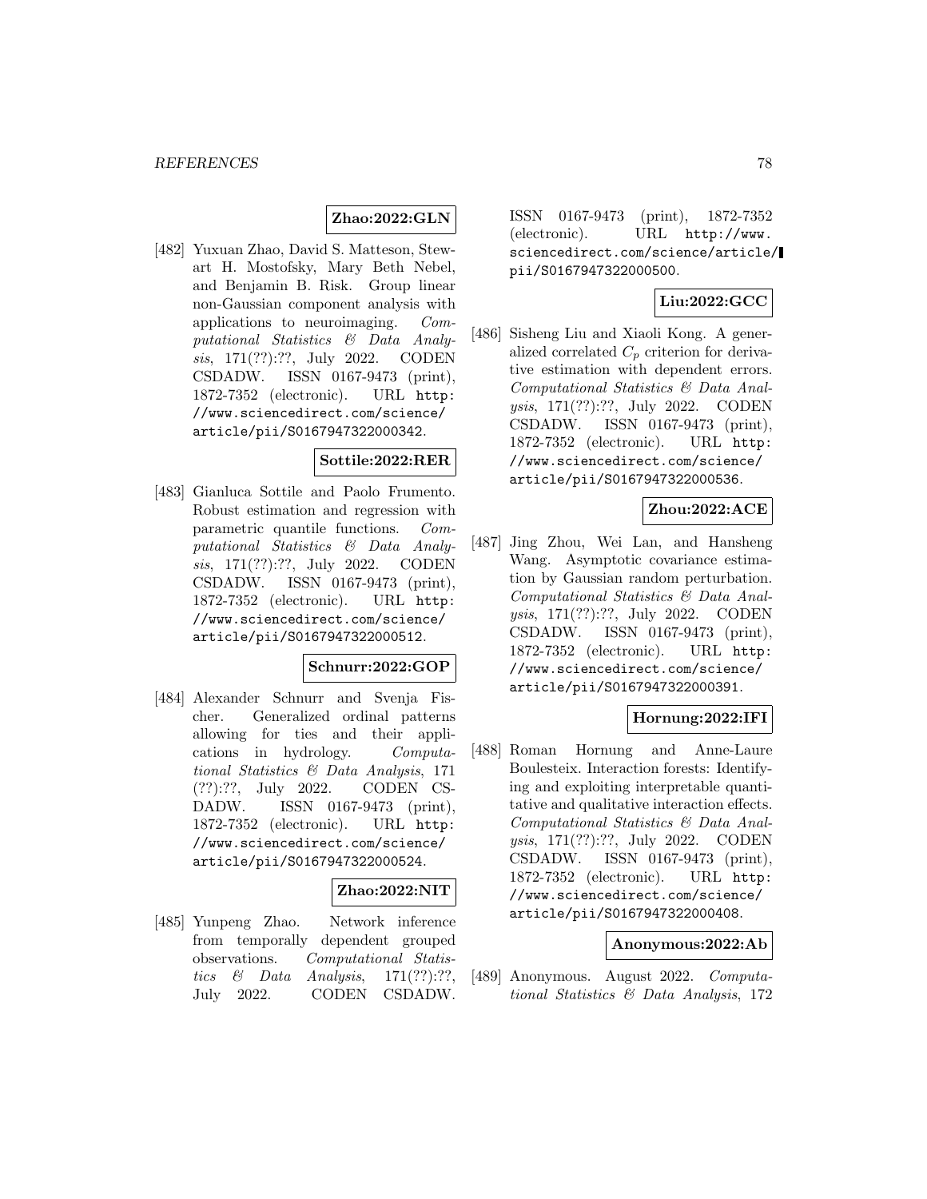**Zhao:2022:GLN**

[482] Yuxuan Zhao, David S. Matteson, Stewart H. Mostofsky, Mary Beth Nebel, and Benjamin B. Risk. Group linear non-Gaussian component analysis with applications to neuroimaging. *Computational Statistics & Data Analysis*, 171(??):??, July 2022. CODEN CSDADW. ISSN 0167-9473 (print), 1872-7352 (electronic). URL `http://www.sciencedirect.com/science/article/pii/S0167947322000342`.

**Sottile:2022:RER**

[483] Gianluca Sottile and Paolo Frumento. Robust estimation and regression with parametric quantile functions. *Computational Statistics & Data Analysis*, 171(??):??, July 2022. CODEN CSDADW. ISSN 0167-9473 (print), 1872-7352 (electronic). URL `http://www.sciencedirect.com/science/article/pii/S0167947322000512`.

**Schnurr:2022:GOP**

[484] Alexander Schnurr and Svenja Fischer. Generalized ordinal patterns allowing for ties and their applications in hydrology. *Computational Statistics & Data Analysis*, 171(??):??, July 2022. CODEN CSDADW. ISSN 0167-9473 (print), 1872-7352 (electronic). URL `http://www.sciencedirect.com/science/article/pii/S0167947322000524`.

**Zhao:2022:NIT**

[485] Yunpeng Zhao. Network inference from temporally dependent grouped observations. *Computational Statistics & Data Analysis*, 171(??):??, July 2022. CODEN CSDADW. ISSN 0167-9473 (print), 1872-7352 (electronic). URL `http://www.sciencedirect.com/science/article/pii/S0167947322000500`.

**Liu:2022:GCC**

[486] Sisheng Liu and Xiaoli Kong. A generalized correlated $C_p$ criterion for derivative estimation with dependent errors. *Computational Statistics & Data Analysis*, 171(??):??, July 2022. CODEN CSDADW. ISSN 0167-9473 (print), 1872-7352 (electronic). URL `http://www.sciencedirect.com/science/article/pii/S0167947322000536`.

**Zhou:2022:ACE**

[487] Jing Zhou, Wei Lan, and Hansheng Wang. Asymptotic covariance estimation by Gaussian random perturbation. *Computational Statistics & Data Analysis*, 171(??):??, July 2022. CODEN CSDADW. ISSN 0167-9473 (print), 1872-7352 (electronic). URL `http://www.sciencedirect.com/science/article/pii/S0167947322000391`.

**Hornung:2022:IFI**

[488] Roman Hornung and Anne-Laure Boulesteix. Interaction forests: Identifying and exploiting interpretable quantitative and qualitative interaction effects. *Computational Statistics & Data Analysis*, 171(??):??, July 2022. CODEN CSDADW. ISSN 0167-9473 (print), 1872-7352 (electronic). URL `http://www.sciencedirect.com/science/article/pii/S0167947322000408`.

**Anonymous:2022:Ab**

[489] Anonymous. August 2022. *Computational Statistics & Data Analysis*, 172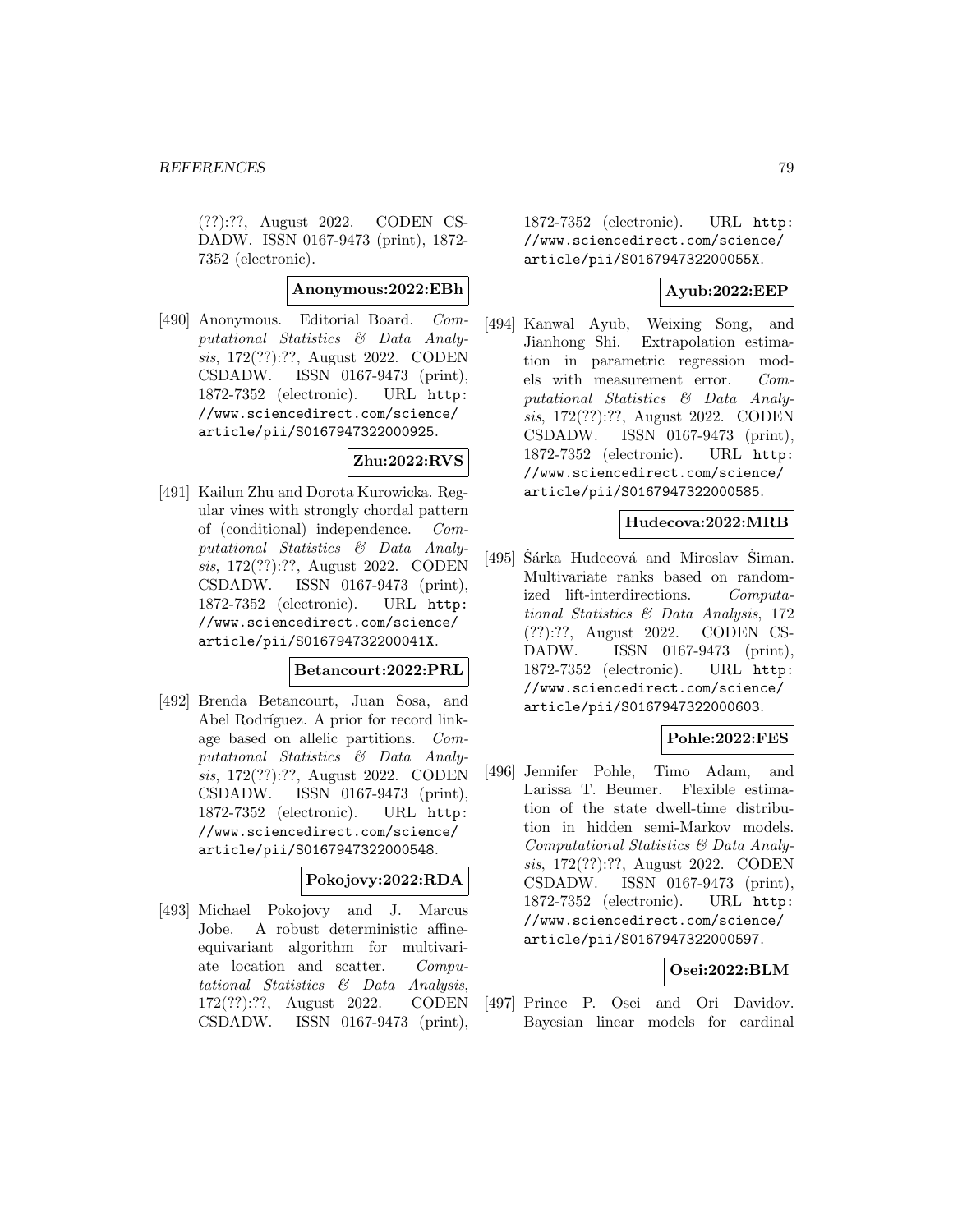(??):??, August 2022. CODEN CSDADW. ISSN 0167-9473 (print), 1872-7352 (electronic).

**Anonymous:2022:EBh**

[490] Anonymous. Editorial Board. *Computational Statistics & Data Analysis*, 172(??):??, August 2022. CODEN CSDADW. ISSN 0167-9473 (print), 1872-7352 (electronic). URL `http://www.sciencedirect.com/science/article/pii/S0167947322000925`.

**Zhu:2022:RVS**

[491] Kailun Zhu and Dorota Kurowicka. Regular vines with strongly chordal pattern of (conditional) independence. *Computational Statistics & Data Analysis*, 172(??):??, August 2022. CODEN CSDADW. ISSN 0167-9473 (print), 1872-7352 (electronic). URL `http://www.sciencedirect.com/science/article/pii/S016794732200041X`.

**Betancourt:2022:PRL**

[492] Brenda Betancourt, Juan Sosa, and Abel Rodríguez. A prior for record linkage based on allelic partitions. *Computational Statistics & Data Analysis*, 172(??):??, August 2022. CODEN CSDADW. ISSN 0167-9473 (print), 1872-7352 (electronic). URL `http://www.sciencedirect.com/science/article/pii/S0167947322000548`.

**Pokojovy:2022:RDA**

[493] Michael Pokojovy and J. Marcus Jobe. A robust deterministic affine-equivariant algorithm for multivariate location and scatter. *Computational Statistics & Data Analysis*, 172(??):??, August 2022. CODEN CSDADW. ISSN 0167-9473 (print), 1872-7352 (electronic). URL `http://www.sciencedirect.com/science/article/pii/S016794732200055X`.

**Ayub:2022:EEP**

[494] Kanwal Ayub, Weixing Song, and Jianhong Shi. Extrapolation estimation in parametric regression models with measurement error. *Computational Statistics & Data Analysis*, 172(??):??, August 2022. CODEN CSDADW. ISSN 0167-9473 (print), 1872-7352 (electronic). URL `http://www.sciencedirect.com/science/article/pii/S0167947322000585`.

**Hudecova:2022:MRB**

[495] Šárka Hudecová and Miroslav Šiman. Multivariate ranks based on randomized lift-interdirections. *Computational Statistics & Data Analysis*, 172(??):??, August 2022. CODEN CSDADW. ISSN 0167-9473 (print), 1872-7352 (electronic). URL `http://www.sciencedirect.com/science/article/pii/S0167947322000603`.

**Pohle:2022:FES**

[496] Jennifer Pohle, Timo Adam, and Larissa T. Beumer. Flexible estimation of the state dwell-time distribution in hidden semi-Markov models. *Computational Statistics & Data Analysis*, 172(??):??, August 2022. CODEN CSDADW. ISSN 0167-9473 (print), 1872-7352 (electronic). URL `http://www.sciencedirect.com/science/article/pii/S0167947322000597`.

**Osei:2022:BLM**

[497] Prince P. Osei and Ori Davidov. Bayesian linear models for cardinal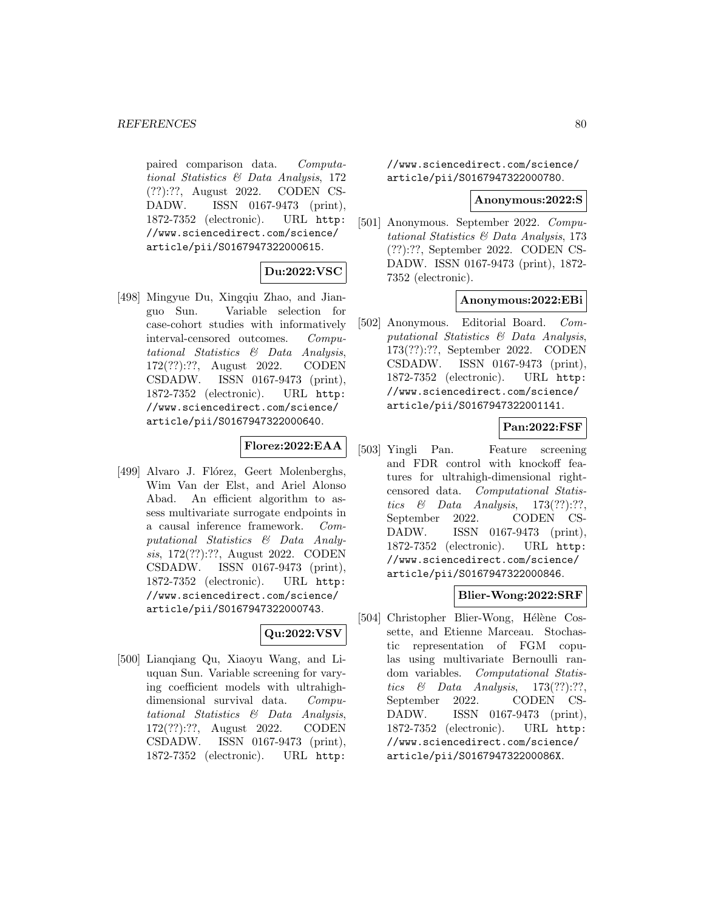paired comparison data. *Computational Statistics & Data Analysis*, 172 (??):??, August 2022. CODEN CSDADW. ISSN 0167-9473 (print), 1872-7352 (electronic). URL http://www.sciencedirect.com/science/article/pii/S0167947322000615.

**Du:2022:VSC**

[498] Mingyue Du, Xingqiu Zhao, and Jianguo Sun. Variable selection for case-cohort studies with informatively interval-censored outcomes. *Computational Statistics & Data Analysis*, 172(??):??, August 2022. CODEN CSDADW. ISSN 0167-9473 (print), 1872-7352 (electronic). URL http://www.sciencedirect.com/science/article/pii/S0167947322000640.

**Florez:2022:EAA**

[499] Alvaro J. Flórez, Geert Molenberghs, Wim Van der Elst, and Ariel Alonso Abad. An efficient algorithm to assess multivariate surrogate endpoints in a causal inference framework. *Computational Statistics & Data Analysis*, 172(??):??, August 2022. CODEN CSDADW. ISSN 0167-9473 (print), 1872-7352 (electronic). URL http://www.sciencedirect.com/science/article/pii/S0167947322000743.

**Qu:2022:VSV**

[500] Lianqiang Qu, Xiaoyu Wang, and Liuquan Sun. Variable screening for varying coefficient models with ultrahigh-dimensional survival data. *Computational Statistics & Data Analysis*, 172(??):??, August 2022. CODEN CSDADW. ISSN 0167-9473 (print), 1872-7352 (electronic). URL http://www.sciencedirect.com/science/article/pii/S0167947322000780.

**Anonymous:2022:S**

[501] Anonymous. September 2022. *Computational Statistics & Data Analysis*, 173 (??):??, September 2022. CODEN CSDADW. ISSN 0167-9473 (print), 1872-7352 (electronic).

**Anonymous:2022:EBi**

[502] Anonymous. Editorial Board. *Computational Statistics & Data Analysis*, 173(??):??, September 2022. CODEN CSDADW. ISSN 0167-9473 (print), 1872-7352 (electronic). URL http://www.sciencedirect.com/science/article/pii/S0167947322001141.

**Pan:2022:FSF**

[503] Yingli Pan. Feature screening and FDR control with knockoff features for ultrahigh-dimensional right-censored data. *Computational Statistics & Data Analysis*, 173(??):??, September 2022. CODEN CSDADW. ISSN 0167-9473 (print), 1872-7352 (electronic). URL http://www.sciencedirect.com/science/article/pii/S0167947322000846.

**Blier-Wong:2022:SRF**

[504] Christopher Blier-Wong, Hélène Cossette, and Etienne Marceau. Stochastic representation of FGM copulas using multivariate Bernoulli random variables. *Computational Statistics & Data Analysis*, 173(??):??, September 2022. CODEN CSDADW. ISSN 0167-9473 (print), 1872-7352 (electronic). URL http://www.sciencedirect.com/science/article/pii/S016794732200086X.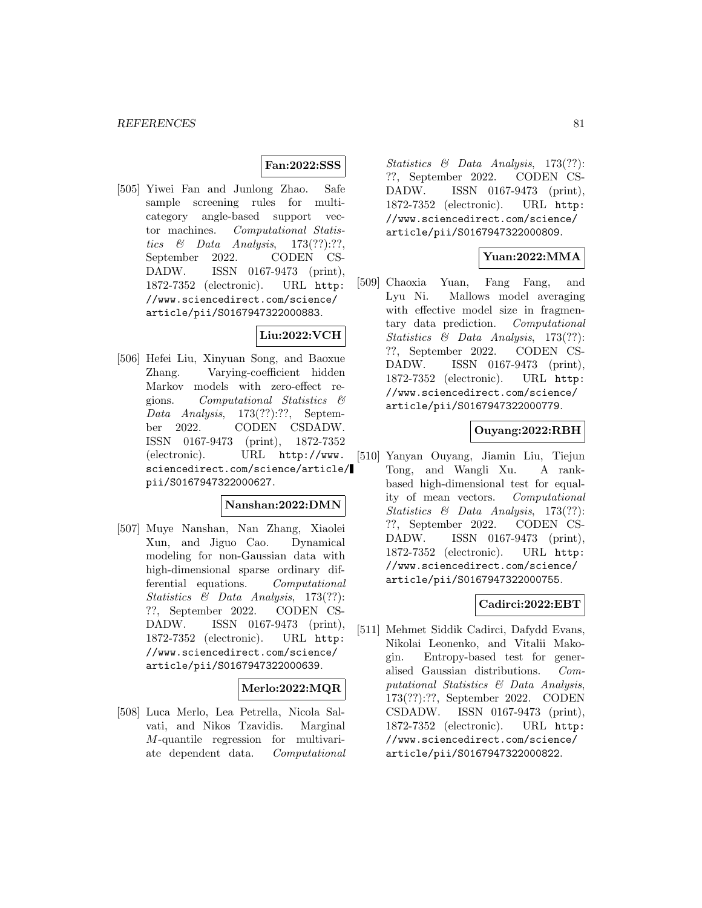**Fan:2022:SSS**

[505] Yiwei Fan and Junlong Zhao. Safe sample screening rules for multi-category angle-based support vector machines. *Computational Statistics & Data Analysis*, 173(??):??, September 2022. CODEN CSDADW. ISSN 0167-9473 (print), 1872-7352 (electronic). URL http://www.sciencedirect.com/science/article/pii/S0167947322000883.

**Liu:2022:VCH**

[506] Hefei Liu, Xinyuan Song, and Baoxue Zhang. Varying-coefficient hidden Markov models with zero-effect regions. *Computational Statistics & Data Analysis*, 173(??):??, September 2022. CODEN CSDADW. ISSN 0167-9473 (print), 1872-7352 (electronic). URL http://www.sciencedirect.com/science/article/pii/S0167947322000627.

**Nanshan:2022:DMN**

[507] Muye Nanshan, Nan Zhang, Xiaolei Xun, and Jiguo Cao. Dynamical modeling for non-Gaussian data with high-dimensional sparse ordinary differential equations. *Computational Statistics & Data Analysis*, 173(??):??, September 2022. CODEN CSDADW. ISSN 0167-9473 (print), 1872-7352 (electronic). URL http://www.sciencedirect.com/science/article/pii/S0167947322000639.

**Merlo:2022:MQR**

[508] Luca Merlo, Lea Petrella, Nicola Salvati, and Nikos Tzavidis. Marginal $M$-quantile regression for multivariate dependent data. *Computational Statistics & Data Analysis*, 173(??):??, September 2022. CODEN CSDADW. ISSN 0167-9473 (print), 1872-7352 (electronic). URL http://www.sciencedirect.com/science/article/pii/S0167947322000809.

**Yuan:2022:MMA**

[509] Chaoxia Yuan, Fang Fang, and Lyu Ni. Mallows model averaging with effective model size in fragmentary data prediction. *Computational Statistics & Data Analysis*, 173(??):??, September 2022. CODEN CSDADW. ISSN 0167-9473 (print), 1872-7352 (electronic). URL http://www.sciencedirect.com/science/article/pii/S0167947322000779.

**Ouyang:2022:RBH**

[510] Yanyan Ouyang, Jiamin Liu, Tiejun Tong, and Wangli Xu. A rank-based high-dimensional test for equality of mean vectors. *Computational Statistics & Data Analysis*, 173(??):??, September 2022. CODEN CSDADW. ISSN 0167-9473 (print), 1872-7352 (electronic). URL http://www.sciencedirect.com/science/article/pii/S0167947322000755.

**Cadirci:2022:EBT**

[511] Mehmet Siddik Cadirci, Dafydd Evans, Nikolai Leonenko, and Vitalii Makogin. Entropy-based test for generalised Gaussian distributions. *Computational Statistics & Data Analysis*, 173(??):??, September 2022. CODEN CSDADW. ISSN 0167-9473 (print), 1872-7352 (electronic). URL http://www.sciencedirect.com/science/article/pii/S0167947322000822.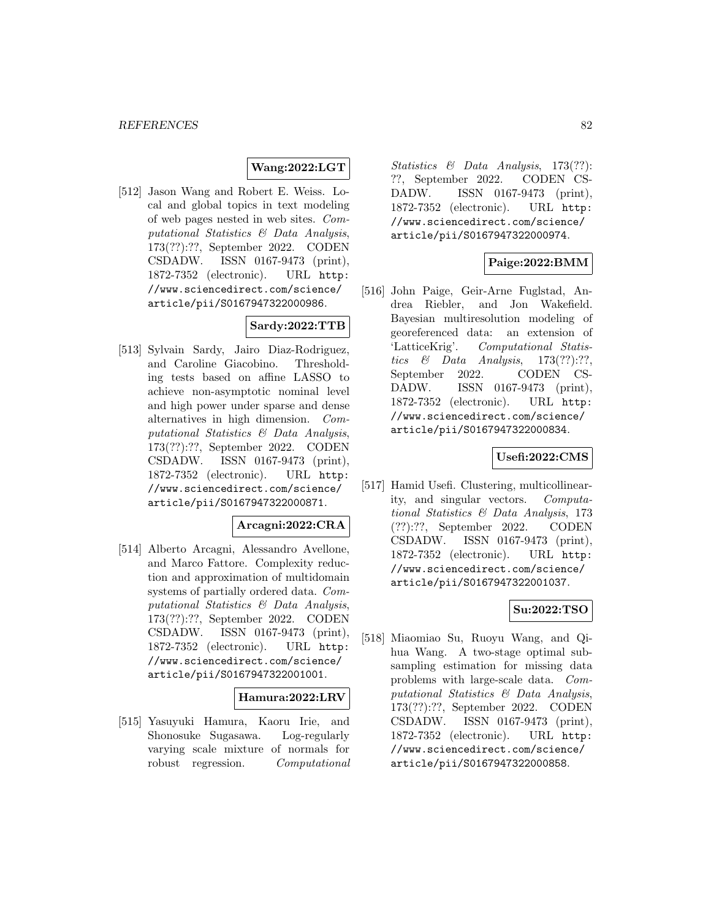**Wang:2022:LGT**

[512] Jason Wang and Robert E. Weiss. Local and global topics in text modeling of web pages nested in web sites. *Computational Statistics & Data Analysis*, 173(??):??, September 2022. CODEN CSDADW. ISSN 0167-9473 (print), 1872-7352 (electronic). URL http://www.sciencedirect.com/science/article/pii/S0167947322000986.

**Sardy:2022:TTB**

[513] Sylvain Sardy, Jairo Diaz-Rodriguez, and Caroline Giacobino. Thresholding tests based on affine LASSO to achieve non-asymptotic nominal level and high power under sparse and dense alternatives in high dimension. *Computational Statistics & Data Analysis*, 173(??):??, September 2022. CODEN CSDADW. ISSN 0167-9473 (print), 1872-7352 (electronic). URL http://www.sciencedirect.com/science/article/pii/S0167947322000871.

**Arcagni:2022:CRA**

[514] Alberto Arcagni, Alessandro Avellone, and Marco Fattore. Complexity reduction and approximation of multidomain systems of partially ordered data. *Computational Statistics & Data Analysis*, 173(??):??, September 2022. CODEN CSDADW. ISSN 0167-9473 (print), 1872-7352 (electronic). URL http://www.sciencedirect.com/science/article/pii/S0167947322001001.

**Hamura:2022:LRV**

[515] Yasuyuki Hamura, Kaoru Irie, and Shonosuke Sugasawa. Log-regularly varying scale mixture of normals for robust regression. *Computational Statistics & Data Analysis*, 173(??):??, September 2022. CODEN CSDADW. ISSN 0167-9473 (print), 1872-7352 (electronic). URL http://www.sciencedirect.com/science/article/pii/S0167947322000974.

**Paige:2022:BMM**

[516] John Paige, Geir-Arne Fuglstad, Andrea Riebler, and Jon Wakefield. Bayesian multiresolution modeling of georeferenced data: an extension of 'LatticeKrig'. *Computational Statistics & Data Analysis*, 173(??):??, September 2022. CODEN CSDADW. ISSN 0167-9473 (print), 1872-7352 (electronic). URL http://www.sciencedirect.com/science/article/pii/S0167947322000834.

**Usefi:2022:CMS**

[517] Hamid Usefi. Clustering, multicollinearity, and singular vectors. *Computational Statistics & Data Analysis*, 173(??):??, September 2022. CODEN CSDADW. ISSN 0167-9473 (print), 1872-7352 (electronic). URL http://www.sciencedirect.com/science/article/pii/S0167947322001037.

**Su:2022:TSO**

[518] Miaomiao Su, Ruoyu Wang, and Qihua Wang. A two-stage optimal subsampling estimation for missing data problems with large-scale data. *Computational Statistics & Data Analysis*, 173(??):??, September 2022. CODEN CSDADW. ISSN 0167-9473 (print), 1872-7352 (electronic). URL http://www.sciencedirect.com/science/article/pii/S0167947322000858.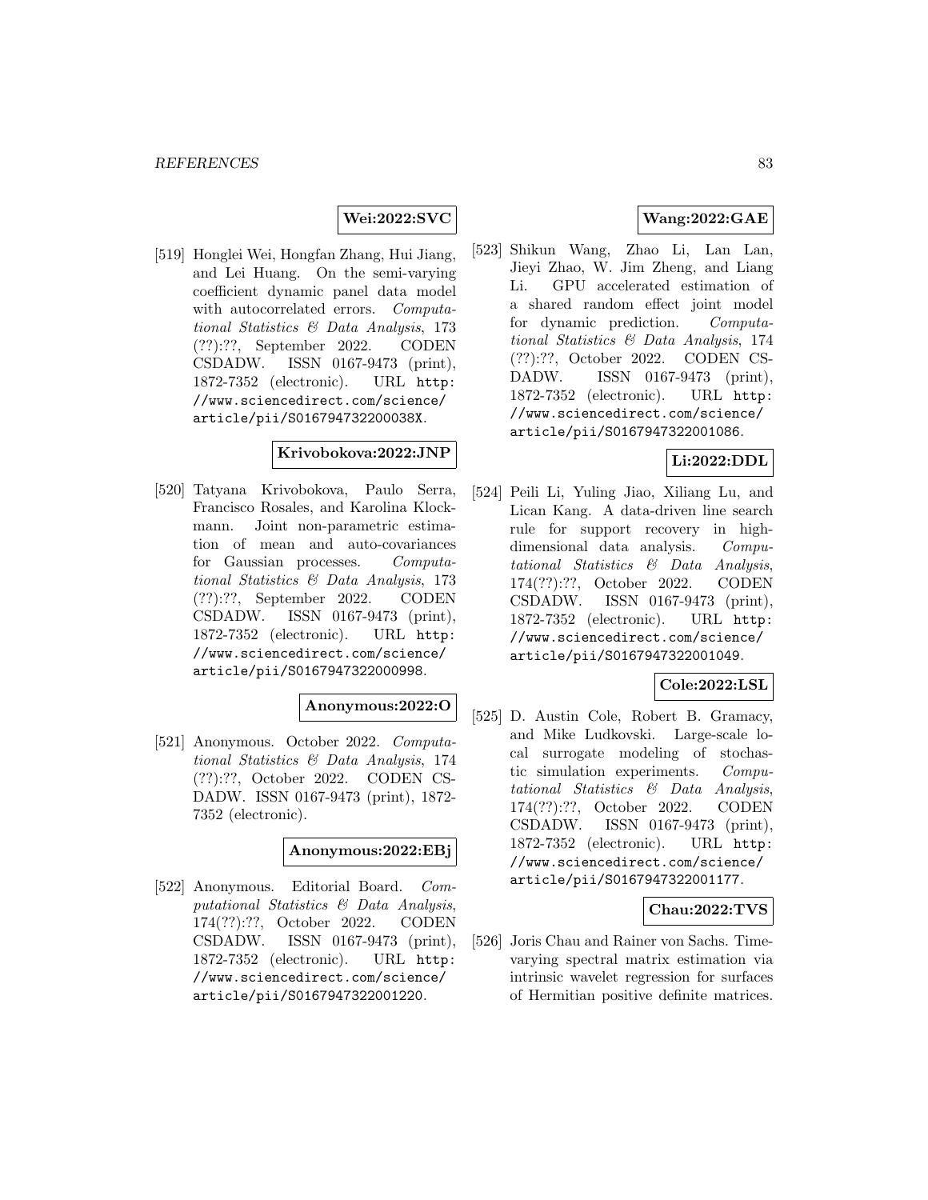**Wei:2022:SVC**

[519] Honglei Wei, Hongfan Zhang, Hui Jiang, and Lei Huang. On the semi-varying coefficient dynamic panel data model with autocorrelated errors. *Computational Statistics & Data Analysis*, 173 (??):??, September 2022. CODEN CSDADW. ISSN 0167-9473 (print), 1872-7352 (electronic). URL http://www.sciencedirect.com/science/article/pii/S016794732200038X.

**Krivobokova:2022:JNP**

[520] Tatyana Krivobokova, Paulo Serra, Francisco Rosales, and Karolina Klockmann. Joint non-parametric estimation of mean and auto-covariances for Gaussian processes. *Computational Statistics & Data Analysis*, 173 (??):??, September 2022. CODEN CSDADW. ISSN 0167-9473 (print), 1872-7352 (electronic). URL http://www.sciencedirect.com/science/article/pii/S0167947322000998.

**Anonymous:2022:O**

[521] Anonymous. October 2022. *Computational Statistics & Data Analysis*, 174 (??):??, October 2022. CODEN CSDADW. ISSN 0167-9473 (print), 1872-7352 (electronic).

**Anonymous:2022:EBj**

[522] Anonymous. Editorial Board. *Computational Statistics & Data Analysis*, 174(??):??, October 2022. CODEN CSDADW. ISSN 0167-9473 (print), 1872-7352 (electronic). URL http://www.sciencedirect.com/science/article/pii/S0167947322001220.

**Wang:2022:GAE**

[523] Shikun Wang, Zhao Li, Lan Lan, Jieyi Zhao, W. Jim Zheng, and Liang Li. GPU accelerated estimation of a shared random effect joint model for dynamic prediction. *Computational Statistics & Data Analysis*, 174 (??):??, October 2022. CODEN CSDADW. ISSN 0167-9473 (print), 1872-7352 (electronic). URL http://www.sciencedirect.com/science/article/pii/S0167947322001086.

**Li:2022:DDL**

[524] Peili Li, Yuling Jiao, Xiliang Lu, and Lican Kang. A data-driven line search rule for support recovery in high-dimensional data analysis. *Computational Statistics & Data Analysis*, 174(??):??, October 2022. CODEN CSDADW. ISSN 0167-9473 (print), 1872-7352 (electronic). URL http://www.sciencedirect.com/science/article/pii/S0167947322001049.

**Cole:2022:LSL**

[525] D. Austin Cole, Robert B. Gramacy, and Mike Ludkovski. Large-scale local surrogate modeling of stochastic simulation experiments. *Computational Statistics & Data Analysis*, 174(??):??, October 2022. CODEN CSDADW. ISSN 0167-9473 (print), 1872-7352 (electronic). URL http://www.sciencedirect.com/science/article/pii/S0167947322001177.

**Chau:2022:TVS**

[526] Joris Chau and Rainer von Sachs. Time-varying spectral matrix estimation via intrinsic wavelet regression for surfaces of Hermitian positive definite matrices.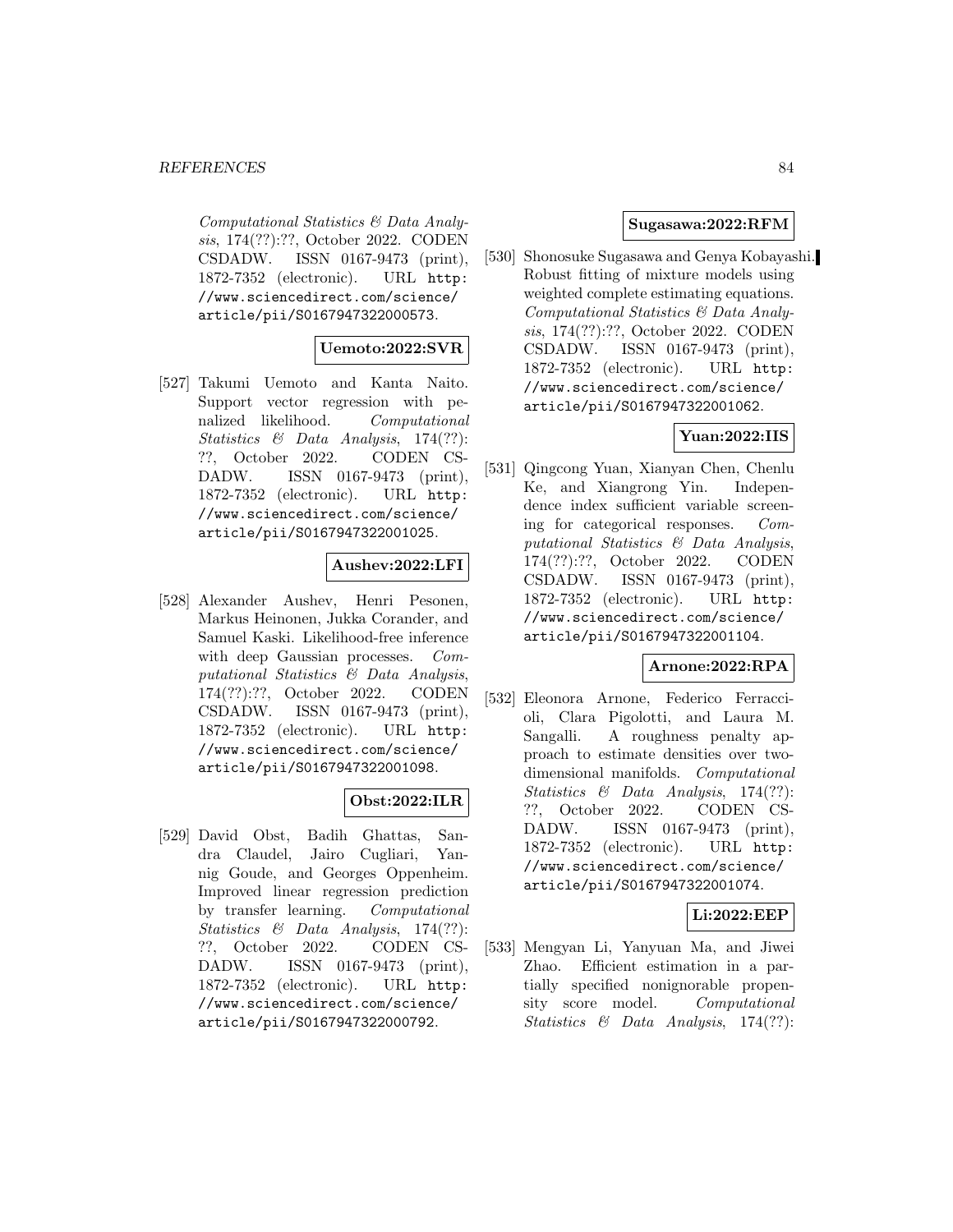*Computational Statistics & Data Analysis*, 174(??):??, October 2022. CODEN CSDADW. ISSN 0167-9473 (print), 1872-7352 (electronic). URL `http://www.sciencedirect.com/science/article/pii/S0167947322000573`.

**Uemoto:2022:SVR**

[527] Takumi Uemoto and Kanta Naito. Support vector regression with penalized likelihood. *Computational Statistics & Data Analysis*, 174(??):??, October 2022. CODEN CSDADW. ISSN 0167-9473 (print), 1872-7352 (electronic). URL `http://www.sciencedirect.com/science/article/pii/S0167947322001025`.

**Aushev:2022:LFI**

[528] Alexander Aushev, Henri Pesonen, Markus Heinonen, Jukka Corander, and Samuel Kaski. Likelihood-free inference with deep Gaussian processes. *Computational Statistics & Data Analysis*, 174(??):??, October 2022. CODEN CSDADW. ISSN 0167-9473 (print), 1872-7352 (electronic). URL `http://www.sciencedirect.com/science/article/pii/S0167947322001098`.

**Obst:2022:ILR**

[529] David Obst, Badih Ghattas, Sandra Claudel, Jairo Cugliari, Yannig Goude, and Georges Oppenheim. Improved linear regression prediction by transfer learning. *Computational Statistics & Data Analysis*, 174(??):??, October 2022. CODEN CSDADW. ISSN 0167-9473 (print), 1872-7352 (electronic). URL `http://www.sciencedirect.com/science/article/pii/S0167947322000792`.

**Sugasawa:2022:RFM**

[530] Shonosuke Sugasawa and Genya Kobayashi. Robust fitting of mixture models using weighted complete estimating equations. *Computational Statistics & Data Analysis*, 174(??):??, October 2022. CODEN CSDADW. ISSN 0167-9473 (print), 1872-7352 (electronic). URL `http://www.sciencedirect.com/science/article/pii/S0167947322001062`.

**Yuan:2022:IIS**

[531] Qingcong Yuan, Xianyan Chen, Chenlu Ke, and Xiangrong Yin. Independence index sufficient variable screening for categorical responses. *Computational Statistics & Data Analysis*, 174(??):??, October 2022. CODEN CSDADW. ISSN 0167-9473 (print), 1872-7352 (electronic). URL `http://www.sciencedirect.com/science/article/pii/S0167947322001104`.

**Arnone:2022:RPA**

[532] Eleonora Arnone, Federico Ferraccioli, Clara Pigolotti, and Laura M. Sangalli. A roughness penalty approach to estimate densities over two-dimensional manifolds. *Computational Statistics & Data Analysis*, 174(??):??, October 2022. CODEN CSDADW. ISSN 0167-9473 (print), 1872-7352 (electronic). URL `http://www.sciencedirect.com/science/article/pii/S0167947322001074`.

**Li:2022:EEP**

[533] Mengyan Li, Yanyuan Ma, and Jiwei Zhao. Efficient estimation in a partially specified nonignorable propensity score model. *Computational Statistics & Data Analysis*, 174(??):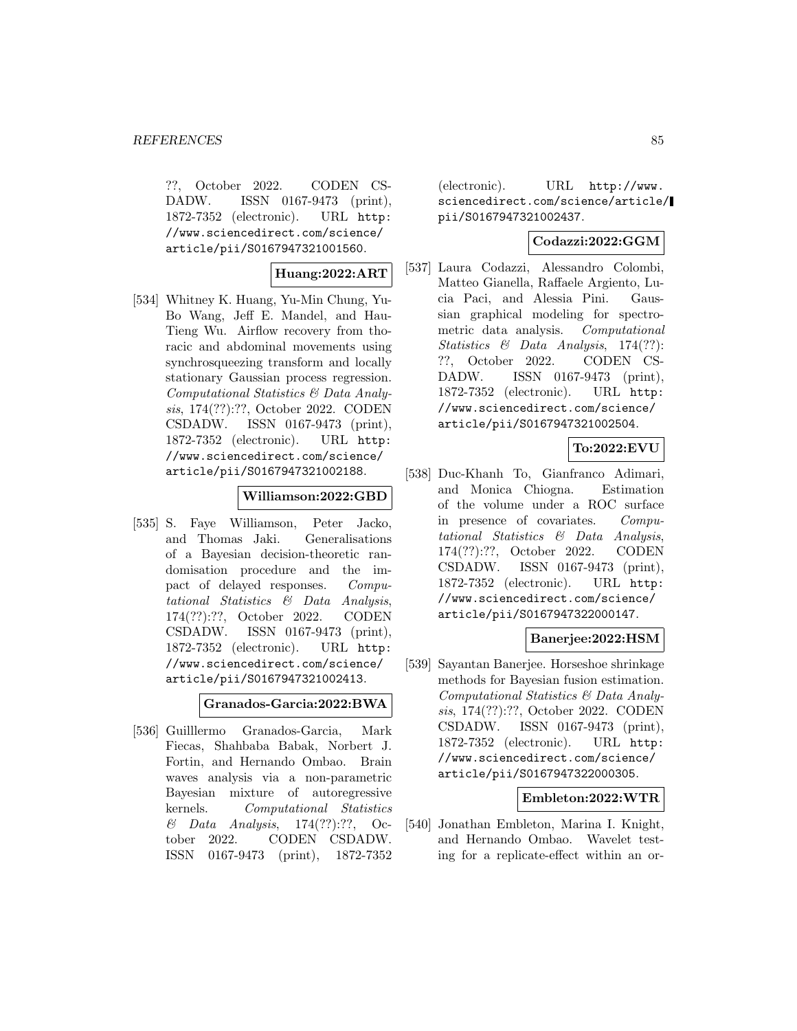??, October 2022. CODEN CSDADW. ISSN 0167-9473 (print), 1872-7352 (electronic). URL http://www.sciencedirect.com/science/article/pii/S0167947321001560.

**Huang:2022:ART**

[534] Whitney K. Huang, Yu-Min Chung, Yu-Bo Wang, Jeff E. Mandel, and Hau-Tieng Wu. Airflow recovery from thoracic and abdominal movements using synchrosqueezing transform and locally stationary Gaussian process regression. *Computational Statistics & Data Analysis*, 174(??):??, October 2022. CODEN CSDADW. ISSN 0167-9473 (print), 1872-7352 (electronic). URL http://www.sciencedirect.com/science/article/pii/S0167947321002188.

**Williamson:2022:GBD**

[535] S. Faye Williamson, Peter Jacko, and Thomas Jaki. Generalisations of a Bayesian decision-theoretic randomisation procedure and the impact of delayed responses. *Computational Statistics & Data Analysis*, 174(??):??, October 2022. CODEN CSDADW. ISSN 0167-9473 (print), 1872-7352 (electronic). URL http://www.sciencedirect.com/science/article/pii/S0167947321002413.

**Granados-Garcia:2022:BWA**

[536] Guilllermo Granados-Garcia, Mark Fiecas, Shahbaba Babak, Norbert J. Fortin, and Hernando Ombao. Brain waves analysis via a non-parametric Bayesian mixture of autoregressive kernels. *Computational Statistics & Data Analysis*, 174(??):??, October 2022. CODEN CSDADW. ISSN 0167-9473 (print), 1872-7352 (electronic). URL http://www.sciencedirect.com/science/article/pii/S0167947321002437.

**Codazzi:2022:GGM**

[537] Laura Codazzi, Alessandro Colombi, Matteo Gianella, Raffaele Argiento, Lucia Paci, and Alessia Pini. Gaussian graphical modeling for spectrometric data analysis. *Computational Statistics & Data Analysis*, 174(??):??, October 2022. CODEN CSDADW. ISSN 0167-9473 (print), 1872-7352 (electronic). URL http://www.sciencedirect.com/science/article/pii/S0167947321002504.

**To:2022:EVU**

[538] Duc-Khanh To, Gianfranco Adimari, and Monica Chiogna. Estimation of the volume under a ROC surface in presence of covariates. *Computational Statistics & Data Analysis*, 174(??):??, October 2022. CODEN CSDADW. ISSN 0167-9473 (print), 1872-7352 (electronic). URL http://www.sciencedirect.com/science/article/pii/S0167947322000147.

**Banerjee:2022:HSM**

[539] Sayantan Banerjee. Horseshoe shrinkage methods for Bayesian fusion estimation. *Computational Statistics & Data Analysis*, 174(??):??, October 2022. CODEN CSDADW. ISSN 0167-9473 (print), 1872-7352 (electronic). URL http://www.sciencedirect.com/science/article/pii/S0167947322000305.

**Embleton:2022:WTR**

[540] Jonathan Embleton, Marina I. Knight, and Hernando Ombao. Wavelet testing for a replicate-effect within an or-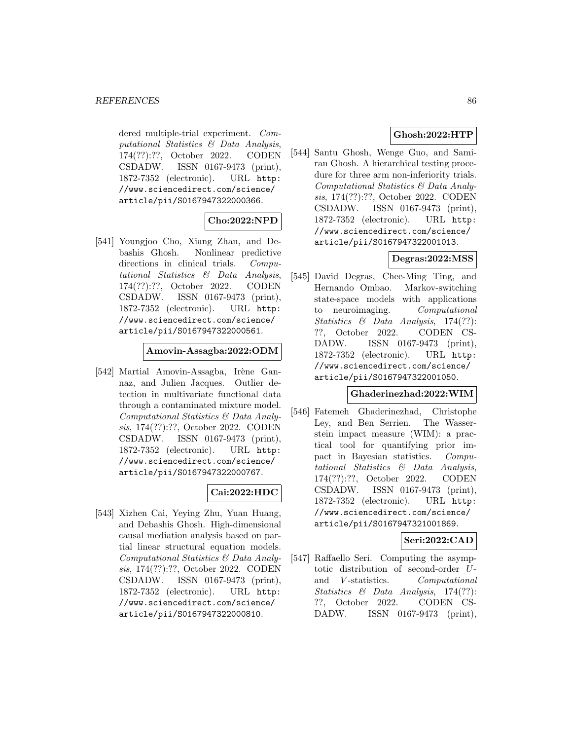dered multiple-trial experiment. *Computational Statistics & Data Analysis*, 174(??):??, October 2022. CODEN CSDADW. ISSN 0167-9473 (print), 1872-7352 (electronic). URL http://www.sciencedirect.com/science/article/pii/S0167947322000366.

**Cho:2022:NPD**

[541] Youngjoo Cho, Xiang Zhan, and Debashis Ghosh. Nonlinear predictive directions in clinical trials. *Computational Statistics & Data Analysis*, 174(??):??, October 2022. CODEN CSDADW. ISSN 0167-9473 (print), 1872-7352 (electronic). URL http://www.sciencedirect.com/science/article/pii/S0167947322000561.

**Amovin-Assagba:2022:ODM**

[542] Martial Amovin-Assagba, Irène Gannaz, and Julien Jacques. Outlier detection in multivariate functional data through a contaminated mixture model. *Computational Statistics & Data Analysis*, 174(??):??, October 2022. CODEN CSDADW. ISSN 0167-9473 (print), 1872-7352 (electronic). URL http://www.sciencedirect.com/science/article/pii/S0167947322000767.

**Cai:2022:HDC**

[543] Xizhen Cai, Yeying Zhu, Yuan Huang, and Debashis Ghosh. High-dimensional causal mediation analysis based on partial linear structural equation models. *Computational Statistics & Data Analysis*, 174(??):??, October 2022. CODEN CSDADW. ISSN 0167-9473 (print), 1872-7352 (electronic). URL http://www.sciencedirect.com/science/article/pii/S0167947322000810.

**Ghosh:2022:HTP**

[544] Santu Ghosh, Wenge Guo, and Samiran Ghosh. A hierarchical testing procedure for three arm non-inferiority trials. *Computational Statistics & Data Analysis*, 174(??):??, October 2022. CODEN CSDADW. ISSN 0167-9473 (print), 1872-7352 (electronic). URL http://www.sciencedirect.com/science/article/pii/S0167947322001013.

**Degras:2022:MSS**

[545] David Degras, Chee-Ming Ting, and Hernando Ombao. Markov-switching state-space models with applications to neuroimaging. *Computational Statistics & Data Analysis*, 174(??):??, October 2022. CODEN CSDADW. ISSN 0167-9473 (print), 1872-7352 (electronic). URL http://www.sciencedirect.com/science/article/pii/S0167947322001050.

**Ghaderinezhad:2022:WIM**

[546] Fatemeh Ghaderinezhad, Christophe Ley, and Ben Serrien. The Wasserstein impact measure (WIM): a practical tool for quantifying prior impact in Bayesian statistics. *Computational Statistics & Data Analysis*, 174(??):??, October 2022. CODEN CSDADW. ISSN 0167-9473 (print), 1872-7352 (electronic). URL http://www.sciencedirect.com/science/article/pii/S0167947321001869.

**Seri:2022:CAD**

[547] Raffaello Seri. Computing the asymptotic distribution of second-order $U$- and $V$-statistics. *Computational Statistics & Data Analysis*, 174(??):??, October 2022. CODEN CSDADW. ISSN 0167-9473 (print),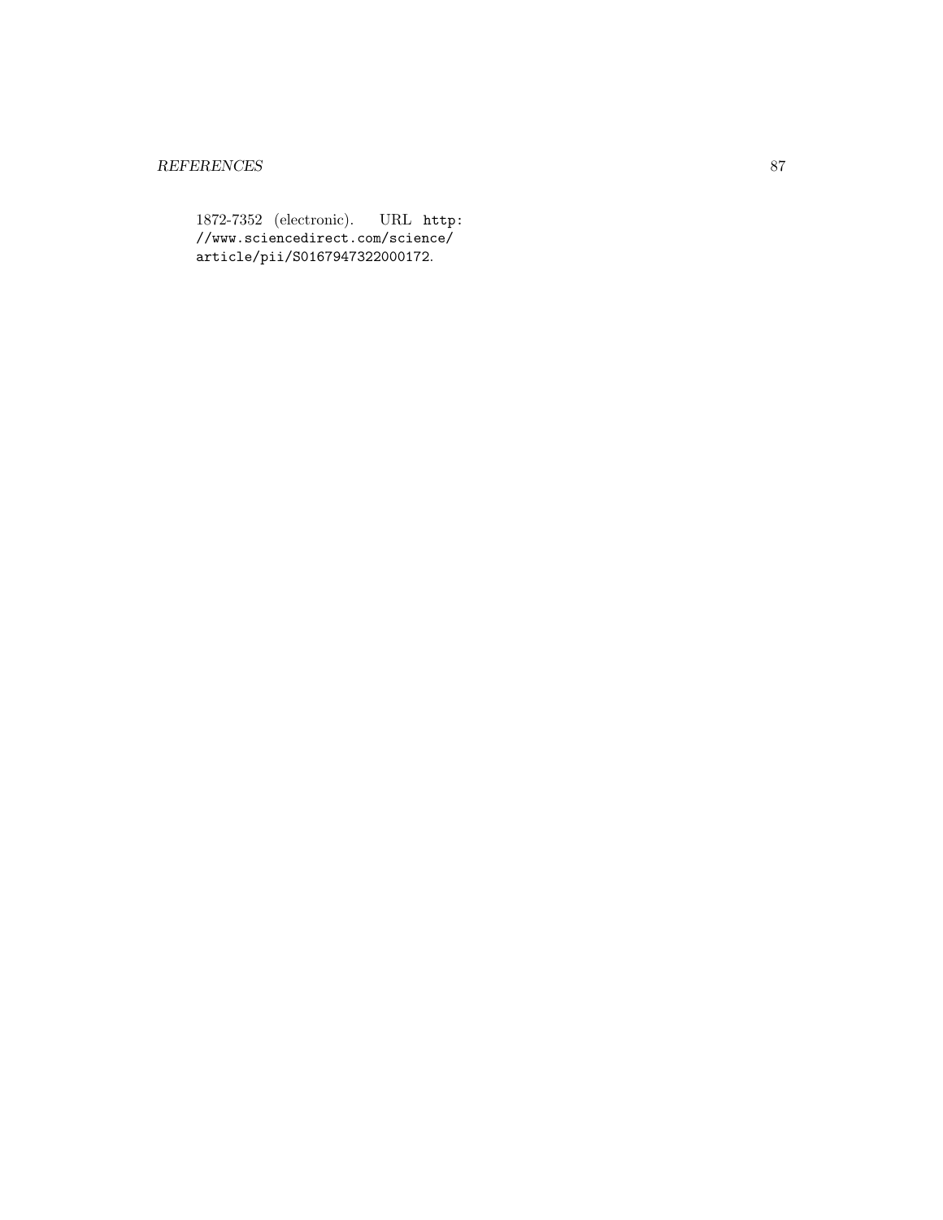1872-7352 (electronic). URL http://www.sciencedirect.com/science/article/pii/S0167947322000172.